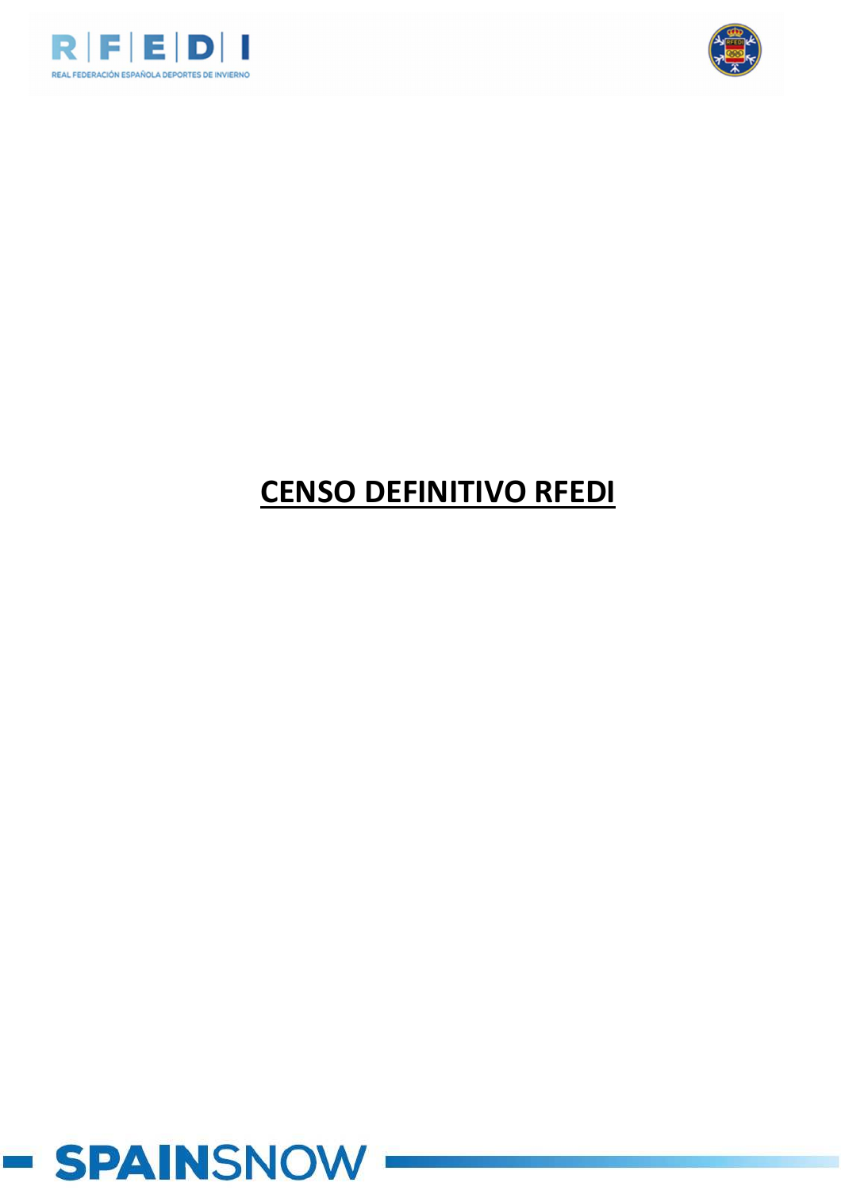# CENSO DEFINITIVO RFEDI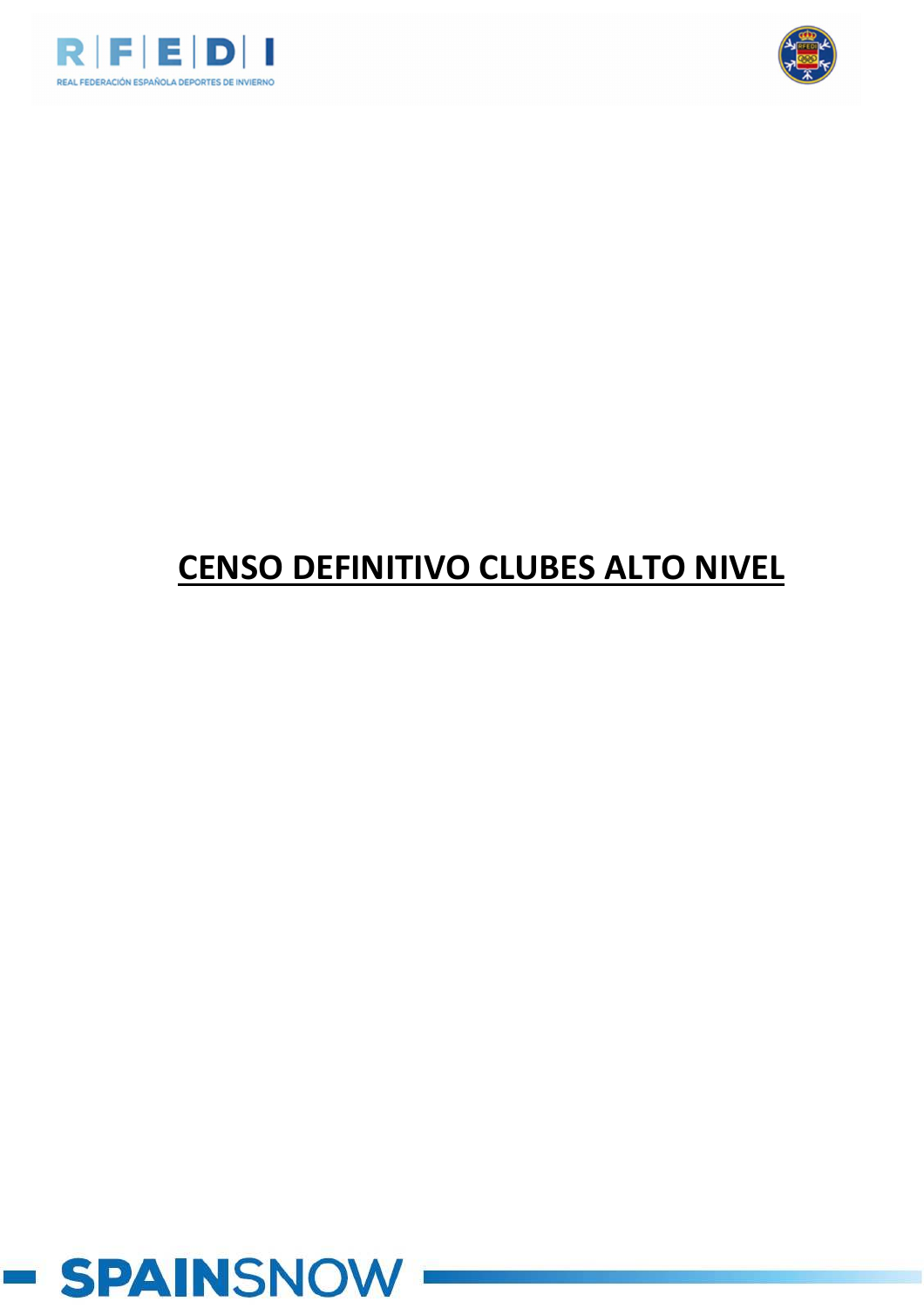# CENSO DEFINITIVO CLUBES ALTO NIVEL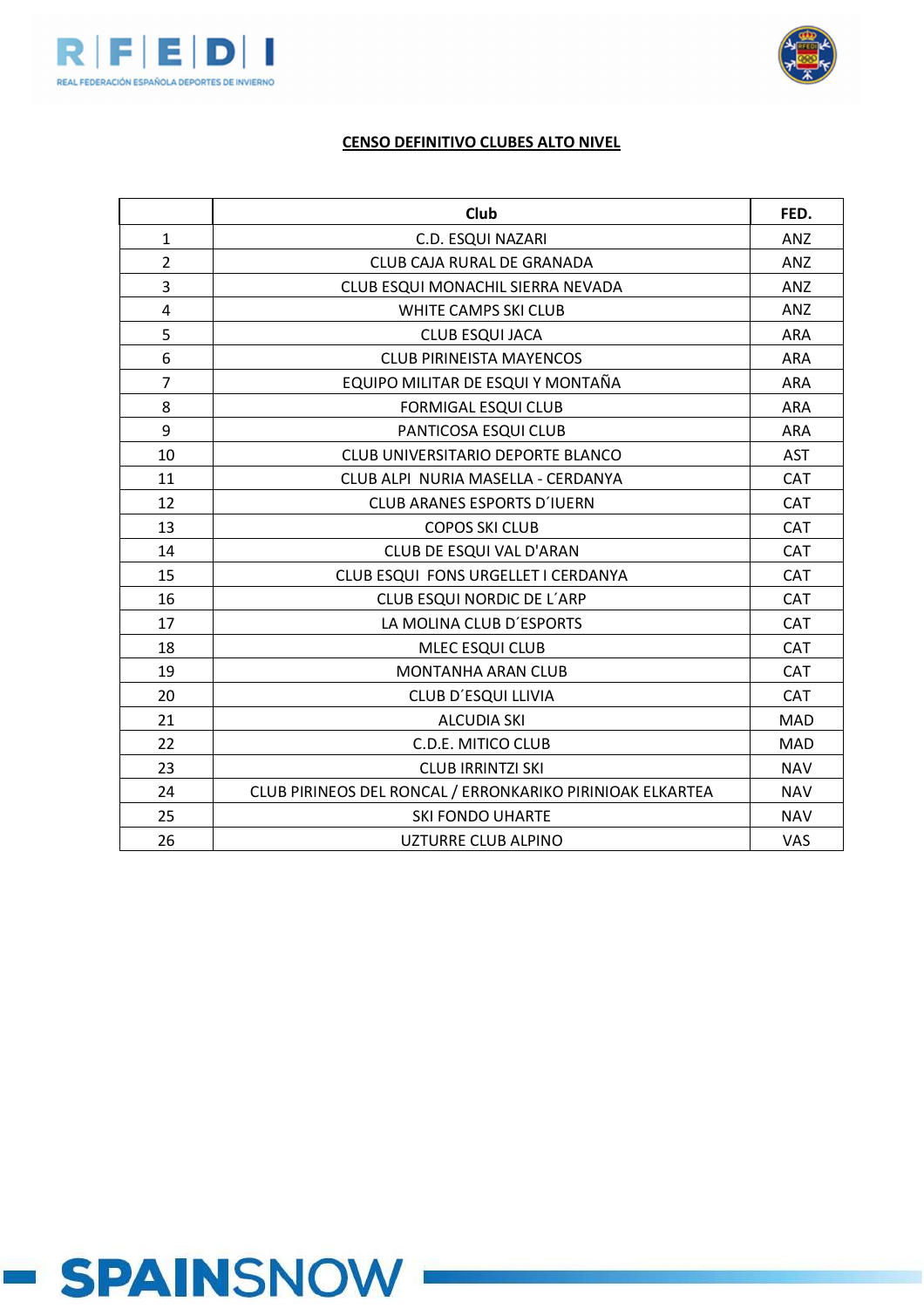**CENSO DEFINITIVO CLUBES ALTO NIVEL**

| | Club | FED. |
|---|---|---|
| 1 | C.D. ESQUI NAZARI | ANZ |
| 2 | CLUB CAJA RURAL DE GRANADA | ANZ |
| 3 | CLUB ESQUI MONACHIL SIERRA NEVADA | ANZ |
| 4 | WHITE CAMPS SKI CLUB | ANZ |
| 5 | CLUB ESQUI JACA | ARA |
| 6 | CLUB PIRINEISTA MAYENCOS | ARA |
| 7 | EQUIPO MILITAR DE ESQUI Y MONTAÑA | ARA |
| 8 | FORMIGAL ESQUI CLUB | ARA |
| 9 | PANTICOSA ESQUI CLUB | ARA |
| 10 | CLUB UNIVERSITARIO DEPORTE BLANCO | AST |
| 11 | CLUB ALPI NURIA MASELLA - CERDANYA | CAT |
| 12 | CLUB ARANES ESPORTS D´IUERN | CAT |
| 13 | COPOS SKI CLUB | CAT |
| 14 | CLUB DE ESQUI VAL D'ARAN | CAT |
| 15 | CLUB ESQUI FONS URGELLET I CERDANYA | CAT |
| 16 | CLUB ESQUI NORDIC DE L´ARP | CAT |
| 17 | LA MOLINA CLUB D´ESPORTS | CAT |
| 18 | MLEC ESQUI CLUB | CAT |
| 19 | MONTANHA ARAN CLUB | CAT |
| 20 | CLUB D´ESQUI LLIVIA | CAT |
| 21 | ALCUDIA SKI | MAD |
| 22 | C.D.E. MITICO CLUB | MAD |
| 23 | CLUB IRRINTZI SKI | NAV |
| 24 | CLUB PIRINEOS DEL RONCAL / ERRONKARIKO PIRINIOAK ELKARTEA | NAV |
| 25 | SKI FONDO UHARTE | NAV |
| 26 | UZTURRE CLUB ALPINO | VAS |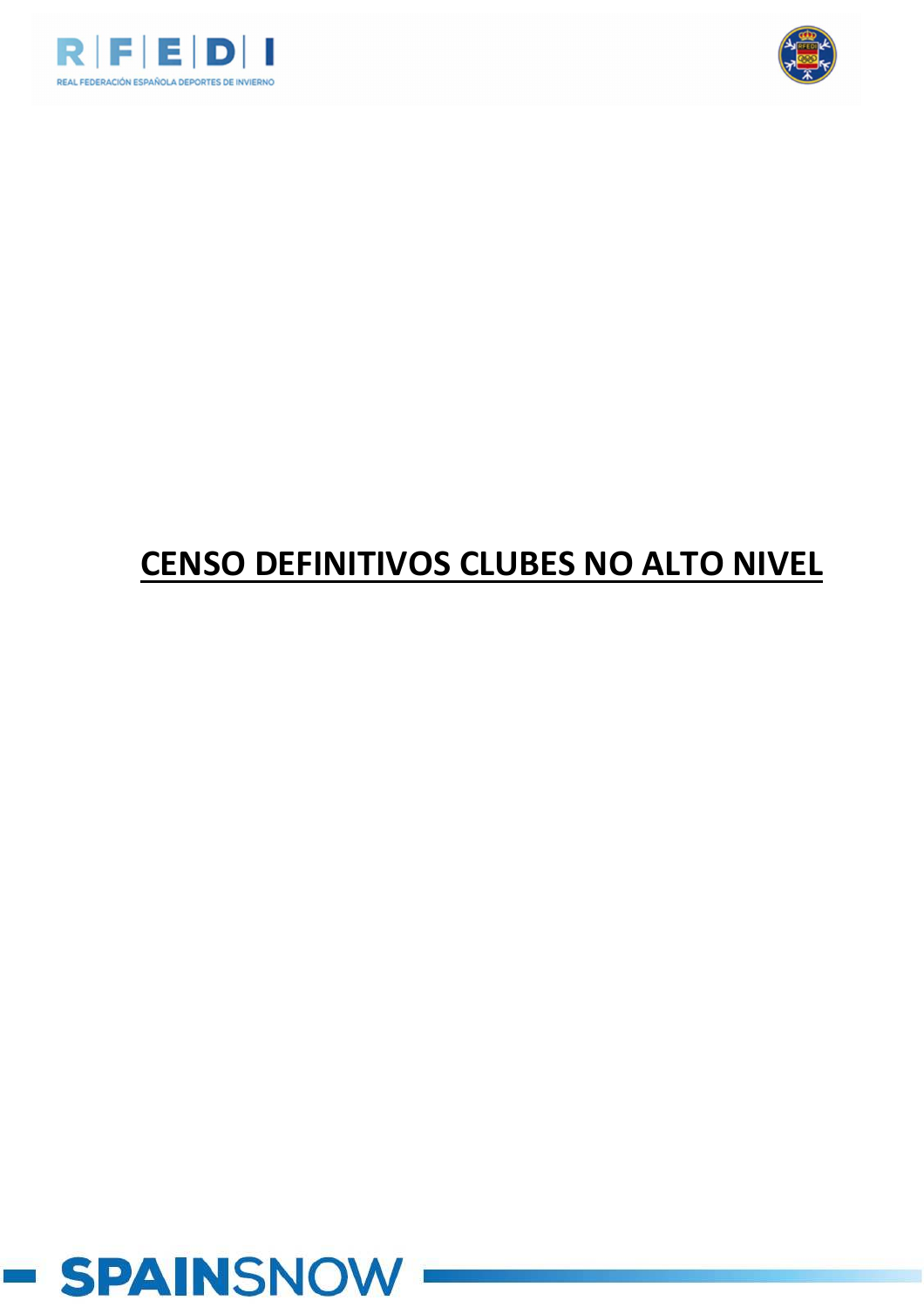# CENSO DEFINITIVOS CLUBES NO ALTO NIVEL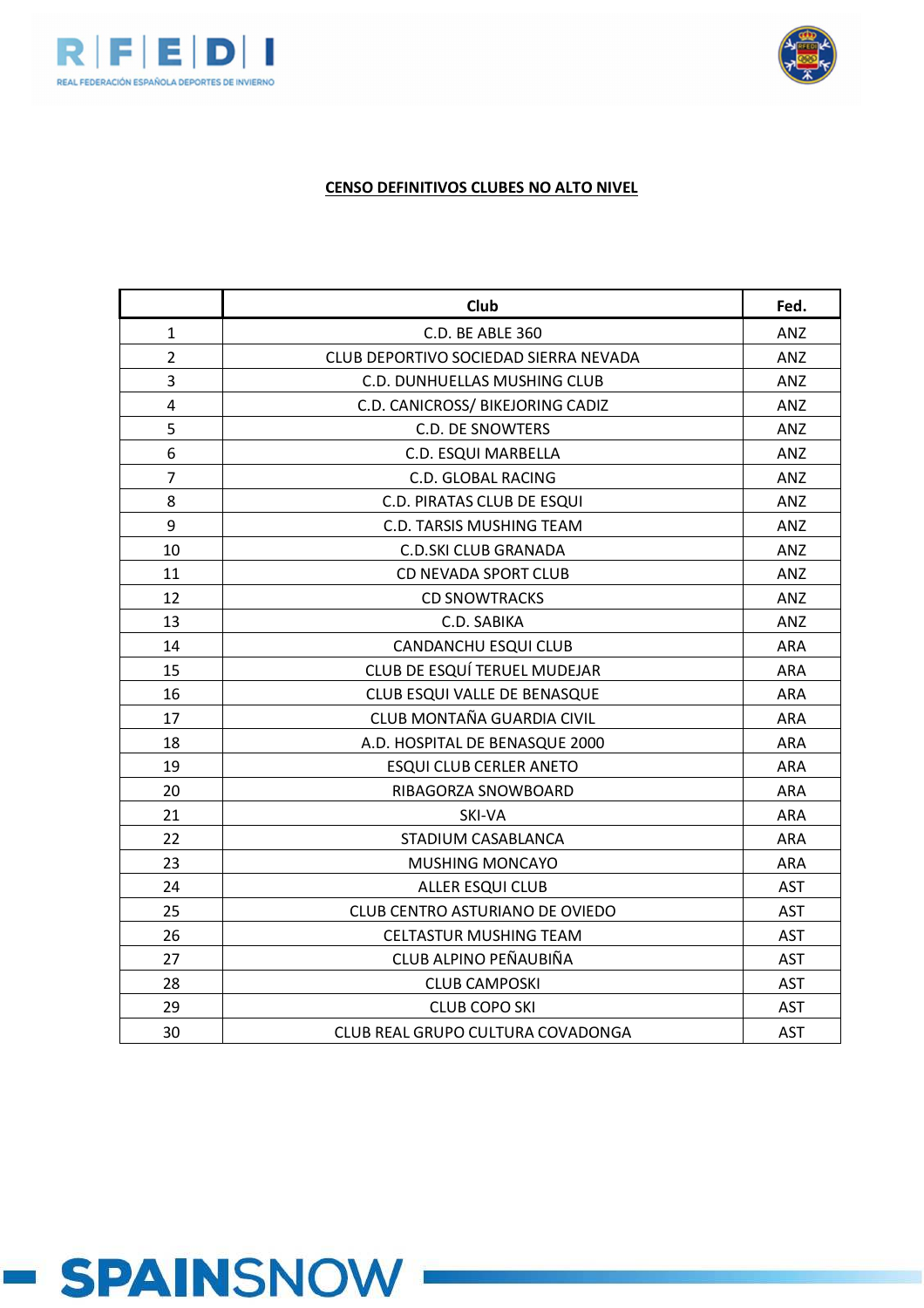**CENSO DEFINITIVOS CLUBES NO ALTO NIVEL**

| | Club | Fed. |
|---|---|---|
| 1 | C.D. BE ABLE 360 | ANZ |
| 2 | CLUB DEPORTIVO SOCIEDAD SIERRA NEVADA | ANZ |
| 3 | C.D. DUNHUELLAS MUSHING CLUB | ANZ |
| 4 | C.D. CANICROSS/ BIKEJORING CADIZ | ANZ |
| 5 | C.D. DE SNOWTERS | ANZ |
| 6 | C.D. ESQUI MARBELLA | ANZ |
| 7 | C.D. GLOBAL RACING | ANZ |
| 8 | C.D. PIRATAS CLUB DE ESQUI | ANZ |
| 9 | C.D. TARSIS MUSHING TEAM | ANZ |
| 10 | C.D.SKI CLUB GRANADA | ANZ |
| 11 | CD NEVADA SPORT CLUB | ANZ |
| 12 | CD SNOWTRACKS | ANZ |
| 13 | C.D. SABIKA | ANZ |
| 14 | CANDANCHU ESQUI CLUB | ARA |
| 15 | CLUB DE ESQUÍ TERUEL MUDEJAR | ARA |
| 16 | CLUB ESQUI VALLE DE BENASQUE | ARA |
| 17 | CLUB MONTAÑA GUARDIA CIVIL | ARA |
| 18 | A.D. HOSPITAL DE BENASQUE 2000 | ARA |
| 19 | ESQUI CLUB CERLER ANETO | ARA |
| 20 | RIBAGORZA SNOWBOARD | ARA |
| 21 | SKI-VA | ARA |
| 22 | STADIUM CASABLANCA | ARA |
| 23 | MUSHING MONCAYO | ARA |
| 24 | ALLER ESQUI CLUB | AST |
| 25 | CLUB CENTRO ASTURIANO DE OVIEDO | AST |
| 26 | CELTASTUR MUSHING TEAM | AST |
| 27 | CLUB ALPINO PEÑAUBIÑA | AST |
| 28 | CLUB CAMPOSKI | AST |
| 29 | CLUB COPO SKI | AST |
| 30 | CLUB REAL GRUPO CULTURA COVADONGA | AST |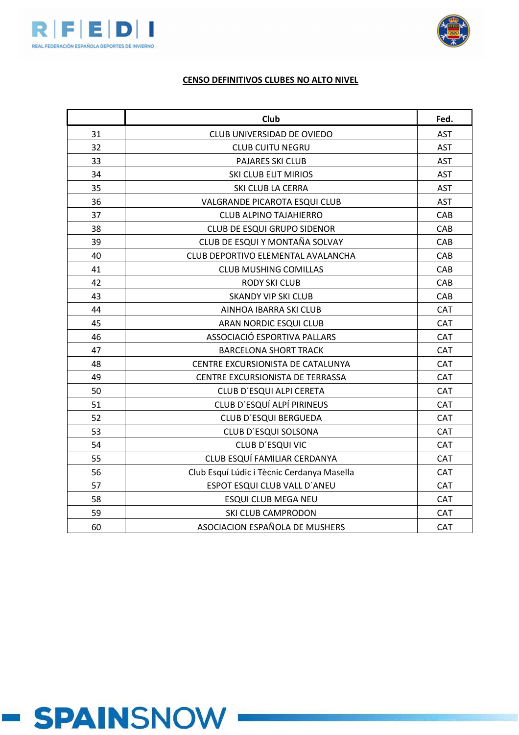**CENSO DEFINITIVOS CLUBES NO ALTO NIVEL**

| | Club | Fed. |
|---|---|---|
| 31 | CLUB UNIVERSIDAD DE OVIEDO | AST |
| 32 | CLUB CUITU NEGRU | AST |
| 33 | PAJARES SKI CLUB | AST |
| 34 | SKI CLUB ELIT MIRIOS | AST |
| 35 | SKI CLUB LA CERRA | AST |
| 36 | VALGRANDE PICAROTA ESQUI CLUB | AST |
| 37 | CLUB ALPINO TAJAHIERRO | CAB |
| 38 | CLUB DE ESQUI GRUPO SIDENOR | CAB |
| 39 | CLUB DE ESQUI Y MONTAÑA SOLVAY | CAB |
| 40 | CLUB DEPORTIVO ELEMENTAL AVALANCHA | CAB |
| 41 | CLUB MUSHING COMILLAS | CAB |
| 42 | RODY SKI CLUB | CAB |
| 43 | SKANDY VIP SKI CLUB | CAB |
| 44 | AINHOA IBARRA SKI CLUB | CAT |
| 45 | ARAN NORDIC ESQUI CLUB | CAT |
| 46 | ASSOCIACIÓ ESPORTIVA PALLARS | CAT |
| 47 | BARCELONA SHORT TRACK | CAT |
| 48 | CENTRE EXCURSIONISTA DE CATALUNYA | CAT |
| 49 | CENTRE EXCURSIONISTA DE TERRASSA | CAT |
| 50 | CLUB D´ESQUI ALPI CERETA | CAT |
| 51 | CLUB D´ESQUÍ ALPÍ PIRINEUS | CAT |
| 52 | CLUB D´ESQUI BERGUEDA | CAT |
| 53 | CLUB D´ESQUI SOLSONA | CAT |
| 54 | CLUB D´ESQUI VIC | CAT |
| 55 | CLUB ESQUÍ FAMILIAR CERDANYA | CAT |
| 56 | Club Esquí Lúdic i Tècnic Cerdanya Masella | CAT |
| 57 | ESPOT ESQUI CLUB VALL D´ANEU | CAT |
| 58 | ESQUI CLUB MEGA NEU | CAT |
| 59 | SKI CLUB CAMPRODON | CAT |
| 60 | ASOCIACION ESPAÑOLA DE MUSHERS | CAT |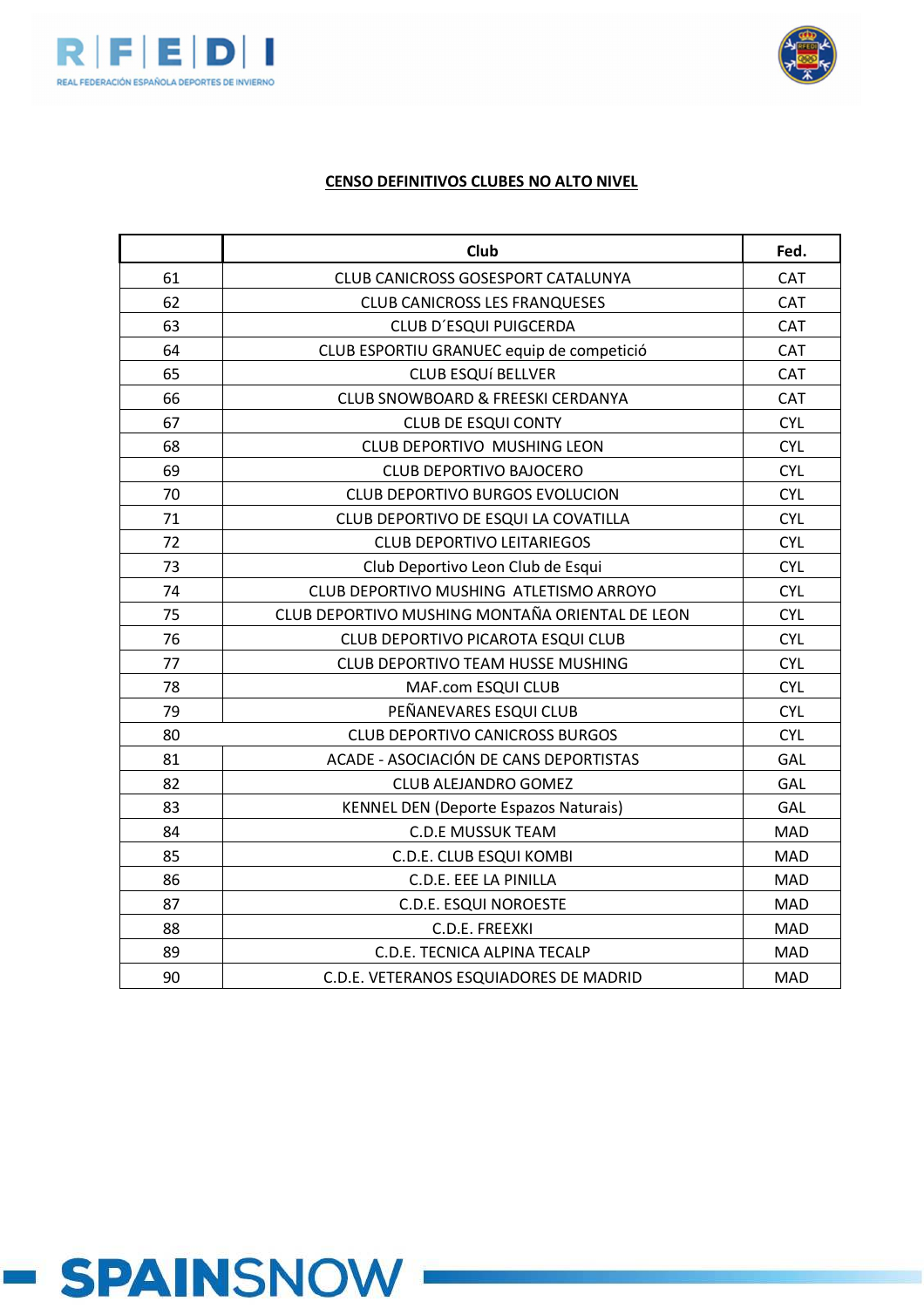**CENSO DEFINITIVOS CLUBES NO ALTO NIVEL**

| | Club | Fed. |
|---|---|---|
| 61 | CLUB CANICROSS GOSESPORT CATALUNYA | CAT |
| 62 | CLUB CANICROSS LES FRANQUESES | CAT |
| 63 | CLUB D´ESQUI PUIGCERDA | CAT |
| 64 | CLUB ESPORTIU GRANUEC equip de competició | CAT |
| 65 | CLUB ESQUí BELLVER | CAT |
| 66 | CLUB SNOWBOARD & FREESKI CERDANYA | CAT |
| 67 | CLUB DE ESQUI CONTY | CYL |
| 68 | CLUB DEPORTIVO MUSHING LEON | CYL |
| 69 | CLUB DEPORTIVO BAJOCERO | CYL |
| 70 | CLUB DEPORTIVO BURGOS EVOLUCION | CYL |
| 71 | CLUB DEPORTIVO DE ESQUI LA COVATILLA | CYL |
| 72 | CLUB DEPORTIVO LEITARIEGOS | CYL |
| 73 | Club Deportivo Leon Club de Esqui | CYL |
| 74 | CLUB DEPORTIVO MUSHING ATLETISMO ARROYO | CYL |
| 75 | CLUB DEPORTIVO MUSHING MONTAÑA ORIENTAL DE LEON | CYL |
| 76 | CLUB DEPORTIVO PICAROTA ESQUI CLUB | CYL |
| 77 | CLUB DEPORTIVO TEAM HUSSE MUSHING | CYL |
| 78 | MAF.com ESQUI CLUB | CYL |
| 79 | PEÑANEVARES ESQUI CLUB | CYL |
| 80 | CLUB DEPORTIVO CANICROSS BURGOS | CYL |
| 81 | ACADE - ASOCIACIÓN DE CANS DEPORTISTAS | GAL |
| 82 | CLUB ALEJANDRO GOMEZ | GAL |
| 83 | KENNEL DEN (Deporte Espazos Naturais) | GAL |
| 84 | C.D.E MUSSUK TEAM | MAD |
| 85 | C.D.E. CLUB ESQUI KOMBI | MAD |
| 86 | C.D.E. EEE LA PINILLA | MAD |
| 87 | C.D.E. ESQUI NOROESTE | MAD |
| 88 | C.D.E. FREEXKI | MAD |
| 89 | C.D.E. TECNICA ALPINA TECALP | MAD |
| 90 | C.D.E. VETERANOS ESQUIADORES DE MADRID | MAD |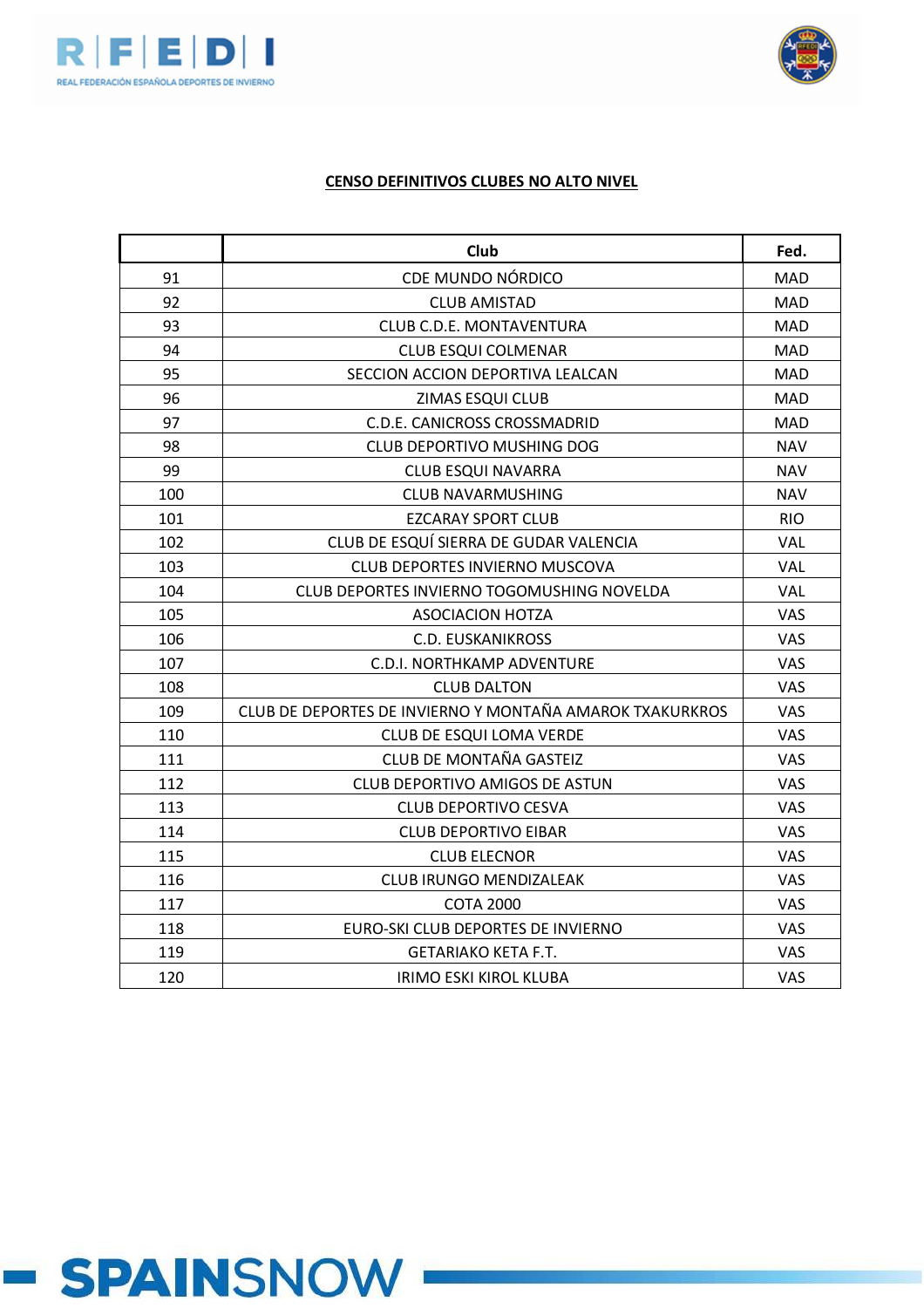**CENSO DEFINITIVOS CLUBES NO ALTO NIVEL**

| | Club | Fed. |
|---|---|---|
| 91 | CDE MUNDO NÓRDICO | MAD |
| 92 | CLUB AMISTAD | MAD |
| 93 | CLUB C.D.E. MONTAVENTURA | MAD |
| 94 | CLUB ESQUI COLMENAR | MAD |
| 95 | SECCION ACCION DEPORTIVA LEALCAN | MAD |
| 96 | ZIMAS ESQUI CLUB | MAD |
| 97 | C.D.E. CANICROSS CROSSMADRID | MAD |
| 98 | CLUB DEPORTIVO MUSHING DOG | NAV |
| 99 | CLUB ESQUI NAVARRA | NAV |
| 100 | CLUB NAVARMUSHING | NAV |
| 101 | EZCARAY SPORT CLUB | RIO |
| 102 | CLUB DE ESQUÍ SIERRA DE GUDAR VALENCIA | VAL |
| 103 | CLUB DEPORTES INVIERNO MUSCOVA | VAL |
| 104 | CLUB DEPORTES INVIERNO TOGOMUSHING NOVELDA | VAL |
| 105 | ASOCIACION HOTZA | VAS |
| 106 | C.D. EUSKANIKROSS | VAS |
| 107 | C.D.I. NORTHKAMP ADVENTURE | VAS |
| 108 | CLUB DALTON | VAS |
| 109 | CLUB DE DEPORTES DE INVIERNO Y MONTAÑA AMAROK TXAKURKROS | VAS |
| 110 | CLUB DE ESQUI LOMA VERDE | VAS |
| 111 | CLUB DE MONTAÑA GASTEIZ | VAS |
| 112 | CLUB DEPORTIVO AMIGOS DE ASTUN | VAS |
| 113 | CLUB DEPORTIVO CESVA | VAS |
| 114 | CLUB DEPORTIVO EIBAR | VAS |
| 115 | CLUB ELECNOR | VAS |
| 116 | CLUB IRUNGO MENDIZALEAK | VAS |
| 117 | COTA 2000 | VAS |
| 118 | EURO-SKI CLUB DEPORTES DE INVIERNO | VAS |
| 119 | GETARIAKO KETA F.T. | VAS |
| 120 | IRIMO ESKI KIROL KLUBA | VAS |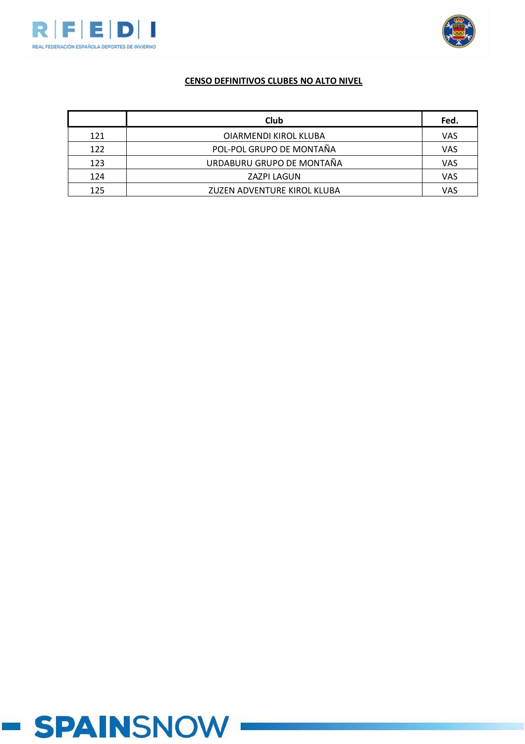**CENSO DEFINITIVOS CLUBES NO ALTO NIVEL**

| | Club | Fed. |
|---|---|---|
| 121 | OIARMENDI KIROL KLUBA | VAS |
| 122 | POL-POL GRUPO DE MONTAÑA | VAS |
| 123 | URDABURU GRUPO DE MONTAÑA | VAS |
| 124 | ZAZPI LAGUN | VAS |
| 125 | ZUZEN ADVENTURE KIROL KLUBA | VAS |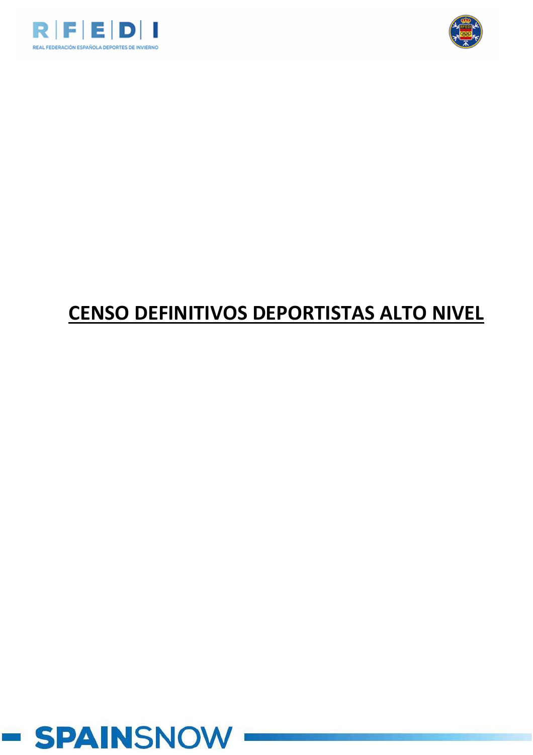# CENSO DEFINITIVOS DEPORTISTAS ALTO NIVEL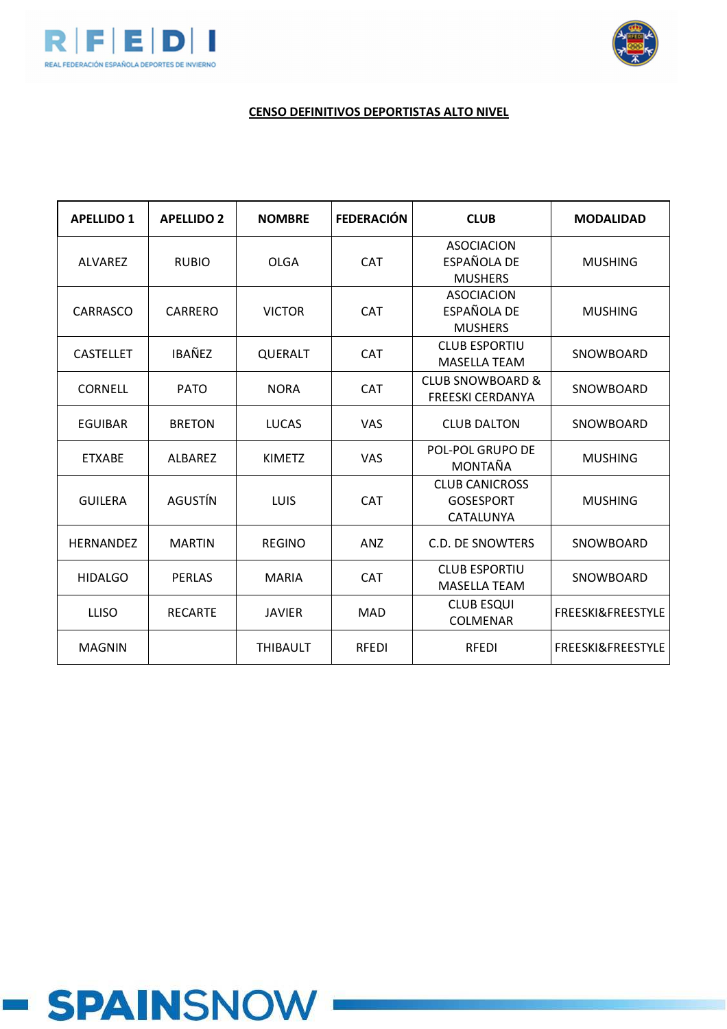**CENSO DEFINITIVOS DEPORTISTAS ALTO NIVEL**

| APELLIDO 1 | APELLIDO 2 | NOMBRE | FEDERACIÓN | CLUB | MODALIDAD |
|---|---|---|---|---|---|
| ALVAREZ | RUBIO | OLGA | CAT | ASOCIACION ESPAÑOLA DE MUSHERS | MUSHING |
| CARRASCO | CARRERO | VICTOR | CAT | ASOCIACION ESPAÑOLA DE MUSHERS | MUSHING |
| CASTELLET | IBAÑEZ | QUERALT | CAT | CLUB ESPORTIU MASELLA TEAM | SNOWBOARD |
| CORNELL | PATO | NORA | CAT | CLUB SNOWBOARD & FREESKI CERDANYA | SNOWBOARD |
| EGUIBAR | BRETON | LUCAS | VAS | CLUB DALTON | SNOWBOARD |
| ETXABE | ALBAREZ | KIMETZ | VAS | POL-POL GRUPO DE MONTAÑA | MUSHING |
| GUILERA | AGUSTÍN | LUIS | CAT | CLUB CANICROSS GOSESPORT CATALUNYA | MUSHING |
| HERNANDEZ | MARTIN | REGINO | ANZ | C.D. DE SNOWTERS | SNOWBOARD |
| HIDALGO | PERLAS | MARIA | CAT | CLUB ESPORTIU MASELLA TEAM | SNOWBOARD |
| LLISO | RECARTE | JAVIER | MAD | CLUB ESQUI COLMENAR | FREESKI&FREESTYLE |
| MAGNIN | | THIBAULT | RFEDI | RFEDI | FREESKI&FREESTYLE |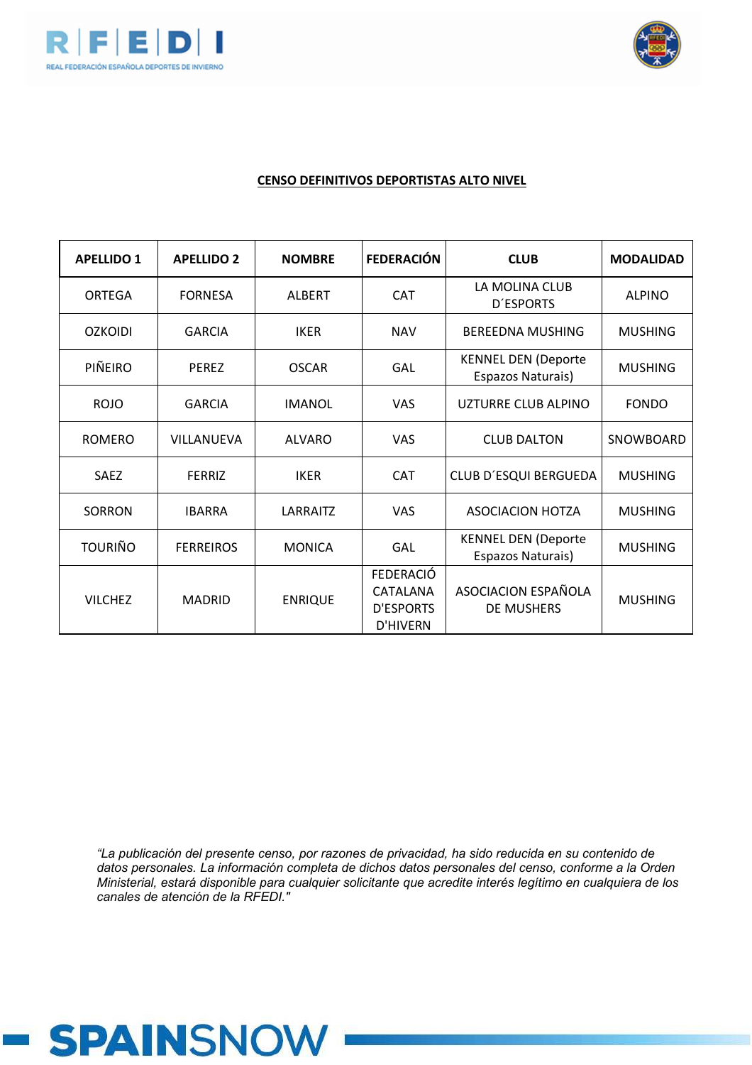**CENSO DEFINITIVOS DEPORTISTAS ALTO NIVEL**

| APELLIDO 1 | APELLIDO 2 | NOMBRE | FEDERACIÓN | CLUB | MODALIDAD |
|---|---|---|---|---|---|
| ORTEGA | FORNESA | ALBERT | CAT | LA MOLINA CLUB D´ESPORTS | ALPINO |
| OZKOIDI | GARCIA | IKER | NAV | BEREEDNA MUSHING | MUSHING |
| PIÑEIRO | PEREZ | OSCAR | GAL | KENNEL DEN (Deporte Espazos Naturais) | MUSHING |
| ROJO | GARCIA | IMANOL | VAS | UZTURRE CLUB ALPINO | FONDO |
| ROMERO | VILLANUEVA | ALVARO | VAS | CLUB DALTON | SNOWBOARD |
| SAEZ | FERRIZ | IKER | CAT | CLUB D´ESQUI BERGUEDA | MUSHING |
| SORRON | IBARRA | LARRAITZ | VAS | ASOCIACION HOTZA | MUSHING |
| TOURIÑO | FERREIROS | MONICA | GAL | KENNEL DEN (Deporte Espazos Naturais) | MUSHING |
| VILCHEZ | MADRID | ENRIQUE | FEDERACIÓ CATALANA D'ESPORTS D'HIVERN | ASOCIACION ESPAÑOLA DE MUSHERS | MUSHING |

*"La publicación del presente censo, por razones de privacidad, ha sido reducida en su contenido de datos personales. La información completa de dichos datos personales del censo, conforme a la Orden Ministerial, estará disponible para cualquier solicitante que acredite interés legítimo en cualquiera de los canales de atención de la RFEDI."*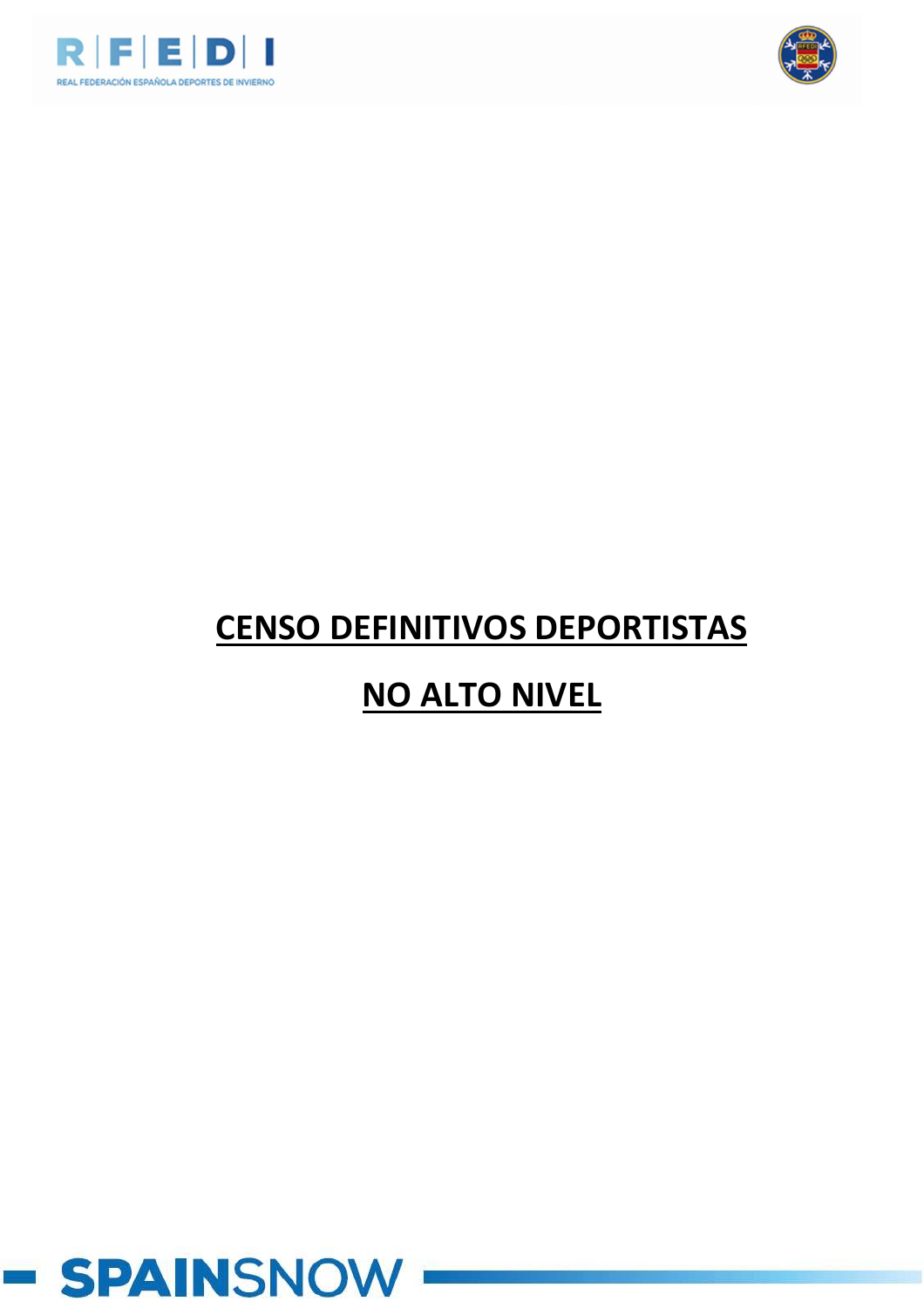# CENSO DEFINITIVOS DEPORTISTAS

# NO ALTO NIVEL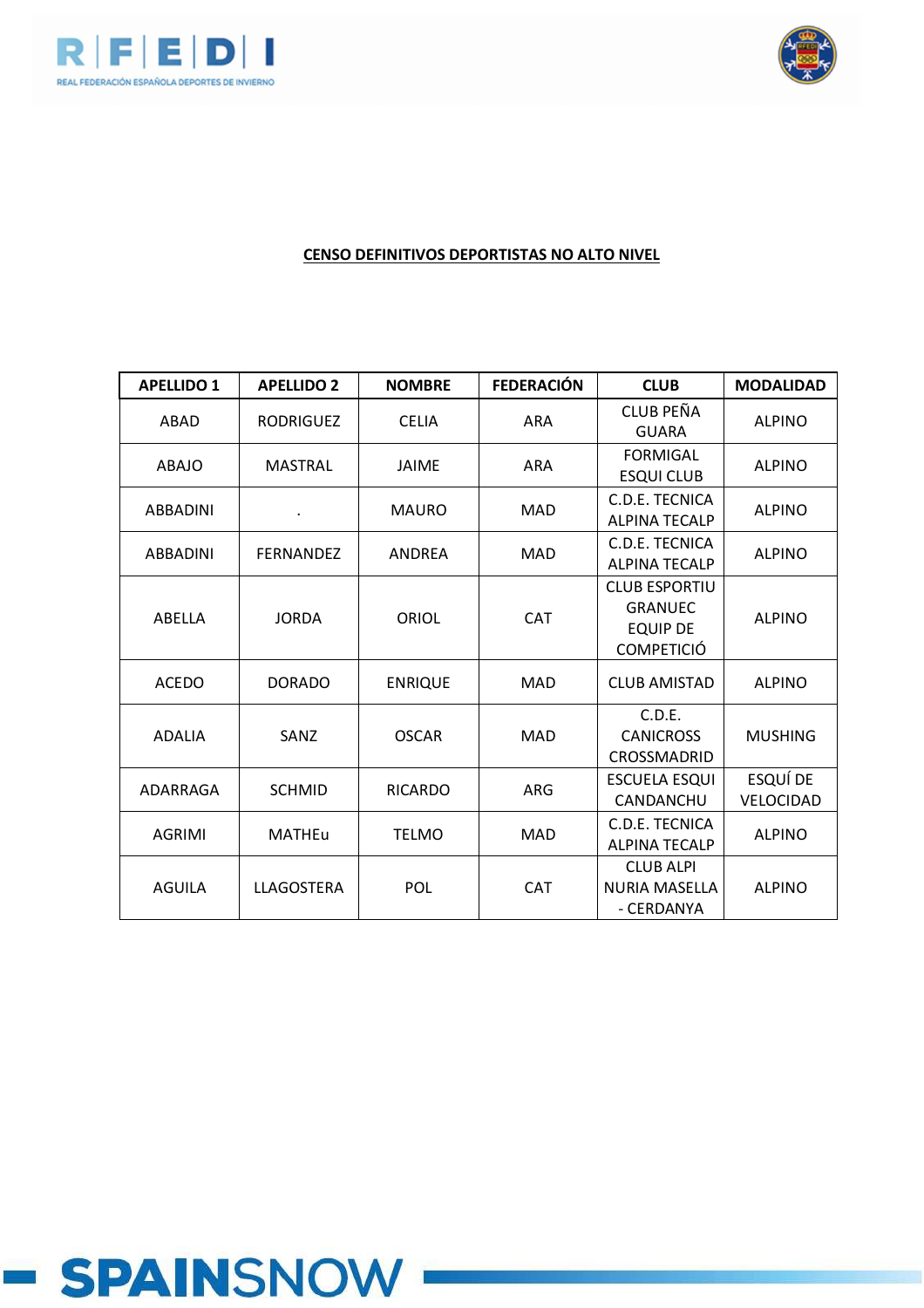**CENSO DEFINITIVOS DEPORTISTAS NO ALTO NIVEL**

| APELLIDO 1 | APELLIDO 2 | NOMBRE | FEDERACIÓN | CLUB | MODALIDAD |
|---|---|---|---|---|---|
| ABAD | RODRIGUEZ | CELIA | ARA | CLUB PEÑA GUARA | ALPINO |
| ABAJO | MASTRAL | JAIME | ARA | FORMIGAL ESQUI CLUB | ALPINO |
| ABBADINI | . | MAURO | MAD | C.D.E. TECNICA ALPINA TECALP | ALPINO |
| ABBADINI | FERNANDEZ | ANDREA | MAD | C.D.E. TECNICA ALPINA TECALP | ALPINO |
| ABELLA | JORDA | ORIOL | CAT | CLUB ESPORTIU GRANUEC EQUIP DE COMPETICIÓ | ALPINO |
| ACEDO | DORADO | ENRIQUE | MAD | CLUB AMISTAD | ALPINO |
| ADALIA | SANZ | OSCAR | MAD | C.D.E. CANICROSS CROSSMADRID | MUSHING |
| ADARRAGA | SCHMID | RICARDO | ARG | ESCUELA ESQUI CANDANCHU | ESQUÍ DE VELOCIDAD |
| AGRIMI | MATHEu | TELMO | MAD | C.D.E. TECNICA ALPINA TECALP | ALPINO |
| AGUILA | LLAGOSTERA | POL | CAT | CLUB ALPI NURIA MASELLA - CERDANYA | ALPINO |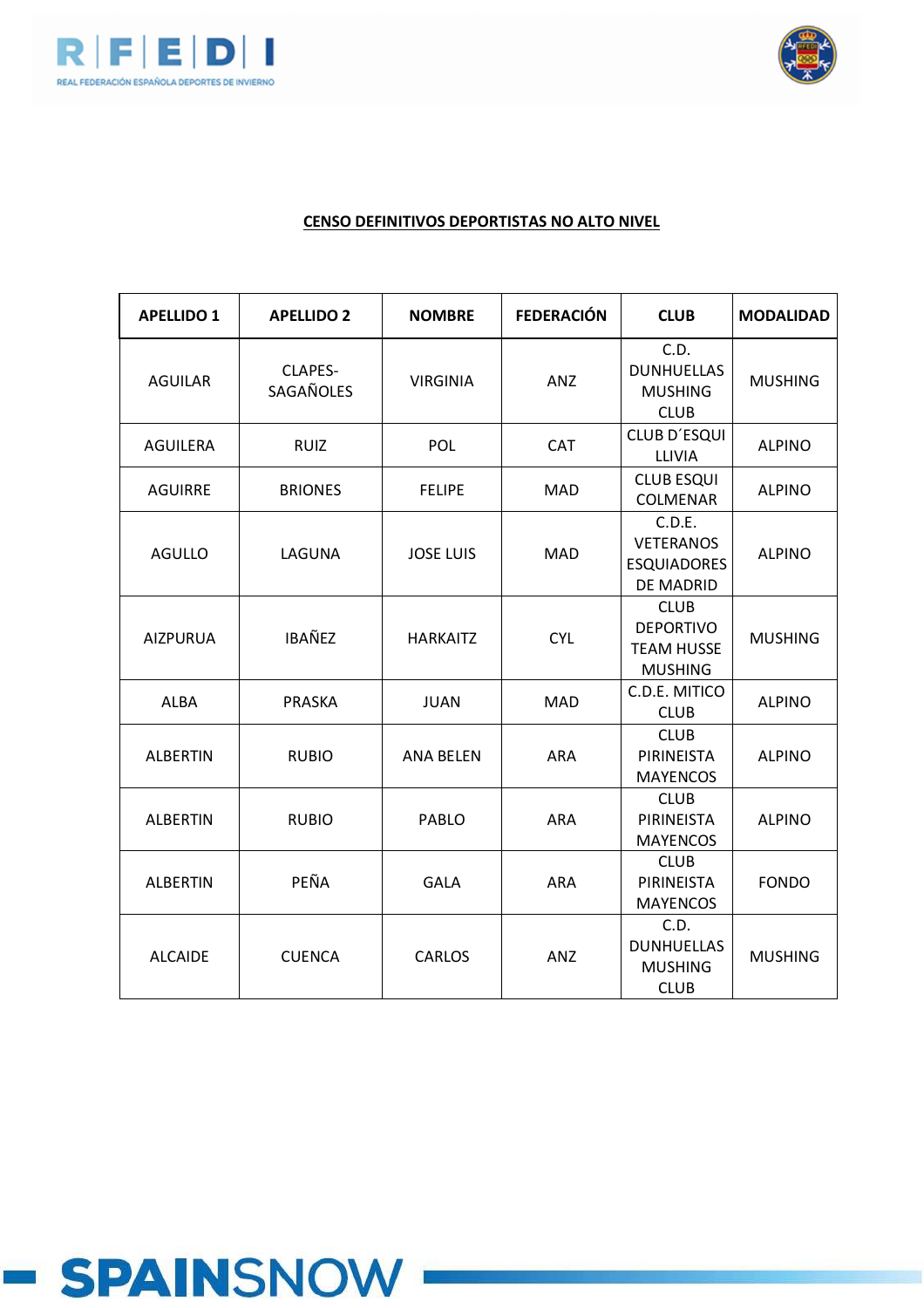**CENSO DEFINITIVOS DEPORTISTAS NO ALTO NIVEL**

| APELLIDO 1 | APELLIDO 2 | NOMBRE | FEDERACIÓN | CLUB | MODALIDAD |
|---|---|---|---|---|---|
| AGUILAR | CLAPES-SAGAÑOLES | VIRGINIA | ANZ | C.D. DUNHUELLAS MUSHING CLUB | MUSHING |
| AGUILERA | RUIZ | POL | CAT | CLUB D´ESQUI LLIVIA | ALPINO |
| AGUIRRE | BRIONES | FELIPE | MAD | CLUB ESQUI COLMENAR | ALPINO |
| AGULLO | LAGUNA | JOSE LUIS | MAD | C.D.E. VETERANOS ESQUIADORES DE MADRID | ALPINO |
| AIZPURUA | IBAÑEZ | HARKAITZ | CYL | CLUB DEPORTIVO TEAM HUSSE MUSHING | MUSHING |
| ALBA | PRASKA | JUAN | MAD | C.D.E. MITICO CLUB | ALPINO |
| ALBERTIN | RUBIO | ANA BELEN | ARA | CLUB PIRINEISTA MAYENCOS | ALPINO |
| ALBERTIN | RUBIO | PABLO | ARA | CLUB PIRINEISTA MAYENCOS | ALPINO |
| ALBERTIN | PEÑA | GALA | ARA | CLUB PIRINEISTA MAYENCOS | FONDO |
| ALCAIDE | CUENCA | CARLOS | ANZ | C.D. DUNHUELLAS MUSHING CLUB | MUSHING |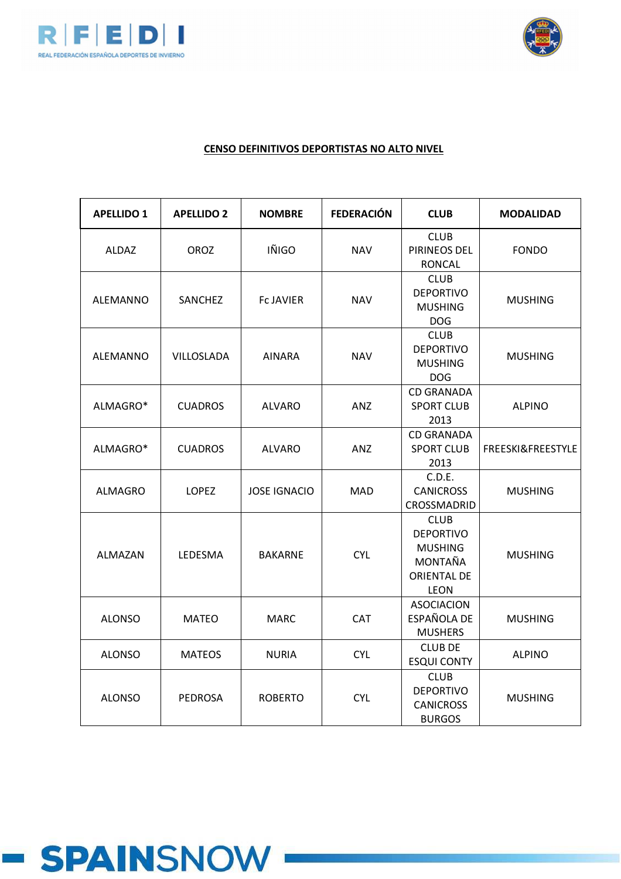**CENSO DEFINITIVOS DEPORTISTAS NO ALTO NIVEL**

| APELLIDO 1 | APELLIDO 2 | NOMBRE | FEDERACIÓN | CLUB | MODALIDAD |
|---|---|---|---|---|---|
| ALDAZ | OROZ | IÑIGO | NAV | CLUB PIRINEOS DEL RONCAL | FONDO |
| ALEMANNO | SANCHEZ | Fc JAVIER | NAV | CLUB DEPORTIVO MUSHING DOG | MUSHING |
| ALEMANNO | VILLOSLADA | AINARA | NAV | CLUB DEPORTIVO MUSHING DOG | MUSHING |
| ALMAGRO* | CUADROS | ALVARO | ANZ | CD GRANADA SPORT CLUB 2013 | ALPINO |
| ALMAGRO* | CUADROS | ALVARO | ANZ | CD GRANADA SPORT CLUB 2013 | FREESKI&FREESTYLE |
| ALMAGRO | LOPEZ | JOSE IGNACIO | MAD | C.D.E. CANICROSS CROSSMADRID | MUSHING |
| ALMAZAN | LEDESMA | BAKARNE | CYL | CLUB DEPORTIVO MUSHING MONTAÑA ORIENTAL DE LEON | MUSHING |
| ALONSO | MATEO | MARC | CAT | ASOCIACION ESPAÑOLA DE MUSHERS | MUSHING |
| ALONSO | MATEOS | NURIA | CYL | CLUB DE ESQUI CONTY | ALPINO |
| ALONSO | PEDROSA | ROBERTO | CYL | CLUB DEPORTIVO CANICROSS BURGOS | MUSHING |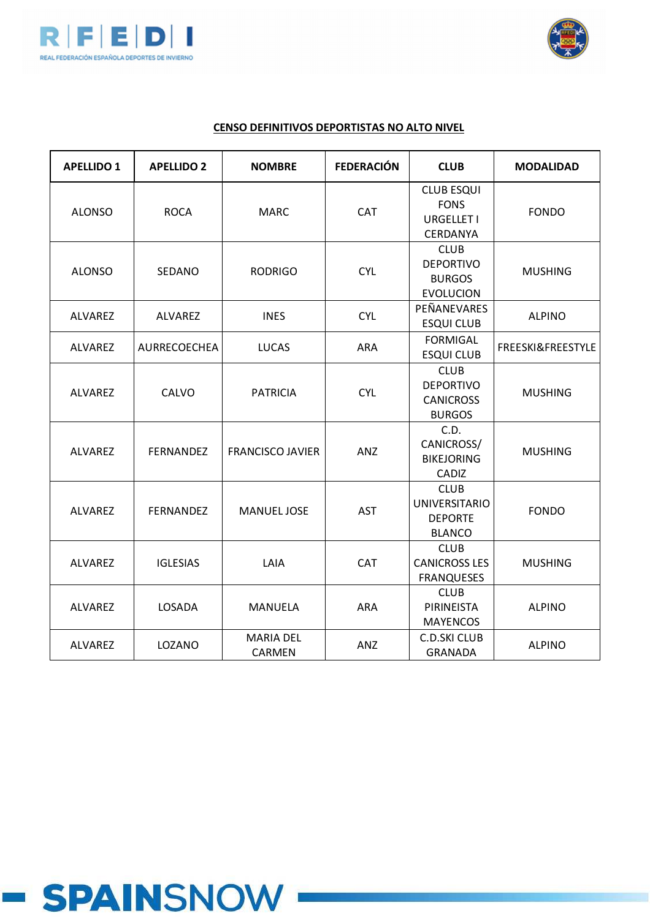**CENSO DEFINITIVOS DEPORTISTAS NO ALTO NIVEL**

| APELLIDO 1 | APELLIDO 2 | NOMBRE | FEDERACIÓN | CLUB | MODALIDAD |
|---|---|---|---|---|---|
| ALONSO | ROCA | MARC | CAT | CLUB ESQUI FONS URGELLET I CERDANYA | FONDO |
| ALONSO | SEDANO | RODRIGO | CYL | CLUB DEPORTIVO BURGOS EVOLUCION | MUSHING |
| ALVAREZ | ALVAREZ | INES | CYL | PEÑANEVARES ESQUI CLUB | ALPINO |
| ALVAREZ | AURRECOECHEA | LUCAS | ARA | FORMIGAL ESQUI CLUB | FREESKI&FREESTYLE |
| ALVAREZ | CALVO | PATRICIA | CYL | CLUB DEPORTIVO CANICROSS BURGOS | MUSHING |
| ALVAREZ | FERNANDEZ | FRANCISCO JAVIER | ANZ | C.D. CANICROSS/ BIKEJORING CADIZ | MUSHING |
| ALVAREZ | FERNANDEZ | MANUEL JOSE | AST | CLUB UNIVERSITARIO DEPORTE BLANCO | FONDO |
| ALVAREZ | IGLESIAS | LAIA | CAT | CLUB CANICROSS LES FRANQUESES | MUSHING |
| ALVAREZ | LOSADA | MANUELA | ARA | CLUB PIRINEISTA MAYENCOS | ALPINO |
| ALVAREZ | LOZANO | MARIA DEL CARMEN | ANZ | C.D.SKI CLUB GRANADA | ALPINO |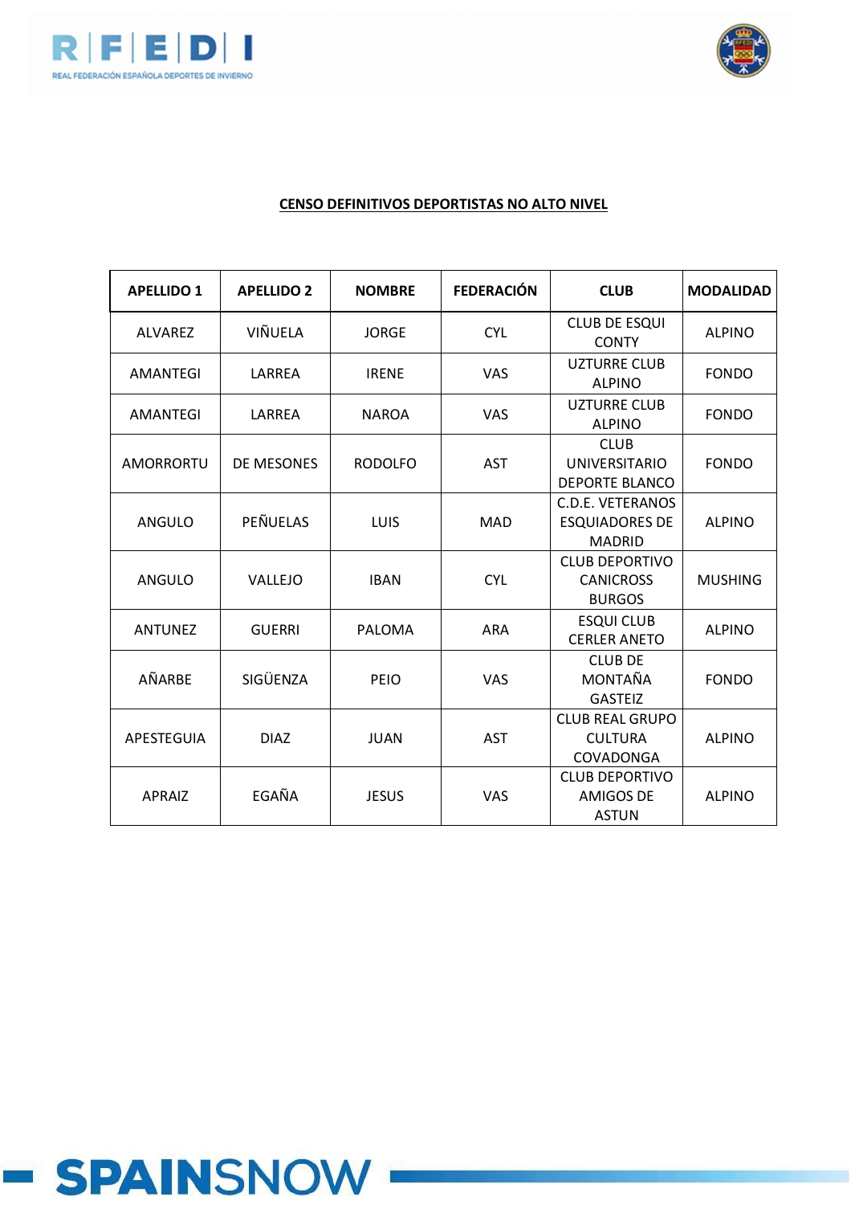**CENSO DEFINITIVOS DEPORTISTAS NO ALTO NIVEL**

| APELLIDO 1 | APELLIDO 2 | NOMBRE | FEDERACIÓN | CLUB | MODALIDAD |
|---|---|---|---|---|---|
| ALVAREZ | VIÑUELA | JORGE | CYL | CLUB DE ESQUI CONTY | ALPINO |
| AMANTEGI | LARREA | IRENE | VAS | UZTURRE CLUB ALPINO | FONDO |
| AMANTEGI | LARREA | NAROA | VAS | UZTURRE CLUB ALPINO | FONDO |
| AMORRORTU | DE MESONES | RODOLFO | AST | CLUB UNIVERSITARIO DEPORTE BLANCO | FONDO |
| ANGULO | PEÑUELAS | LUIS | MAD | C.D.E. VETERANOS ESQUIADORES DE MADRID | ALPINO |
| ANGULO | VALLEJO | IBAN | CYL | CLUB DEPORTIVO CANICROSS BURGOS | MUSHING |
| ANTUNEZ | GUERRI | PALOMA | ARA | ESQUI CLUB CERLER ANETO | ALPINO |
| AÑARBE | SIGÜENZA | PEIO | VAS | CLUB DE MONTAÑA GASTEIZ | FONDO |
| APESTEGUIA | DIAZ | JUAN | AST | CLUB REAL GRUPO CULTURA COVADONGA | ALPINO |
| APRAIZ | EGAÑA | JESUS | VAS | CLUB DEPORTIVO AMIGOS DE ASTUN | ALPINO |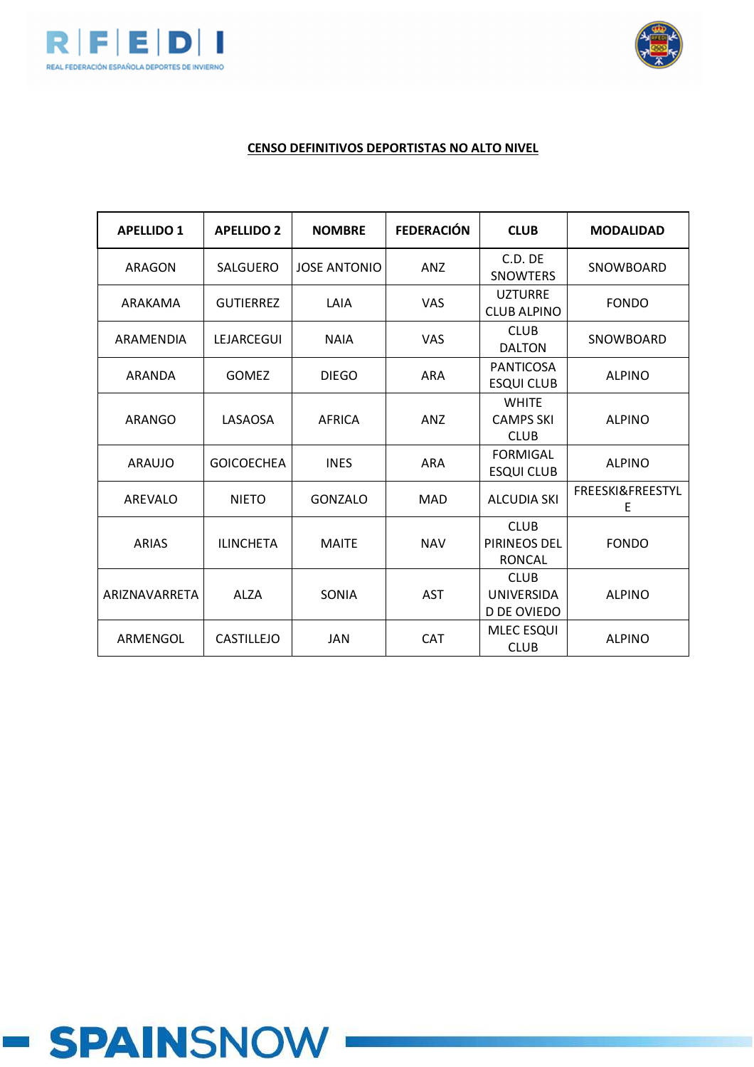**CENSO DEFINITIVOS DEPORTISTAS NO ALTO NIVEL**

| APELLIDO 1 | APELLIDO 2 | NOMBRE | FEDERACIÓN | CLUB | MODALIDAD |
|---|---|---|---|---|---|
| ARAGON | SALGUERO | JOSE ANTONIO | ANZ | C.D. DE SNOWTERS | SNOWBOARD |
| ARAKAMA | GUTIERREZ | LAIA | VAS | UZTURRE CLUB ALPINO | FONDO |
| ARAMENDIA | LEJARCEGUI | NAIA | VAS | CLUB DALTON | SNOWBOARD |
| ARANDA | GOMEZ | DIEGO | ARA | PANTICOSA ESQUI CLUB | ALPINO |
| ARANGO | LASAOSA | AFRICA | ANZ | WHITE CAMPS SKI CLUB | ALPINO |
| ARAUJO | GOICOECHEA | INES | ARA | FORMIGAL ESQUI CLUB | ALPINO |
| AREVALO | NIETO | GONZALO | MAD | ALCUDIA SKI | FREESKI&FREESTYLE |
| ARIAS | ILINCHETA | MAITE | NAV | CLUB PIRINEOS DEL RONCAL | FONDO |
| ARIZNAVARRETA | ALZA | SONIA | AST | CLUB UNIVERSIDAD DE OVIEDO | ALPINO |
| ARMENGOL | CASTILLEJO | JAN | CAT | MLEC ESQUI CLUB | ALPINO |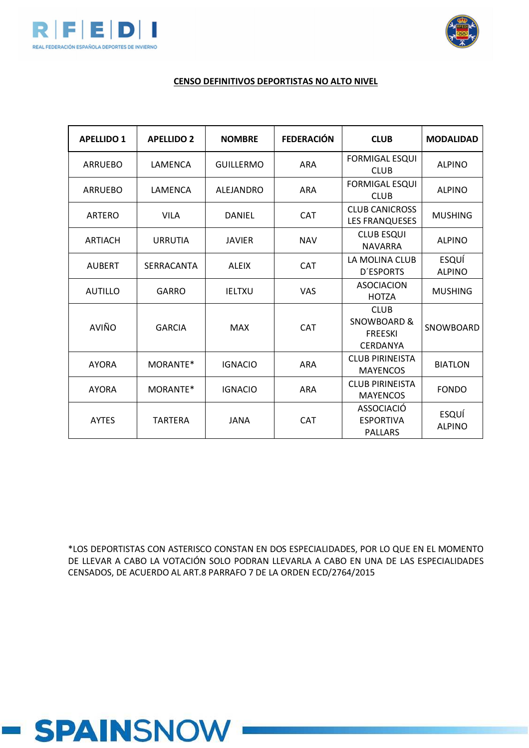**CENSO DEFINITIVOS DEPORTISTAS NO ALTO NIVEL**

| APELLIDO 1 | APELLIDO 2 | NOMBRE | FEDERACIÓN | CLUB | MODALIDAD |
|---|---|---|---|---|---|
| ARRUEBO | LAMENCA | GUILLERMO | ARA | FORMIGAL ESQUI CLUB | ALPINO |
| ARRUEBO | LAMENCA | ALEJANDRO | ARA | FORMIGAL ESQUI CLUB | ALPINO |
| ARTERO | VILA | DANIEL | CAT | CLUB CANICROSS LES FRANQUESES | MUSHING |
| ARTIACH | URRUTIA | JAVIER | NAV | CLUB ESQUI NAVARRA | ALPINO |
| AUBERT | SERRACANTA | ALEIX | CAT | LA MOLINA CLUB D´ESPORTS | ESQUÍ ALPINO |
| AUTILLO | GARRO | IELTXU | VAS | ASOCIACION HOTZA | MUSHING |
| AVIÑO | GARCIA | MAX | CAT | CLUB SNOWBOARD & FREESKI CERDANYA | SNOWBOARD |
| AYORA | MORANTE* | IGNACIO | ARA | CLUB PIRINEISTA MAYENCOS | BIATLON |
| AYORA | MORANTE* | IGNACIO | ARA | CLUB PIRINEISTA MAYENCOS | FONDO |
| AYTES | TARTERA | JANA | CAT | ASSOCIACIÓ ESPORTIVA PALLARS | ESQUÍ ALPINO |

*LOS DEPORTISTAS CON ASTERISCO CONSTAN EN DOS ESPECIALIDADES, POR LO QUE EN EL MOMENTO DE LLEVAR A CABO LA VOTACIÓN SOLO PODRAN LLEVARLA A CABO EN UNA DE LAS ESPECIALIDADES CENSADOS, DE ACUERDO AL ART.8 PARRAFO 7 DE LA ORDEN ECD/2764/2015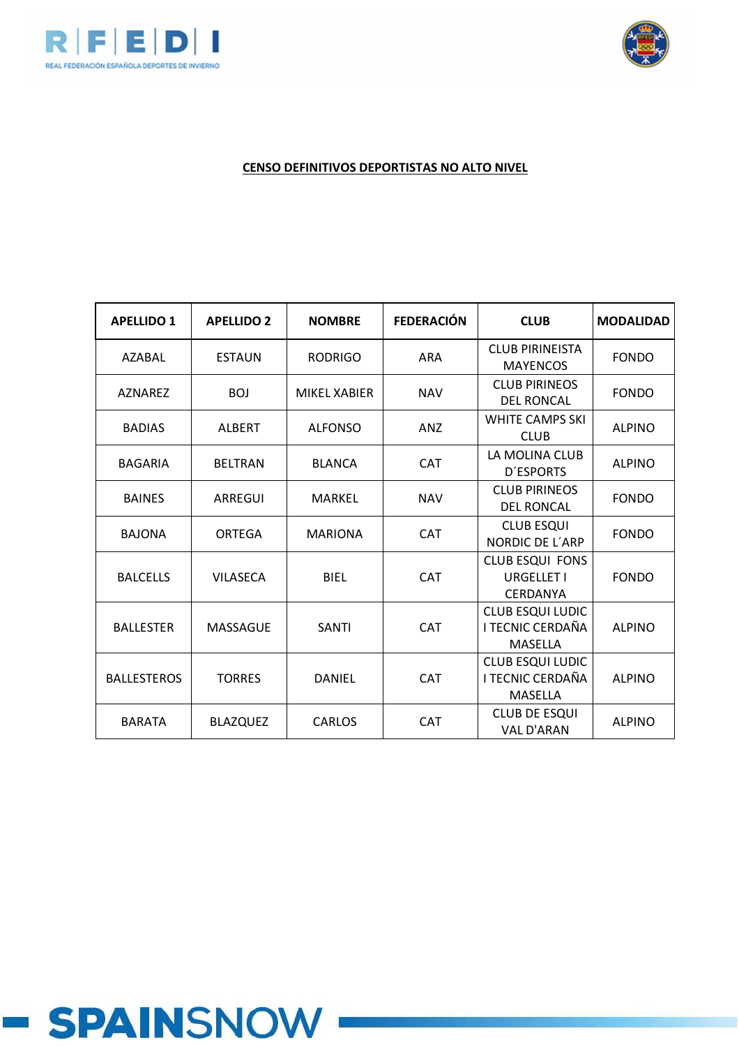**CENSO DEFINITIVOS DEPORTISTAS NO ALTO NIVEL**

| APELLIDO 1 | APELLIDO 2 | NOMBRE | FEDERACIÓN | CLUB | MODALIDAD |
|---|---|---|---|---|---|
| AZABAL | ESTAUN | RODRIGO | ARA | CLUB PIRINEISTA MAYENCOS | FONDO |
| AZNAREZ | BOJ | MIKEL XABIER | NAV | CLUB PIRINEOS DEL RONCAL | FONDO |
| BADIAS | ALBERT | ALFONSO | ANZ | WHITE CAMPS SKI CLUB | ALPINO |
| BAGARIA | BELTRAN | BLANCA | CAT | LA MOLINA CLUB D´ESPORTS | ALPINO |
| BAINES | ARREGUI | MARKEL | NAV | CLUB PIRINEOS DEL RONCAL | FONDO |
| BAJONA | ORTEGA | MARIONA | CAT | CLUB ESQUI NORDIC DE L´ARP | FONDO |
| BALCELLS | VILASECA | BIEL | CAT | CLUB ESQUI FONS URGELLET I CERDANYA | FONDO |
| BALLESTER | MASSAGUE | SANTI | CAT | CLUB ESQUI LUDIC I TECNIC CERDAÑA MASELLA | ALPINO |
| BALLESTEROS | TORRES | DANIEL | CAT | CLUB ESQUI LUDIC I TECNIC CERDAÑA MASELLA | ALPINO |
| BARATA | BLAZQUEZ | CARLOS | CAT | CLUB DE ESQUI VAL D'ARAN | ALPINO |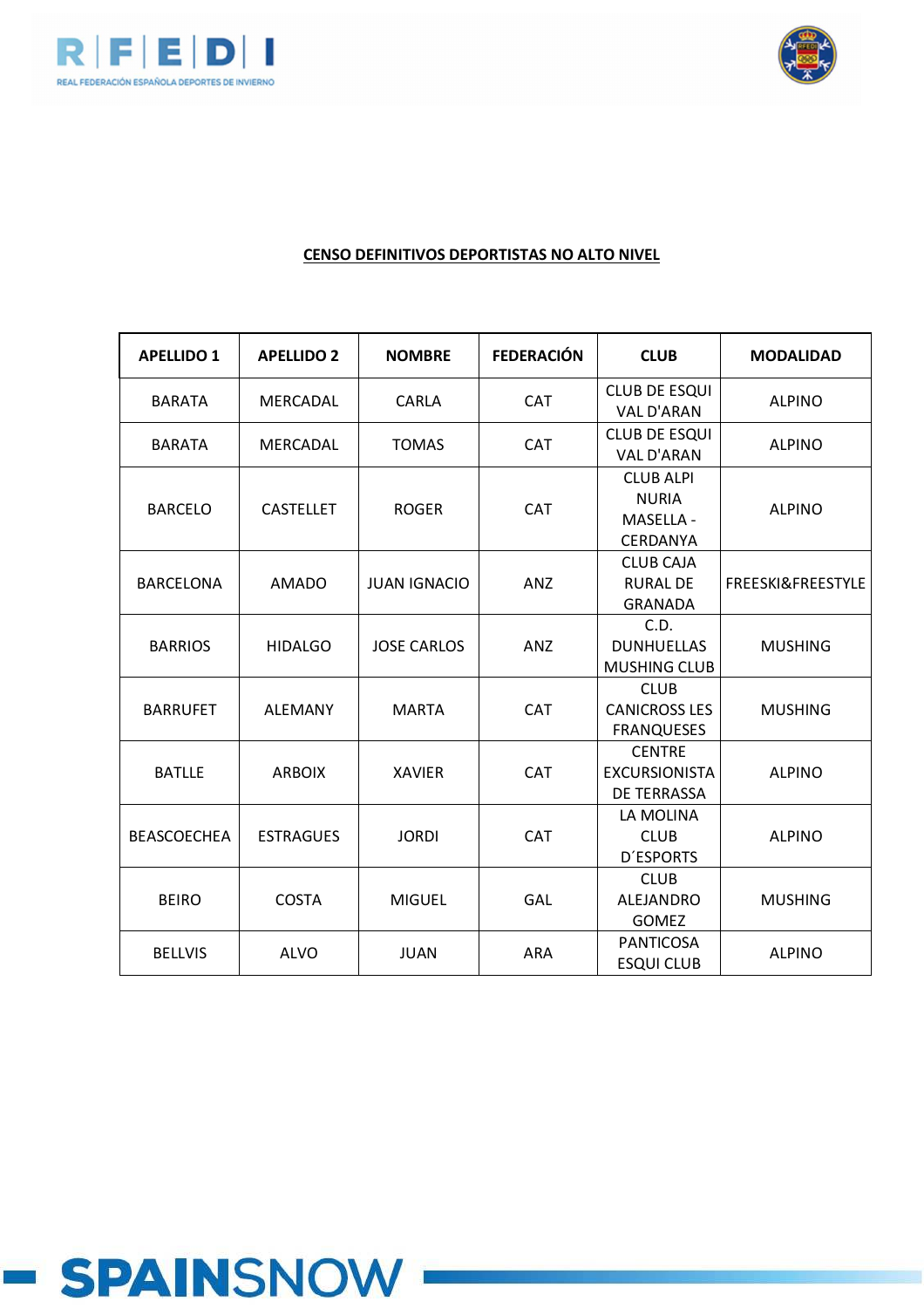**CENSO DEFINITIVOS DEPORTISTAS NO ALTO NIVEL**

| APELLIDO 1 | APELLIDO 2 | NOMBRE | FEDERACIÓN | CLUB | MODALIDAD |
|---|---|---|---|---|---|
| BARATA | MERCADAL | CARLA | CAT | CLUB DE ESQUI VAL D'ARAN | ALPINO |
| BARATA | MERCADAL | TOMAS | CAT | CLUB DE ESQUI VAL D'ARAN | ALPINO |
| BARCELO | CASTELLET | ROGER | CAT | CLUB ALPI NURIA MASELLA - CERDANYA | ALPINO |
| BARCELONA | AMADO | JUAN IGNACIO | ANZ | CLUB CAJA RURAL DE GRANADA | FREESKI&FREESTYLE |
| BARRIOS | HIDALGO | JOSE CARLOS | ANZ | C.D. DUNHUELLAS MUSHING CLUB | MUSHING |
| BARRUFET | ALEMANY | MARTA | CAT | CLUB CANICROSS LES FRANQUESES | MUSHING |
| BATLLE | ARBOIX | XAVIER | CAT | CENTRE EXCURSIONISTA DE TERRASSA | ALPINO |
| BEASCOECHEA | ESTRAGUES | JORDI | CAT | LA MOLINA CLUB D´ESPORTS | ALPINO |
| BEIRO | COSTA | MIGUEL | GAL | CLUB ALEJANDRO GOMEZ | MUSHING |
| BELLVIS | ALVO | JUAN | ARA | PANTICOSA ESQUI CLUB | ALPINO |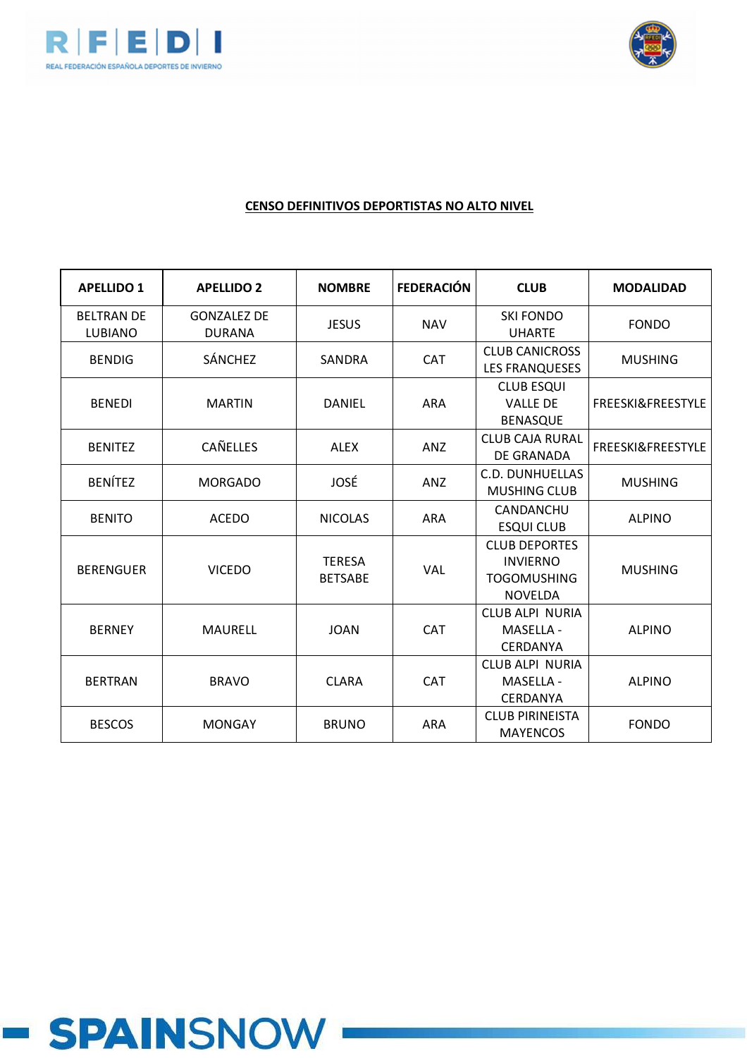**CENSO DEFINITIVOS DEPORTISTAS NO ALTO NIVEL**

| APELLIDO 1 | APELLIDO 2 | NOMBRE | FEDERACIÓN | CLUB | MODALIDAD |
|---|---|---|---|---|---|
| BELTRAN DE LUBIANO | GONZALEZ DE DURANA | JESUS | NAV | SKI FONDO UHARTE | FONDO |
| BENDIG | SÁNCHEZ | SANDRA | CAT | CLUB CANICROSS LES FRANQUESES | MUSHING |
| BENEDI | MARTIN | DANIEL | ARA | CLUB ESQUI VALLE DE BENASQUE | FREESKI&FREESTYLE |
| BENITEZ | CAÑELLES | ALEX | ANZ | CLUB CAJA RURAL DE GRANADA | FREESKI&FREESTYLE |
| BENÍTEZ | MORGADO | JOSÉ | ANZ | C.D. DUNHUELLAS MUSHING CLUB | MUSHING |
| BENITO | ACEDO | NICOLAS | ARA | CANDANCHU ESQUI CLUB | ALPINO |
| BERENGUER | VICEDO | TERESA BETSABE | VAL | CLUB DEPORTES INVIERNO TOGOMUSHING NOVELDA | MUSHING |
| BERNEY | MAURELL | JOAN | CAT | CLUB ALPI NURIA MASELLA - CERDANYA | ALPINO |
| BERTRAN | BRAVO | CLARA | CAT | CLUB ALPI NURIA MASELLA - CERDANYA | ALPINO |
| BESCOS | MONGAY | BRUNO | ARA | CLUB PIRINEISTA MAYENCOS | FONDO |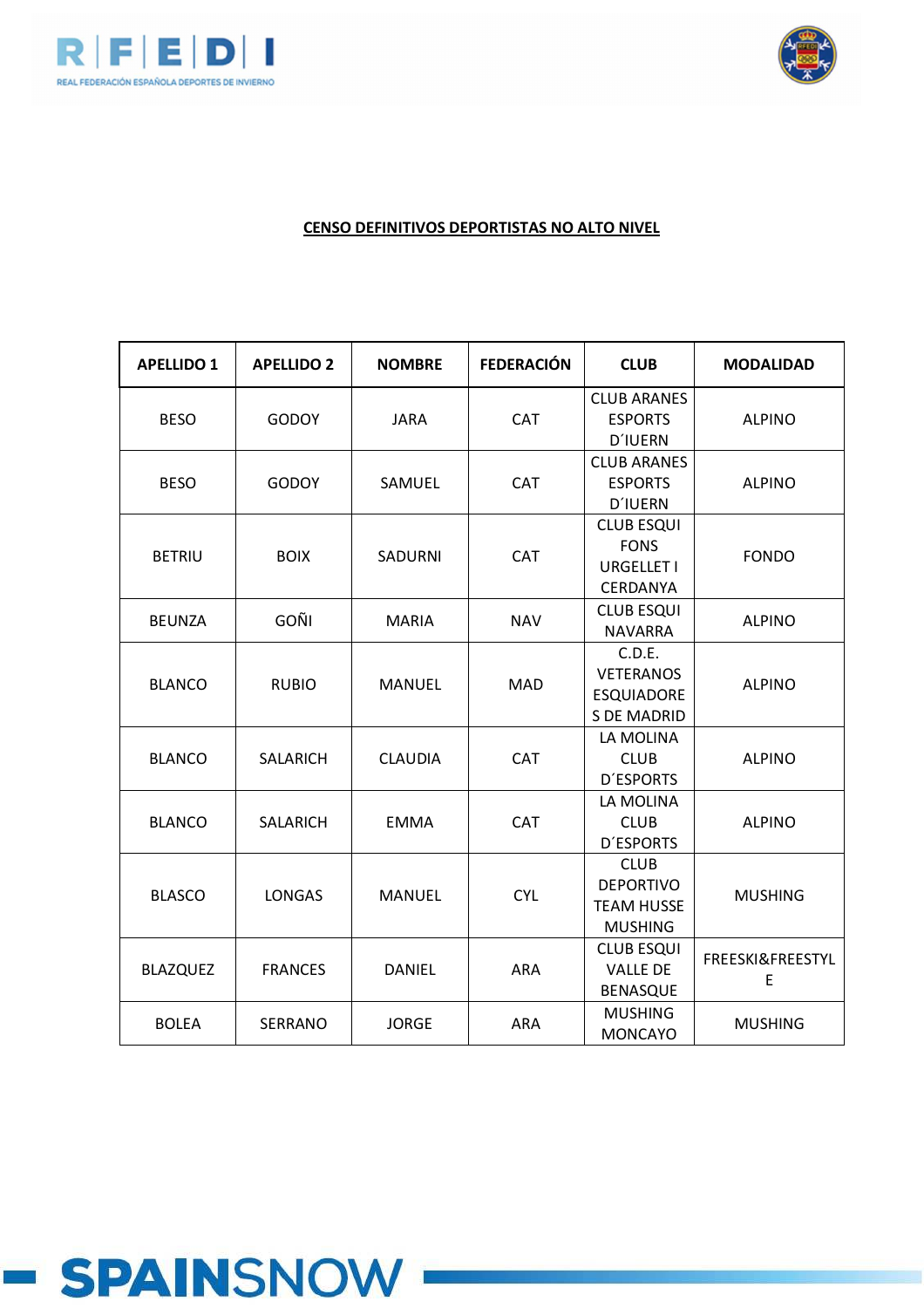**CENSO DEFINITIVOS DEPORTISTAS NO ALTO NIVEL**

| APELLIDO 1 | APELLIDO 2 | NOMBRE | FEDERACIÓN | CLUB | MODALIDAD |
|---|---|---|---|---|---|
| BESO | GODOY | JARA | CAT | CLUB ARANES ESPORTS D´IUERN | ALPINO |
| BESO | GODOY | SAMUEL | CAT | CLUB ARANES ESPORTS D´IUERN | ALPINO |
| BETRIU | BOIX | SADURNI | CAT | CLUB ESQUI FONS URGELLET I CERDANYA | FONDO |
| BEUNZA | GOÑI | MARIA | NAV | CLUB ESQUI NAVARRA | ALPINO |
| BLANCO | RUBIO | MANUEL | MAD | C.D.E. VETERANOS ESQUIADORES DE MADRID | ALPINO |
| BLANCO | SALARICH | CLAUDIA | CAT | LA MOLINA CLUB D´ESPORTS | ALPINO |
| BLANCO | SALARICH | EMMA | CAT | LA MOLINA CLUB D´ESPORTS | ALPINO |
| BLASCO | LONGAS | MANUEL | CYL | CLUB DEPORTIVO TEAM HUSSE MUSHING | MUSHING |
| BLAZQUEZ | FRANCES | DANIEL | ARA | CLUB ESQUI VALLE DE BENASQUE | FREESKI&FREESTYLE |
| BOLEA | SERRANO | JORGE | ARA | MUSHING MONCAYO | MUSHING |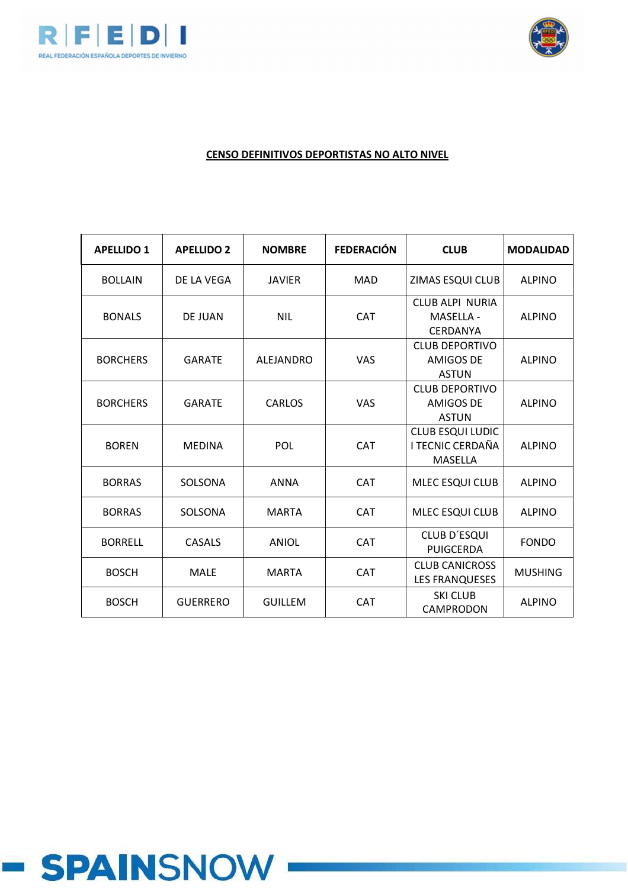**CENSO DEFINITIVOS DEPORTISTAS NO ALTO NIVEL**

| APELLIDO 1 | APELLIDO 2 | NOMBRE | FEDERACIÓN | CLUB | MODALIDAD |
|---|---|---|---|---|---|
| BOLLAIN | DE LA VEGA | JAVIER | MAD | ZIMAS ESQUI CLUB | ALPINO |
| BONALS | DE JUAN | NIL | CAT | CLUB ALPI NURIA MASELLA - CERDANYA | ALPINO |
| BORCHERS | GARATE | ALEJANDRO | VAS | CLUB DEPORTIVO AMIGOS DE ASTUN | ALPINO |
| BORCHERS | GARATE | CARLOS | VAS | CLUB DEPORTIVO AMIGOS DE ASTUN | ALPINO |
| BOREN | MEDINA | POL | CAT | CLUB ESQUI LUDIC I TECNIC CERDAÑA MASELLA | ALPINO |
| BORRAS | SOLSONA | ANNA | CAT | MLEC ESQUI CLUB | ALPINO |
| BORRAS | SOLSONA | MARTA | CAT | MLEC ESQUI CLUB | ALPINO |
| BORRELL | CASALS | ANIOL | CAT | CLUB D´ESQUI PUIGCERDA | FONDO |
| BOSCH | MALE | MARTA | CAT | CLUB CANICROSS LES FRANQUESES | MUSHING |
| BOSCH | GUERRERO | GUILLEM | CAT | SKI CLUB CAMPRODON | ALPINO |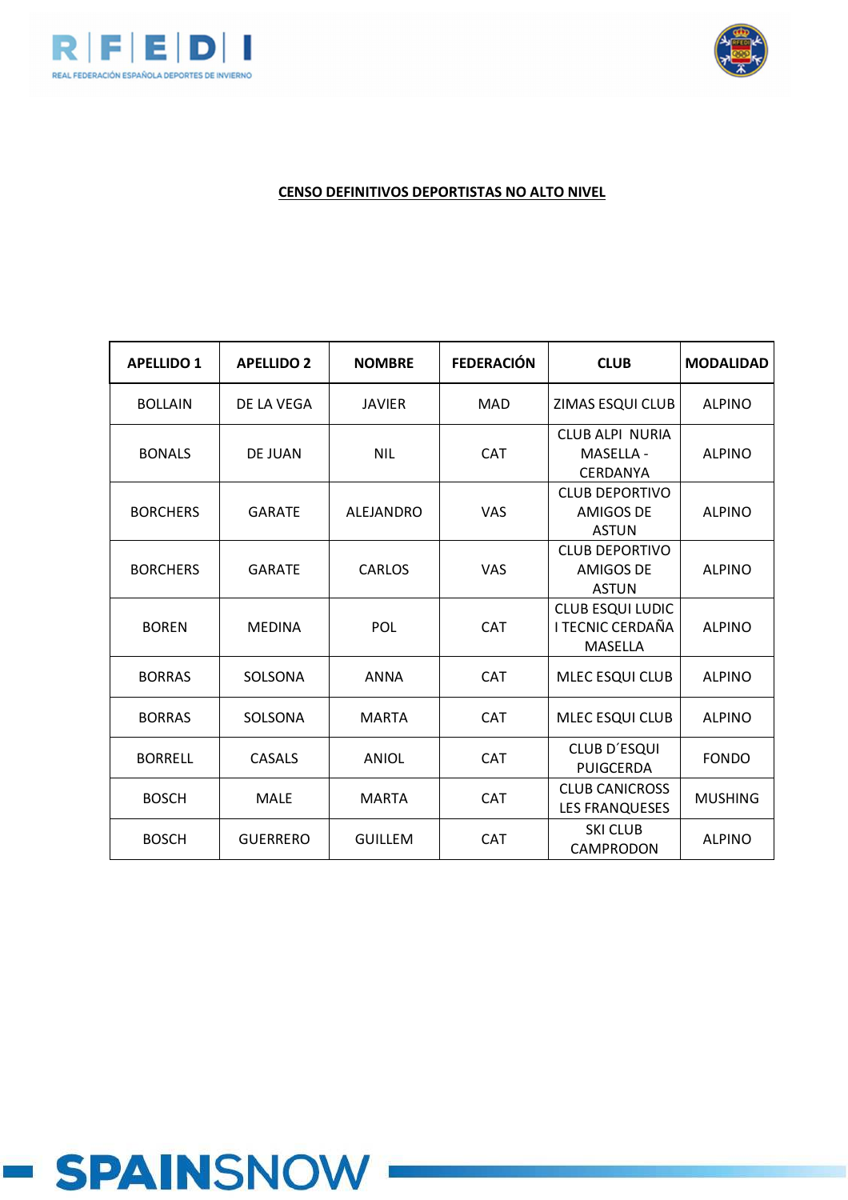**CENSO DEFINITIVOS DEPORTISTAS NO ALTO NIVEL**

| APELLIDO 1 | APELLIDO 2 | NOMBRE | FEDERACIÓN | CLUB | MODALIDAD |
|---|---|---|---|---|---|
| BOLLAIN | DE LA VEGA | JAVIER | MAD | ZIMAS ESQUI CLUB | ALPINO |
| BONALS | DE JUAN | NIL | CAT | CLUB ALPI NURIA MASELLA - CERDANYA | ALPINO |
| BORCHERS | GARATE | ALEJANDRO | VAS | CLUB DEPORTIVO AMIGOS DE ASTUN | ALPINO |
| BORCHERS | GARATE | CARLOS | VAS | CLUB DEPORTIVO AMIGOS DE ASTUN | ALPINO |
| BOREN | MEDINA | POL | CAT | CLUB ESQUI LUDIC I TECNIC CERDAÑA MASELLA | ALPINO |
| BORRAS | SOLSONA | ANNA | CAT | MLEC ESQUI CLUB | ALPINO |
| BORRAS | SOLSONA | MARTA | CAT | MLEC ESQUI CLUB | ALPINO |
| BORRELL | CASALS | ANIOL | CAT | CLUB D´ESQUI PUIGCERDA | FONDO |
| BOSCH | MALE | MARTA | CAT | CLUB CANICROSS LES FRANQUESES | MUSHING |
| BOSCH | GUERRERO | GUILLEM | CAT | SKI CLUB CAMPRODON | ALPINO |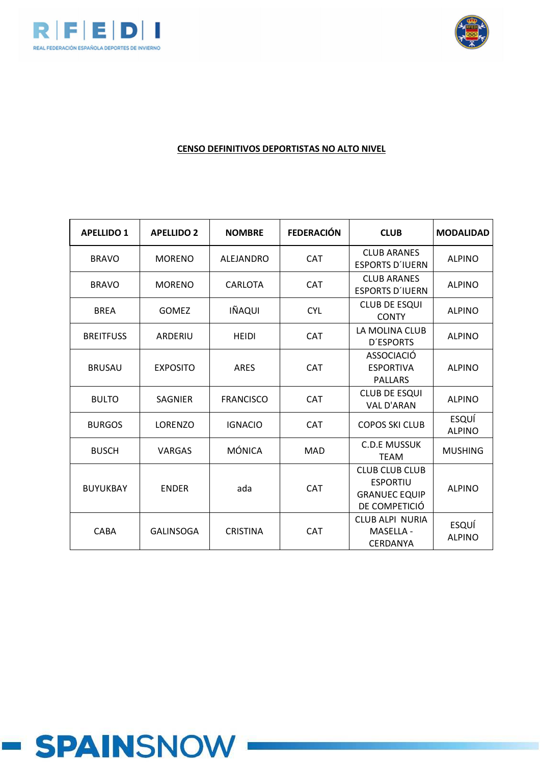**CENSO DEFINITIVOS DEPORTISTAS NO ALTO NIVEL**

| APELLIDO 1 | APELLIDO 2 | NOMBRE | FEDERACIÓN | CLUB | MODALIDAD |
|---|---|---|---|---|---|
| BRAVO | MORENO | ALEJANDRO | CAT | CLUB ARANES ESPORTS D´IUERN | ALPINO |
| BRAVO | MORENO | CARLOTA | CAT | CLUB ARANES ESPORTS D´IUERN | ALPINO |
| BREA | GOMEZ | IÑAQUI | CYL | CLUB DE ESQUI CONTY | ALPINO |
| BREITFUSS | ARDERIU | HEIDI | CAT | LA MOLINA CLUB D´ESPORTS | ALPINO |
| BRUSAU | EXPOSITO | ARES | CAT | ASSOCIACIÓ ESPORTIVA PALLARS | ALPINO |
| BULTO | SAGNIER | FRANCISCO | CAT | CLUB DE ESQUI VAL D'ARAN | ALPINO |
| BURGOS | LORENZO | IGNACIO | CAT | COPOS SKI CLUB | ESQUÍ ALPINO |
| BUSCH | VARGAS | MÓNICA | MAD | C.D.E MUSSUK TEAM | MUSHING |
| BUYUKBAY | ENDER | ada | CAT | CLUB CLUB CLUB ESPORTIU GRANUEC EQUIP DE COMPETICIÓ | ALPINO |
| CABA | GALINSOGA | CRISTINA | CAT | CLUB ALPI NURIA MASELLA - CERDANYA | ESQUÍ ALPINO |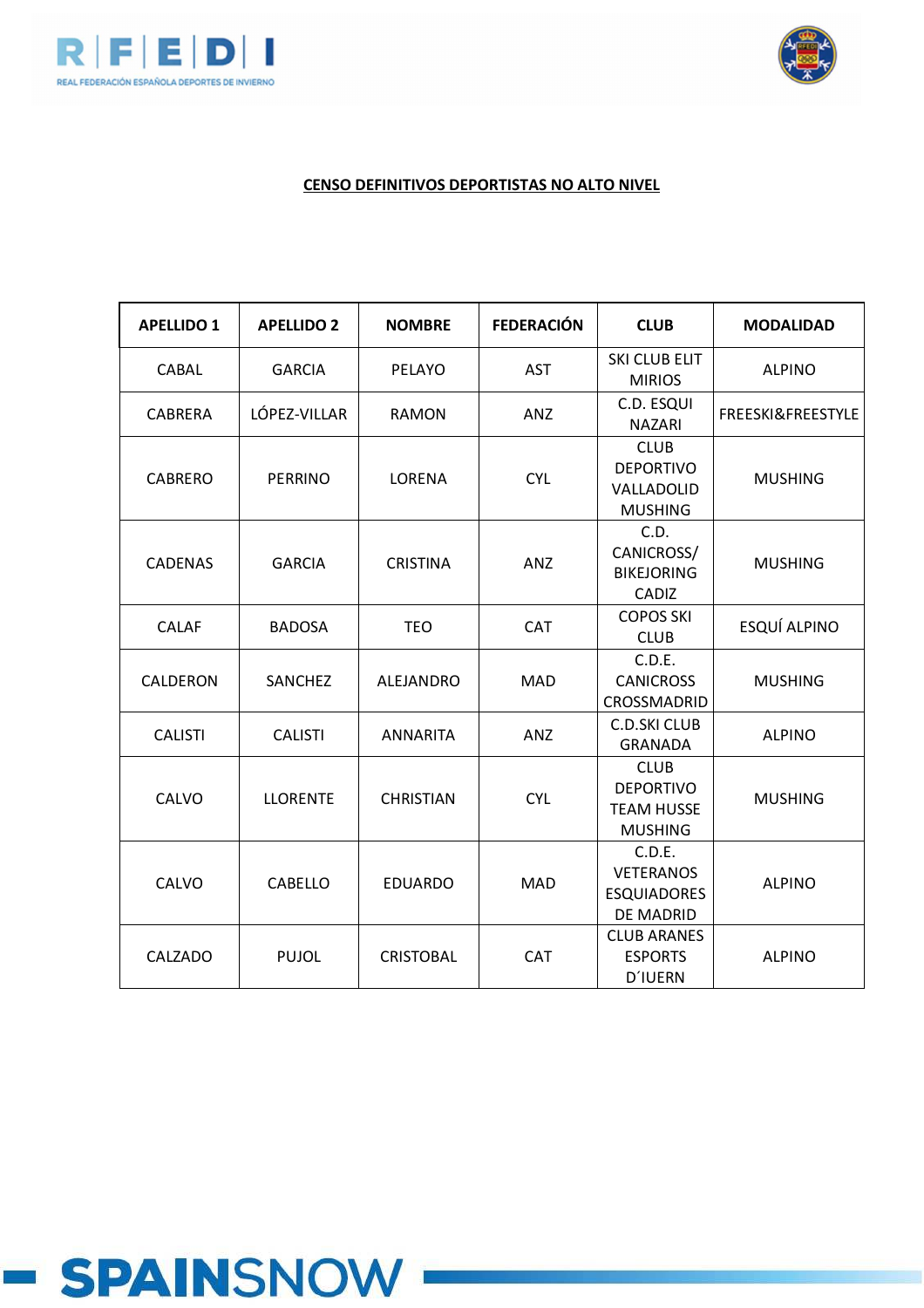**CENSO DEFINITIVOS DEPORTISTAS NO ALTO NIVEL**

| APELLIDO 1 | APELLIDO 2 | NOMBRE | FEDERACIÓN | CLUB | MODALIDAD |
|---|---|---|---|---|---|
| CABAL | GARCIA | PELAYO | AST | SKI CLUB ELIT MIRIOS | ALPINO |
| CABRERA | LÓPEZ-VILLAR | RAMON | ANZ | C.D. ESQUI NAZARI | FREESKI&FREESTYLE |
| CABRERO | PERRINO | LORENA | CYL | CLUB DEPORTIVO VALLADOLID MUSHING | MUSHING |
| CADENAS | GARCIA | CRISTINA | ANZ | C.D. CANICROSS/ BIKEJORING CADIZ | MUSHING |
| CALAF | BADOSA | TEO | CAT | COPOS SKI CLUB | ESQUÍ ALPINO |
| CALDERON | SANCHEZ | ALEJANDRO | MAD | C.D.E. CANICROSS CROSSMADRID | MUSHING |
| CALISTI | CALISTI | ANNARITA | ANZ | C.D.SKI CLUB GRANADA | ALPINO |
| CALVO | LLORENTE | CHRISTIAN | CYL | CLUB DEPORTIVO TEAM HUSSE MUSHING | MUSHING |
| CALVO | CABELLO | EDUARDO | MAD | C.D.E. VETERANOS ESQUIADORES DE MADRID | ALPINO |
| CALZADO | PUJOL | CRISTOBAL | CAT | CLUB ARANES ESPORTS D´IUERN | ALPINO |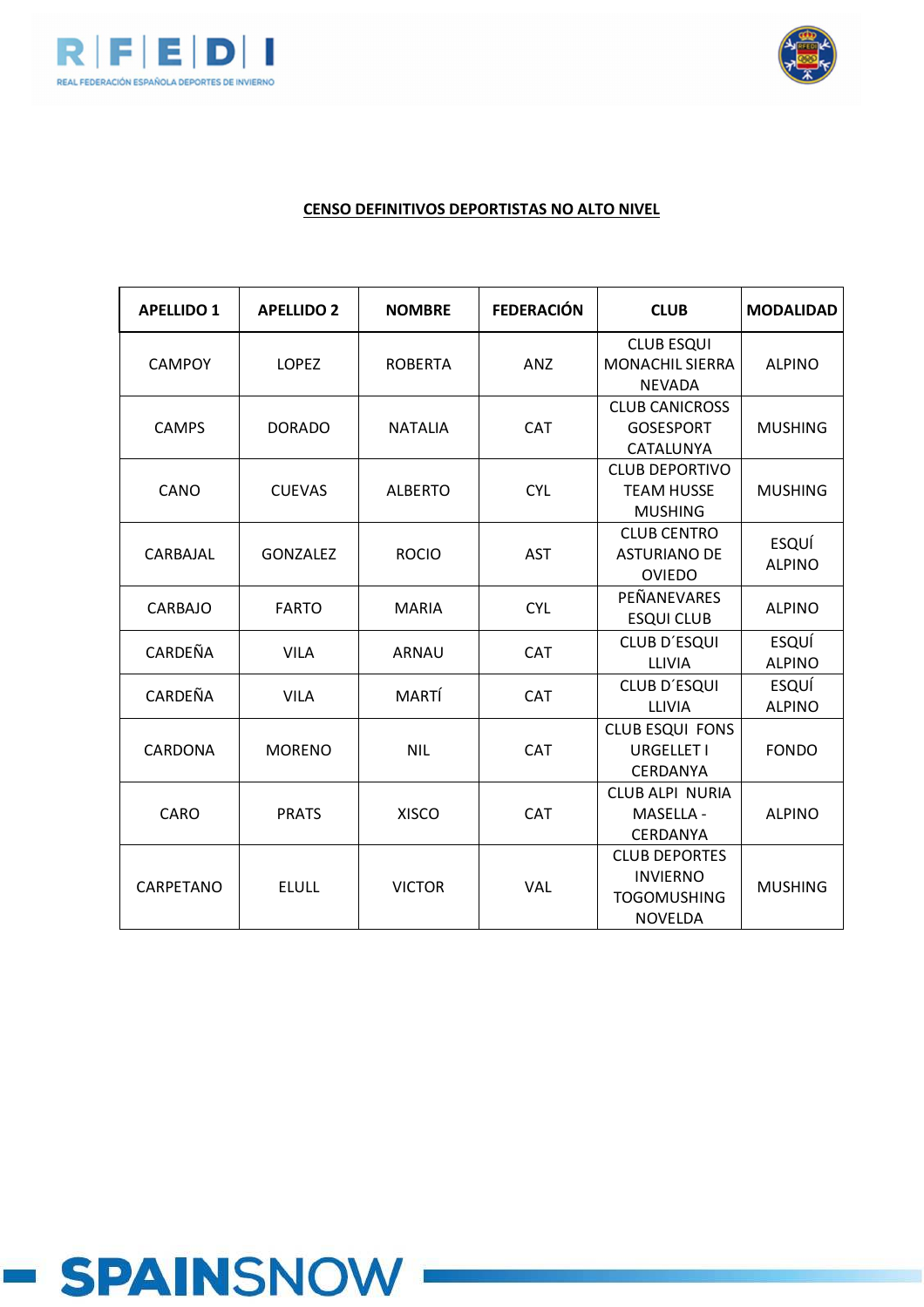**CENSO DEFINITIVOS DEPORTISTAS NO ALTO NIVEL**

| APELLIDO 1 | APELLIDO 2 | NOMBRE | FEDERACIÓN | CLUB | MODALIDAD |
|---|---|---|---|---|---|
| CAMPOY | LOPEZ | ROBERTA | ANZ | CLUB ESQUI MONACHIL SIERRA NEVADA | ALPINO |
| CAMPS | DORADO | NATALIA | CAT | CLUB CANICROSS GOSESPORT CATALUNYA | MUSHING |
| CANO | CUEVAS | ALBERTO | CYL | CLUB DEPORTIVO TEAM HUSSE MUSHING | MUSHING |
| CARBAJAL | GONZALEZ | ROCIO | AST | CLUB CENTRO ASTURIANO DE OVIEDO | ESQUÍ ALPINO |
| CARBAJO | FARTO | MARIA | CYL | PEÑANEVARES ESQUI CLUB | ALPINO |
| CARDEÑA | VILA | ARNAU | CAT | CLUB D´ESQUI LLIVIA | ESQUÍ ALPINO |
| CARDEÑA | VILA | MARTÍ | CAT | CLUB D´ESQUI LLIVIA | ESQUÍ ALPINO |
| CARDONA | MORENO | NIL | CAT | CLUB ESQUI FONS URGELLET I CERDANYA | FONDO |
| CARO | PRATS | XISCO | CAT | CLUB ALPI NURIA MASELLA - CERDANYA | ALPINO |
| CARPETANO | ELULL | VICTOR | VAL | CLUB DEPORTES INVIERNO TOGOMUSHING NOVELDA | MUSHING |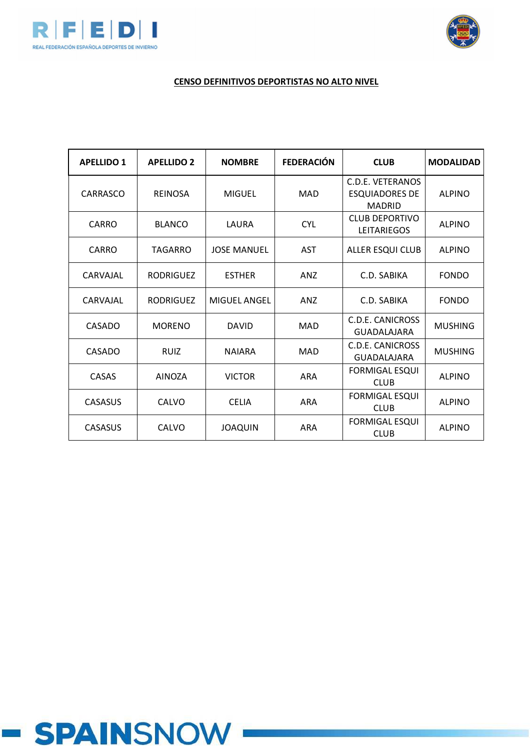**CENSO DEFINITIVOS DEPORTISTAS NO ALTO NIVEL**

| APELLIDO 1 | APELLIDO 2 | NOMBRE | FEDERACIÓN | CLUB | MODALIDAD |
|---|---|---|---|---|---|
| CARRASCO | REINOSA | MIGUEL | MAD | C.D.E. VETERANOS ESQUIADORES DE MADRID | ALPINO |
| CARRO | BLANCO | LAURA | CYL | CLUB DEPORTIVO LEITARIEGOS | ALPINO |
| CARRO | TAGARRO | JOSE MANUEL | AST | ALLER ESQUI CLUB | ALPINO |
| CARVAJAL | RODRIGUEZ | ESTHER | ANZ | C.D. SABIKA | FONDO |
| CARVAJAL | RODRIGUEZ | MIGUEL ANGEL | ANZ | C.D. SABIKA | FONDO |
| CASADO | MORENO | DAVID | MAD | C.D.E. CANICROSS GUADALAJARA | MUSHING |
| CASADO | RUIZ | NAIARA | MAD | C.D.E. CANICROSS GUADALAJARA | MUSHING |
| CASAS | AINOZA | VICTOR | ARA | FORMIGAL ESQUI CLUB | ALPINO |
| CASASUS | CALVO | CELIA | ARA | FORMIGAL ESQUI CLUB | ALPINO |
| CASASUS | CALVO | JOAQUIN | ARA | FORMIGAL ESQUI CLUB | ALPINO |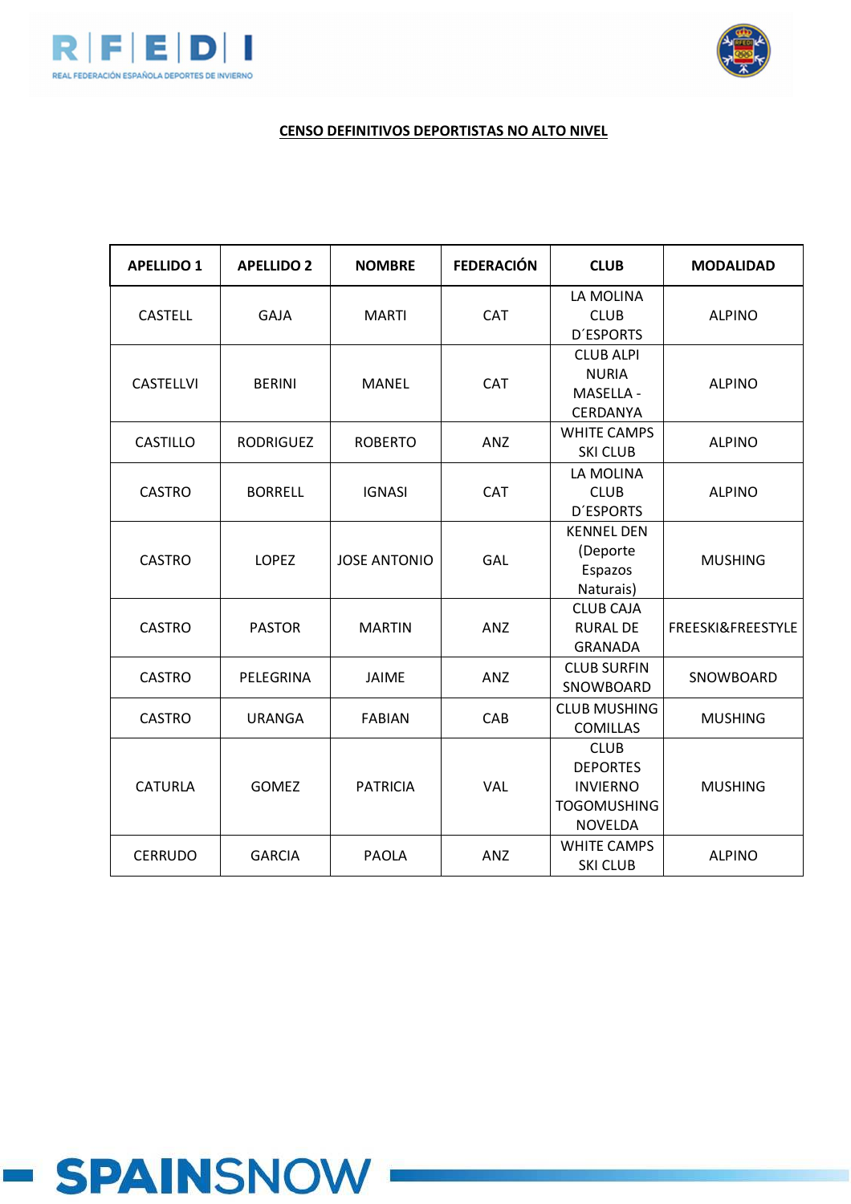**CENSO DEFINITIVOS DEPORTISTAS NO ALTO NIVEL**

| APELLIDO 1 | APELLIDO 2 | NOMBRE | FEDERACIÓN | CLUB | MODALIDAD |
|---|---|---|---|---|---|
| CASTELL | GAJA | MARTI | CAT | LA MOLINA CLUB D´ESPORTS | ALPINO |
| CASTELLVI | BERINI | MANEL | CAT | CLUB ALPI NURIA MASELLA - CERDANYA | ALPINO |
| CASTILLO | RODRIGUEZ | ROBERTO | ANZ | WHITE CAMPS SKI CLUB | ALPINO |
| CASTRO | BORRELL | IGNASI | CAT | LA MOLINA CLUB D´ESPORTS | ALPINO |
| CASTRO | LOPEZ | JOSE ANTONIO | GAL | KENNEL DEN (Deporte Espazos Naturais) | MUSHING |
| CASTRO | PASTOR | MARTIN | ANZ | CLUB CAJA RURAL DE GRANADA | FREESKI&FREESTYLE |
| CASTRO | PELEGRINA | JAIME | ANZ | CLUB SURFIN SNOWBOARD | SNOWBOARD |
| CASTRO | URANGA | FABIAN | CAB | CLUB MUSHING COMILLAS | MUSHING |
| CATURLA | GOMEZ | PATRICIA | VAL | CLUB DEPORTES INVIERNO TOGOMUSHING NOVELDA | MUSHING |
| CERRUDO | GARCIA | PAOLA | ANZ | WHITE CAMPS SKI CLUB | ALPINO |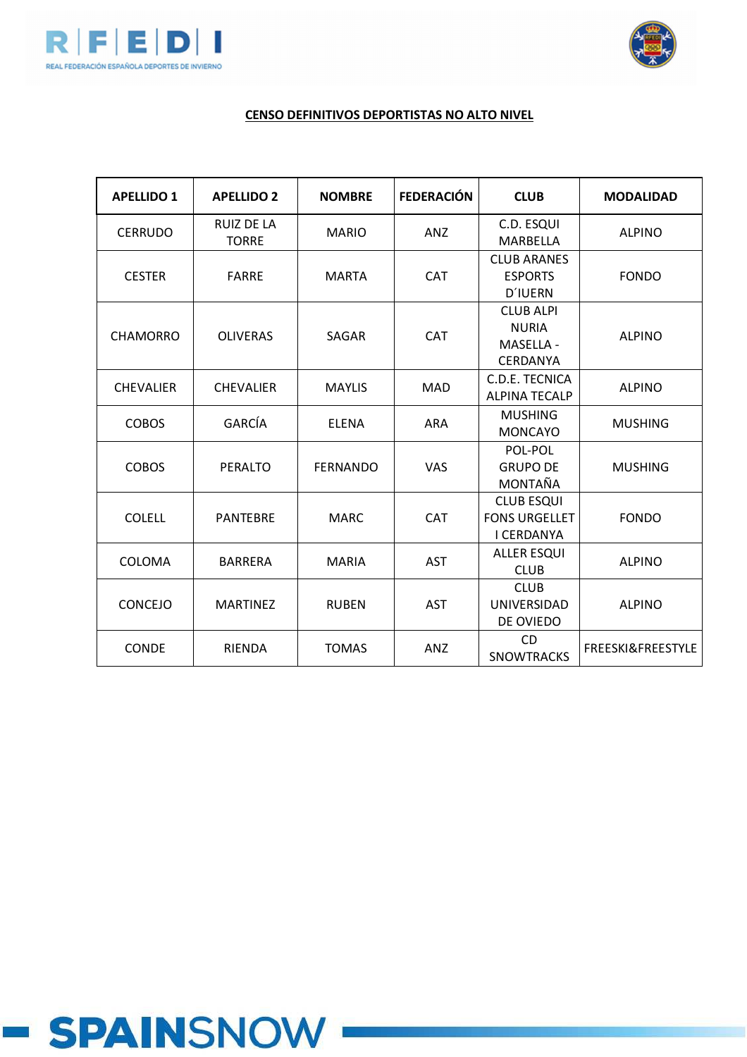**CENSO DEFINITIVOS DEPORTISTAS NO ALTO NIVEL**

| APELLIDO 1 | APELLIDO 2 | NOMBRE | FEDERACIÓN | CLUB | MODALIDAD |
|---|---|---|---|---|---|
| CERRUDO | RUIZ DE LA TORRE | MARIO | ANZ | C.D. ESQUI MARBELLA | ALPINO |
| CESTER | FARRE | MARTA | CAT | CLUB ARANES ESPORTS D´IUERN | FONDO |
| CHAMORRO | OLIVERAS | SAGAR | CAT | CLUB ALPI NURIA MASELLA - CERDANYA | ALPINO |
| CHEVALIER | CHEVALIER | MAYLIS | MAD | C.D.E. TECNICA ALPINA TECALP | ALPINO |
| COBOS | GARCÍA | ELENA | ARA | MUSHING MONCAYO | MUSHING |
| COBOS | PERALTO | FERNANDO | VAS | POL-POL GRUPO DE MONTAÑA | MUSHING |
| COLELL | PANTEBRE | MARC | CAT | CLUB ESQUI FONS URGELLET I CERDANYA | FONDO |
| COLOMA | BARRERA | MARIA | AST | ALLER ESQUI CLUB | ALPINO |
| CONCEJO | MARTINEZ | RUBEN | AST | CLUB UNIVERSIDAD DE OVIEDO | ALPINO |
| CONDE | RIENDA | TOMAS | ANZ | CD SNOWTRACKS | FREESKI&FREESTYLE |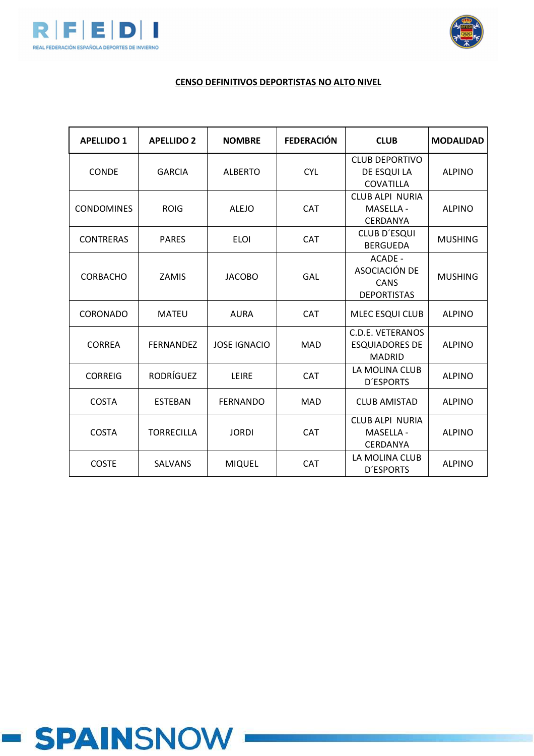**CENSO DEFINITIVOS DEPORTISTAS NO ALTO NIVEL**

| APELLIDO 1 | APELLIDO 2 | NOMBRE | FEDERACIÓN | CLUB | MODALIDAD |
|---|---|---|---|---|---|
| CONDE | GARCIA | ALBERTO | CYL | CLUB DEPORTIVO DE ESQUI LA COVATILLA | ALPINO |
| CONDOMINES | ROIG | ALEJO | CAT | CLUB ALPI NURIA MASELLA - CERDANYA | ALPINO |
| CONTRERAS | PARES | ELOI | CAT | CLUB D´ESQUI BERGUEDA | MUSHING |
| CORBACHO | ZAMIS | JACOBO | GAL | ACADE - ASOCIACIÓN DE CANS DEPORTISTAS | MUSHING |
| CORONADO | MATEU | AURA | CAT | MLEC ESQUI CLUB | ALPINO |
| CORREA | FERNANDEZ | JOSE IGNACIO | MAD | C.D.E. VETERANOS ESQUIADORES DE MADRID | ALPINO |
| CORREIG | RODRÍGUEZ | LEIRE | CAT | LA MOLINA CLUB D´ESPORTS | ALPINO |
| COSTA | ESTEBAN | FERNANDO | MAD | CLUB AMISTAD | ALPINO |
| COSTA | TORRECILLA | JORDI | CAT | CLUB ALPI NURIA MASELLA - CERDANYA | ALPINO |
| COSTE | SALVANS | MIQUEL | CAT | LA MOLINA CLUB D´ESPORTS | ALPINO |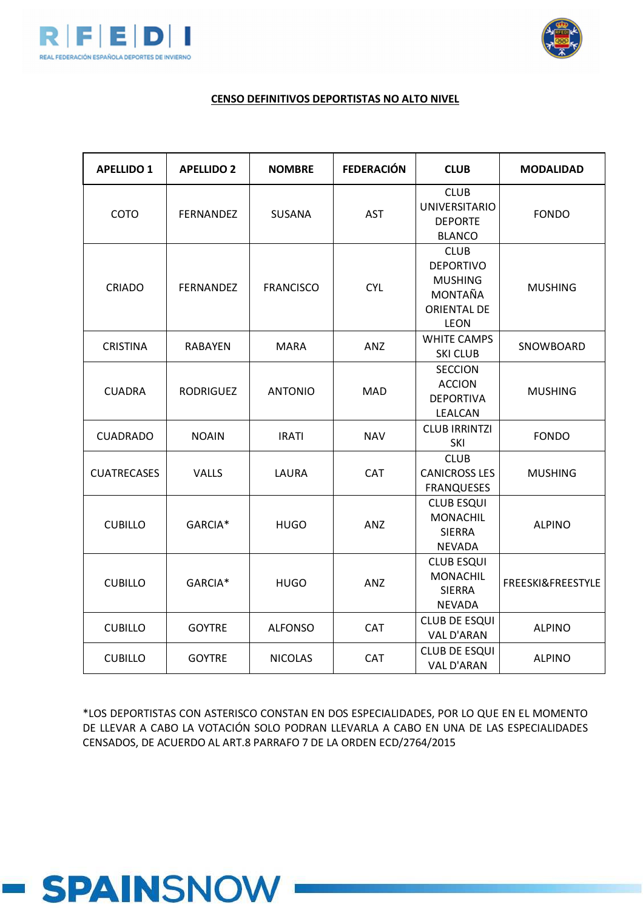**CENSO DEFINITIVOS DEPORTISTAS NO ALTO NIVEL**

| APELLIDO 1 | APELLIDO 2 | NOMBRE | FEDERACIÓN | CLUB | MODALIDAD |
|---|---|---|---|---|---|
| COTO | FERNANDEZ | SUSANA | AST | CLUB UNIVERSITARIO DEPORTE BLANCO | FONDO |
| CRIADO | FERNANDEZ | FRANCISCO | CYL | CLUB DEPORTIVO MUSHING MONTAÑA ORIENTAL DE LEON | MUSHING |
| CRISTINA | RABAYEN | MARA | ANZ | WHITE CAMPS SKI CLUB | SNOWBOARD |
| CUADRA | RODRIGUEZ | ANTONIO | MAD | SECCION ACCION DEPORTIVA LEALCAN | MUSHING |
| CUADRADO | NOAIN | IRATI | NAV | CLUB IRRINTZI SKI | FONDO |
| CUATRECASES | VALLS | LAURA | CAT | CLUB CANICROSS LES FRANQUESES | MUSHING |
| CUBILLO | GARCIA* | HUGO | ANZ | CLUB ESQUI MONACHIL SIERRA NEVADA | ALPINO |
| CUBILLO | GARCIA* | HUGO | ANZ | CLUB ESQUI MONACHIL SIERRA NEVADA | FREESKI&FREESTYLE |
| CUBILLO | GOYTRE | ALFONSO | CAT | CLUB DE ESQUI VAL D'ARAN | ALPINO |
| CUBILLO | GOYTRE | NICOLAS | CAT | CLUB DE ESQUI VAL D'ARAN | ALPINO |

*LOS DEPORTISTAS CON ASTERISCO CONSTAN EN DOS ESPECIALIDADES, POR LO QUE EN EL MOMENTO DE LLEVAR A CABO LA VOTACIÓN SOLO PODRAN LLEVARLA A CABO EN UNA DE LAS ESPECIALIDADES CENSADOS, DE ACUERDO AL ART.8 PARRAFO 7 DE LA ORDEN ECD/2764/2015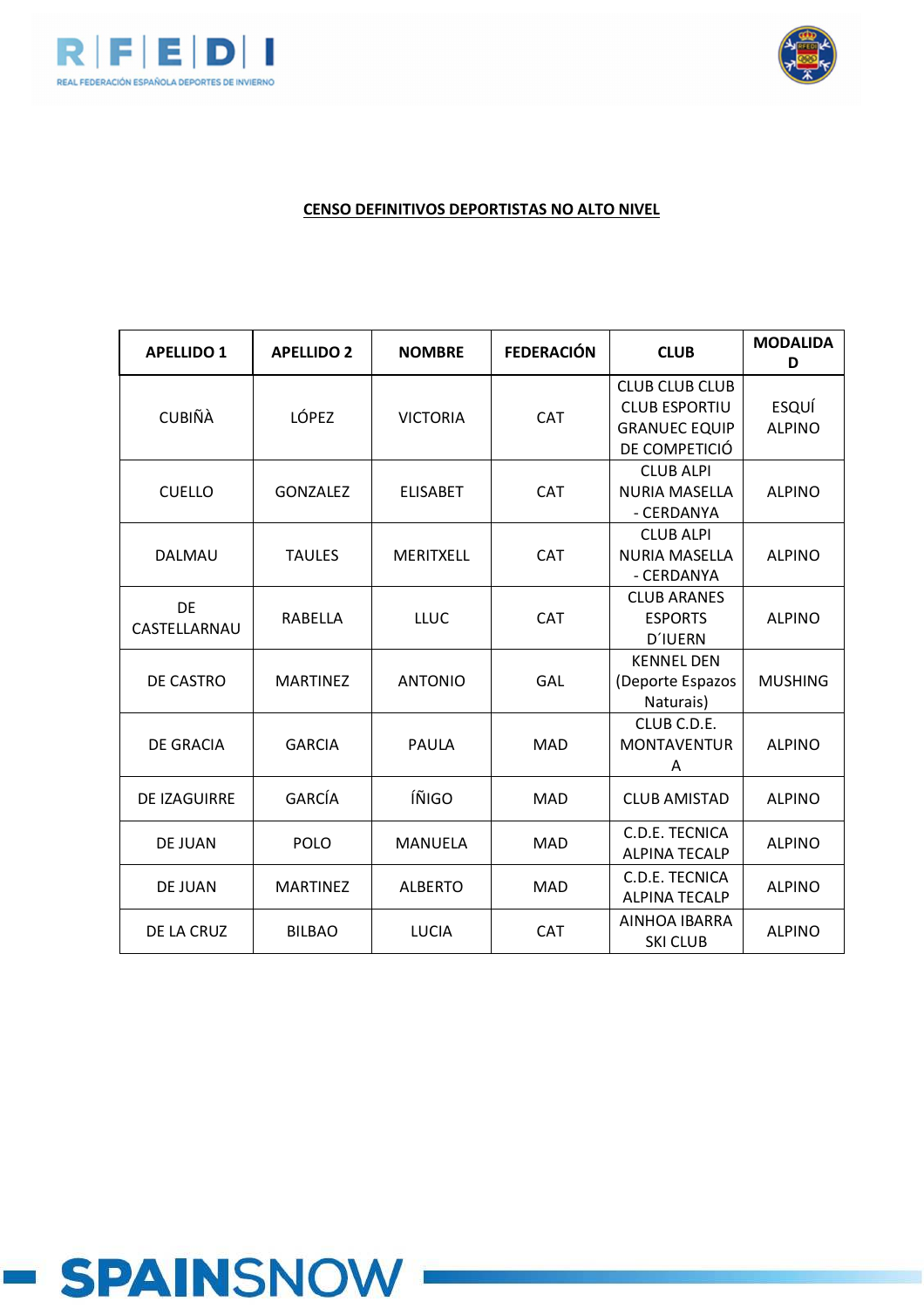**CENSO DEFINITIVOS DEPORTISTAS NO ALTO NIVEL**

| APELLIDO 1 | APELLIDO 2 | NOMBRE | FEDERACIÓN | CLUB | MODALIDAD |
|---|---|---|---|---|---|
| CUBIÑÀ | LÓPEZ | VICTORIA | CAT | CLUB CLUB CLUB CLUB ESPORTIU GRANUEC EQUIP DE COMPETICIÓ | ESQUÍ ALPINO |
| CUELLO | GONZALEZ | ELISABET | CAT | CLUB ALPI NURIA MASELLA - CERDANYA | ALPINO |
| DALMAU | TAULES | MERITXELL | CAT | CLUB ALPI NURIA MASELLA - CERDANYA | ALPINO |
| DE CASTELLARNAU | RABELLA | LLUC | CAT | CLUB ARANES ESPORTS D´IUERN | ALPINO |
| DE CASTRO | MARTINEZ | ANTONIO | GAL | KENNEL DEN (Deporte Espazos Naturais) | MUSHING |
| DE GRACIA | GARCIA | PAULA | MAD | CLUB C.D.E. MONTAVENTURA | ALPINO |
| DE IZAGUIRRE | GARCÍA | ÍÑIGO | MAD | CLUB AMISTAD | ALPINO |
| DE JUAN | POLO | MANUELA | MAD | C.D.E. TECNICA ALPINA TECALP | ALPINO |
| DE JUAN | MARTINEZ | ALBERTO | MAD | C.D.E. TECNICA ALPINA TECALP | ALPINO |
| DE LA CRUZ | BILBAO | LUCIA | CAT | AINHOA IBARRA SKI CLUB | ALPINO |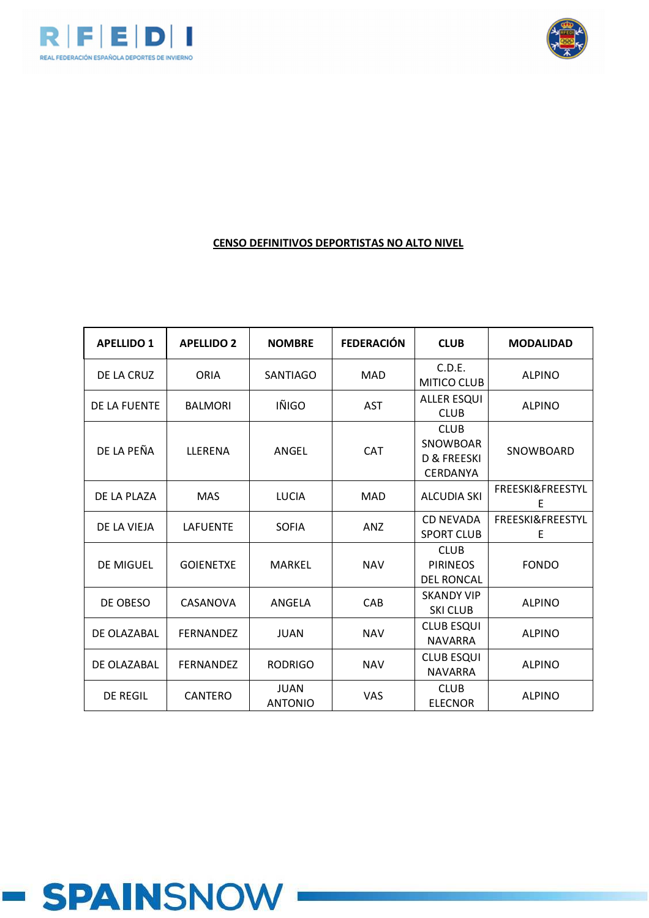**CENSO DEFINITIVOS DEPORTISTAS NO ALTO NIVEL**

| APELLIDO 1 | APELLIDO 2 | NOMBRE | FEDERACIÓN | CLUB | MODALIDAD |
|---|---|---|---|---|---|
| DE LA CRUZ | ORIA | SANTIAGO | MAD | C.D.E. MITICO CLUB | ALPINO |
| DE LA FUENTE | BALMORI | IÑIGO | AST | ALLER ESQUI CLUB | ALPINO |
| DE LA PEÑA | LLERENA | ANGEL | CAT | CLUB SNOWBOARD & FREESKI CERDANYA | SNOWBOARD |
| DE LA PLAZA | MAS | LUCIA | MAD | ALCUDIA SKI | FREESKI&FREESTYLE |
| DE LA VIEJA | LAFUENTE | SOFIA | ANZ | CD NEVADA SPORT CLUB | FREESKI&FREESTYLE |
| DE MIGUEL | GOIENETXE | MARKEL | NAV | CLUB PIRINEOS DEL RONCAL | FONDO |
| DE OBESO | CASANOVA | ANGELA | CAB | SKANDY VIP SKI CLUB | ALPINO |
| DE OLAZABAL | FERNANDEZ | JUAN | NAV | CLUB ESQUI NAVARRA | ALPINO |
| DE OLAZABAL | FERNANDEZ | RODRIGO | NAV | CLUB ESQUI NAVARRA | ALPINO |
| DE REGIL | CANTERO | JUAN ANTONIO | VAS | CLUB ELECNOR | ALPINO |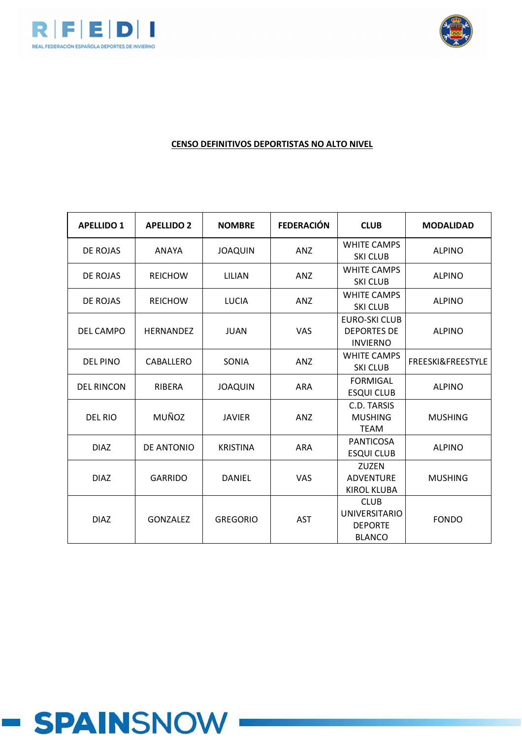**CENSO DEFINITIVOS DEPORTISTAS NO ALTO NIVEL**

| APELLIDO 1 | APELLIDO 2 | NOMBRE | FEDERACIÓN | CLUB | MODALIDAD |
|---|---|---|---|---|---|
| DE ROJAS | ANAYA | JOAQUIN | ANZ | WHITE CAMPS SKI CLUB | ALPINO |
| DE ROJAS | REICHOW | LILIAN | ANZ | WHITE CAMPS SKI CLUB | ALPINO |
| DE ROJAS | REICHOW | LUCIA | ANZ | WHITE CAMPS SKI CLUB | ALPINO |
| DEL CAMPO | HERNANDEZ | JUAN | VAS | EURO-SKI CLUB DEPORTES DE INVIERNO | ALPINO |
| DEL PINO | CABALLERO | SONIA | ANZ | WHITE CAMPS SKI CLUB | FREESKI&FREESTYLE |
| DEL RINCON | RIBERA | JOAQUIN | ARA | FORMIGAL ESQUI CLUB | ALPINO |
| DEL RIO | MUÑOZ | JAVIER | ANZ | C.D. TARSIS MUSHING TEAM | MUSHING |
| DIAZ | DE ANTONIO | KRISTINA | ARA | PANTICOSA ESQUI CLUB | ALPINO |
| DIAZ | GARRIDO | DANIEL | VAS | ZUZEN ADVENTURE KIROL KLUBA | MUSHING |
| DIAZ | GONZALEZ | GREGORIO | AST | CLUB UNIVERSITARIO DEPORTE BLANCO | FONDO |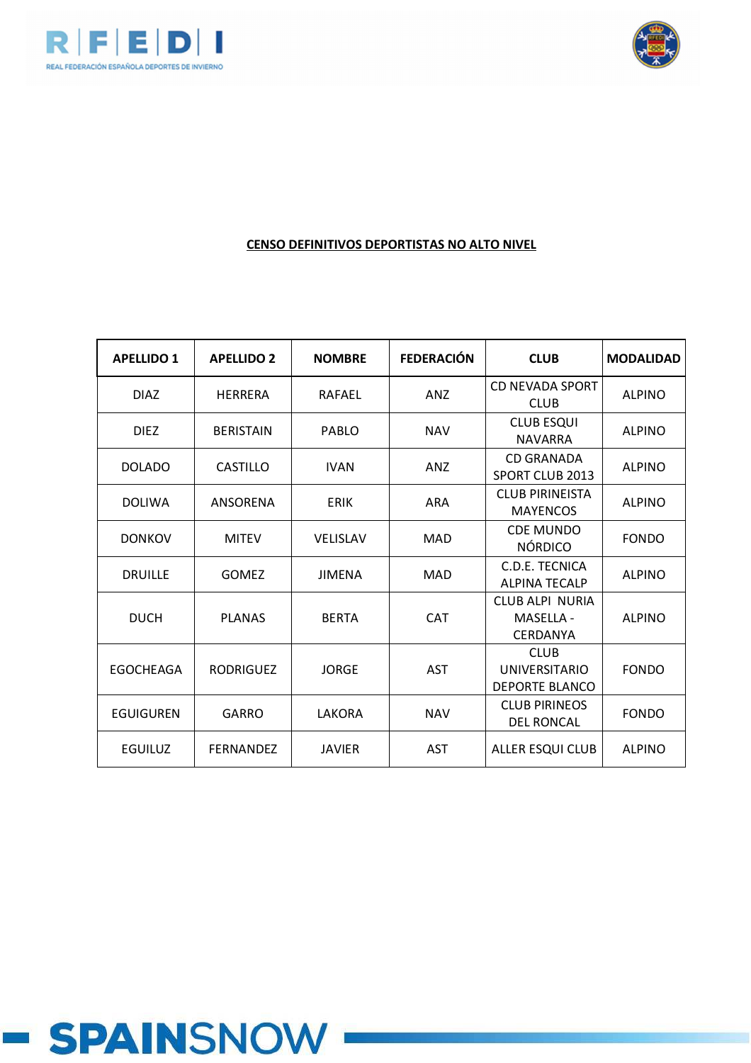**CENSO DEFINITIVOS DEPORTISTAS NO ALTO NIVEL**

| APELLIDO 1 | APELLIDO 2 | NOMBRE | FEDERACIÓN | CLUB | MODALIDAD |
|---|---|---|---|---|---|
| DIAZ | HERRERA | RAFAEL | ANZ | CD NEVADA SPORT CLUB | ALPINO |
| DIEZ | BERISTAIN | PABLO | NAV | CLUB ESQUI NAVARRA | ALPINO |
| DOLADO | CASTILLO | IVAN | ANZ | CD GRANADA SPORT CLUB 2013 | ALPINO |
| DOLIWA | ANSORENA | ERIK | ARA | CLUB PIRINEISTA MAYENCOS | ALPINO |
| DONKOV | MITEV | VELISLAV | MAD | CDE MUNDO NÓRDICO | FONDO |
| DRUILLE | GOMEZ | JIMENA | MAD | C.D.E. TECNICA ALPINA TECALP | ALPINO |
| DUCH | PLANAS | BERTA | CAT | CLUB ALPI NURIA MASELLA - CERDANYA | ALPINO |
| EGOCHEAGA | RODRIGUEZ | JORGE | AST | CLUB UNIVERSITARIO DEPORTE BLANCO | FONDO |
| EGUIGUREN | GARRO | LAKORA | NAV | CLUB PIRINEOS DEL RONCAL | FONDO |
| EGUILUZ | FERNANDEZ | JAVIER | AST | ALLER ESQUI CLUB | ALPINO |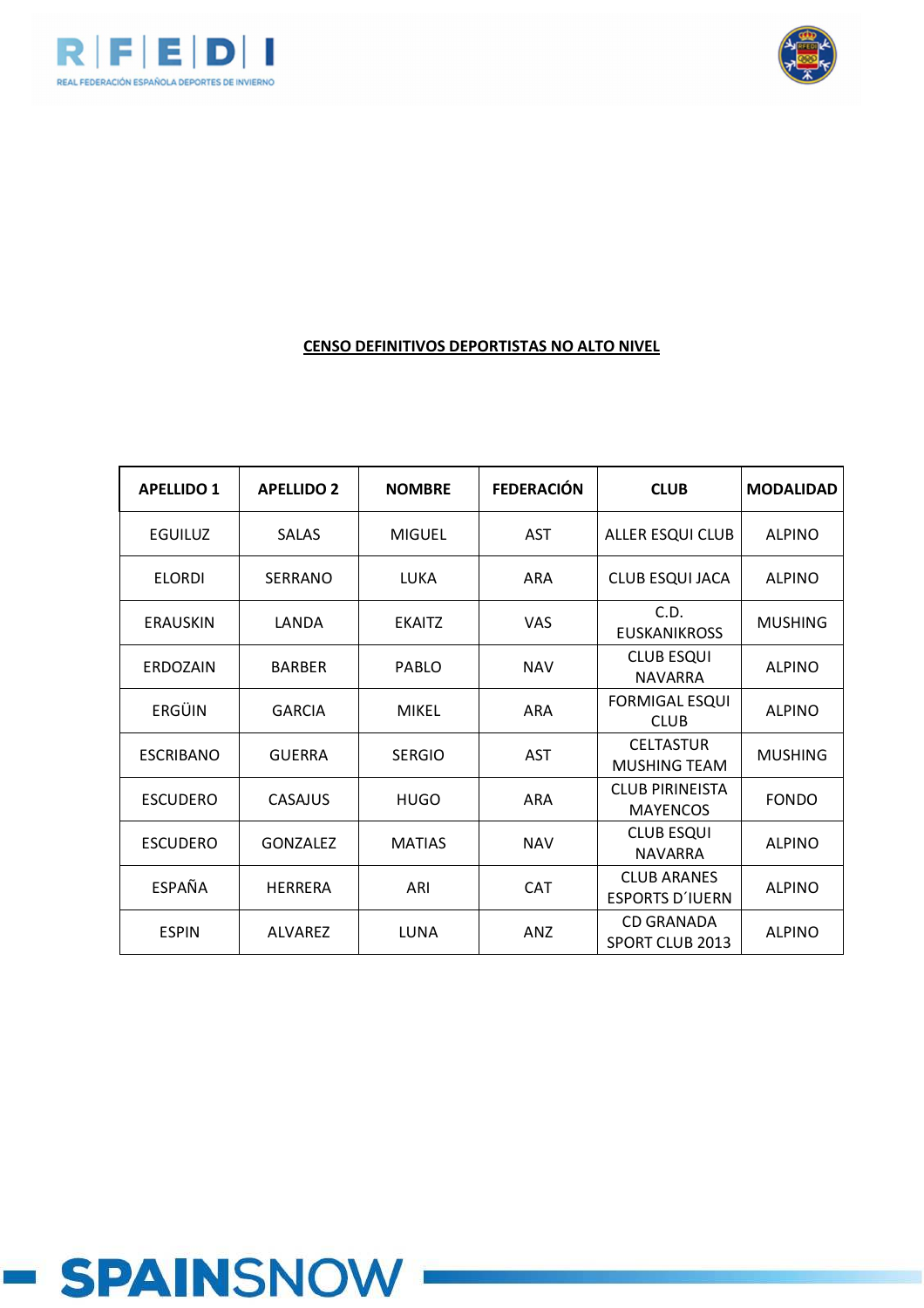**CENSO DEFINITIVOS DEPORTISTAS NO ALTO NIVEL**

| APELLIDO 1 | APELLIDO 2 | NOMBRE | FEDERACIÓN | CLUB | MODALIDAD |
|---|---|---|---|---|---|
| EGUILUZ | SALAS | MIGUEL | AST | ALLER ESQUI CLUB | ALPINO |
| ELORDI | SERRANO | LUKA | ARA | CLUB ESQUI JACA | ALPINO |
| ERAUSKIN | LANDA | EKAITZ | VAS | C.D. EUSKANIKROSS | MUSHING |
| ERDOZAIN | BARBER | PABLO | NAV | CLUB ESQUI NAVARRA | ALPINO |
| ERGÜIN | GARCIA | MIKEL | ARA | FORMIGAL ESQUI CLUB | ALPINO |
| ESCRIBANO | GUERRA | SERGIO | AST | CELTASTUR MUSHING TEAM | MUSHING |
| ESCUDERO | CASAJUS | HUGO | ARA | CLUB PIRINEISTA MAYENCOS | FONDO |
| ESCUDERO | GONZALEZ | MATIAS | NAV | CLUB ESQUI NAVARRA | ALPINO |
| ESPAÑA | HERRERA | ARI | CAT | CLUB ARANES ESPORTS D´IUERN | ALPINO |
| ESPIN | ALVAREZ | LUNA | ANZ | CD GRANADA SPORT CLUB 2013 | ALPINO |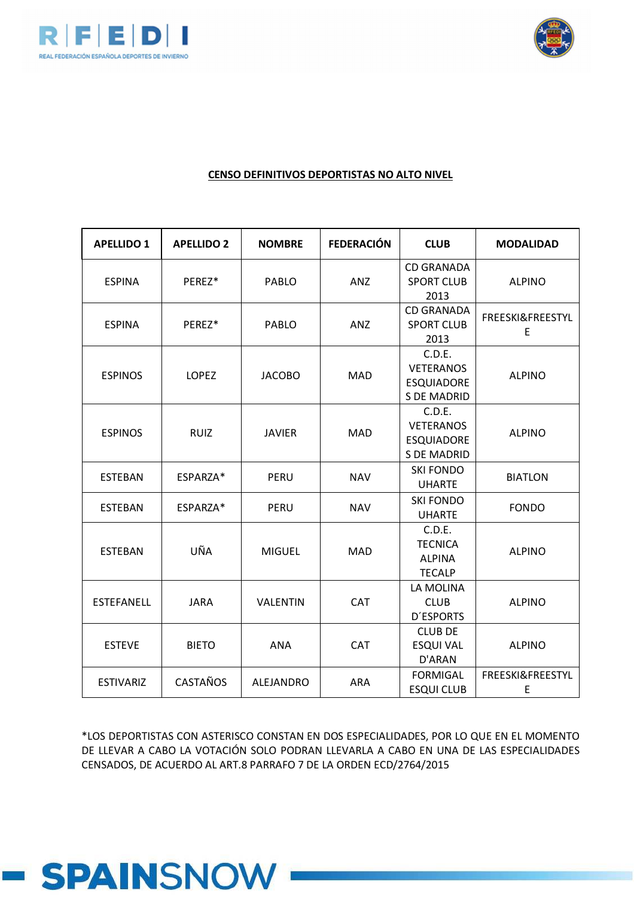**CENSO DEFINITIVOS DEPORTISTAS NO ALTO NIVEL**

| APELLIDO 1 | APELLIDO 2 | NOMBRE | FEDERACIÓN | CLUB | MODALIDAD |
|---|---|---|---|---|---|
| ESPINA | PEREZ* | PABLO | ANZ | CD GRANADA SPORT CLUB 2013 | ALPINO |
| ESPINA | PEREZ* | PABLO | ANZ | CD GRANADA SPORT CLUB 2013 | FREESKI&FREESTYLE |
| ESPINOS | LOPEZ | JACOBO | MAD | C.D.E. VETERANOS ESQUIADORES DE MADRID | ALPINO |
| ESPINOS | RUIZ | JAVIER | MAD | C.D.E. VETERANOS ESQUIADORES DE MADRID | ALPINO |
| ESTEBAN | ESPARZA* | PERU | NAV | SKI FONDO UHARTE | BIATLON |
| ESTEBAN | ESPARZA* | PERU | NAV | SKI FONDO UHARTE | FONDO |
| ESTEBAN | UÑA | MIGUEL | MAD | C.D.E. TECNICA ALPINA TECALP | ALPINO |
| ESTEFANELL | JARA | VALENTIN | CAT | LA MOLINA CLUB D´ESPORTS | ALPINO |
| ESTEVE | BIETO | ANA | CAT | CLUB DE ESQUI VAL D'ARAN | ALPINO |
| ESTIVARIZ | CASTAÑOS | ALEJANDRO | ARA | FORMIGAL ESQUI CLUB | FREESKI&FREESTYLE |

*LOS DEPORTISTAS CON ASTERISCO CONSTAN EN DOS ESPECIALIDADES, POR LO QUE EN EL MOMENTO DE LLEVAR A CABO LA VOTACIÓN SOLO PODRAN LLEVARLA A CABO EN UNA DE LAS ESPECIALIDADES CENSADOS, DE ACUERDO AL ART.8 PARRAFO 7 DE LA ORDEN ECD/2764/2015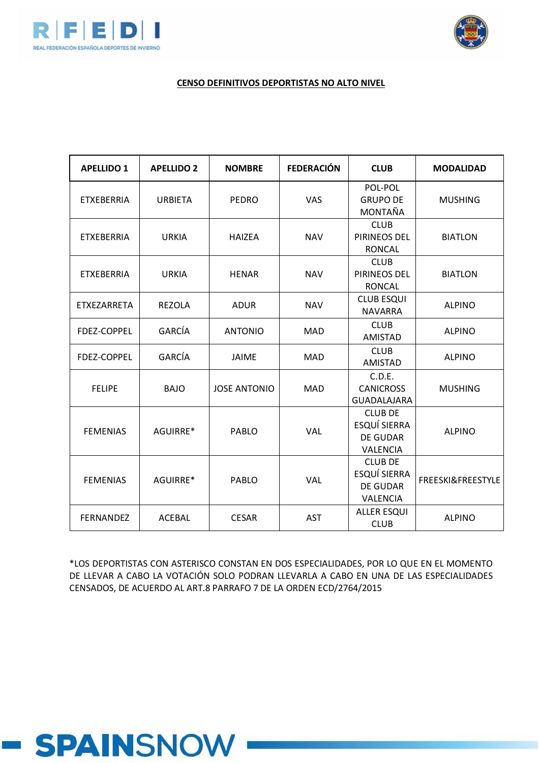**CENSO DEFINITIVOS DEPORTISTAS NO ALTO NIVEL**

| APELLIDO 1 | APELLIDO 2 | NOMBRE | FEDERACIÓN | CLUB | MODALIDAD |
|---|---|---|---|---|---|
| ETXEBERRIA | URBIETA | PEDRO | VAS | POL-POL GRUPO DE MONTAÑA | MUSHING |
| ETXEBERRIA | URKIA | HAIZEA | NAV | CLUB PIRINEOS DEL RONCAL | BIATLON |
| ETXEBERRIA | URKIA | HENAR | NAV | CLUB PIRINEOS DEL RONCAL | BIATLON |
| ETXEZARRETA | REZOLA | ADUR | NAV | CLUB ESQUI NAVARRA | ALPINO |
| FDEZ-COPPEL | GARCÍA | ANTONIO | MAD | CLUB AMISTAD | ALPINO |
| FDEZ-COPPEL | GARCÍA | JAIME | MAD | CLUB AMISTAD | ALPINO |
| FELIPE | BAJO | JOSE ANTONIO | MAD | C.D.E. CANICROSS GUADALAJARA | MUSHING |
| FEMENIAS | AGUIRRE* | PABLO | VAL | CLUB DE ESQUÍ SIERRA DE GUDAR VALENCIA | ALPINO |
| FEMENIAS | AGUIRRE* | PABLO | VAL | CLUB DE ESQUÍ SIERRA DE GUDAR VALENCIA | FREESKI&FREESTYLE |
| FERNANDEZ | ACEBAL | CESAR | AST | ALLER ESQUI CLUB | ALPINO |

*LOS DEPORTISTAS CON ASTERISCO CONSTAN EN DOS ESPECIALIDADES, POR LO QUE EN EL MOMENTO DE LLEVAR A CABO LA VOTACIÓN SOLO PODRAN LLEVARLA A CABO EN UNA DE LAS ESPECIALIDADES CENSADOS, DE ACUERDO AL ART.8 PARRAFO 7 DE LA ORDEN ECD/2764/2015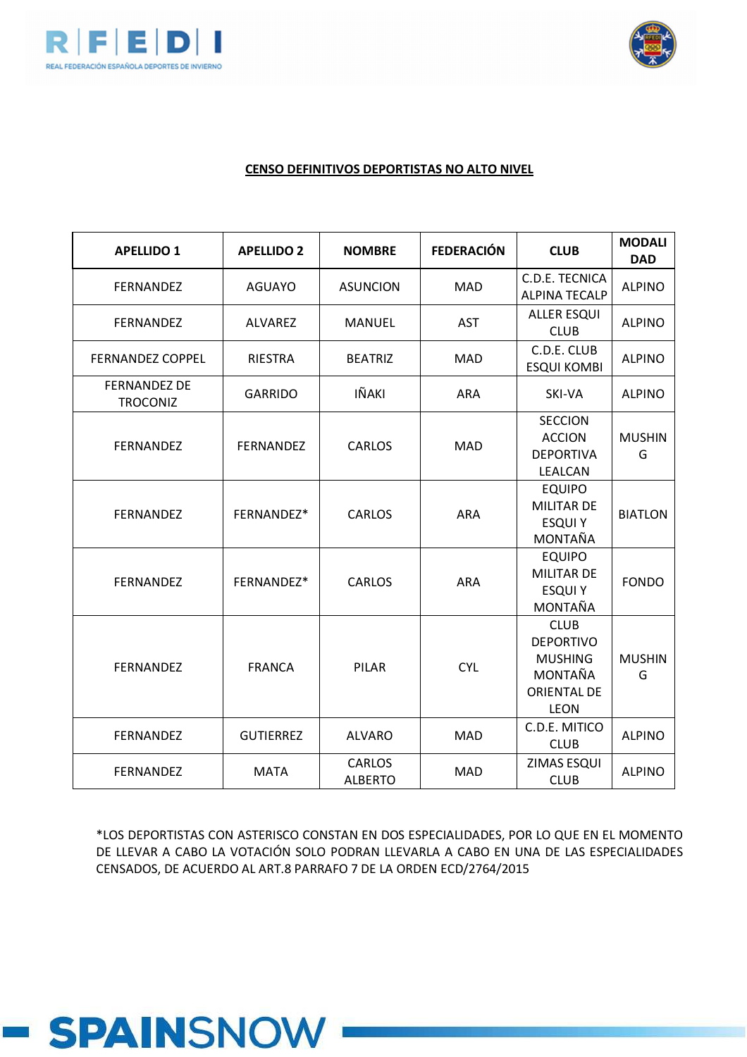**CENSO DEFINITIVOS DEPORTISTAS NO ALTO NIVEL**

| APELLIDO 1 | APELLIDO 2 | NOMBRE | FEDERACIÓN | CLUB | MODALIDAD |
|---|---|---|---|---|---|
| FERNANDEZ | AGUAYO | ASUNCION | MAD | C.D.E. TECNICA ALPINA TECALP | ALPINO |
| FERNANDEZ | ALVAREZ | MANUEL | AST | ALLER ESQUI CLUB | ALPINO |
| FERNANDEZ COPPEL | RIESTRA | BEATRIZ | MAD | C.D.E. CLUB ESQUI KOMBI | ALPINO |
| FERNANDEZ DE TROCONIZ | GARRIDO | IÑAKI | ARA | SKI-VA | ALPINO |
| FERNANDEZ | FERNANDEZ | CARLOS | MAD | SECCION ACCION DEPORTIVA LEALCAN | MUSHING |
| FERNANDEZ | FERNANDEZ* | CARLOS | ARA | EQUIPO MILITAR DE ESQUI Y MONTAÑA | BIATLON |
| FERNANDEZ | FERNANDEZ* | CARLOS | ARA | EQUIPO MILITAR DE ESQUI Y MONTAÑA | FONDO |
| FERNANDEZ | FRANCA | PILAR | CYL | CLUB DEPORTIVO MUSHING MONTAÑA ORIENTAL DE LEON | MUSHING |
| FERNANDEZ | GUTIERREZ | ALVARO | MAD | C.D.E. MITICO CLUB | ALPINO |
| FERNANDEZ | MATA | CARLOS ALBERTO | MAD | ZIMAS ESQUI CLUB | ALPINO |

*LOS DEPORTISTAS CON ASTERISCO CONSTAN EN DOS ESPECIALIDADES, POR LO QUE EN EL MOMENTO DE LLEVAR A CABO LA VOTACIÓN SOLO PODRAN LLEVARLA A CABO EN UNA DE LAS ESPECIALIDADES CENSADOS, DE ACUERDO AL ART.8 PARRAFO 7 DE LA ORDEN ECD/2764/2015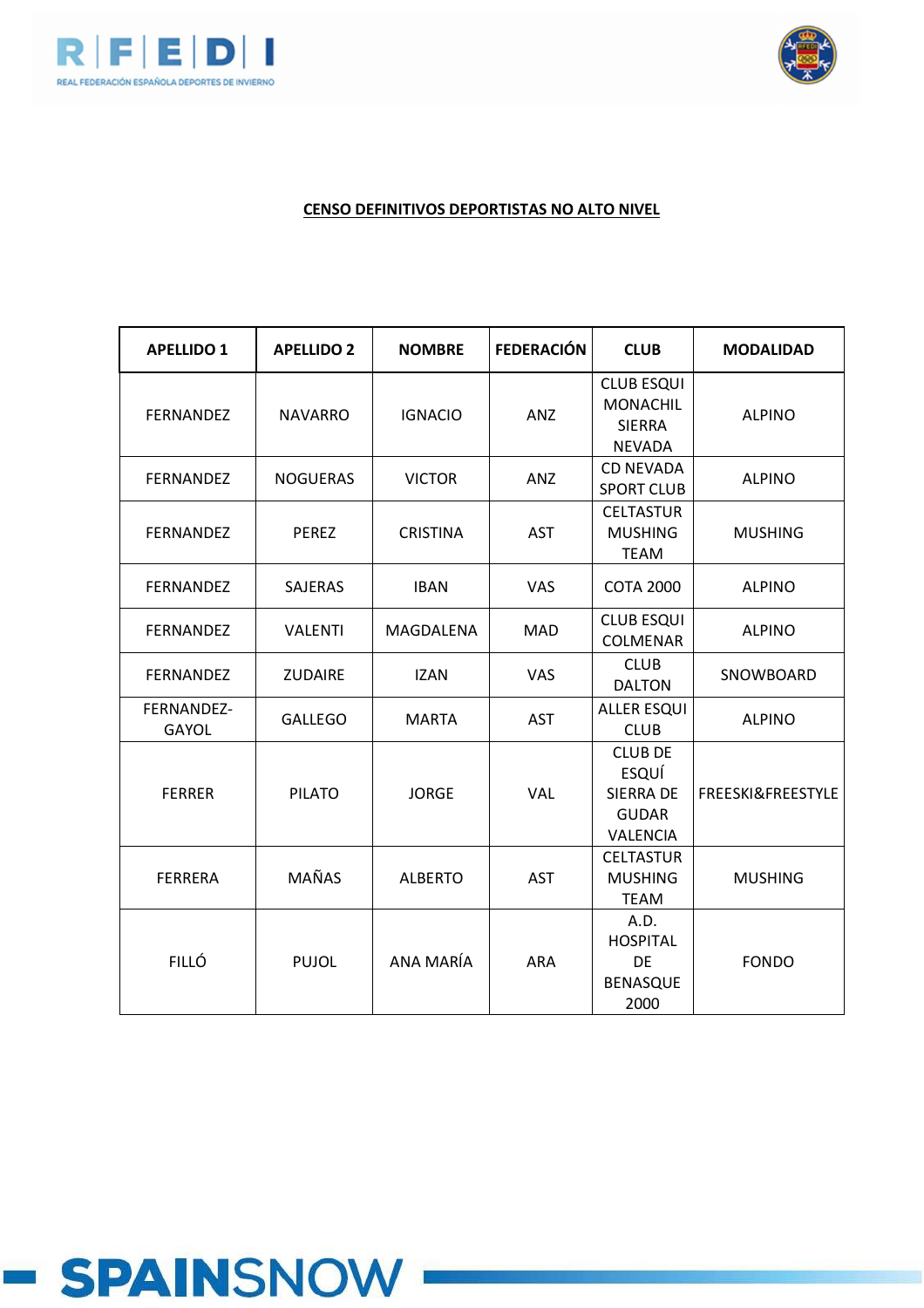**CENSO DEFINITIVOS DEPORTISTAS NO ALTO NIVEL**

| APELLIDO 1 | APELLIDO 2 | NOMBRE | FEDERACIÓN | CLUB | MODALIDAD |
|---|---|---|---|---|---|
| FERNANDEZ | NAVARRO | IGNACIO | ANZ | CLUB ESQUI MONACHIL SIERRA NEVADA | ALPINO |
| FERNANDEZ | NOGUERAS | VICTOR | ANZ | CD NEVADA SPORT CLUB | ALPINO |
| FERNANDEZ | PEREZ | CRISTINA | AST | CELTASTUR MUSHING TEAM | MUSHING |
| FERNANDEZ | SAJERAS | IBAN | VAS | COTA 2000 | ALPINO |
| FERNANDEZ | VALENTI | MAGDALENA | MAD | CLUB ESQUI COLMENAR | ALPINO |
| FERNANDEZ | ZUDAIRE | IZAN | VAS | CLUB DALTON | SNOWBOARD |
| FERNANDEZ-GAYOL | GALLEGO | MARTA | AST | ALLER ESQUI CLUB | ALPINO |
| FERRER | PILATO | JORGE | VAL | CLUB DE ESQUÍ SIERRA DE GUDAR VALENCIA | FREESKI&FREESTYLE |
| FERRERA | MAÑAS | ALBERTO | AST | CELTASTUR MUSHING TEAM | MUSHING |
| FILLÓ | PUJOL | ANA MARÍA | ARA | A.D. HOSPITAL DE BENASQUE 2000 | FONDO |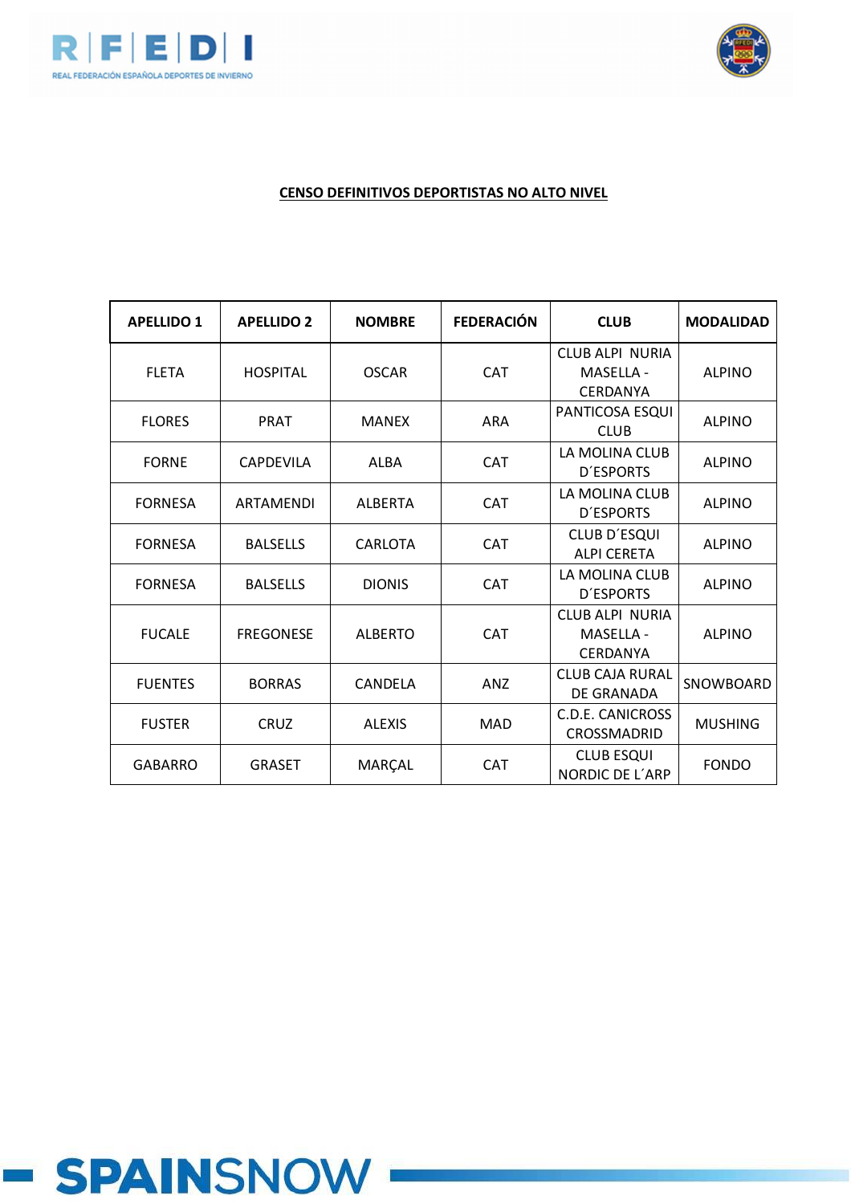**CENSO DEFINITIVOS DEPORTISTAS NO ALTO NIVEL**

| APELLIDO 1 | APELLIDO 2 | NOMBRE | FEDERACIÓN | CLUB | MODALIDAD |
|---|---|---|---|---|---|
| FLETA | HOSPITAL | OSCAR | CAT | CLUB ALPI NURIA MASELLA - CERDANYA | ALPINO |
| FLORES | PRAT | MANEX | ARA | PANTICOSA ESQUI CLUB | ALPINO |
| FORNE | CAPDEVILA | ALBA | CAT | LA MOLINA CLUB D´ESPORTS | ALPINO |
| FORNESA | ARTAMENDI | ALBERTA | CAT | LA MOLINA CLUB D´ESPORTS | ALPINO |
| FORNESA | BALSELLS | CARLOTA | CAT | CLUB D´ESQUI ALPI CERETA | ALPINO |
| FORNESA | BALSELLS | DIONIS | CAT | LA MOLINA CLUB D´ESPORTS | ALPINO |
| FUCALE | FREGONESE | ALBERTO | CAT | CLUB ALPI NURIA MASELLA - CERDANYA | ALPINO |
| FUENTES | BORRAS | CANDELA | ANZ | CLUB CAJA RURAL DE GRANADA | SNOWBOARD |
| FUSTER | CRUZ | ALEXIS | MAD | C.D.E. CANICROSS CROSSMADRID | MUSHING |
| GABARRO | GRASET | MARÇAL | CAT | CLUB ESQUI NORDIC DE L´ARP | FONDO |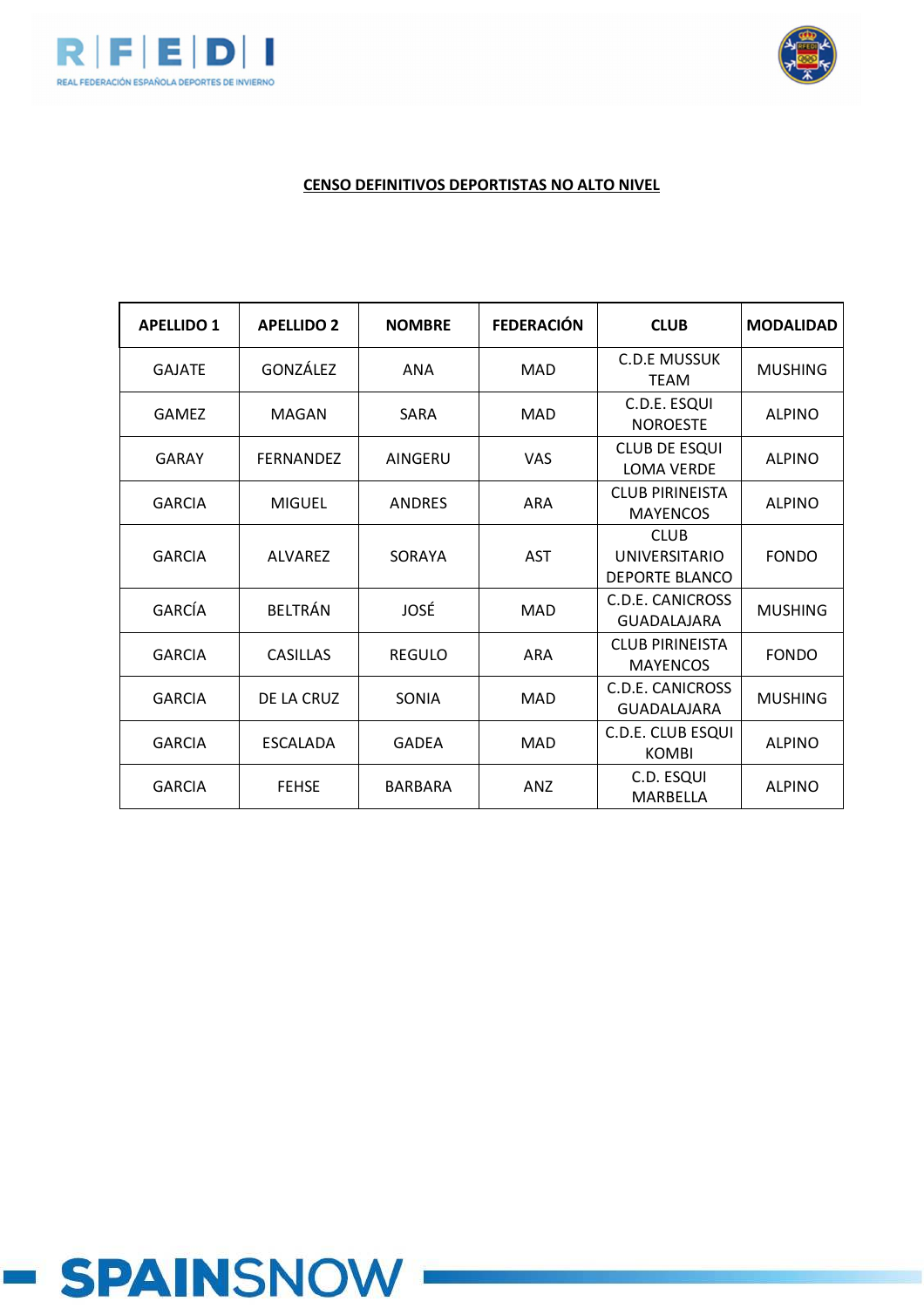**CENSO DEFINITIVOS DEPORTISTAS NO ALTO NIVEL**

| APELLIDO 1 | APELLIDO 2 | NOMBRE | FEDERACIÓN | CLUB | MODALIDAD |
|---|---|---|---|---|---|
| GAJATE | GONZÁLEZ | ANA | MAD | C.D.E MUSSUK TEAM | MUSHING |
| GAMEZ | MAGAN | SARA | MAD | C.D.E. ESQUI NOROESTE | ALPINO |
| GARAY | FERNANDEZ | AINGERU | VAS | CLUB DE ESQUI LOMA VERDE | ALPINO |
| GARCIA | MIGUEL | ANDRES | ARA | CLUB PIRINEISTA MAYENCOS | ALPINO |
| GARCIA | ALVAREZ | SORAYA | AST | CLUB UNIVERSITARIO DEPORTE BLANCO | FONDO |
| GARCÍA | BELTRÁN | JOSÉ | MAD | C.D.E. CANICROSS GUADALAJARA | MUSHING |
| GARCIA | CASILLAS | REGULO | ARA | CLUB PIRINEISTA MAYENCOS | FONDO |
| GARCIA | DE LA CRUZ | SONIA | MAD | C.D.E. CANICROSS GUADALAJARA | MUSHING |
| GARCIA | ESCALADA | GADEA | MAD | C.D.E. CLUB ESQUI KOMBI | ALPINO |
| GARCIA | FEHSE | BARBARA | ANZ | C.D. ESQUI MARBELLA | ALPINO |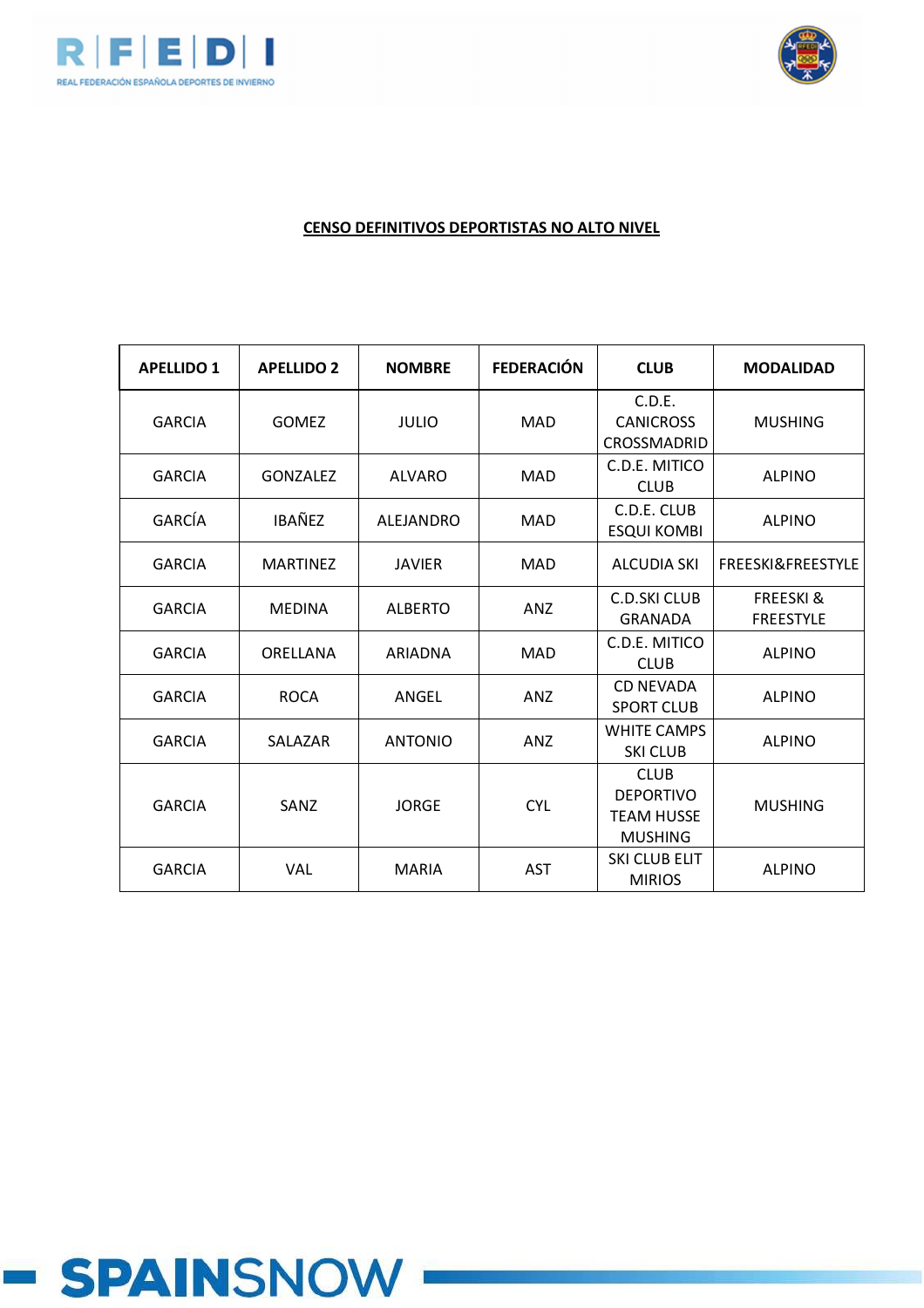**CENSO DEFINITIVOS DEPORTISTAS NO ALTO NIVEL**

| APELLIDO 1 | APELLIDO 2 | NOMBRE | FEDERACIÓN | CLUB | MODALIDAD |
|---|---|---|---|---|---|
| GARCIA | GOMEZ | JULIO | MAD | C.D.E. CANICROSS CROSSMADRID | MUSHING |
| GARCIA | GONZALEZ | ALVARO | MAD | C.D.E. MITICO CLUB | ALPINO |
| GARCÍA | IBAÑEZ | ALEJANDRO | MAD | C.D.E. CLUB ESQUI KOMBI | ALPINO |
| GARCIA | MARTINEZ | JAVIER | MAD | ALCUDIA SKI | FREESKI&FREESTYLE |
| GARCIA | MEDINA | ALBERTO | ANZ | C.D.SKI CLUB GRANADA | FREESKI & FREESTYLE |
| GARCIA | ORELLANA | ARIADNA | MAD | C.D.E. MITICO CLUB | ALPINO |
| GARCIA | ROCA | ANGEL | ANZ | CD NEVADA SPORT CLUB | ALPINO |
| GARCIA | SALAZAR | ANTONIO | ANZ | WHITE CAMPS SKI CLUB | ALPINO |
| GARCIA | SANZ | JORGE | CYL | CLUB DEPORTIVO TEAM HUSSE MUSHING | MUSHING |
| GARCIA | VAL | MARIA | AST | SKI CLUB ELIT MIRIOS | ALPINO |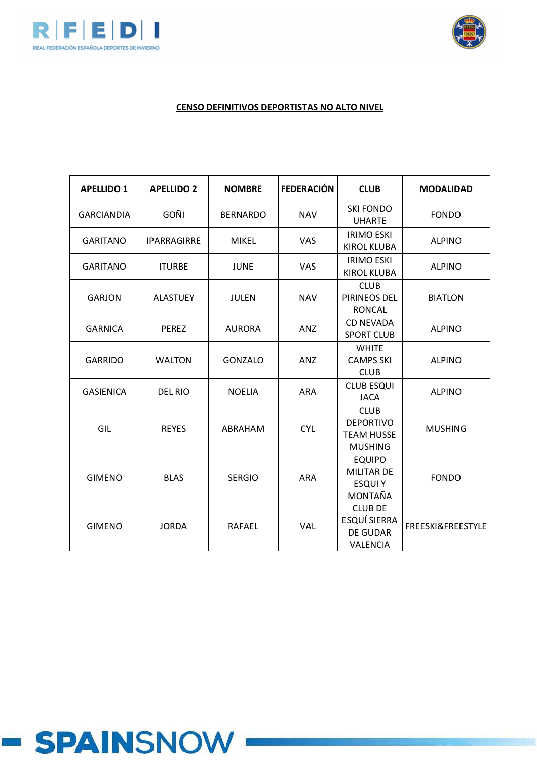**CENSO DEFINITIVOS DEPORTISTAS NO ALTO NIVEL**

| APELLIDO 1 | APELLIDO 2 | NOMBRE | FEDERACIÓN | CLUB | MODALIDAD |
|---|---|---|---|---|---|
| GARCIANDIA | GOÑI | BERNARDO | NAV | SKI FONDO UHARTE | FONDO |
| GARITANO | IPARRAGIRRE | MIKEL | VAS | IRIMO ESKI KIROL KLUBA | ALPINO |
| GARITANO | ITURBE | JUNE | VAS | IRIMO ESKI KIROL KLUBA | ALPINO |
| GARJON | ALASTUEY | JULEN | NAV | CLUB PIRINEOS DEL RONCAL | BIATLON |
| GARNICA | PEREZ | AURORA | ANZ | CD NEVADA SPORT CLUB | ALPINO |
| GARRIDO | WALTON | GONZALO | ANZ | WHITE CAMPS SKI CLUB | ALPINO |
| GASIENICA | DEL RIO | NOELIA | ARA | CLUB ESQUI JACA | ALPINO |
| GIL | REYES | ABRAHAM | CYL | CLUB DEPORTIVO TEAM HUSSE MUSHING | MUSHING |
| GIMENO | BLAS | SERGIO | ARA | EQUIPO MILITAR DE ESQUI Y MONTAÑA | FONDO |
| GIMENO | JORDA | RAFAEL | VAL | CLUB DE ESQUÍ SIERRA DE GUDAR VALENCIA | FREESKI&FREESTYLE |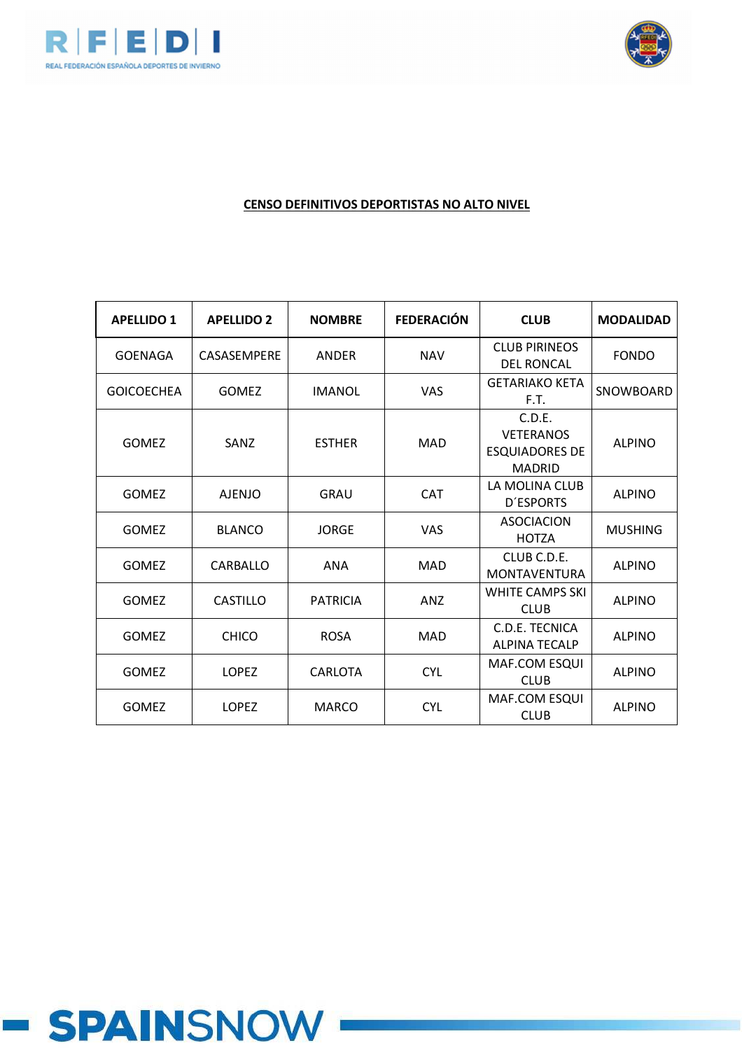**CENSO DEFINITIVOS DEPORTISTAS NO ALTO NIVEL**

| APELLIDO 1 | APELLIDO 2 | NOMBRE | FEDERACIÓN | CLUB | MODALIDAD |
|---|---|---|---|---|---|
| GOENAGA | CASASEMPERE | ANDER | NAV | CLUB PIRINEOS DEL RONCAL | FONDO |
| GOICOECHEA | GOMEZ | IMANOL | VAS | GETARIAKO KETA F.T. | SNOWBOARD |
| GOMEZ | SANZ | ESTHER | MAD | C.D.E. VETERANOS ESQUIADORES DE MADRID | ALPINO |
| GOMEZ | AJENJO | GRAU | CAT | LA MOLINA CLUB D´ESPORTS | ALPINO |
| GOMEZ | BLANCO | JORGE | VAS | ASOCIACION HOTZA | MUSHING |
| GOMEZ | CARBALLO | ANA | MAD | CLUB C.D.E. MONTAVENTURA | ALPINO |
| GOMEZ | CASTILLO | PATRICIA | ANZ | WHITE CAMPS SKI CLUB | ALPINO |
| GOMEZ | CHICO | ROSA | MAD | C.D.E. TECNICA ALPINA TECALP | ALPINO |
| GOMEZ | LOPEZ | CARLOTA | CYL | MAF.COM ESQUI CLUB | ALPINO |
| GOMEZ | LOPEZ | MARCO | CYL | MAF.COM ESQUI CLUB | ALPINO |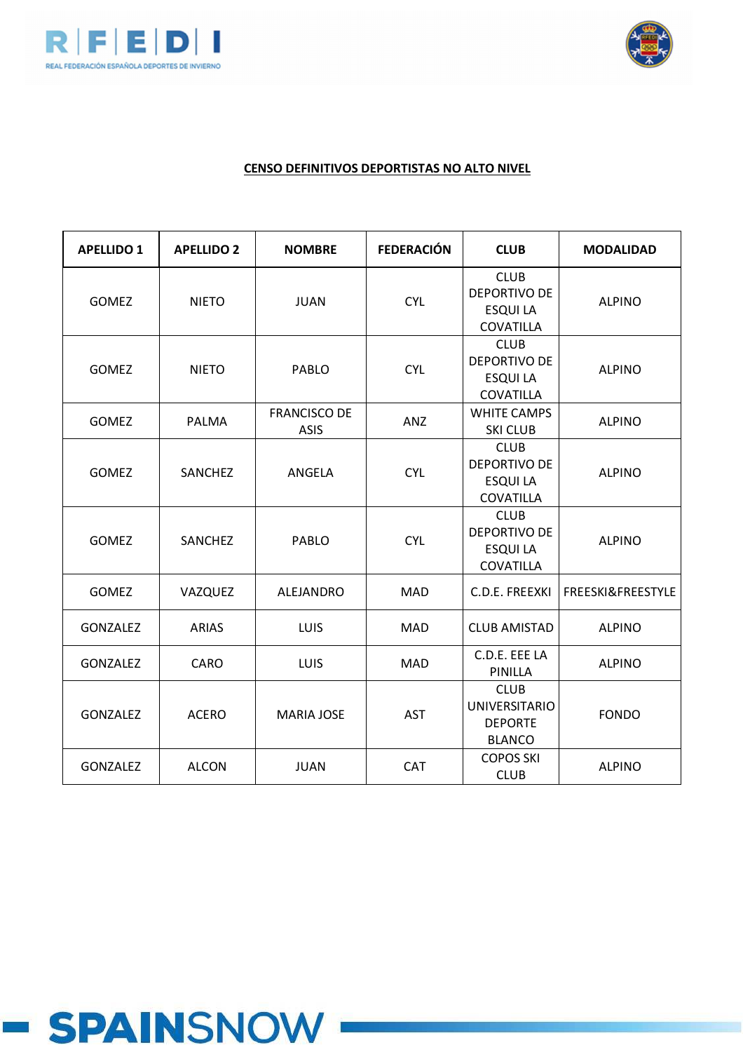**CENSO DEFINITIVOS DEPORTISTAS NO ALTO NIVEL**

| APELLIDO 1 | APELLIDO 2 | NOMBRE | FEDERACIÓN | CLUB | MODALIDAD |
|---|---|---|---|---|---|
| GOMEZ | NIETO | JUAN | CYL | CLUB DEPORTIVO DE ESQUI LA COVATILLA | ALPINO |
| GOMEZ | NIETO | PABLO | CYL | CLUB DEPORTIVO DE ESQUI LA COVATILLA | ALPINO |
| GOMEZ | PALMA | FRANCISCO DE ASIS | ANZ | WHITE CAMPS SKI CLUB | ALPINO |
| GOMEZ | SANCHEZ | ANGELA | CYL | CLUB DEPORTIVO DE ESQUI LA COVATILLA | ALPINO |
| GOMEZ | SANCHEZ | PABLO | CYL | CLUB DEPORTIVO DE ESQUI LA COVATILLA | ALPINO |
| GOMEZ | VAZQUEZ | ALEJANDRO | MAD | C.D.E. FREEXKI | FREESKI&FREESTYLE |
| GONZALEZ | ARIAS | LUIS | MAD | CLUB AMISTAD | ALPINO |
| GONZALEZ | CARO | LUIS | MAD | C.D.E. EEE LA PINILLA | ALPINO |
| GONZALEZ | ACERO | MARIA JOSE | AST | CLUB UNIVERSITARIO DEPORTE BLANCO | FONDO |
| GONZALEZ | ALCON | JUAN | CAT | COPOS SKI CLUB | ALPINO |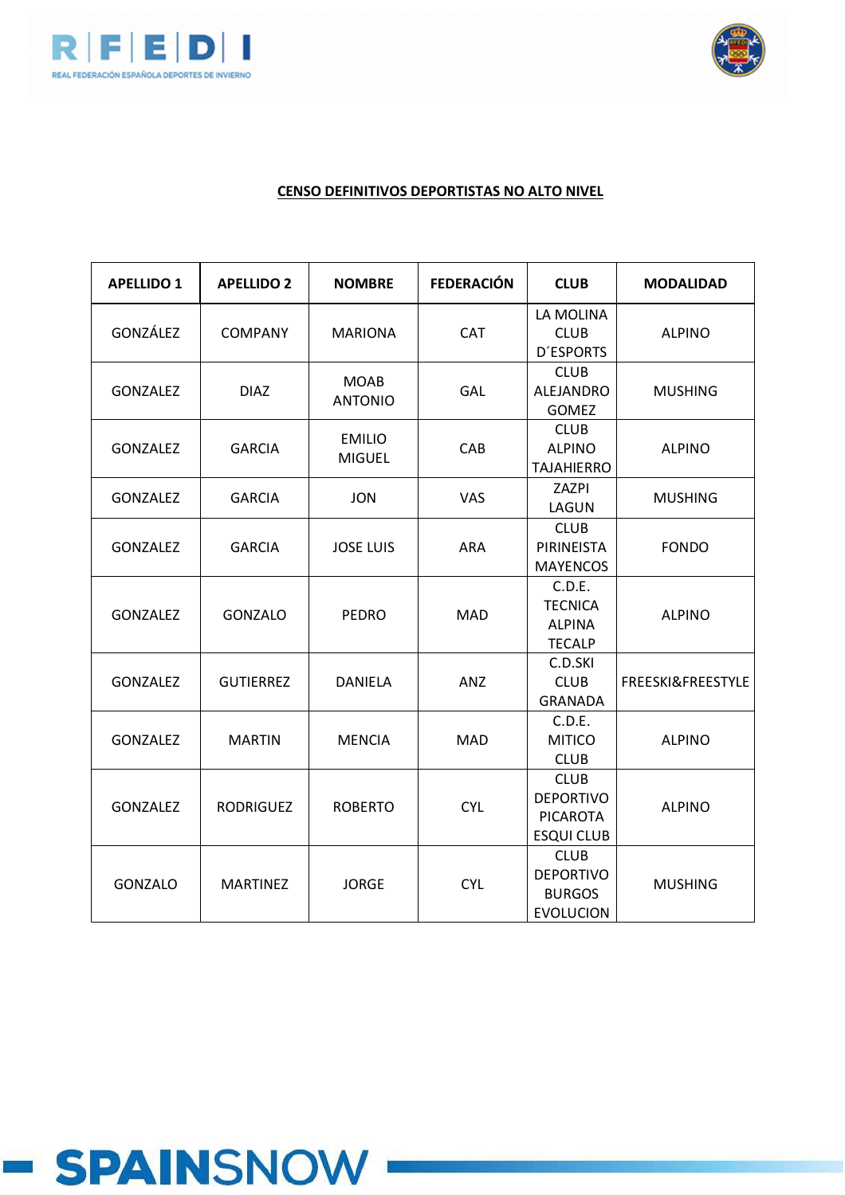**CENSO DEFINITIVOS DEPORTISTAS NO ALTO NIVEL**

| APELLIDO 1 | APELLIDO 2 | NOMBRE | FEDERACIÓN | CLUB | MODALIDAD |
|---|---|---|---|---|---|
| GONZÁLEZ | COMPANY | MARIONA | CAT | LA MOLINA CLUB D´ESPORTS | ALPINO |
| GONZALEZ | DIAZ | MOAB ANTONIO | GAL | CLUB ALEJANDRO GOMEZ | MUSHING |
| GONZALEZ | GARCIA | EMILIO MIGUEL | CAB | CLUB ALPINO TAJAHIERRO | ALPINO |
| GONZALEZ | GARCIA | JON | VAS | ZAZPI LAGUN | MUSHING |
| GONZALEZ | GARCIA | JOSE LUIS | ARA | CLUB PIRINEISTA MAYENCOS | FONDO |
| GONZALEZ | GONZALO | PEDRO | MAD | C.D.E. TECNICA ALPINA TECALP | ALPINO |
| GONZALEZ | GUTIERREZ | DANIELA | ANZ | C.D.SKI CLUB GRANADA | FREESKI&FREESTYLE |
| GONZALEZ | MARTIN | MENCIA | MAD | C.D.E. MITICO CLUB | ALPINO |
| GONZALEZ | RODRIGUEZ | ROBERTO | CYL | CLUB DEPORTIVO PICAROTA ESQUI CLUB | ALPINO |
| GONZALO | MARTINEZ | JORGE | CYL | CLUB DEPORTIVO BURGOS EVOLUCION | MUSHING |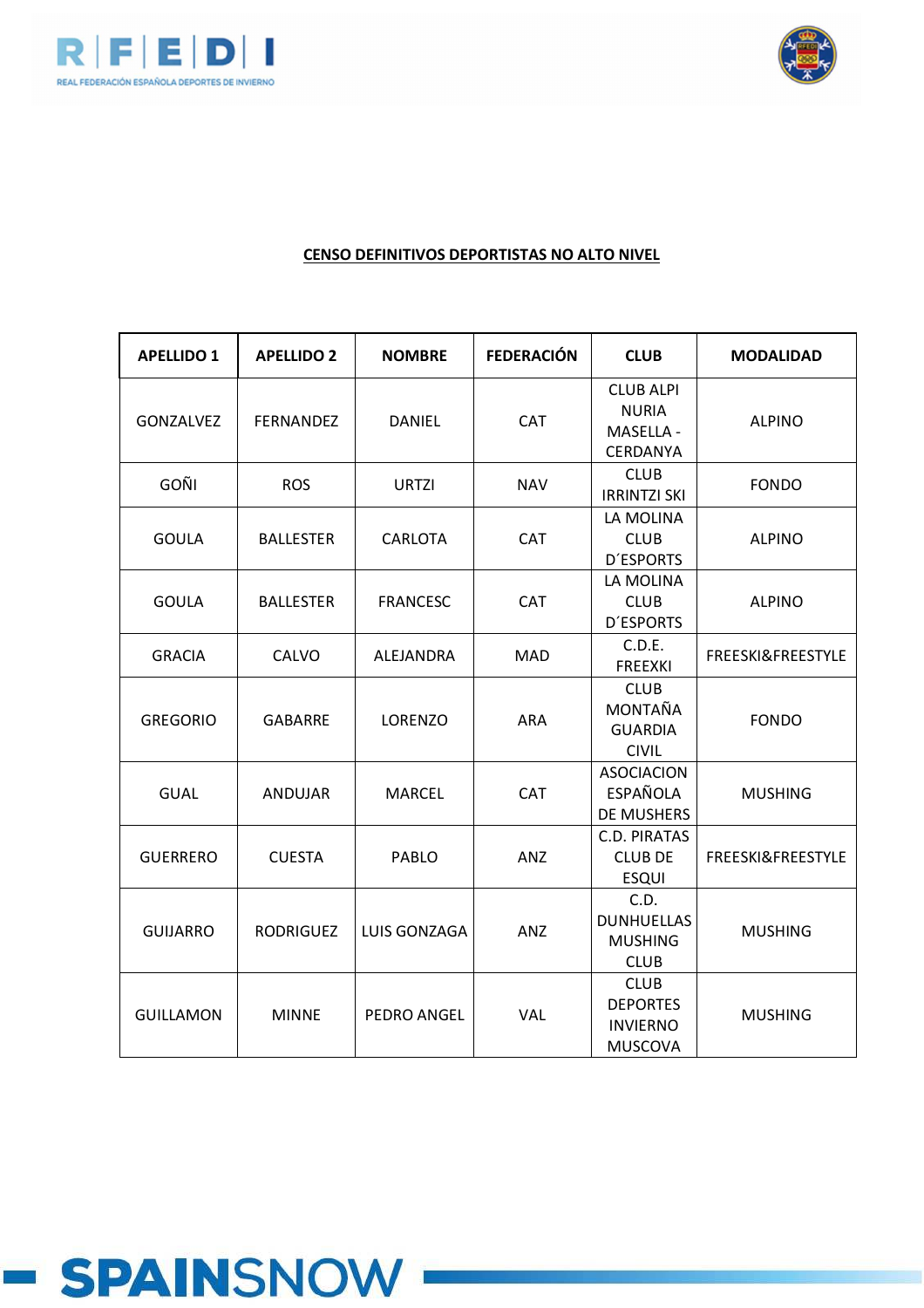**CENSO DEFINITIVOS DEPORTISTAS NO ALTO NIVEL**

| APELLIDO 1 | APELLIDO 2 | NOMBRE | FEDERACIÓN | CLUB | MODALIDAD |
|---|---|---|---|---|---|
| GONZALVEZ | FERNANDEZ | DANIEL | CAT | CLUB ALPI NURIA MASELLA - CERDANYA | ALPINO |
| GOÑI | ROS | URTZI | NAV | CLUB IRRINTZI SKI | FONDO |
| GOULA | BALLESTER | CARLOTA | CAT | LA MOLINA CLUB D´ESPORTS | ALPINO |
| GOULA | BALLESTER | FRANCESC | CAT | LA MOLINA CLUB D´ESPORTS | ALPINO |
| GRACIA | CALVO | ALEJANDRA | MAD | C.D.E. FREEXKI | FREESKI&FREESTYLE |
| GREGORIO | GABARRE | LORENZO | ARA | CLUB MONTAÑA GUARDIA CIVIL | FONDO |
| GUAL | ANDUJAR | MARCEL | CAT | ASOCIACION ESPAÑOLA DE MUSHERS | MUSHING |
| GUERRERO | CUESTA | PABLO | ANZ | C.D. PIRATAS CLUB DE ESQUI | FREESKI&FREESTYLE |
| GUIJARRO | RODRIGUEZ | LUIS GONZAGA | ANZ | C.D. DUNHUELLAS MUSHING CLUB | MUSHING |
| GUILLAMON | MINNE | PEDRO ANGEL | VAL | CLUB DEPORTES INVIERNO MUSCOVA | MUSHING |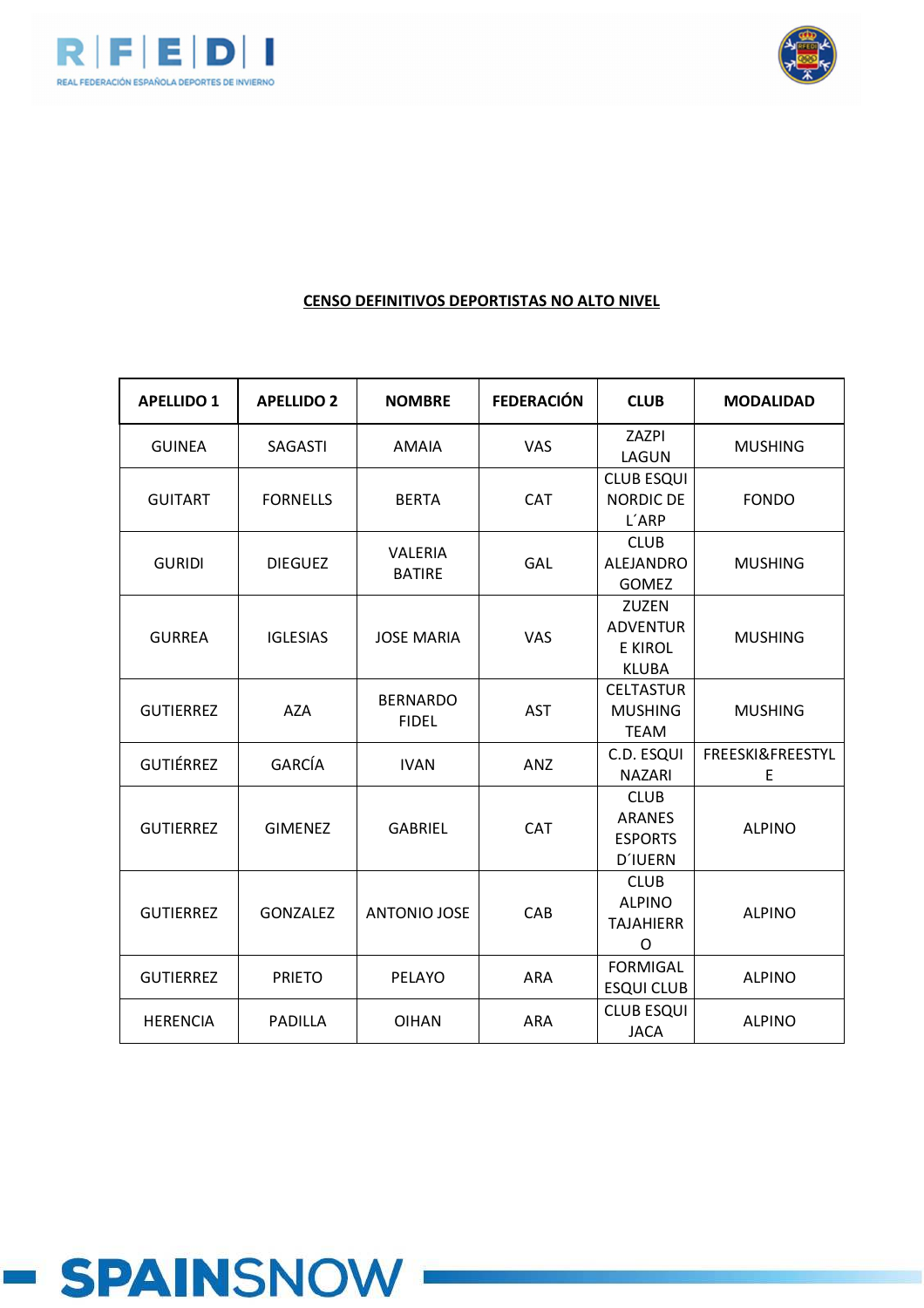**CENSO DEFINITIVOS DEPORTISTAS NO ALTO NIVEL**

| APELLIDO 1 | APELLIDO 2 | NOMBRE | FEDERACIÓN | CLUB | MODALIDAD |
|---|---|---|---|---|---|
| GUINEA | SAGASTI | AMAIA | VAS | ZAZPI LAGUN | MUSHING |
| GUITART | FORNELLS | BERTA | CAT | CLUB ESQUI NORDIC DE L´ARP | FONDO |
| GURIDI | DIEGUEZ | VALERIA BATIRE | GAL | CLUB ALEJANDRO GOMEZ | MUSHING |
| GURREA | IGLESIAS | JOSE MARIA | VAS | ZUZEN ADVENTURE KIROL KLUBA | MUSHING |
| GUTIERREZ | AZA | BERNARDO FIDEL | AST | CELTASTUR MUSHING TEAM | MUSHING |
| GUTIÉRREZ | GARCÍA | IVAN | ANZ | C.D. ESQUI NAZARI | FREESKI&FREESTYLE |
| GUTIERREZ | GIMENEZ | GABRIEL | CAT | CLUB ARANES ESPORTS D´IUERN | ALPINO |
| GUTIERREZ | GONZALEZ | ANTONIO JOSE | CAB | CLUB ALPINO TAJAHIERRO | ALPINO |
| GUTIERREZ | PRIETO | PELAYO | ARA | FORMIGAL ESQUI CLUB | ALPINO |
| HERENCIA | PADILLA | OIHAN | ARA | CLUB ESQUI JACA | ALPINO |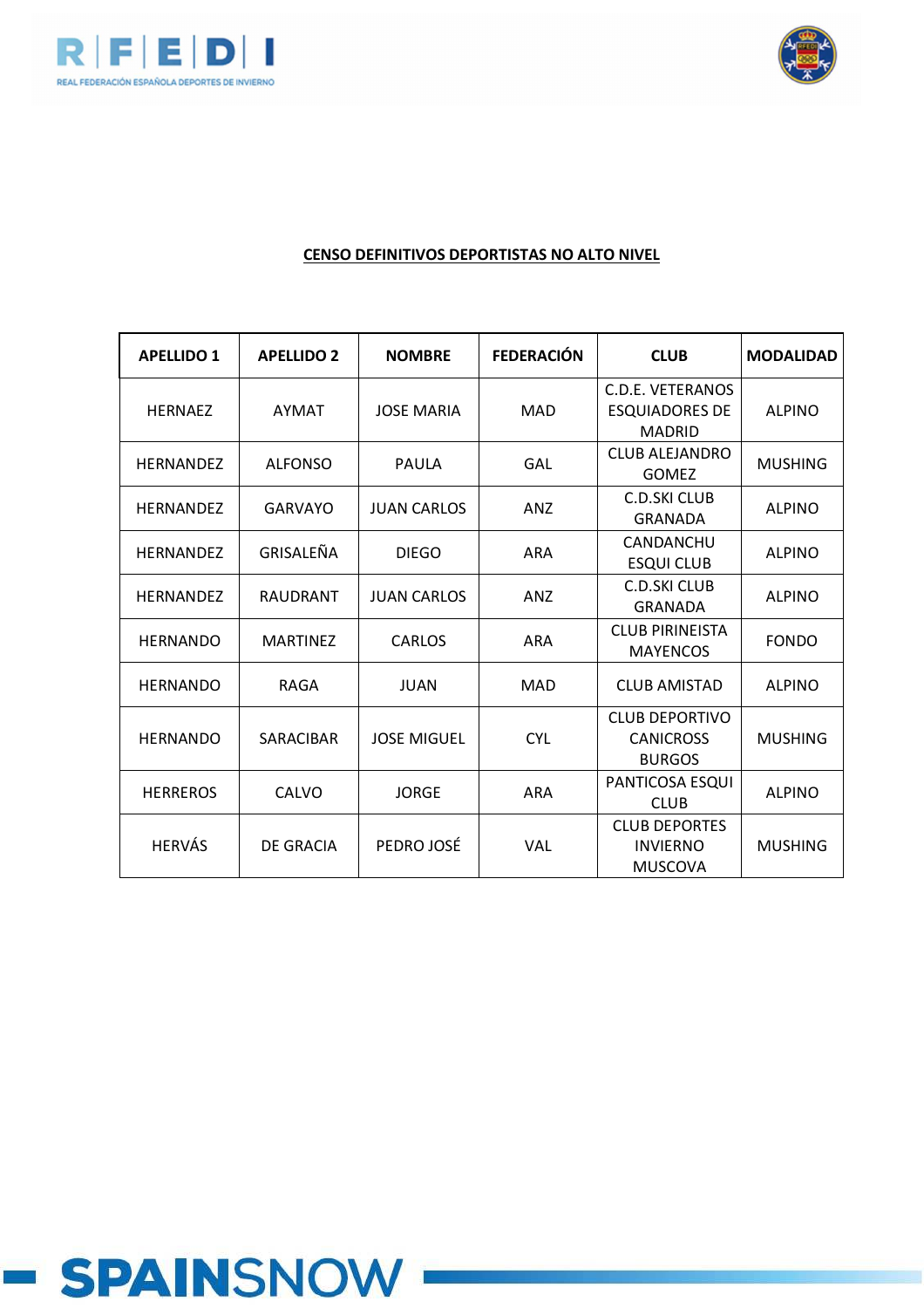**CENSO DEFINITIVOS DEPORTISTAS NO ALTO NIVEL**

| APELLIDO 1 | APELLIDO 2 | NOMBRE | FEDERACIÓN | CLUB | MODALIDAD |
|---|---|---|---|---|---|
| HERNAEZ | AYMAT | JOSE MARIA | MAD | C.D.E. VETERANOS ESQUIADORES DE MADRID | ALPINO |
| HERNANDEZ | ALFONSO | PAULA | GAL | CLUB ALEJANDRO GOMEZ | MUSHING |
| HERNANDEZ | GARVAYO | JUAN CARLOS | ANZ | C.D.SKI CLUB GRANADA | ALPINO |
| HERNANDEZ | GRISALEÑA | DIEGO | ARA | CANDANCHU ESQUI CLUB | ALPINO |
| HERNANDEZ | RAUDRANT | JUAN CARLOS | ANZ | C.D.SKI CLUB GRANADA | ALPINO |
| HERNANDO | MARTINEZ | CARLOS | ARA | CLUB PIRINEISTA MAYENCOS | FONDO |
| HERNANDO | RAGA | JUAN | MAD | CLUB AMISTAD | ALPINO |
| HERNANDO | SARACIBAR | JOSE MIGUEL | CYL | CLUB DEPORTIVO CANICROSS BURGOS | MUSHING |
| HERREROS | CALVO | JORGE | ARA | PANTICOSA ESQUI CLUB | ALPINO |
| HERVÁS | DE GRACIA | PEDRO JOSÉ | VAL | CLUB DEPORTES INVIERNO MUSCOVA | MUSHING |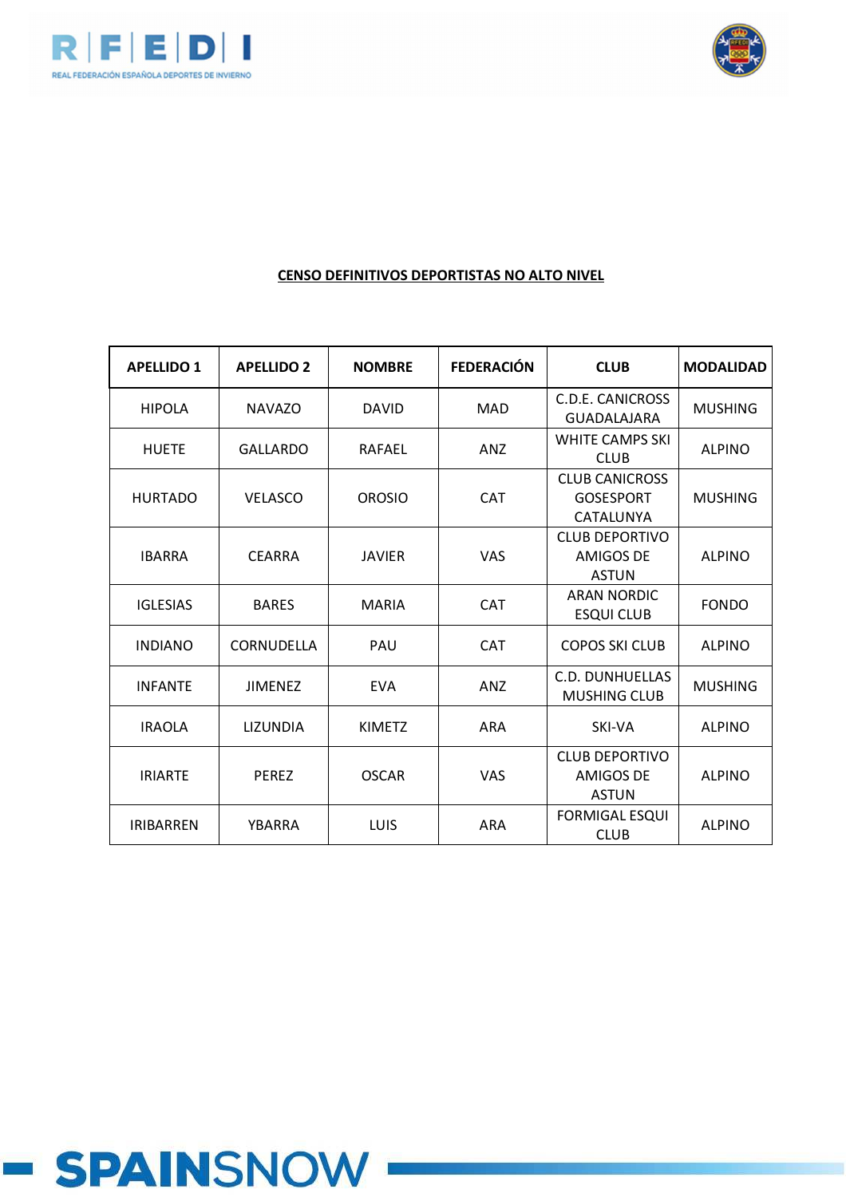**CENSO DEFINITIVOS DEPORTISTAS NO ALTO NIVEL**

| APELLIDO 1 | APELLIDO 2 | NOMBRE | FEDERACIÓN | CLUB | MODALIDAD |
|---|---|---|---|---|---|
| HIPOLA | NAVAZO | DAVID | MAD | C.D.E. CANICROSS GUADALAJARA | MUSHING |
| HUETE | GALLARDO | RAFAEL | ANZ | WHITE CAMPS SKI CLUB | ALPINO |
| HURTADO | VELASCO | OROSIO | CAT | CLUB CANICROSS GOSESPORT CATALUNYA | MUSHING |
| IBARRA | CEARRA | JAVIER | VAS | CLUB DEPORTIVO AMIGOS DE ASTUN | ALPINO |
| IGLESIAS | BARES | MARIA | CAT | ARAN NORDIC ESQUI CLUB | FONDO |
| INDIANO | CORNUDELLA | PAU | CAT | COPOS SKI CLUB | ALPINO |
| INFANTE | JIMENEZ | EVA | ANZ | C.D. DUNHUELLAS MUSHING CLUB | MUSHING |
| IRAOLA | LIZUNDIA | KIMETZ | ARA | SKI-VA | ALPINO |
| IRIARTE | PEREZ | OSCAR | VAS | CLUB DEPORTIVO AMIGOS DE ASTUN | ALPINO |
| IRIBARREN | YBARRA | LUIS | ARA | FORMIGAL ESQUI CLUB | ALPINO |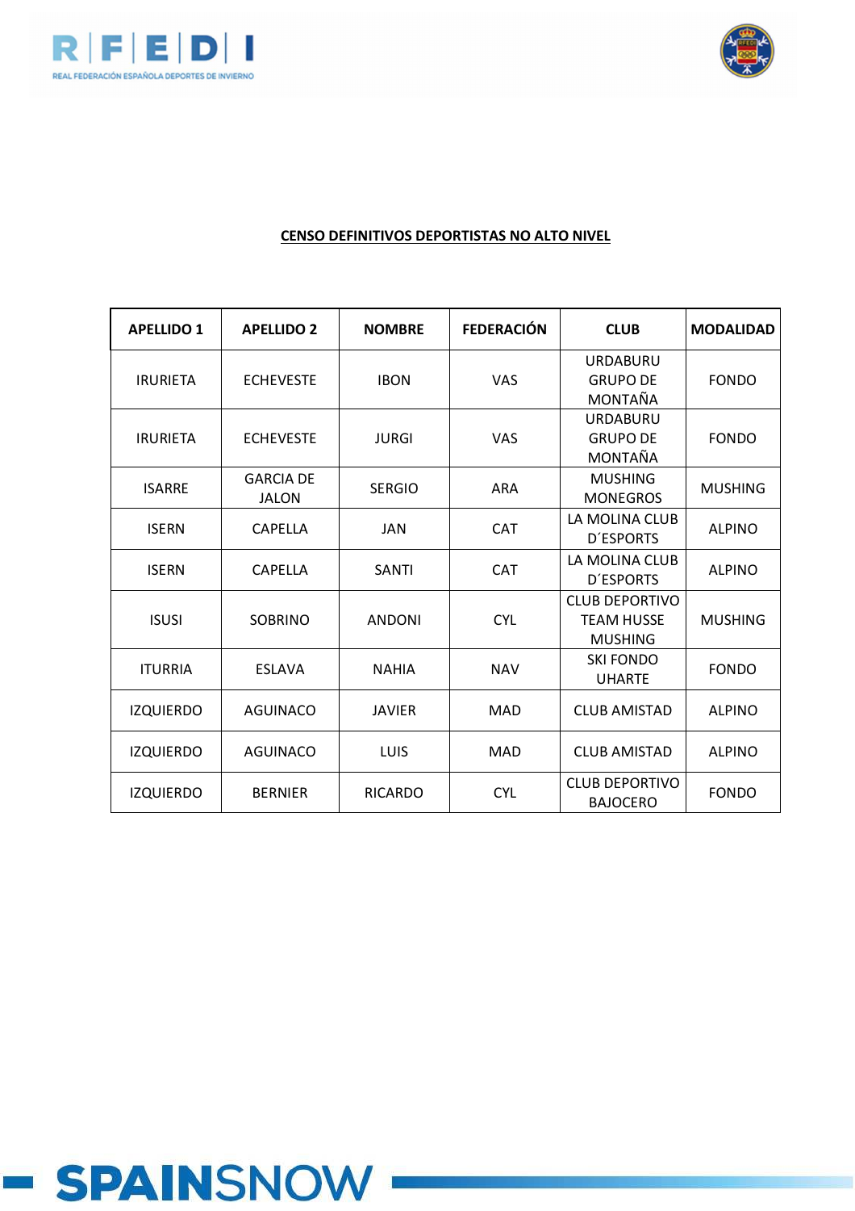**CENSO DEFINITIVOS DEPORTISTAS NO ALTO NIVEL**

| APELLIDO 1 | APELLIDO 2 | NOMBRE | FEDERACIÓN | CLUB | MODALIDAD |
|---|---|---|---|---|---|
| IRURIETA | ECHEVESTE | IBON | VAS | URDABURU GRUPO DE MONTAÑA | FONDO |
| IRURIETA | ECHEVESTE | JURGI | VAS | URDABURU GRUPO DE MONTAÑA | FONDO |
| ISARRE | GARCIA DE JALON | SERGIO | ARA | MUSHING MONEGROS | MUSHING |
| ISERN | CAPELLA | JAN | CAT | LA MOLINA CLUB D´ESPORTS | ALPINO |
| ISERN | CAPELLA | SANTI | CAT | LA MOLINA CLUB D´ESPORTS | ALPINO |
| ISUSI | SOBRINO | ANDONI | CYL | CLUB DEPORTIVO TEAM HUSSE MUSHING | MUSHING |
| ITURRIA | ESLAVA | NAHIA | NAV | SKI FONDO UHARTE | FONDO |
| IZQUIERDO | AGUINACO | JAVIER | MAD | CLUB AMISTAD | ALPINO |
| IZQUIERDO | AGUINACO | LUIS | MAD | CLUB AMISTAD | ALPINO |
| IZQUIERDO | BERNIER | RICARDO | CYL | CLUB DEPORTIVO BAJOCERO | FONDO |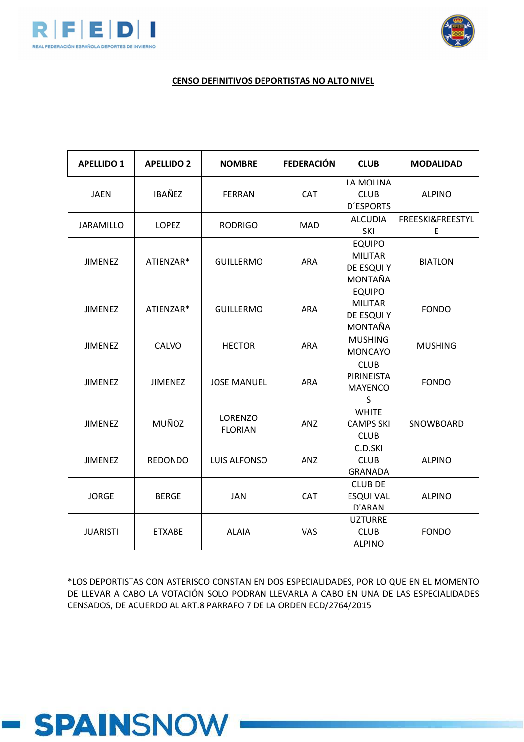**CENSO DEFINITIVOS DEPORTISTAS NO ALTO NIVEL**

| APELLIDO 1 | APELLIDO 2 | NOMBRE | FEDERACIÓN | CLUB | MODALIDAD |
|---|---|---|---|---|---|
| JAEN | IBAÑEZ | FERRAN | CAT | LA MOLINA CLUB D´ESPORTS | ALPINO |
| JARAMILLO | LOPEZ | RODRIGO | MAD | ALCUDIA SKI | FREESKI&FREESTYLE |
| JIMENEZ | ATIENZAR* | GUILLERMO | ARA | EQUIPO MILITAR DE ESQUI Y MONTAÑA | BIATLON |
| JIMENEZ | ATIENZAR* | GUILLERMO | ARA | EQUIPO MILITAR DE ESQUI Y MONTAÑA | FONDO |
| JIMENEZ | CALVO | HECTOR | ARA | MUSHING MONCAYO | MUSHING |
| JIMENEZ | JIMENEZ | JOSE MANUEL | ARA | CLUB PIRINEISTA MAYENCOS | FONDO |
| JIMENEZ | MUÑOZ | LORENZO FLORIAN | ANZ | WHITE CAMPS SKI CLUB | SNOWBOARD |
| JIMENEZ | REDONDO | LUIS ALFONSO | ANZ | C.D.SKI CLUB GRANADA | ALPINO |
| JORGE | BERGE | JAN | CAT | CLUB DE ESQUI VAL D'ARAN | ALPINO |
| JUARISTI | ETXABE | ALAIA | VAS | UZTURRE CLUB ALPINO | FONDO |

*LOS DEPORTISTAS CON ASTERISCO CONSTAN EN DOS ESPECIALIDADES, POR LO QUE EN EL MOMENTO DE LLEVAR A CABO LA VOTACIÓN SOLO PODRAN LLEVARLA A CABO EN UNA DE LAS ESPECIALIDADES CENSADOS, DE ACUERDO AL ART.8 PARRAFO 7 DE LA ORDEN ECD/2764/2015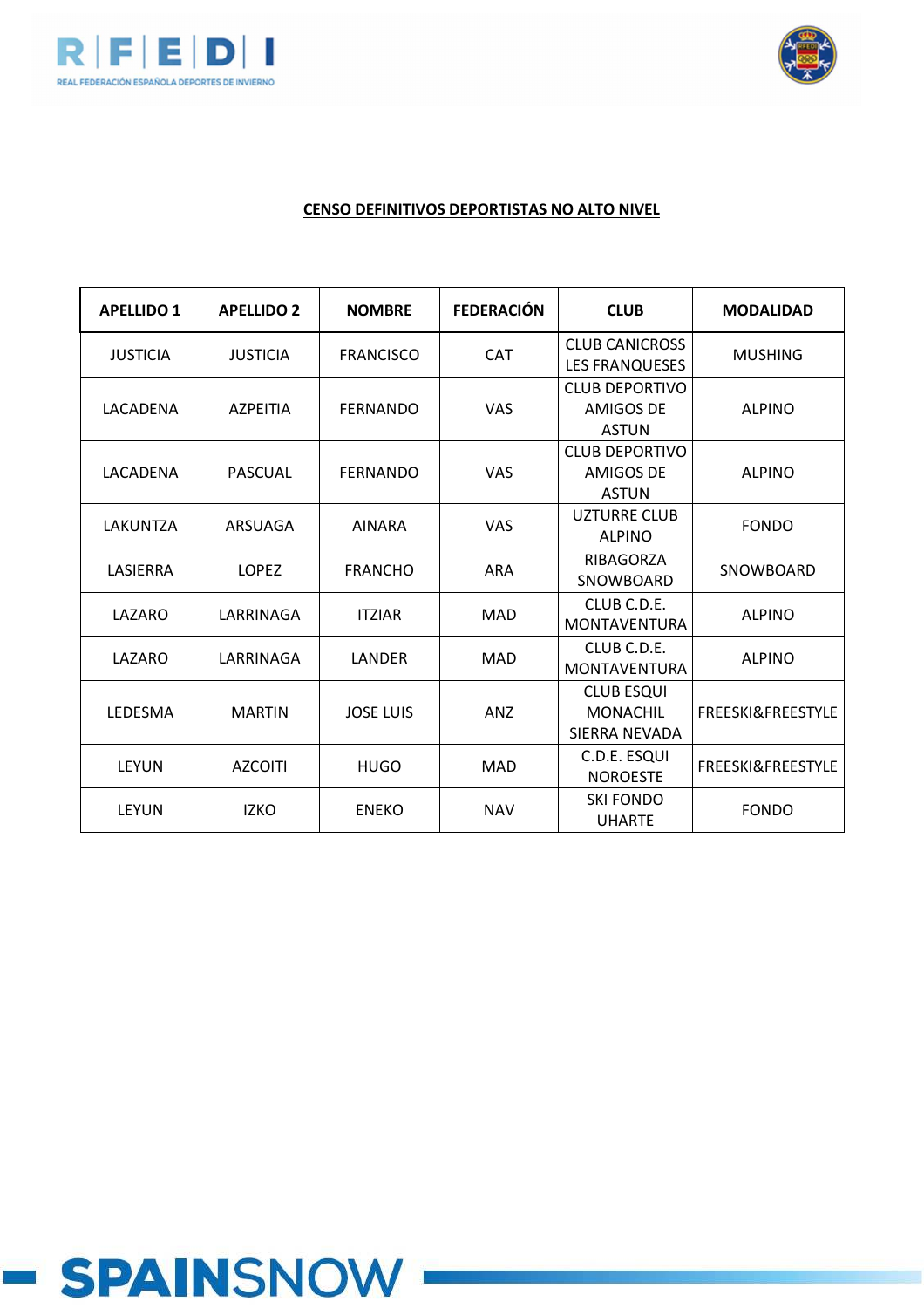**CENSO DEFINITIVOS DEPORTISTAS NO ALTO NIVEL**

| APELLIDO 1 | APELLIDO 2 | NOMBRE | FEDERACIÓN | CLUB | MODALIDAD |
|---|---|---|---|---|---|
| JUSTICIA | JUSTICIA | FRANCISCO | CAT | CLUB CANICROSS LES FRANQUESES | MUSHING |
| LACADENA | AZPEITIA | FERNANDO | VAS | CLUB DEPORTIVO AMIGOS DE ASTUN | ALPINO |
| LACADENA | PASCUAL | FERNANDO | VAS | CLUB DEPORTIVO AMIGOS DE ASTUN | ALPINO |
| LAKUNTZA | ARSUAGA | AINARA | VAS | UZTURRE CLUB ALPINO | FONDO |
| LASIERRA | LOPEZ | FRANCHO | ARA | RIBAGORZA SNOWBOARD | SNOWBOARD |
| LAZARO | LARRINAGA | ITZIAR | MAD | CLUB C.D.E. MONTAVENTURA | ALPINO |
| LAZARO | LARRINAGA | LANDER | MAD | CLUB C.D.E. MONTAVENTURA | ALPINO |
| LEDESMA | MARTIN | JOSE LUIS | ANZ | CLUB ESQUI MONACHIL SIERRA NEVADA | FREESKI&FREESTYLE |
| LEYUN | AZCOITI | HUGO | MAD | C.D.E. ESQUI NOROESTE | FREESKI&FREESTYLE |
| LEYUN | IZKO | ENEKO | NAV | SKI FONDO UHARTE | FONDO |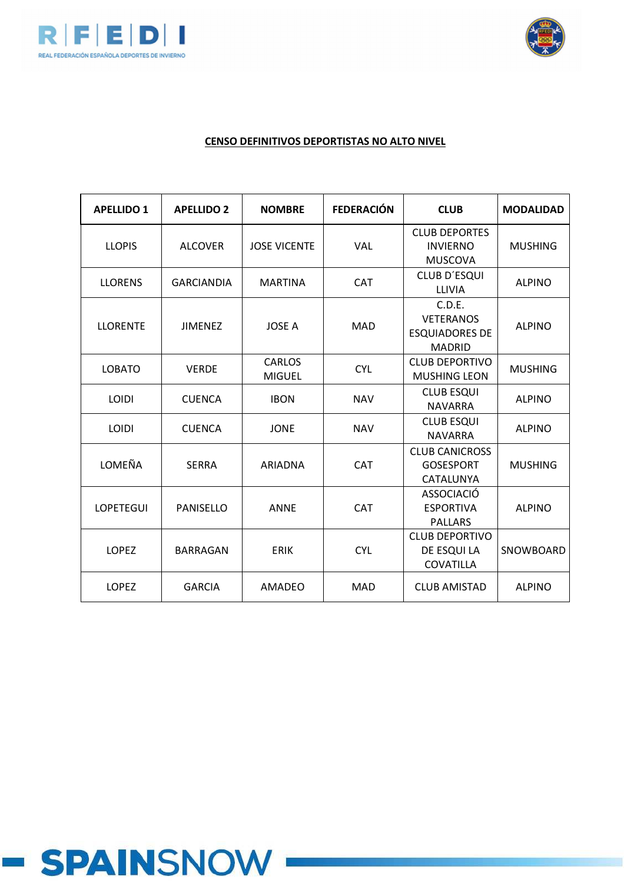**CENSO DEFINITIVOS DEPORTISTAS NO ALTO NIVEL**

| APELLIDO 1 | APELLIDO 2 | NOMBRE | FEDERACIÓN | CLUB | MODALIDAD |
|---|---|---|---|---|---|
| LLOPIS | ALCOVER | JOSE VICENTE | VAL | CLUB DEPORTES INVIERNO MUSCOVA | MUSHING |
| LLORENS | GARCIANDIA | MARTINA | CAT | CLUB D´ESQUI LLIVIA | ALPINO |
| LLORENTE | JIMENEZ | JOSE A | MAD | C.D.E. VETERANOS ESQUIADORES DE MADRID | ALPINO |
| LOBATO | VERDE | CARLOS MIGUEL | CYL | CLUB DEPORTIVO MUSHING LEON | MUSHING |
| LOIDI | CUENCA | IBON | NAV | CLUB ESQUI NAVARRA | ALPINO |
| LOIDI | CUENCA | JONE | NAV | CLUB ESQUI NAVARRA | ALPINO |
| LOMEÑA | SERRA | ARIADNA | CAT | CLUB CANICROSS GOSESPORT CATALUNYA | MUSHING |
| LOPETEGUI | PANISELLO | ANNE | CAT | ASSOCIACIÓ ESPORTIVA PALLARS | ALPINO |
| LOPEZ | BARRAGAN | ERIK | CYL | CLUB DEPORTIVO DE ESQUI LA COVATILLA | SNOWBOARD |
| LOPEZ | GARCIA | AMADEO | MAD | CLUB AMISTAD | ALPINO |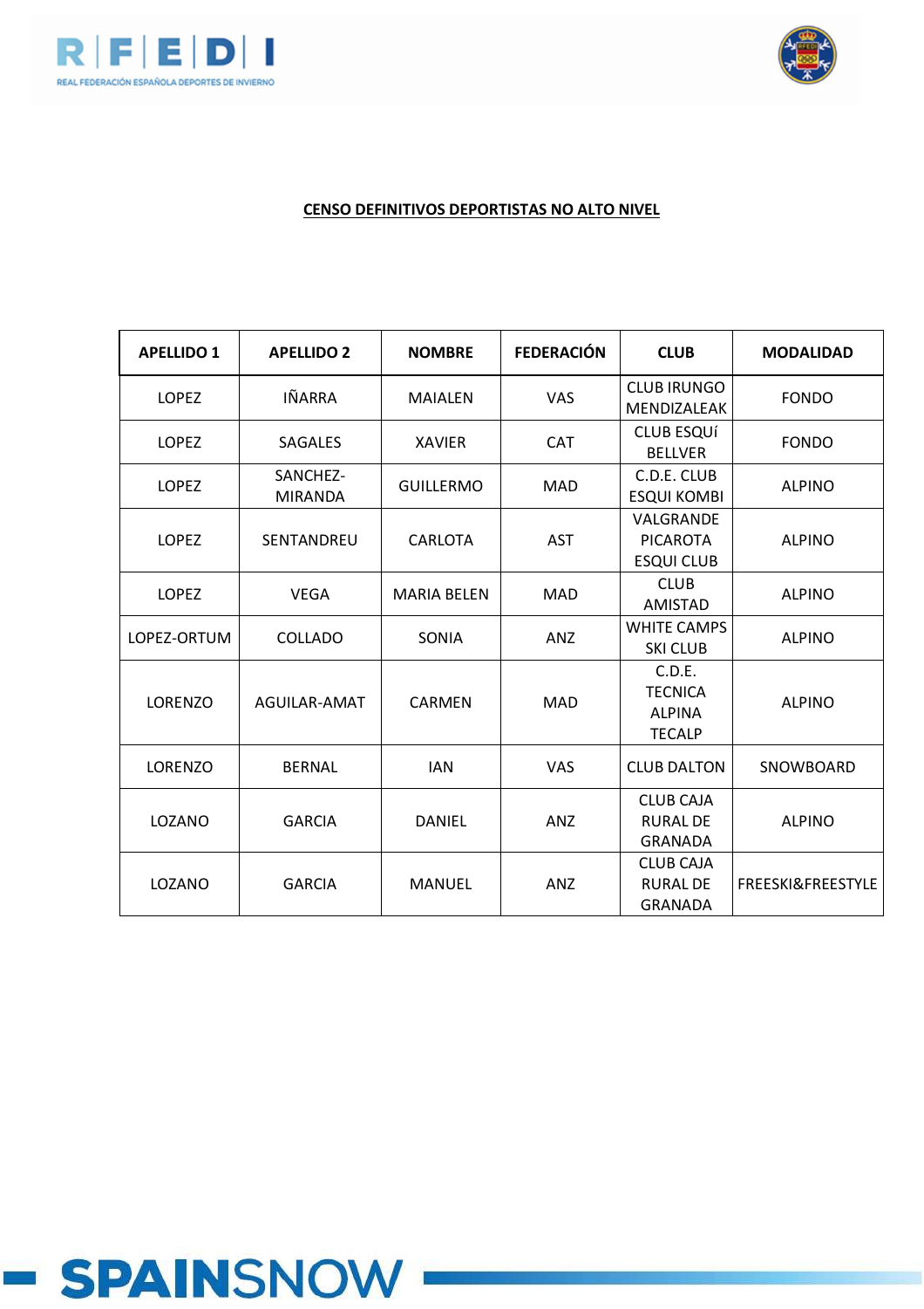**CENSO DEFINITIVOS DEPORTISTAS NO ALTO NIVEL**

| APELLIDO 1 | APELLIDO 2 | NOMBRE | FEDERACIÓN | CLUB | MODALIDAD |
|---|---|---|---|---|---|
| LOPEZ | IÑARRA | MAIALEN | VAS | CLUB IRUNGO MENDIZALEAK | FONDO |
| LOPEZ | SAGALES | XAVIER | CAT | CLUB ESQUí BELLVER | FONDO |
| LOPEZ | SANCHEZ-MIRANDA | GUILLERMO | MAD | C.D.E. CLUB ESQUI KOMBI | ALPINO |
| LOPEZ | SENTANDREU | CARLOTA | AST | VALGRANDE PICAROTA ESQUI CLUB | ALPINO |
| LOPEZ | VEGA | MARIA BELEN | MAD | CLUB AMISTAD | ALPINO |
| LOPEZ-ORTUM | COLLADO | SONIA | ANZ | WHITE CAMPS SKI CLUB | ALPINO |
| LORENZO | AGUILAR-AMAT | CARMEN | MAD | C.D.E. TECNICA ALPINA TECALP | ALPINO |
| LORENZO | BERNAL | IAN | VAS | CLUB DALTON | SNOWBOARD |
| LOZANO | GARCIA | DANIEL | ANZ | CLUB CAJA RURAL DE GRANADA | ALPINO |
| LOZANO | GARCIA | MANUEL | ANZ | CLUB CAJA RURAL DE GRANADA | FREESKI&FREESTYLE |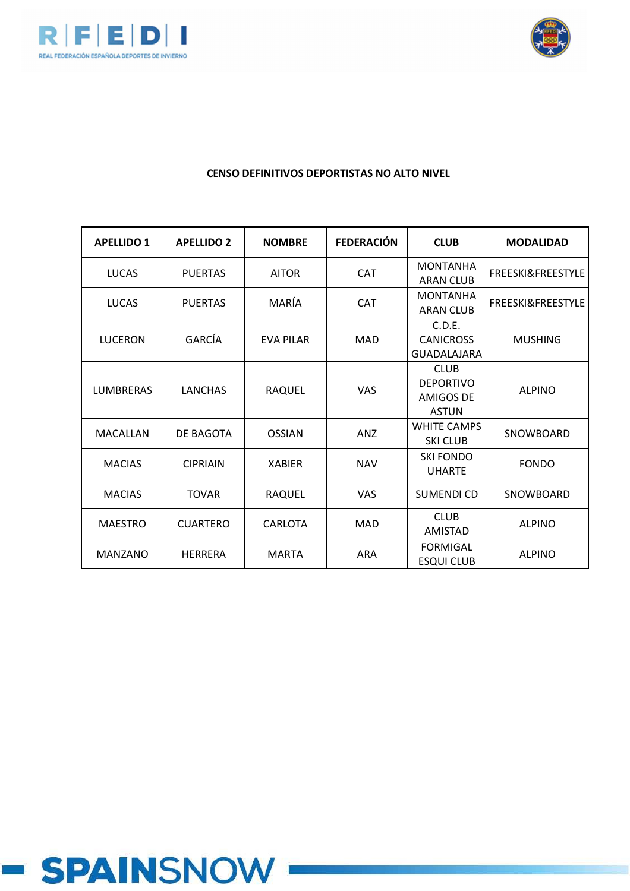**CENSO DEFINITIVOS DEPORTISTAS NO ALTO NIVEL**

| APELLIDO 1 | APELLIDO 2 | NOMBRE | FEDERACIÓN | CLUB | MODALIDAD |
|---|---|---|---|---|---|
| LUCAS | PUERTAS | AITOR | CAT | MONTANHA ARAN CLUB | FREESKI&FREESTYLE |
| LUCAS | PUERTAS | MARÍA | CAT | MONTANHA ARAN CLUB | FREESKI&FREESTYLE |
| LUCERON | GARCÍA | EVA PILAR | MAD | C.D.E. CANICROSS GUADALAJARA | MUSHING |
| LUMBRERAS | LANCHAS | RAQUEL | VAS | CLUB DEPORTIVO AMIGOS DE ASTUN | ALPINO |
| MACALLAN | DE BAGOTA | OSSIAN | ANZ | WHITE CAMPS SKI CLUB | SNOWBOARD |
| MACIAS | CIPRIAIN | XABIER | NAV | SKI FONDO UHARTE | FONDO |
| MACIAS | TOVAR | RAQUEL | VAS | SUMENDI CD | SNOWBOARD |
| MAESTRO | CUARTERO | CARLOTA | MAD | CLUB AMISTAD | ALPINO |
| MANZANO | HERRERA | MARTA | ARA | FORMIGAL ESQUI CLUB | ALPINO |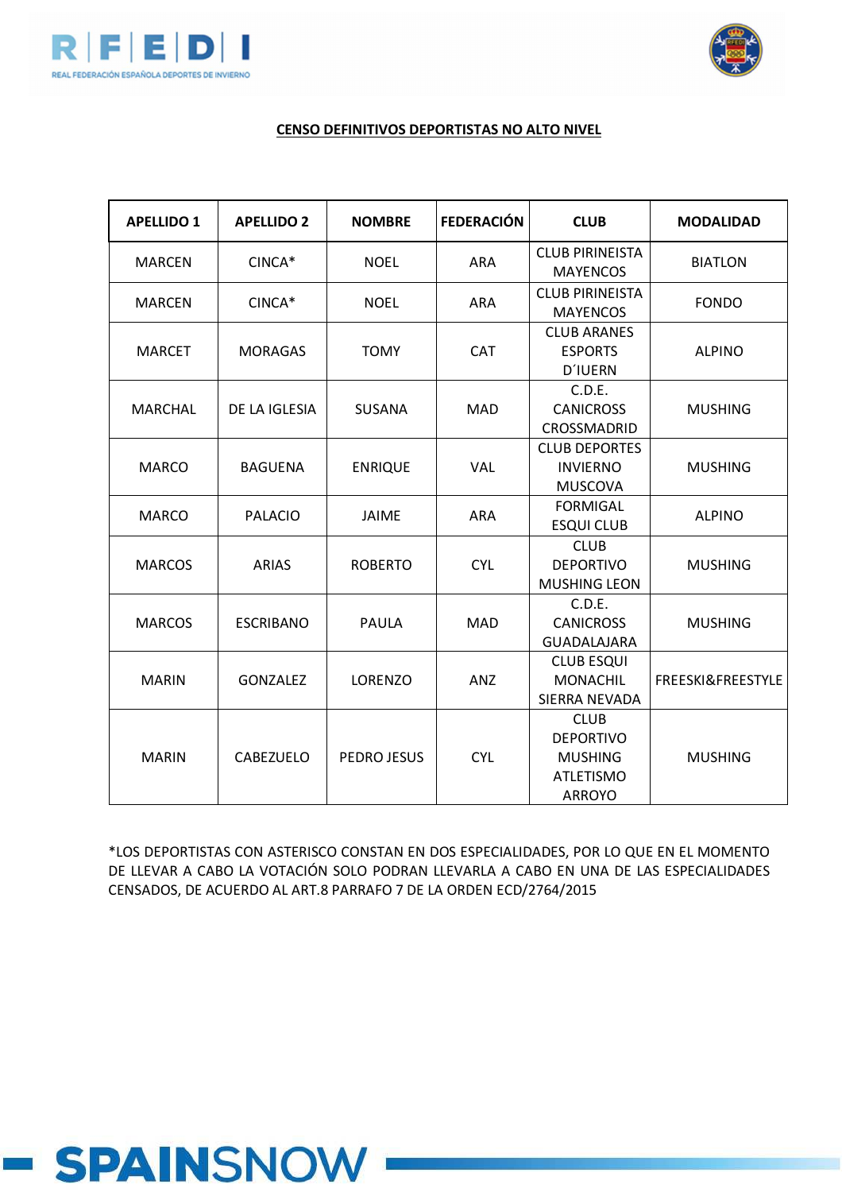**CENSO DEFINITIVOS DEPORTISTAS NO ALTO NIVEL**

| APELLIDO 1 | APELLIDO 2 | NOMBRE | FEDERACIÓN | CLUB | MODALIDAD |
|---|---|---|---|---|---|
| MARCEN | CINCA* | NOEL | ARA | CLUB PIRINEISTA MAYENCOS | BIATLON |
| MARCEN | CINCA* | NOEL | ARA | CLUB PIRINEISTA MAYENCOS | FONDO |
| MARCET | MORAGAS | TOMY | CAT | CLUB ARANES ESPORTS D´IUERN | ALPINO |
| MARCHAL | DE LA IGLESIA | SUSANA | MAD | C.D.E. CANICROSS CROSSMADRID | MUSHING |
| MARCO | BAGUENA | ENRIQUE | VAL | CLUB DEPORTES INVIERNO MUSCOVA | MUSHING |
| MARCO | PALACIO | JAIME | ARA | FORMIGAL ESQUI CLUB | ALPINO |
| MARCOS | ARIAS | ROBERTO | CYL | CLUB DEPORTIVO MUSHING LEON | MUSHING |
| MARCOS | ESCRIBANO | PAULA | MAD | C.D.E. CANICROSS GUADALAJARA | MUSHING |
| MARIN | GONZALEZ | LORENZO | ANZ | CLUB ESQUI MONACHIL SIERRA NEVADA | FREESKI&FREESTYLE |
| MARIN | CABEZUELO | PEDRO JESUS | CYL | CLUB DEPORTIVO MUSHING ATLETISMO ARROYO | MUSHING |

*LOS DEPORTISTAS CON ASTERISCO CONSTAN EN DOS ESPECIALIDADES, POR LO QUE EN EL MOMENTO DE LLEVAR A CABO LA VOTACIÓN SOLO PODRAN LLEVARLA A CABO EN UNA DE LAS ESPECIALIDADES CENSADOS, DE ACUERDO AL ART.8 PARRAFO 7 DE LA ORDEN ECD/2764/2015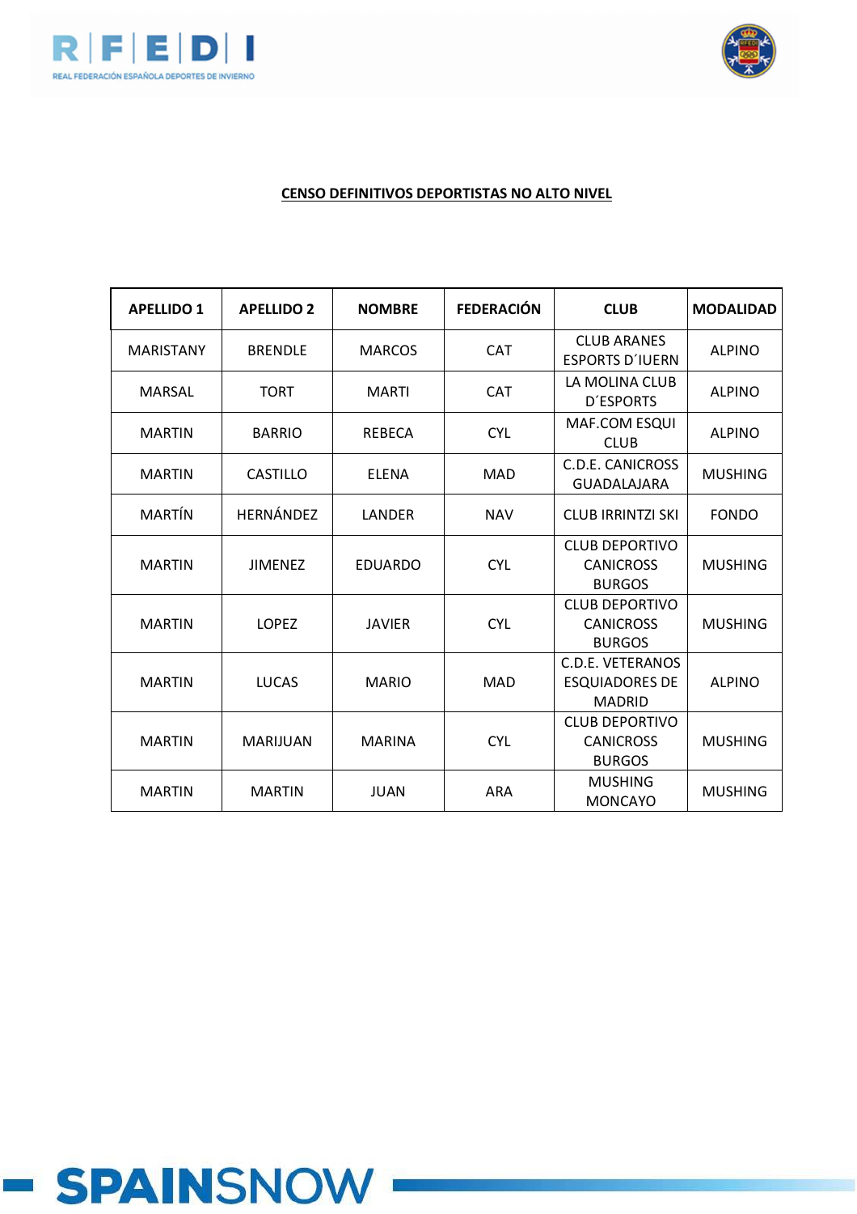**CENSO DEFINITIVOS DEPORTISTAS NO ALTO NIVEL**

| APELLIDO 1 | APELLIDO 2 | NOMBRE | FEDERACIÓN | CLUB | MODALIDAD |
|---|---|---|---|---|---|
| MARISTANY | BRENDLE | MARCOS | CAT | CLUB ARANES ESPORTS D´IUERN | ALPINO |
| MARSAL | TORT | MARTI | CAT | LA MOLINA CLUB D´ESPORTS | ALPINO |
| MARTIN | BARRIO | REBECA | CYL | MAF.COM ESQUI CLUB | ALPINO |
| MARTIN | CASTILLO | ELENA | MAD | C.D.E. CANICROSS GUADALAJARA | MUSHING |
| MARTÍN | HERNÁNDEZ | LANDER | NAV | CLUB IRRINTZI SKI | FONDO |
| MARTIN | JIMENEZ | EDUARDO | CYL | CLUB DEPORTIVO CANICROSS BURGOS | MUSHING |
| MARTIN | LOPEZ | JAVIER | CYL | CLUB DEPORTIVO CANICROSS BURGOS | MUSHING |
| MARTIN | LUCAS | MARIO | MAD | C.D.E. VETERANOS ESQUIADORES DE MADRID | ALPINO |
| MARTIN | MARIJUAN | MARINA | CYL | CLUB DEPORTIVO CANICROSS BURGOS | MUSHING |
| MARTIN | MARTIN | JUAN | ARA | MUSHING MONCAYO | MUSHING |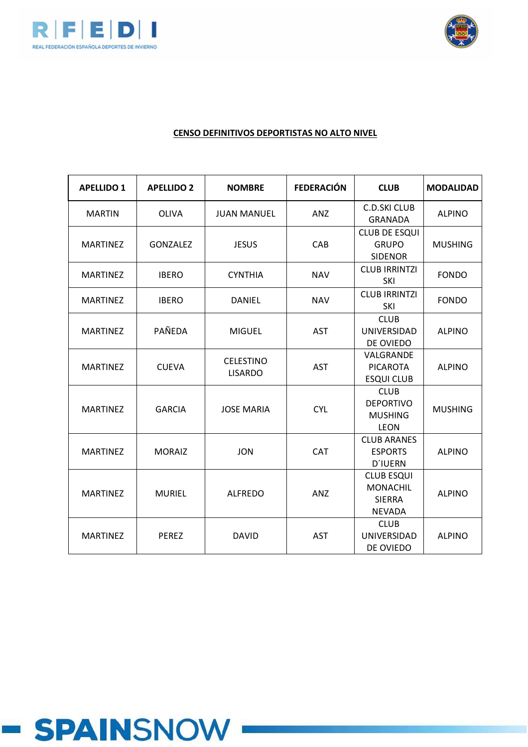**CENSO DEFINITIVOS DEPORTISTAS NO ALTO NIVEL**

| APELLIDO 1 | APELLIDO 2 | NOMBRE | FEDERACIÓN | CLUB | MODALIDAD |
|---|---|---|---|---|---|
| MARTIN | OLIVA | JUAN MANUEL | ANZ | C.D.SKI CLUB GRANADA | ALPINO |
| MARTINEZ | GONZALEZ | JESUS | CAB | CLUB DE ESQUI GRUPO SIDENOR | MUSHING |
| MARTINEZ | IBERO | CYNTHIA | NAV | CLUB IRRINTZI SKI | FONDO |
| MARTINEZ | IBERO | DANIEL | NAV | CLUB IRRINTZI SKI | FONDO |
| MARTINEZ | PAÑEDA | MIGUEL | AST | CLUB UNIVERSIDAD DE OVIEDO | ALPINO |
| MARTINEZ | CUEVA | CELESTINO LISARDO | AST | VALGRANDE PICAROTA ESQUI CLUB | ALPINO |
| MARTINEZ | GARCIA | JOSE MARIA | CYL | CLUB DEPORTIVO MUSHING LEON | MUSHING |
| MARTINEZ | MORAIZ | JON | CAT | CLUB ARANES ESPORTS D´IUERN | ALPINO |
| MARTINEZ | MURIEL | ALFREDO | ANZ | CLUB ESQUI MONACHIL SIERRA NEVADA | ALPINO |
| MARTINEZ | PEREZ | DAVID | AST | CLUB UNIVERSIDAD DE OVIEDO | ALPINO |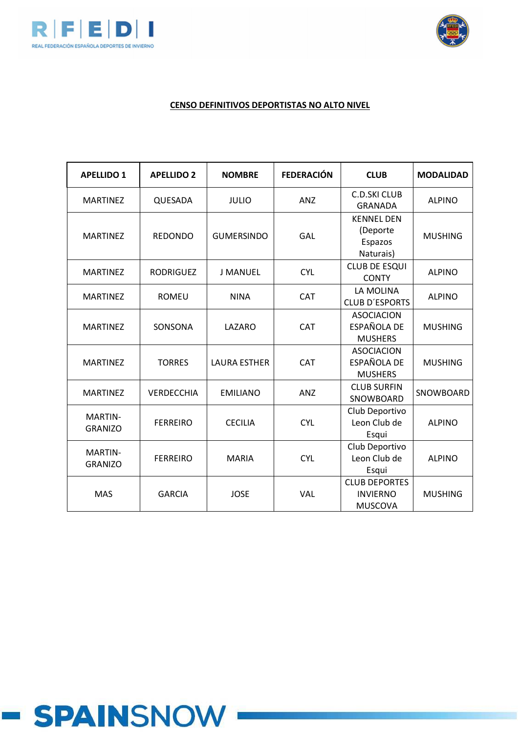**CENSO DEFINITIVOS DEPORTISTAS NO ALTO NIVEL**

| APELLIDO 1 | APELLIDO 2 | NOMBRE | FEDERACIÓN | CLUB | MODALIDAD |
|---|---|---|---|---|---|
| MARTINEZ | QUESADA | JULIO | ANZ | C.D.SKI CLUB GRANADA | ALPINO |
| MARTINEZ | REDONDO | GUMERSINDO | GAL | KENNEL DEN (Deporte Espazos Naturais) | MUSHING |
| MARTINEZ | RODRIGUEZ | J MANUEL | CYL | CLUB DE ESQUI CONTY | ALPINO |
| MARTINEZ | ROMEU | NINA | CAT | LA MOLINA CLUB D´ESPORTS | ALPINO |
| MARTINEZ | SONSONA | LAZARO | CAT | ASOCIACION ESPAÑOLA DE MUSHERS | MUSHING |
| MARTINEZ | TORRES | LAURA ESTHER | CAT | ASOCIACION ESPAÑOLA DE MUSHERS | MUSHING |
| MARTINEZ | VERDECCHIA | EMILIANO | ANZ | CLUB SURFIN SNOWBOARD | SNOWBOARD |
| MARTIN-GRANIZO | FERREIRO | CECILIA | CYL | Club Deportivo Leon Club de Esqui | ALPINO |
| MARTIN-GRANIZO | FERREIRO | MARIA | CYL | Club Deportivo Leon Club de Esqui | ALPINO |
| MAS | GARCIA | JOSE | VAL | CLUB DEPORTES INVIERNO MUSCOVA | MUSHING |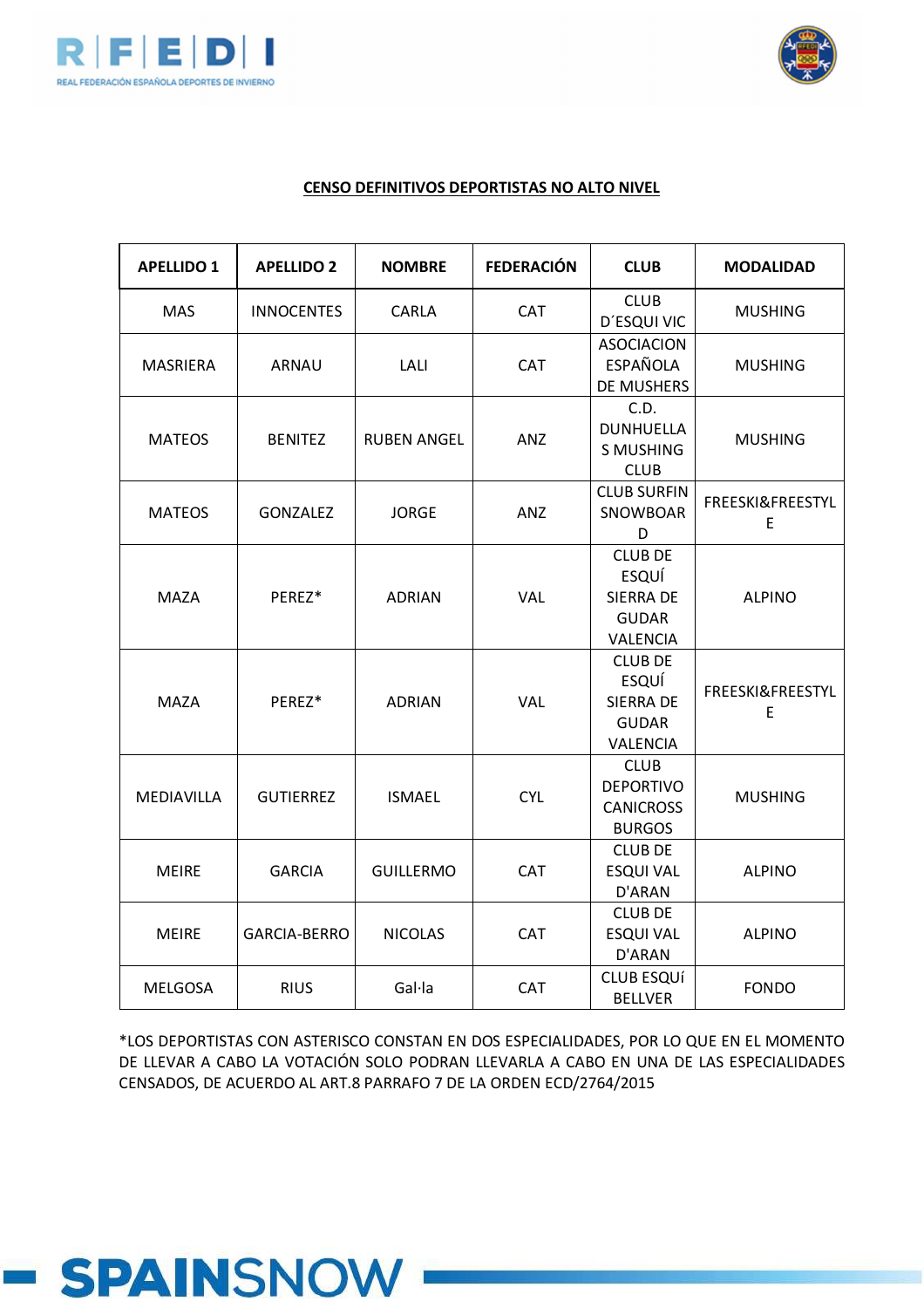**CENSO DEFINITIVOS DEPORTISTAS NO ALTO NIVEL**

| APELLIDO 1 | APELLIDO 2 | NOMBRE | FEDERACIÓN | CLUB | MODALIDAD |
|---|---|---|---|---|---|
| MAS | INNOCENTES | CARLA | CAT | CLUB D´ESQUI VIC | MUSHING |
| MASRIERA | ARNAU | LALI | CAT | ASOCIACION ESPAÑOLA DE MUSHERS | MUSHING |
| MATEOS | BENITEZ | RUBEN ANGEL | ANZ | C.D. DUNHUELLAS MUSHING CLUB | MUSHING |
| MATEOS | GONZALEZ | JORGE | ANZ | CLUB SURFIN SNOWBOARD | FREESKI&FREESTYLE |
| MAZA | PEREZ* | ADRIAN | VAL | CLUB DE ESQUÍ SIERRA DE GUDAR VALENCIA | ALPINO |
| MAZA | PEREZ* | ADRIAN | VAL | CLUB DE ESQUÍ SIERRA DE GUDAR VALENCIA | FREESKI&FREESTYLE |
| MEDIAVILLA | GUTIERREZ | ISMAEL | CYL | CLUB DEPORTIVO CANICROSS BURGOS | MUSHING |
| MEIRE | GARCIA | GUILLERMO | CAT | CLUB DE ESQUI VAL D'ARAN | ALPINO |
| MEIRE | GARCIA-BERRO | NICOLAS | CAT | CLUB DE ESQUI VAL D'ARAN | ALPINO |
| MELGOSA | RIUS | Gal·la | CAT | CLUB ESQUÍ BELLVER | FONDO |

*LOS DEPORTISTAS CON ASTERISCO CONSTAN EN DOS ESPECIALIDADES, POR LO QUE EN EL MOMENTO DE LLEVAR A CABO LA VOTACIÓN SOLO PODRAN LLEVARLA A CABO EN UNA DE LAS ESPECIALIDADES CENSADOS, DE ACUERDO AL ART.8 PARRAFO 7 DE LA ORDEN ECD/2764/2015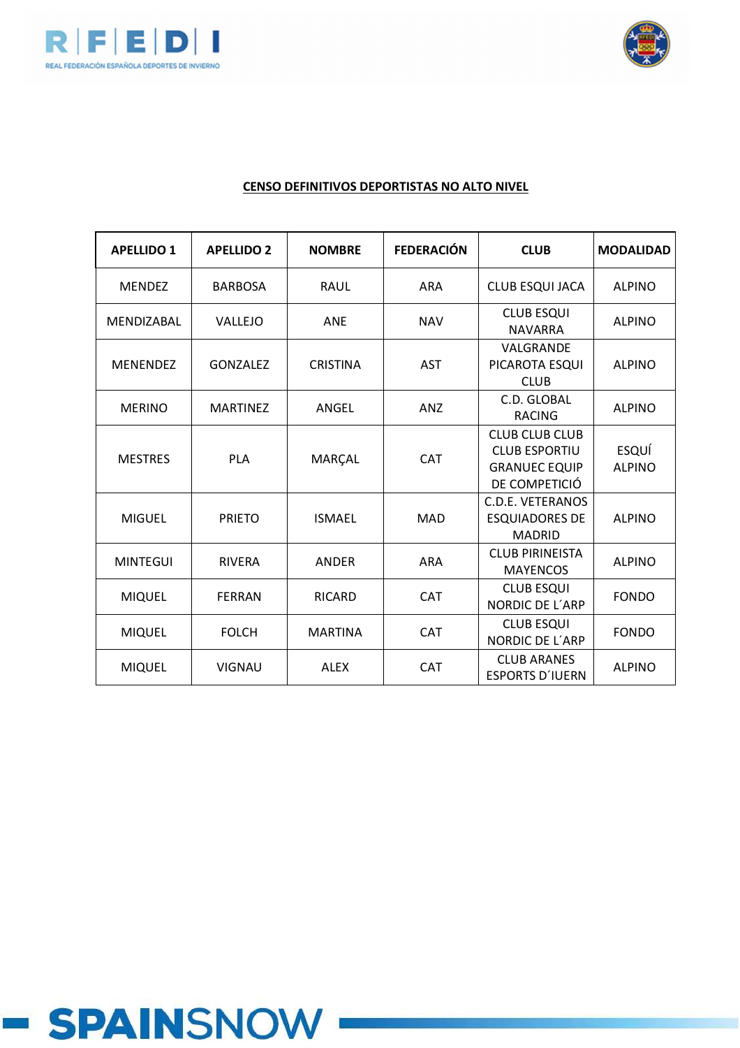**CENSO DEFINITIVOS DEPORTISTAS NO ALTO NIVEL**

| APELLIDO 1 | APELLIDO 2 | NOMBRE | FEDERACIÓN | CLUB | MODALIDAD |
|---|---|---|---|---|---|
| MENDEZ | BARBOSA | RAUL | ARA | CLUB ESQUI JACA | ALPINO |
| MENDIZABAL | VALLEJO | ANE | NAV | CLUB ESQUI NAVARRA | ALPINO |
| MENENDEZ | GONZALEZ | CRISTINA | AST | VALGRANDE PICAROTA ESQUI CLUB | ALPINO |
| MERINO | MARTINEZ | ANGEL | ANZ | C.D. GLOBAL RACING | ALPINO |
| MESTRES | PLA | MARÇAL | CAT | CLUB CLUB CLUB CLUB ESPORTIU GRANUEC EQUIP DE COMPETICIÓ | ESQUÍ ALPINO |
| MIGUEL | PRIETO | ISMAEL | MAD | C.D.E. VETERANOS ESQUIADORES DE MADRID | ALPINO |
| MINTEGUI | RIVERA | ANDER | ARA | CLUB PIRINEISTA MAYENCOS | ALPINO |
| MIQUEL | FERRAN | RICARD | CAT | CLUB ESQUI NORDIC DE L´ARP | FONDO |
| MIQUEL | FOLCH | MARTINA | CAT | CLUB ESQUI NORDIC DE L´ARP | FONDO |
| MIQUEL | VIGNAU | ALEX | CAT | CLUB ARANES ESPORTS D´IUERN | ALPINO |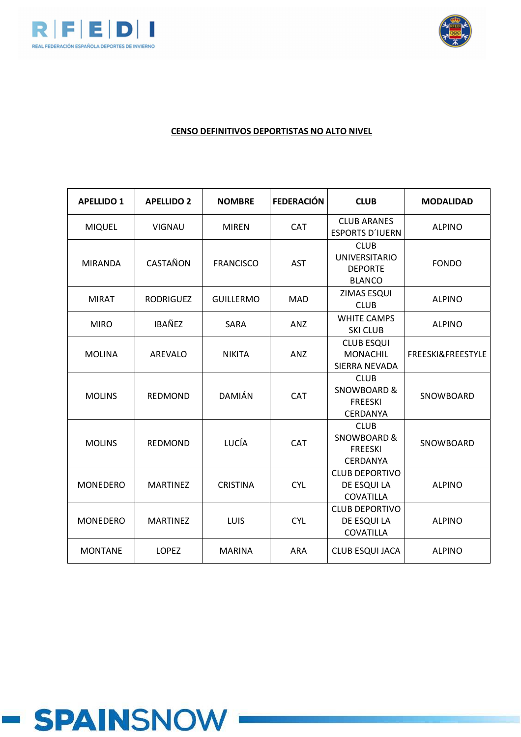**CENSO DEFINITIVOS DEPORTISTAS NO ALTO NIVEL**

| APELLIDO 1 | APELLIDO 2 | NOMBRE | FEDERACIÓN | CLUB | MODALIDAD |
|---|---|---|---|---|---|
| MIQUEL | VIGNAU | MIREN | CAT | CLUB ARANES ESPORTS D´IUERN | ALPINO |
| MIRANDA | CASTAÑON | FRANCISCO | AST | CLUB UNIVERSITARIO DEPORTE BLANCO | FONDO |
| MIRAT | RODRIGUEZ | GUILLERMO | MAD | ZIMAS ESQUI CLUB | ALPINO |
| MIRO | IBAÑEZ | SARA | ANZ | WHITE CAMPS SKI CLUB | ALPINO |
| MOLINA | AREVALO | NIKITA | ANZ | CLUB ESQUI MONACHIL SIERRA NEVADA | FREESKI&FREESTYLE |
| MOLINS | REDMOND | DAMIÁN | CAT | CLUB SNOWBOARD & FREESKI CERDANYA | SNOWBOARD |
| MOLINS | REDMOND | LUCÍA | CAT | CLUB SNOWBOARD & FREESKI CERDANYA | SNOWBOARD |
| MONEDERO | MARTINEZ | CRISTINA | CYL | CLUB DEPORTIVO DE ESQUI LA COVATILLA | ALPINO |
| MONEDERO | MARTINEZ | LUIS | CYL | CLUB DEPORTIVO DE ESQUI LA COVATILLA | ALPINO |
| MONTANE | LOPEZ | MARINA | ARA | CLUB ESQUI JACA | ALPINO |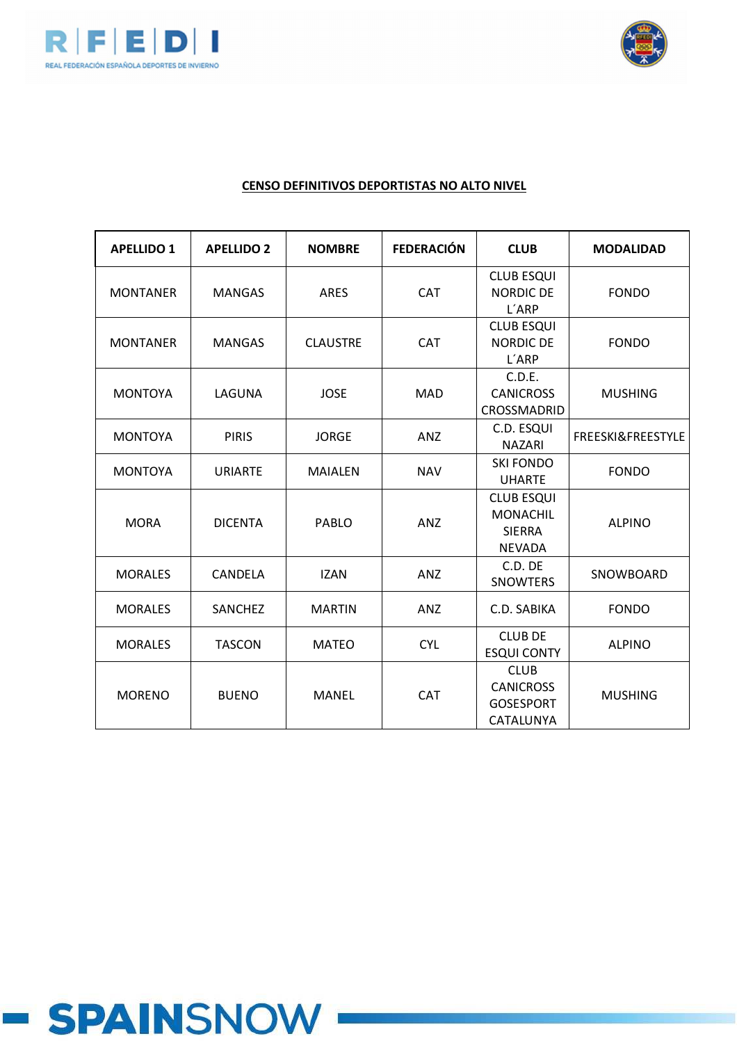**CENSO DEFINITIVOS DEPORTISTAS NO ALTO NIVEL**

| APELLIDO 1 | APELLIDO 2 | NOMBRE | FEDERACIÓN | CLUB | MODALIDAD |
|---|---|---|---|---|---|
| MONTANER | MANGAS | ARES | CAT | CLUB ESQUI NORDIC DE L´ARP | FONDO |
| MONTANER | MANGAS | CLAUSTRE | CAT | CLUB ESQUI NORDIC DE L´ARP | FONDO |
| MONTOYA | LAGUNA | JOSE | MAD | C.D.E. CANICROSS CROSSMADRID | MUSHING |
| MONTOYA | PIRIS | JORGE | ANZ | C.D. ESQUI NAZARI | FREESKI&FREESTYLE |
| MONTOYA | URIARTE | MAIALEN | NAV | SKI FONDO UHARTE | FONDO |
| MORA | DICENTA | PABLO | ANZ | CLUB ESQUI MONACHIL SIERRA NEVADA | ALPINO |
| MORALES | CANDELA | IZAN | ANZ | C.D. DE SNOWTERS | SNOWBOARD |
| MORALES | SANCHEZ | MARTIN | ANZ | C.D. SABIKA | FONDO |
| MORALES | TASCON | MATEO | CYL | CLUB DE ESQUI CONTY | ALPINO |
| MORENO | BUENO | MANEL | CAT | CLUB CANICROSS GOSESPORT CATALUNYA | MUSHING |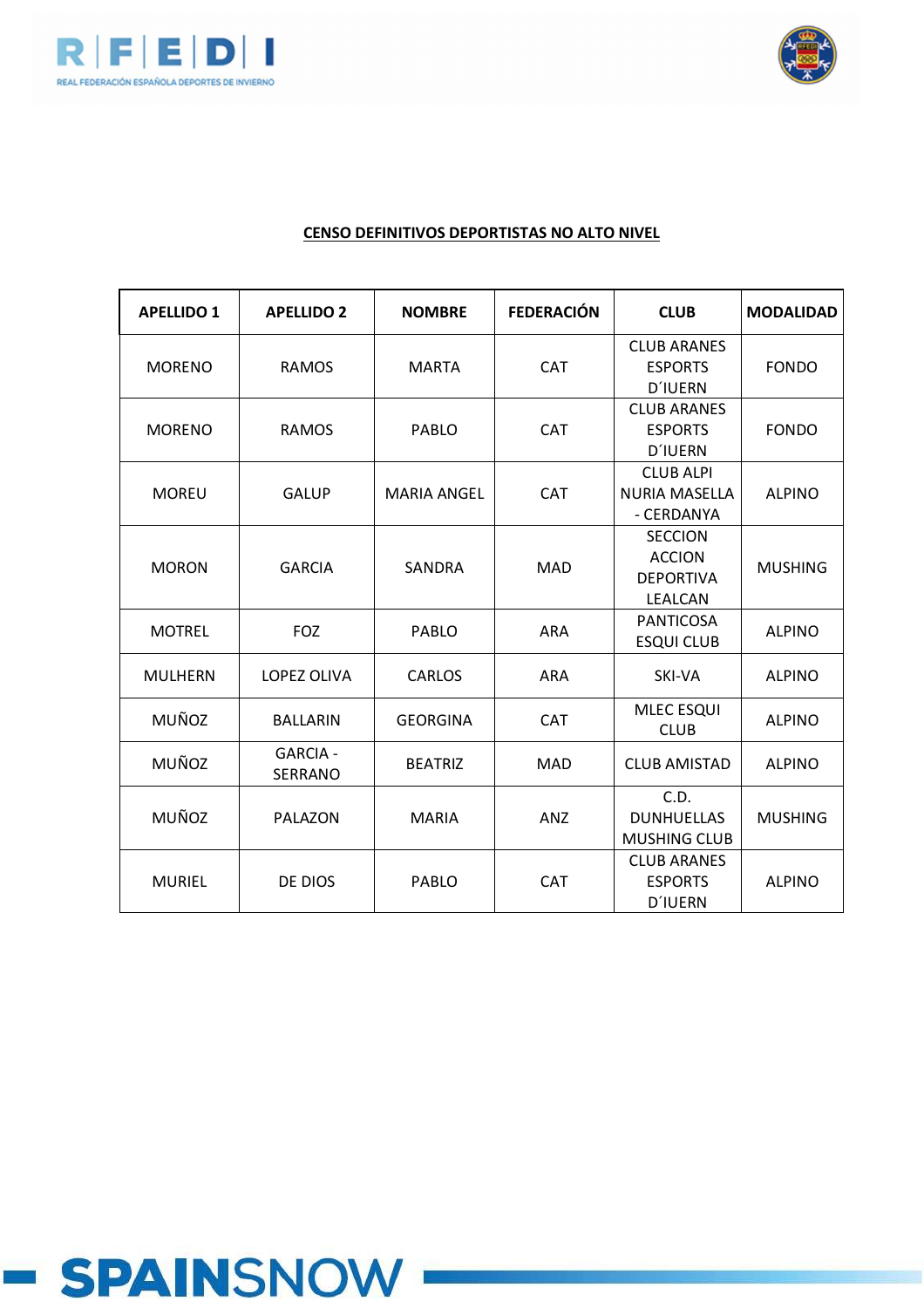**CENSO DEFINITIVOS DEPORTISTAS NO ALTO NIVEL**

| APELLIDO 1 | APELLIDO 2 | NOMBRE | FEDERACIÓN | CLUB | MODALIDAD |
|---|---|---|---|---|---|
| MORENO | RAMOS | MARTA | CAT | CLUB ARANES ESPORTS D´IUERN | FONDO |
| MORENO | RAMOS | PABLO | CAT | CLUB ARANES ESPORTS D´IUERN | FONDO |
| MOREU | GALUP | MARIA ANGEL | CAT | CLUB ALPI NURIA MASELLA - CERDANYA | ALPINO |
| MORON | GARCIA | SANDRA | MAD | SECCION ACCION DEPORTIVA LEALCAN | MUSHING |
| MOTREL | FOZ | PABLO | ARA | PANTICOSA ESQUI CLUB | ALPINO |
| MULHERN | LOPEZ OLIVA | CARLOS | ARA | SKI-VA | ALPINO |
| MUÑOZ | BALLARIN | GEORGINA | CAT | MLEC ESQUI CLUB | ALPINO |
| MUÑOZ | GARCIA - SERRANO | BEATRIZ | MAD | CLUB AMISTAD | ALPINO |
| MUÑOZ | PALAZON | MARIA | ANZ | C.D. DUNHUELLAS MUSHING CLUB | MUSHING |
| MURIEL | DE DIOS | PABLO | CAT | CLUB ARANES ESPORTS D´IUERN | ALPINO |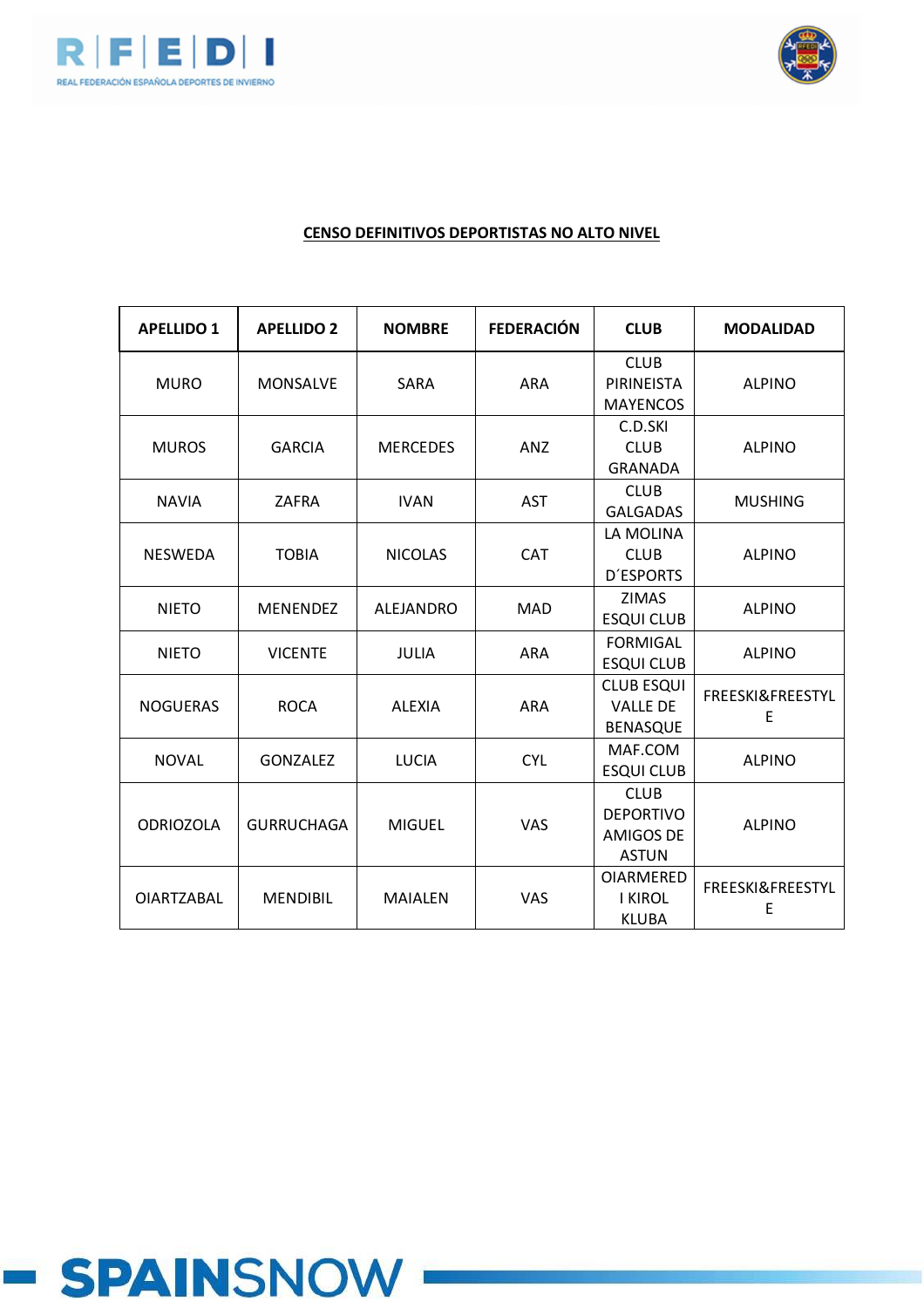**CENSO DEFINITIVOS DEPORTISTAS NO ALTO NIVEL**

| APELLIDO 1 | APELLIDO 2 | NOMBRE | FEDERACIÓN | CLUB | MODALIDAD |
|---|---|---|---|---|---|
| MURO | MONSALVE | SARA | ARA | CLUB PIRINEISTA MAYENCOS | ALPINO |
| MUROS | GARCIA | MERCEDES | ANZ | C.D.SKI CLUB GRANADA | ALPINO |
| NAVIA | ZAFRA | IVAN | AST | CLUB GALGADAS | MUSHING |
| NESWEDA | TOBIA | NICOLAS | CAT | LA MOLINA CLUB D´ESPORTS | ALPINO |
| NIETO | MENENDEZ | ALEJANDRO | MAD | ZIMAS ESQUI CLUB | ALPINO |
| NIETO | VICENTE | JULIA | ARA | FORMIGAL ESQUI CLUB | ALPINO |
| NOGUERAS | ROCA | ALEXIA | ARA | CLUB ESQUI VALLE DE BENASQUE | FREESKI&FREESTYLE |
| NOVAL | GONZALEZ | LUCIA | CYL | MAF.COM ESQUI CLUB | ALPINO |
| ODRIOZOLA | GURRUCHAGA | MIGUEL | VAS | CLUB DEPORTIVO AMIGOS DE ASTUN | ALPINO |
| OIARTZABAL | MENDIBIL | MAIALEN | VAS | OIARMERED I KIROL KLUBA | FREESKI&FREESTYLE |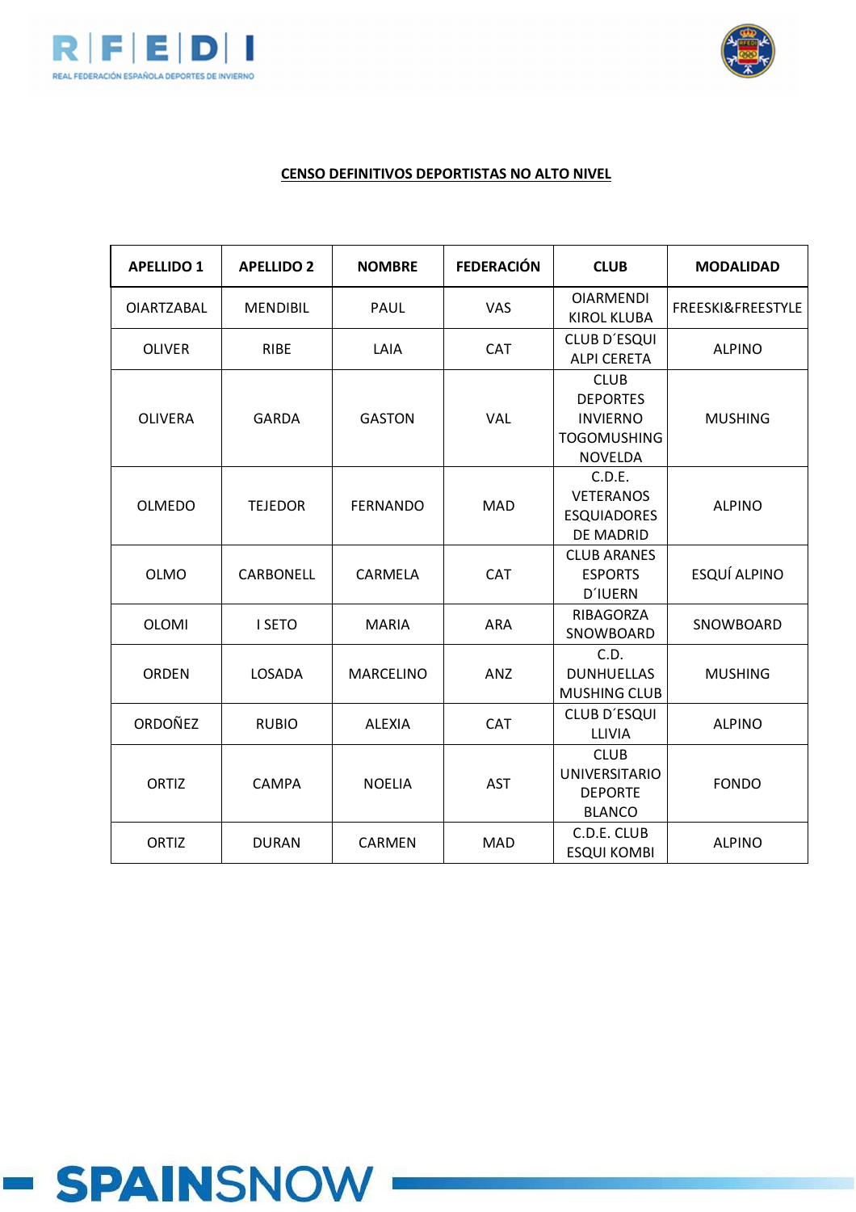**CENSO DEFINITIVOS DEPORTISTAS NO ALTO NIVEL**

| APELLIDO 1 | APELLIDO 2 | NOMBRE | FEDERACIÓN | CLUB | MODALIDAD |
|---|---|---|---|---|---|
| OIARTZABAL | MENDIBIL | PAUL | VAS | OIARMENDI KIROL KLUBA | FREESKI&FREESTYLE |
| OLIVER | RIBE | LAIA | CAT | CLUB D´ESQUI ALPI CERETA | ALPINO |
| OLIVERA | GARDA | GASTON | VAL | CLUB DEPORTES INVIERNO TOGOMUSHING NOVELDA | MUSHING |
| OLMEDO | TEJEDOR | FERNANDO | MAD | C.D.E. VETERANOS ESQUIADORES DE MADRID | ALPINO |
| OLMO | CARBONELL | CARMELA | CAT | CLUB ARANES ESPORTS D´IUERN | ESQUÍ ALPINO |
| OLOMI | I SETO | MARIA | ARA | RIBAGORZA SNOWBOARD | SNOWBOARD |
| ORDEN | LOSADA | MARCELINO | ANZ | C.D. DUNHUELLAS MUSHING CLUB | MUSHING |
| ORDOÑEZ | RUBIO | ALEXIA | CAT | CLUB D´ESQUI LLIVIA | ALPINO |
| ORTIZ | CAMPA | NOELIA | AST | CLUB UNIVERSITARIO DEPORTE BLANCO | FONDO |
| ORTIZ | DURAN | CARMEN | MAD | C.D.E. CLUB ESQUI KOMBI | ALPINO |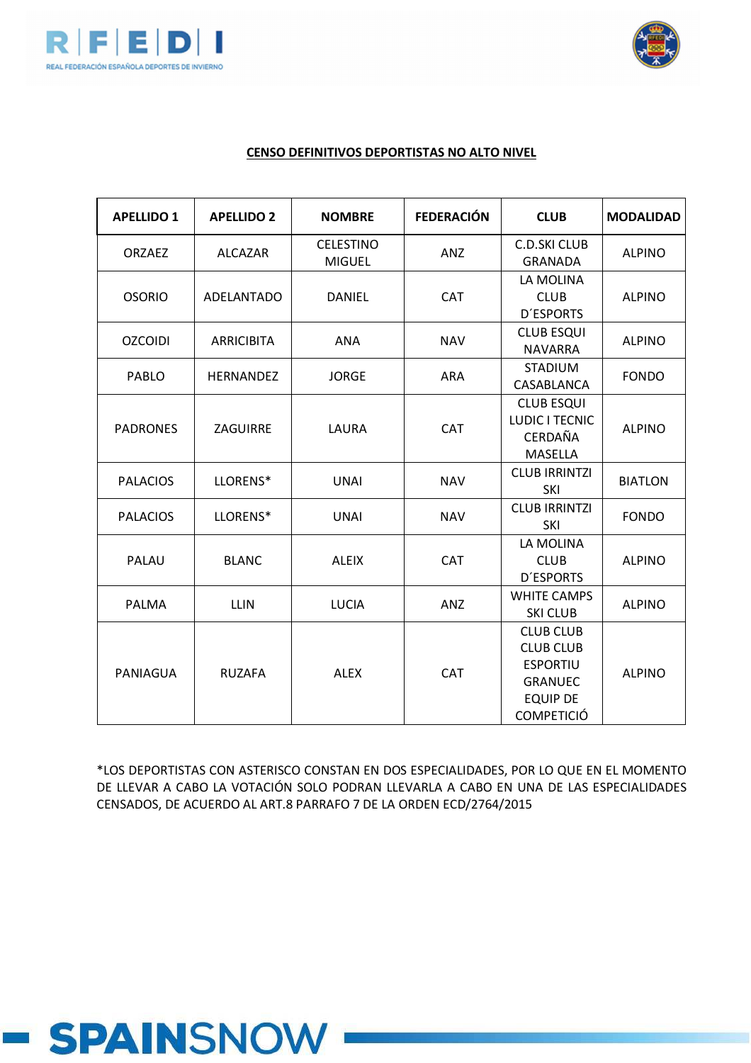**CENSO DEFINITIVOS DEPORTISTAS NO ALTO NIVEL**

| APELLIDO 1 | APELLIDO 2 | NOMBRE | FEDERACIÓN | CLUB | MODALIDAD |
|---|---|---|---|---|---|
| ORZAEZ | ALCAZAR | CELESTINO MIGUEL | ANZ | C.D.SKI CLUB GRANADA | ALPINO |
| OSORIO | ADELANTADO | DANIEL | CAT | LA MOLINA CLUB D´ESPORTS | ALPINO |
| OZCOIDI | ARRICIBITA | ANA | NAV | CLUB ESQUI NAVARRA | ALPINO |
| PABLO | HERNANDEZ | JORGE | ARA | STADIUM CASABLANCA | FONDO |
| PADRONES | ZAGUIRRE | LAURA | CAT | CLUB ESQUI LUDIC I TECNIC CERDAÑA MASELLA | ALPINO |
| PALACIOS | LLORENS* | UNAI | NAV | CLUB IRRINTZI SKI | BIATLON |
| PALACIOS | LLORENS* | UNAI | NAV | CLUB IRRINTZI SKI | FONDO |
| PALAU | BLANC | ALEIX | CAT | LA MOLINA CLUB D´ESPORTS | ALPINO |
| PALMA | LLIN | LUCIA | ANZ | WHITE CAMPS SKI CLUB | ALPINO |
| PANIAGUA | RUZAFA | ALEX | CAT | CLUB CLUB CLUB CLUB ESPORTIU GRANUEC EQUIP DE COMPETICIÓ | ALPINO |

*LOS DEPORTISTAS CON ASTERISCO CONSTAN EN DOS ESPECIALIDADES, POR LO QUE EN EL MOMENTO DE LLEVAR A CABO LA VOTACIÓN SOLO PODRAN LLEVARLA A CABO EN UNA DE LAS ESPECIALIDADES CENSADOS, DE ACUERDO AL ART.8 PARRAFO 7 DE LA ORDEN ECD/2764/2015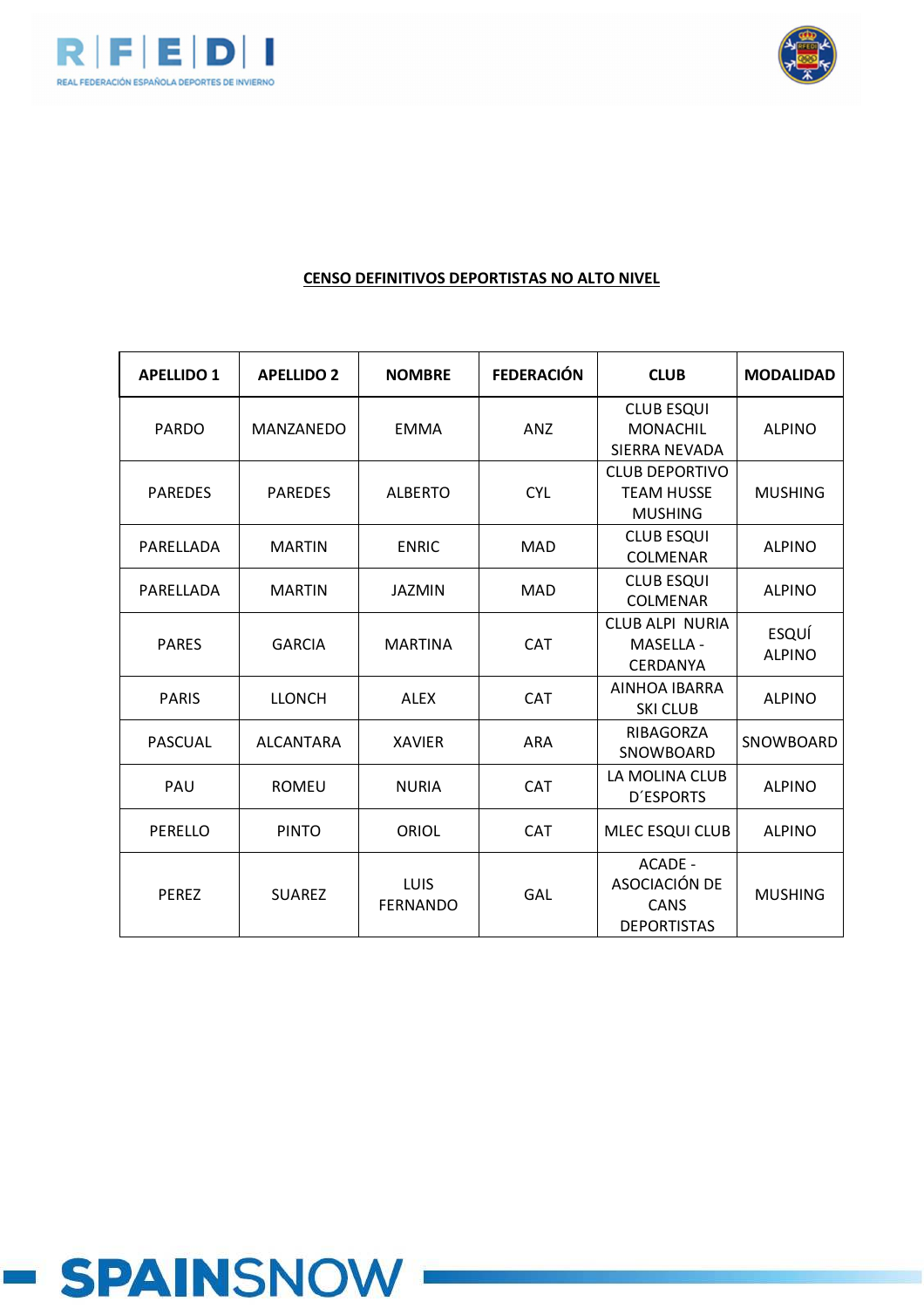**CENSO DEFINITIVOS DEPORTISTAS NO ALTO NIVEL**

| APELLIDO 1 | APELLIDO 2 | NOMBRE | FEDERACIÓN | CLUB | MODALIDAD |
|---|---|---|---|---|---|
| PARDO | MANZANEDO | EMMA | ANZ | CLUB ESQUI MONACHIL SIERRA NEVADA | ALPINO |
| PAREDES | PAREDES | ALBERTO | CYL | CLUB DEPORTIVO TEAM HUSSE MUSHING | MUSHING |
| PARELLADA | MARTIN | ENRIC | MAD | CLUB ESQUI COLMENAR | ALPINO |
| PARELLADA | MARTIN | JAZMIN | MAD | CLUB ESQUI COLMENAR | ALPINO |
| PARES | GARCIA | MARTINA | CAT | CLUB ALPI NURIA MASELLA - CERDANYA | ESQUÍ ALPINO |
| PARIS | LLONCH | ALEX | CAT | AINHOA IBARRA SKI CLUB | ALPINO |
| PASCUAL | ALCANTARA | XAVIER | ARA | RIBAGORZA SNOWBOARD | SNOWBOARD |
| PAU | ROMEU | NURIA | CAT | LA MOLINA CLUB D´ESPORTS | ALPINO |
| PERELLO | PINTO | ORIOL | CAT | MLEC ESQUI CLUB | ALPINO |
| PEREZ | SUAREZ | LUIS FERNANDO | GAL | ACADE - ASOCIACIÓN DE CANS DEPORTISTAS | MUSHING |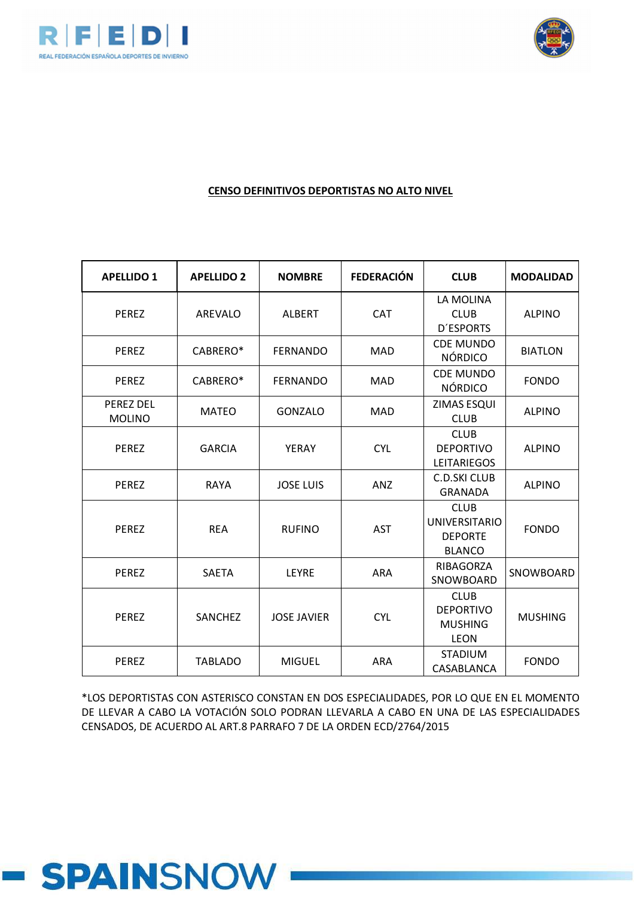**CENSO DEFINITIVOS DEPORTISTAS NO ALTO NIVEL**

| APELLIDO 1 | APELLIDO 2 | NOMBRE | FEDERACIÓN | CLUB | MODALIDAD |
|---|---|---|---|---|---|
| PEREZ | AREVALO | ALBERT | CAT | LA MOLINA CLUB D´ESPORTS | ALPINO |
| PEREZ | CABRERO* | FERNANDO | MAD | CDE MUNDO NÓRDICO | BIATLON |
| PEREZ | CABRERO* | FERNANDO | MAD | CDE MUNDO NÓRDICO | FONDO |
| PEREZ DEL MOLINO | MATEO | GONZALO | MAD | ZIMAS ESQUI CLUB | ALPINO |
| PEREZ | GARCIA | YERAY | CYL | CLUB DEPORTIVO LEITARIEGOS | ALPINO |
| PEREZ | RAYA | JOSE LUIS | ANZ | C.D.SKI CLUB GRANADA | ALPINO |
| PEREZ | REA | RUFINO | AST | CLUB UNIVERSITARIO DEPORTE BLANCO | FONDO |
| PEREZ | SAETA | LEYRE | ARA | RIBAGORZA SNOWBOARD | SNOWBOARD |
| PEREZ | SANCHEZ | JOSE JAVIER | CYL | CLUB DEPORTIVO MUSHING LEON | MUSHING |
| PEREZ | TABLADO | MIGUEL | ARA | STADIUM CASABLANCA | FONDO |

*LOS DEPORTISTAS CON ASTERISCO CONSTAN EN DOS ESPECIALIDADES, POR LO QUE EN EL MOMENTO DE LLEVAR A CABO LA VOTACIÓN SOLO PODRAN LLEVARLA A CABO EN UNA DE LAS ESPECIALIDADES CENSADOS, DE ACUERDO AL ART.8 PARRAFO 7 DE LA ORDEN ECD/2764/2015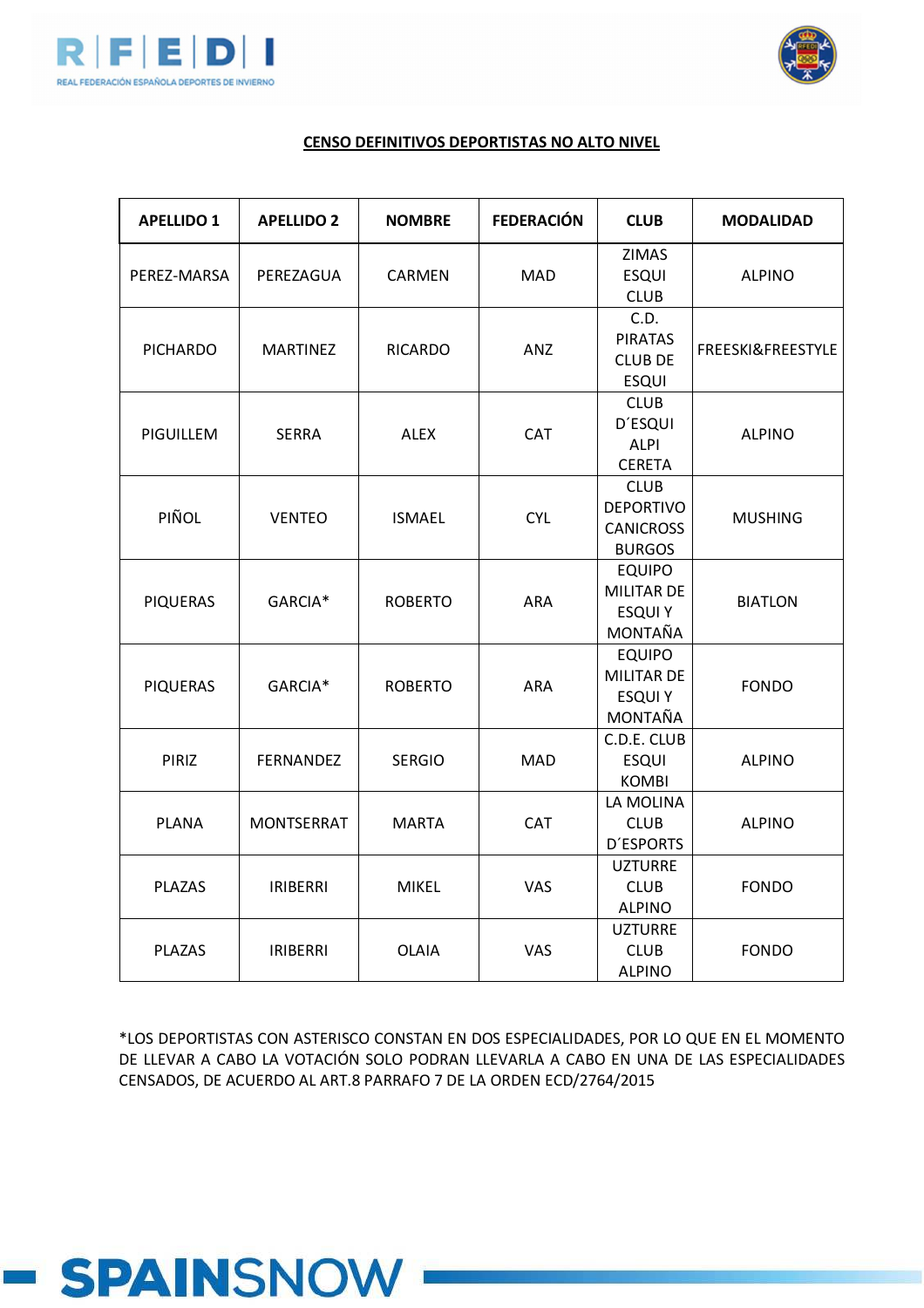**CENSO DEFINITIVOS DEPORTISTAS NO ALTO NIVEL**

| APELLIDO 1 | APELLIDO 2 | NOMBRE | FEDERACIÓN | CLUB | MODALIDAD |
|---|---|---|---|---|---|
| PEREZ-MARSA | PEREZAGUA | CARMEN | MAD | ZIMAS ESQUI CLUB | ALPINO |
| PICHARDO | MARTINEZ | RICARDO | ANZ | C.D. PIRATAS CLUB DE ESQUI | FREESKI&FREESTYLE |
| PIGUILLEM | SERRA | ALEX | CAT | CLUB D´ESQUI ALPI CERETA | ALPINO |
| PIÑOL | VENTEO | ISMAEL | CYL | CLUB DEPORTIVO CANICROSS BURGOS | MUSHING |
| PIQUERAS | GARCIA* | ROBERTO | ARA | EQUIPO MILITAR DE ESQUI Y MONTAÑA | BIATLON |
| PIQUERAS | GARCIA* | ROBERTO | ARA | EQUIPO MILITAR DE ESQUI Y MONTAÑA | FONDO |
| PIRIZ | FERNANDEZ | SERGIO | MAD | C.D.E. CLUB ESQUI KOMBI | ALPINO |
| PLANA | MONTSERRAT | MARTA | CAT | LA MOLINA CLUB D´ESPORTS | ALPINO |
| PLAZAS | IRIBERRI | MIKEL | VAS | UZTURRE CLUB ALPINO | FONDO |
| PLAZAS | IRIBERRI | OLAIA | VAS | UZTURRE CLUB ALPINO | FONDO |

*LOS DEPORTISTAS CON ASTERISCO CONSTAN EN DOS ESPECIALIDADES, POR LO QUE EN EL MOMENTO DE LLEVAR A CABO LA VOTACIÓN SOLO PODRAN LLEVARLA A CABO EN UNA DE LAS ESPECIALIDADES CENSADOS, DE ACUERDO AL ART.8 PARRAFO 7 DE LA ORDEN ECD/2764/2015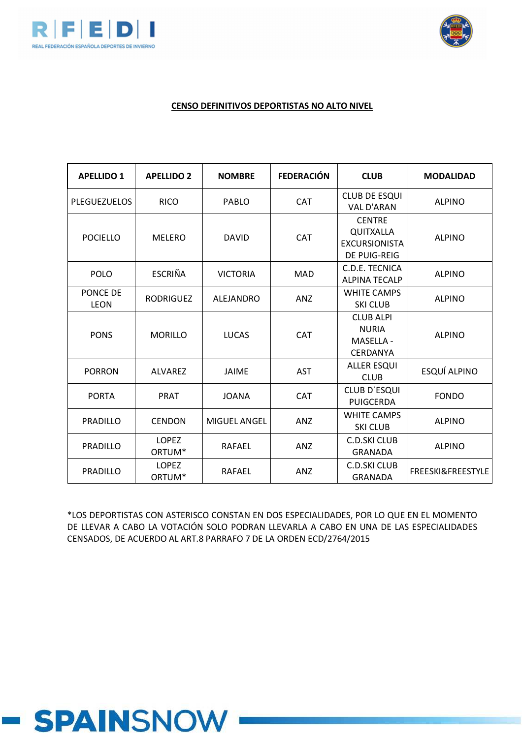**CENSO DEFINITIVOS DEPORTISTAS NO ALTO NIVEL**

| APELLIDO 1 | APELLIDO 2 | NOMBRE | FEDERACIÓN | CLUB | MODALIDAD |
|---|---|---|---|---|---|
| PLEGUEZUELOS | RICO | PABLO | CAT | CLUB DE ESQUI VAL D'ARAN | ALPINO |
| POCIELLO | MELERO | DAVID | CAT | CENTRE QUITXALLA EXCURSIONISTA DE PUIG-REIG | ALPINO |
| POLO | ESCRIÑA | VICTORIA | MAD | C.D.E. TECNICA ALPINA TECALP | ALPINO |
| PONCE DE LEON | RODRIGUEZ | ALEJANDRO | ANZ | WHITE CAMPS SKI CLUB | ALPINO |
| PONS | MORILLO | LUCAS | CAT | CLUB ALPI NURIA MASELLA - CERDANYA | ALPINO |
| PORRON | ALVAREZ | JAIME | AST | ALLER ESQUI CLUB | ESQUÍ ALPINO |
| PORTA | PRAT | JOANA | CAT | CLUB D´ESQUI PUIGCERDA | FONDO |
| PRADILLO | CENDON | MIGUEL ANGEL | ANZ | WHITE CAMPS SKI CLUB | ALPINO |
| PRADILLO | LOPEZ ORTUM* | RAFAEL | ANZ | C.D.SKI CLUB GRANADA | ALPINO |
| PRADILLO | LOPEZ ORTUM* | RAFAEL | ANZ | C.D.SKI CLUB GRANADA | FREESKI&FREESTYLE |

*LOS DEPORTISTAS CON ASTERISCO CONSTAN EN DOS ESPECIALIDADES, POR LO QUE EN EL MOMENTO DE LLEVAR A CABO LA VOTACIÓN SOLO PODRAN LLEVARLA A CABO EN UNA DE LAS ESPECIALIDADES CENSADOS, DE ACUERDO AL ART.8 PARRAFO 7 DE LA ORDEN ECD/2764/2015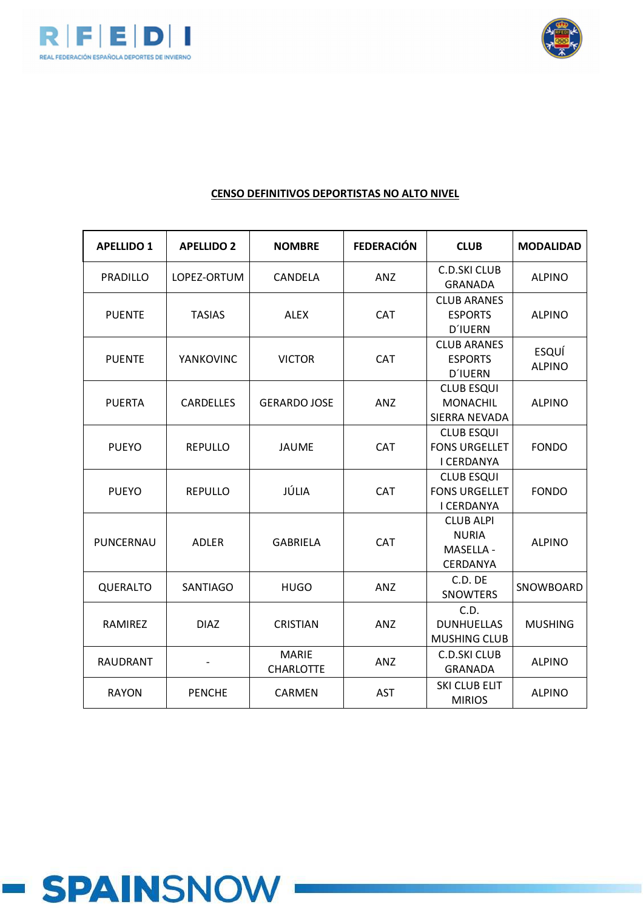**CENSO DEFINITIVOS DEPORTISTAS NO ALTO NIVEL**

| APELLIDO 1 | APELLIDO 2 | NOMBRE | FEDERACIÓN | CLUB | MODALIDAD |
|---|---|---|---|---|---|
| PRADILLO | LOPEZ-ORTUM | CANDELA | ANZ | C.D.SKI CLUB GRANADA | ALPINO |
| PUENTE | TASIAS | ALEX | CAT | CLUB ARANES ESPORTS D´IUERN | ALPINO |
| PUENTE | YANKOVINC | VICTOR | CAT | CLUB ARANES ESPORTS D´IUERN | ESQUÍ ALPINO |
| PUERTA | CARDELLES | GERARDO JOSE | ANZ | CLUB ESQUI MONACHIL SIERRA NEVADA | ALPINO |
| PUEYO | REPULLO | JAUME | CAT | CLUB ESQUI FONS URGELLET I CERDANYA | FONDO |
| PUEYO | REPULLO | JÚLIA | CAT | CLUB ESQUI FONS URGELLET I CERDANYA | FONDO |
| PUNCERNAU | ADLER | GABRIELA | CAT | CLUB ALPI NURIA MASELLA - CERDANYA | ALPINO |
| QUERALTO | SANTIAGO | HUGO | ANZ | C.D. DE SNOWTERS | SNOWBOARD |
| RAMIREZ | DIAZ | CRISTIAN | ANZ | C.D. DUNHUELLAS MUSHING CLUB | MUSHING |
| RAUDRANT | - | MARIE CHARLOTTE | ANZ | C.D.SKI CLUB GRANADA | ALPINO |
| RAYON | PENCHE | CARMEN | AST | SKI CLUB ELIT MIRIOS | ALPINO |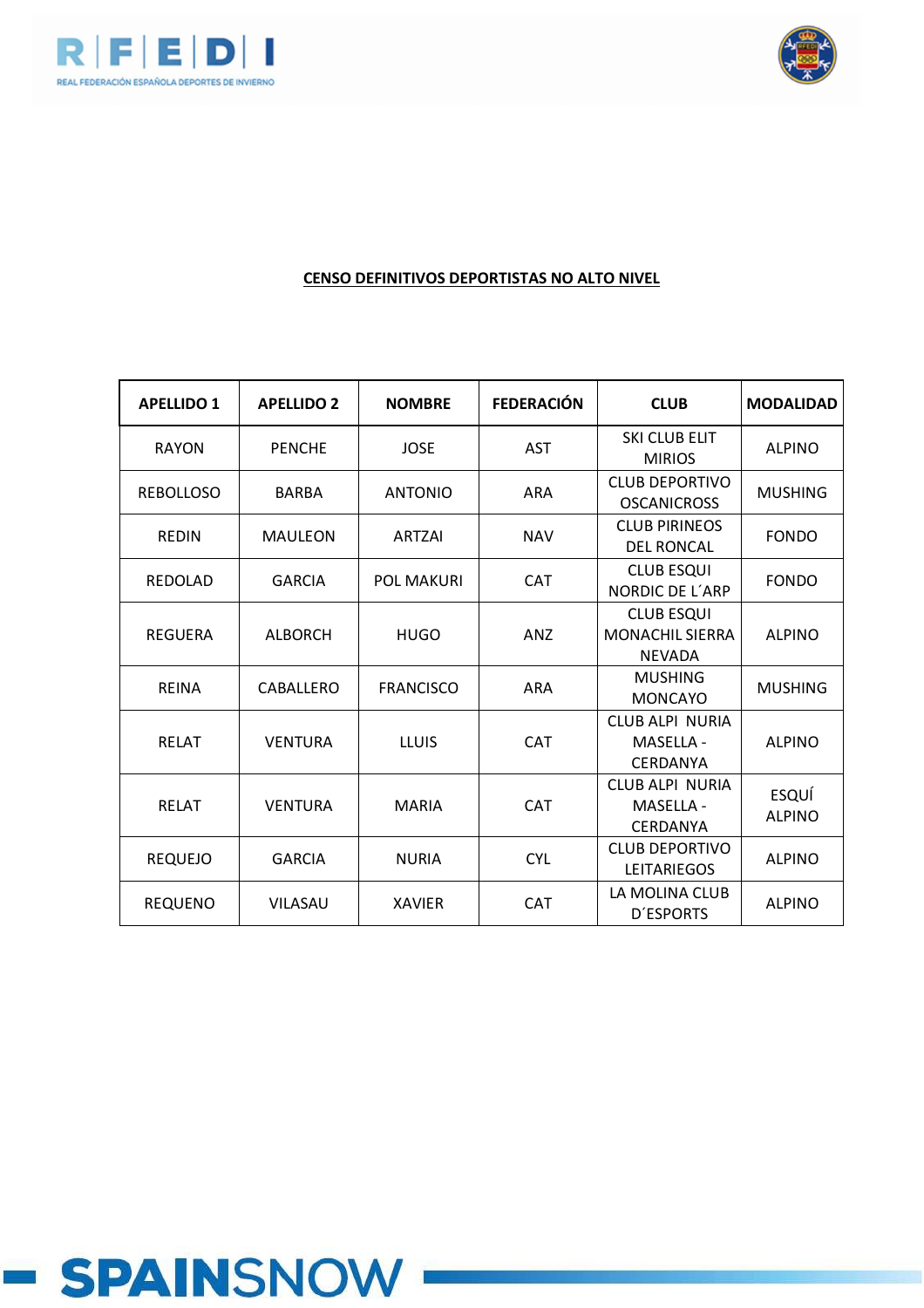**CENSO DEFINITIVOS DEPORTISTAS NO ALTO NIVEL**

| APELLIDO 1 | APELLIDO 2 | NOMBRE | FEDERACIÓN | CLUB | MODALIDAD |
|---|---|---|---|---|---|
| RAYON | PENCHE | JOSE | AST | SKI CLUB ELIT MIRIOS | ALPINO |
| REBOLLOSO | BARBA | ANTONIO | ARA | CLUB DEPORTIVO OSCANICROSS | MUSHING |
| REDIN | MAULEON | ARTZAI | NAV | CLUB PIRINEOS DEL RONCAL | FONDO |
| REDOLAD | GARCIA | POL MAKURI | CAT | CLUB ESQUI NORDIC DE L´ARP | FONDO |
| REGUERA | ALBORCH | HUGO | ANZ | CLUB ESQUI MONACHIL SIERRA NEVADA | ALPINO |
| REINA | CABALLERO | FRANCISCO | ARA | MUSHING MONCAYO | MUSHING |
| RELAT | VENTURA | LLUIS | CAT | CLUB ALPI NURIA MASELLA - CERDANYA | ALPINO |
| RELAT | VENTURA | MARIA | CAT | CLUB ALPI NURIA MASELLA - CERDANYA | ESQUÍ ALPINO |
| REQUEJO | GARCIA | NURIA | CYL | CLUB DEPORTIVO LEITARIEGOS | ALPINO |
| REQUENO | VILASAU | XAVIER | CAT | LA MOLINA CLUB D´ESPORTS | ALPINO |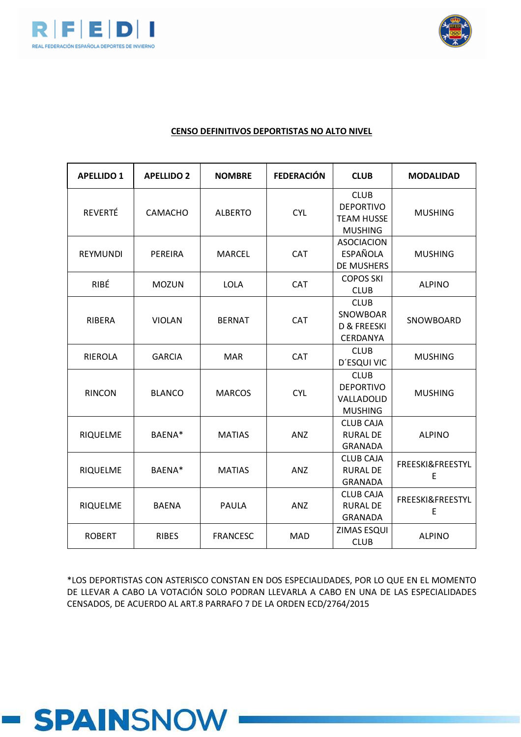**CENSO DEFINITIVOS DEPORTISTAS NO ALTO NIVEL**

| APELLIDO 1 | APELLIDO 2 | NOMBRE | FEDERACIÓN | CLUB | MODALIDAD |
|---|---|---|---|---|---|
| REVERTÉ | CAMACHO | ALBERTO | CYL | CLUB DEPORTIVO TEAM HUSSE MUSHING | MUSHING |
| REYMUNDI | PEREIRA | MARCEL | CAT | ASOCIACION ESPAÑOLA DE MUSHERS | MUSHING |
| RIBÉ | MOZUN | LOLA | CAT | COPOS SKI CLUB | ALPINO |
| RIBERA | VIOLAN | BERNAT | CAT | CLUB SNOWBOARD & FREESKI CERDANYA | SNOWBOARD |
| RIEROLA | GARCIA | MAR | CAT | CLUB D´ESQUI VIC | MUSHING |
| RINCON | BLANCO | MARCOS | CYL | CLUB DEPORTIVO VALLADOLID MUSHING | MUSHING |
| RIQUELME | BAENA* | MATIAS | ANZ | CLUB CAJA RURAL DE GRANADA | ALPINO |
| RIQUELME | BAENA* | MATIAS | ANZ | CLUB CAJA RURAL DE GRANADA | FREESKI&FREESTYLE |
| RIQUELME | BAENA | PAULA | ANZ | CLUB CAJA RURAL DE GRANADA | FREESKI&FREESTYLE |
| ROBERT | RIBES | FRANCESC | MAD | ZIMAS ESQUI CLUB | ALPINO |

*LOS DEPORTISTAS CON ASTERISCO CONSTAN EN DOS ESPECIALIDADES, POR LO QUE EN EL MOMENTO DE LLEVAR A CABO LA VOTACIÓN SOLO PODRAN LLEVARLA A CABO EN UNA DE LAS ESPECIALIDADES CENSADOS, DE ACUERDO AL ART.8 PARRAFO 7 DE LA ORDEN ECD/2764/2015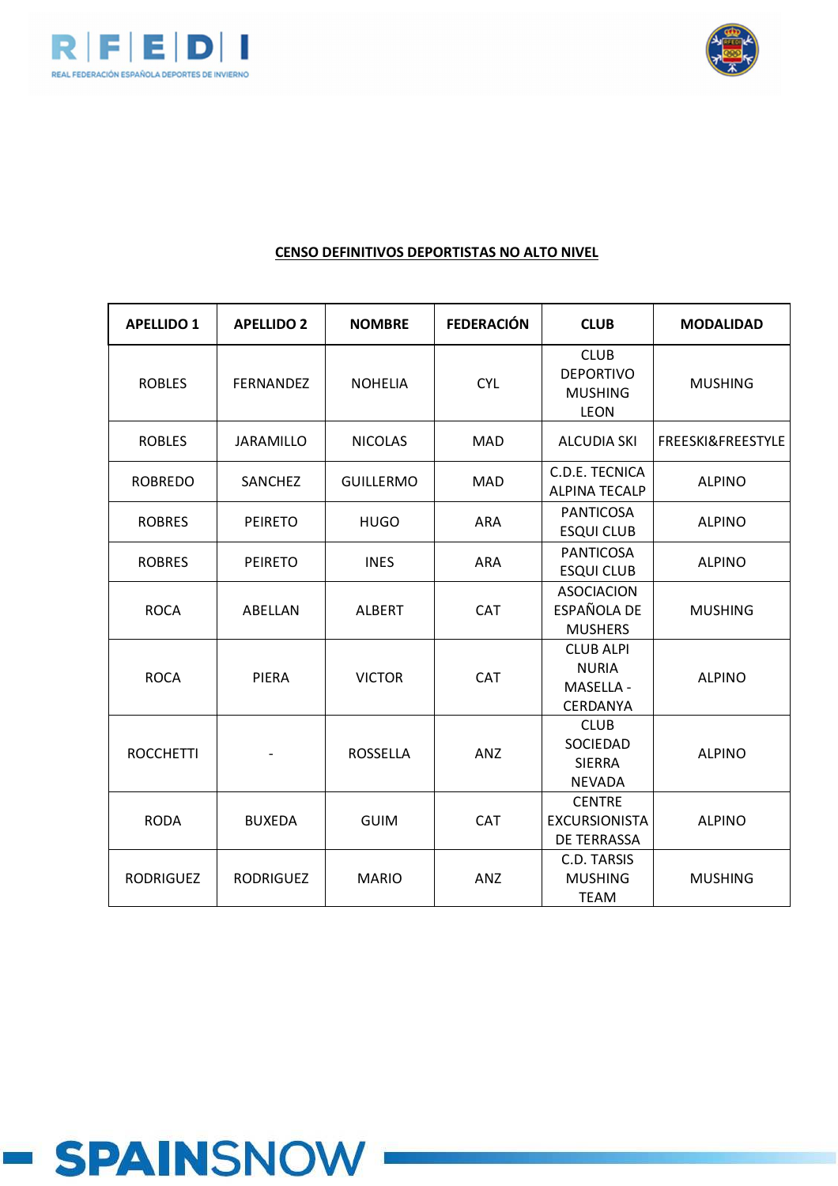**CENSO DEFINITIVOS DEPORTISTAS NO ALTO NIVEL**

| APELLIDO 1 | APELLIDO 2 | NOMBRE | FEDERACIÓN | CLUB | MODALIDAD |
|---|---|---|---|---|---|
| ROBLES | FERNANDEZ | NOHELIA | CYL | CLUB DEPORTIVO MUSHING LEON | MUSHING |
| ROBLES | JARAMILLO | NICOLAS | MAD | ALCUDIA SKI | FREESKI&FREESTYLE |
| ROBREDO | SANCHEZ | GUILLERMO | MAD | C.D.E. TECNICA ALPINA TECALP | ALPINO |
| ROBRES | PEIRETO | HUGO | ARA | PANTICOSA ESQUI CLUB | ALPINO |
| ROBRES | PEIRETO | INES | ARA | PANTICOSA ESQUI CLUB | ALPINO |
| ROCA | ABELLAN | ALBERT | CAT | ASOCIACION ESPAÑOLA DE MUSHERS | MUSHING |
| ROCA | PIERA | VICTOR | CAT | CLUB ALPI NURIA MASELLA - CERDANYA | ALPINO |
| ROCCHETTI | - | ROSSELLA | ANZ | CLUB SOCIEDAD SIERRA NEVADA | ALPINO |
| RODA | BUXEDA | GUIM | CAT | CENTRE EXCURSIONISTA DE TERRASSA | ALPINO |
| RODRIGUEZ | RODRIGUEZ | MARIO | ANZ | C.D. TARSIS MUSHING TEAM | MUSHING |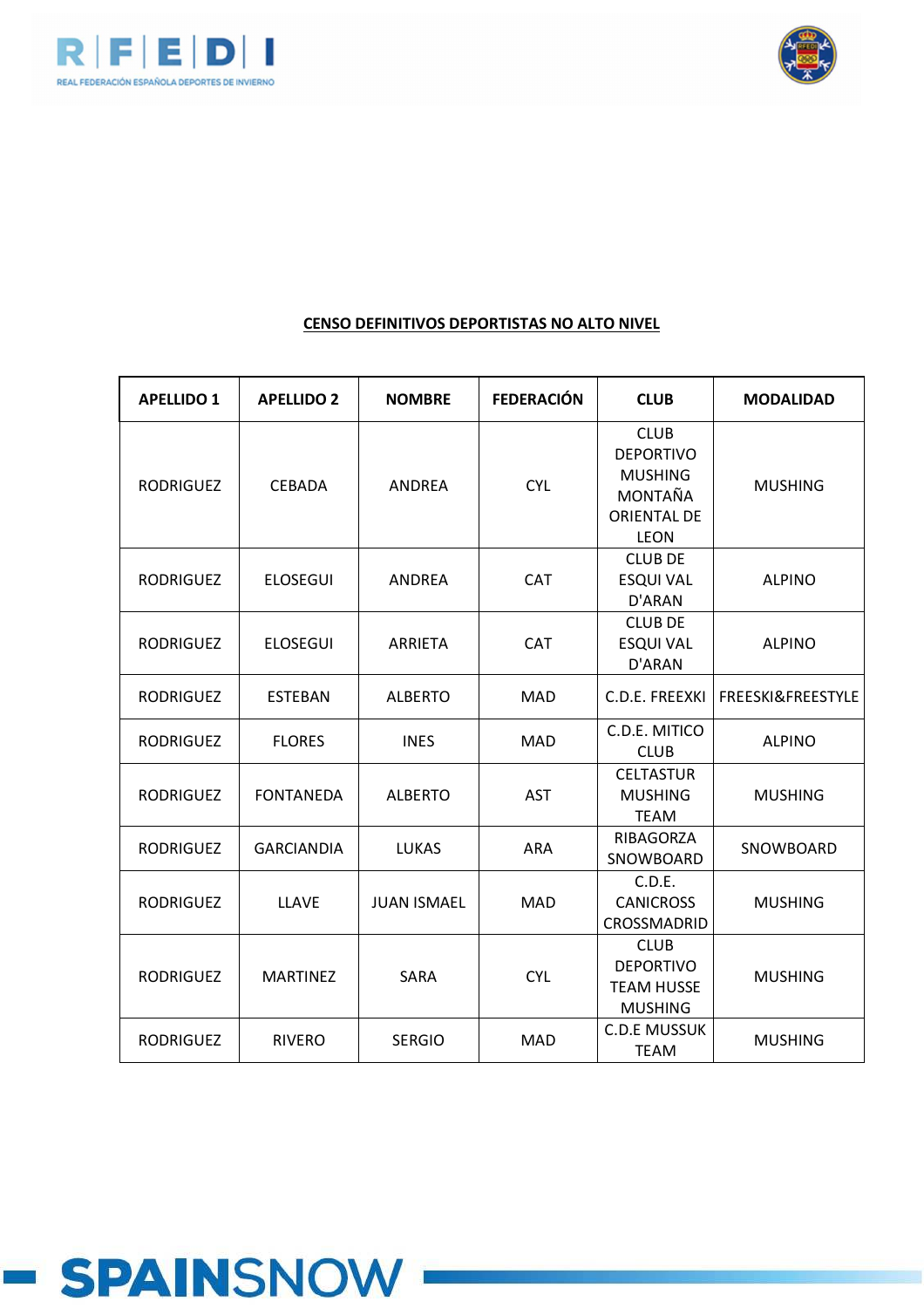**CENSO DEFINITIVOS DEPORTISTAS NO ALTO NIVEL**

| APELLIDO 1 | APELLIDO 2 | NOMBRE | FEDERACIÓN | CLUB | MODALIDAD |
|---|---|---|---|---|---|
| RODRIGUEZ | CEBADA | ANDREA | CYL | CLUB DEPORTIVO MUSHING MONTAÑA ORIENTAL DE LEON | MUSHING |
| RODRIGUEZ | ELOSEGUI | ANDREA | CAT | CLUB DE ESQUI VAL D'ARAN | ALPINO |
| RODRIGUEZ | ELOSEGUI | ARRIETA | CAT | CLUB DE ESQUI VAL D'ARAN | ALPINO |
| RODRIGUEZ | ESTEBAN | ALBERTO | MAD | C.D.E. FREEXKI | FREESKI&FREESTYLE |
| RODRIGUEZ | FLORES | INES | MAD | C.D.E. MITICO CLUB | ALPINO |
| RODRIGUEZ | FONTANEDA | ALBERTO | AST | CELTASTUR MUSHING TEAM | MUSHING |
| RODRIGUEZ | GARCIANDIA | LUKAS | ARA | RIBAGORZA SNOWBOARD | SNOWBOARD |
| RODRIGUEZ | LLAVE | JUAN ISMAEL | MAD | C.D.E. CANICROSS CROSSMADRID | MUSHING |
| RODRIGUEZ | MARTINEZ | SARA | CYL | CLUB DEPORTIVO TEAM HUSSE MUSHING | MUSHING |
| RODRIGUEZ | RIVERO | SERGIO | MAD | C.D.E MUSSUK TEAM | MUSHING |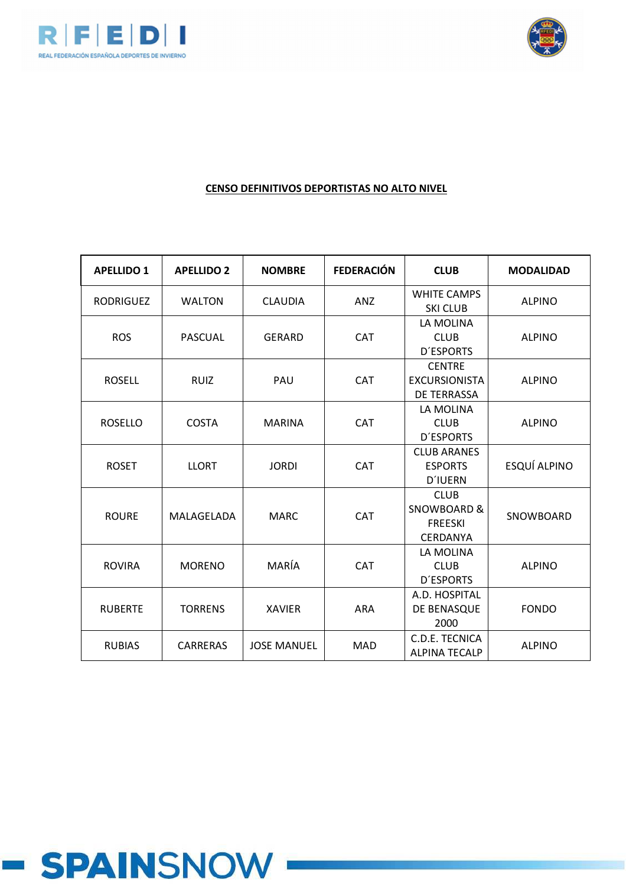**CENSO DEFINITIVOS DEPORTISTAS NO ALTO NIVEL**

| APELLIDO 1 | APELLIDO 2 | NOMBRE | FEDERACIÓN | CLUB | MODALIDAD |
|---|---|---|---|---|---|
| RODRIGUEZ | WALTON | CLAUDIA | ANZ | WHITE CAMPS SKI CLUB | ALPINO |
| ROS | PASCUAL | GERARD | CAT | LA MOLINA CLUB D´ESPORTS | ALPINO |
| ROSELL | RUIZ | PAU | CAT | CENTRE EXCURSIONISTA DE TERRASSA | ALPINO |
| ROSELLO | COSTA | MARINA | CAT | LA MOLINA CLUB D´ESPORTS | ALPINO |
| ROSET | LLORT | JORDI | CAT | CLUB ARANES ESPORTS D´IUERN | ESQUÍ ALPINO |
| ROURE | MALAGELADA | MARC | CAT | CLUB SNOWBOARD & FREESKI CERDANYA | SNOWBOARD |
| ROVIRA | MORENO | MARÍA | CAT | LA MOLINA CLUB D´ESPORTS | ALPINO |
| RUBERTE | TORRENS | XAVIER | ARA | A.D. HOSPITAL DE BENASQUE 2000 | FONDO |
| RUBIAS | CARRERAS | JOSE MANUEL | MAD | C.D.E. TECNICA ALPINA TECALP | ALPINO |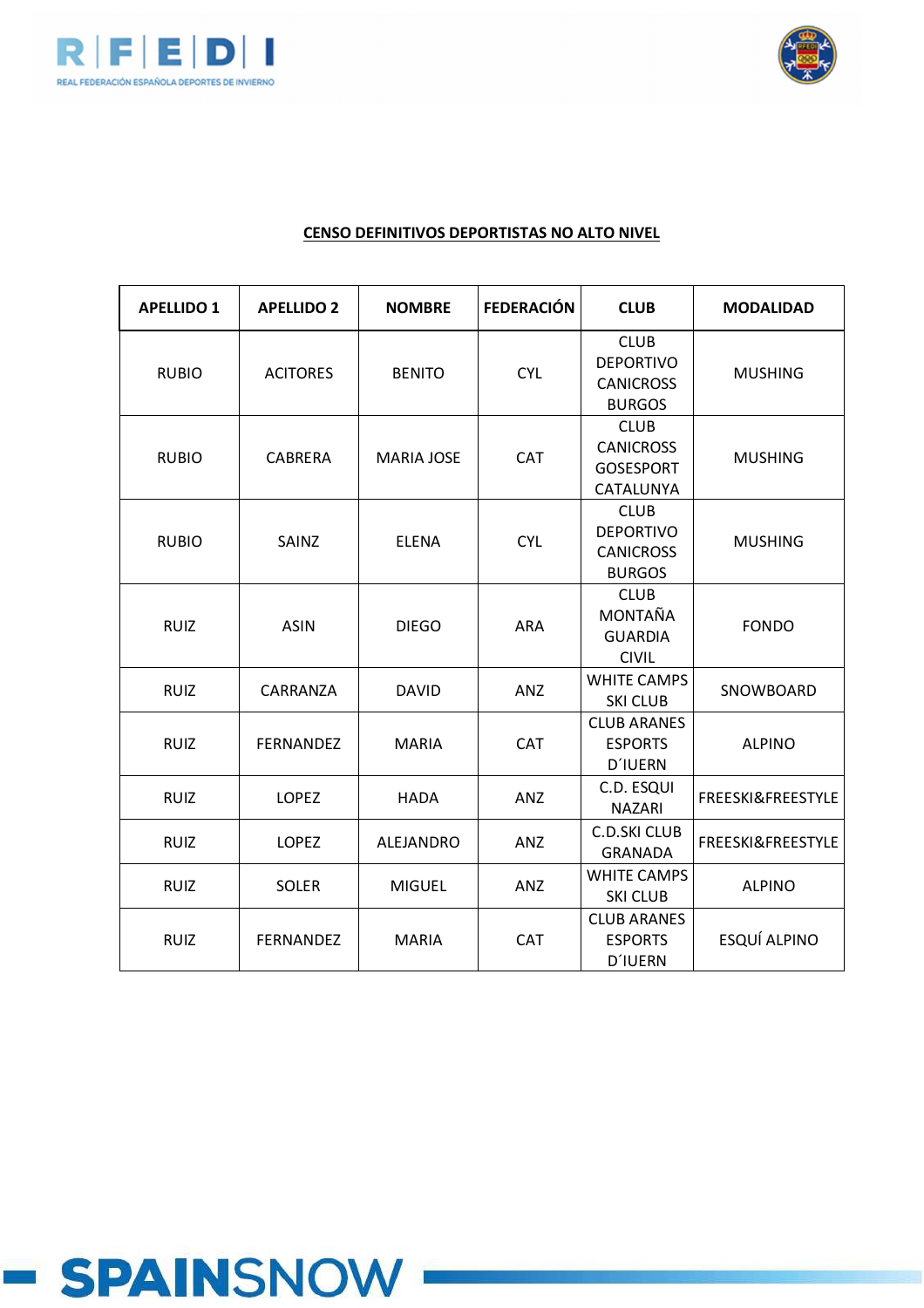**CENSO DEFINITIVOS DEPORTISTAS NO ALTO NIVEL**

| APELLIDO 1 | APELLIDO 2 | NOMBRE | FEDERACIÓN | CLUB | MODALIDAD |
|---|---|---|---|---|---|
| RUBIO | ACITORES | BENITO | CYL | CLUB DEPORTIVO CANICROSS BURGOS | MUSHING |
| RUBIO | CABRERA | MARIA JOSE | CAT | CLUB CANICROSS GOSESPORT CATALUNYA | MUSHING |
| RUBIO | SAINZ | ELENA | CYL | CLUB DEPORTIVO CANICROSS BURGOS | MUSHING |
| RUIZ | ASIN | DIEGO | ARA | CLUB MONTAÑA GUARDIA CIVIL | FONDO |
| RUIZ | CARRANZA | DAVID | ANZ | WHITE CAMPS SKI CLUB | SNOWBOARD |
| RUIZ | FERNANDEZ | MARIA | CAT | CLUB ARANES ESPORTS D´IUERN | ALPINO |
| RUIZ | LOPEZ | HADA | ANZ | C.D. ESQUI NAZARI | FREESKI&FREESTYLE |
| RUIZ | LOPEZ | ALEJANDRO | ANZ | C.D.SKI CLUB GRANADA | FREESKI&FREESTYLE |
| RUIZ | SOLER | MIGUEL | ANZ | WHITE CAMPS SKI CLUB | ALPINO |
| RUIZ | FERNANDEZ | MARIA | CAT | CLUB ARANES ESPORTS D´IUERN | ESQUÍ ALPINO |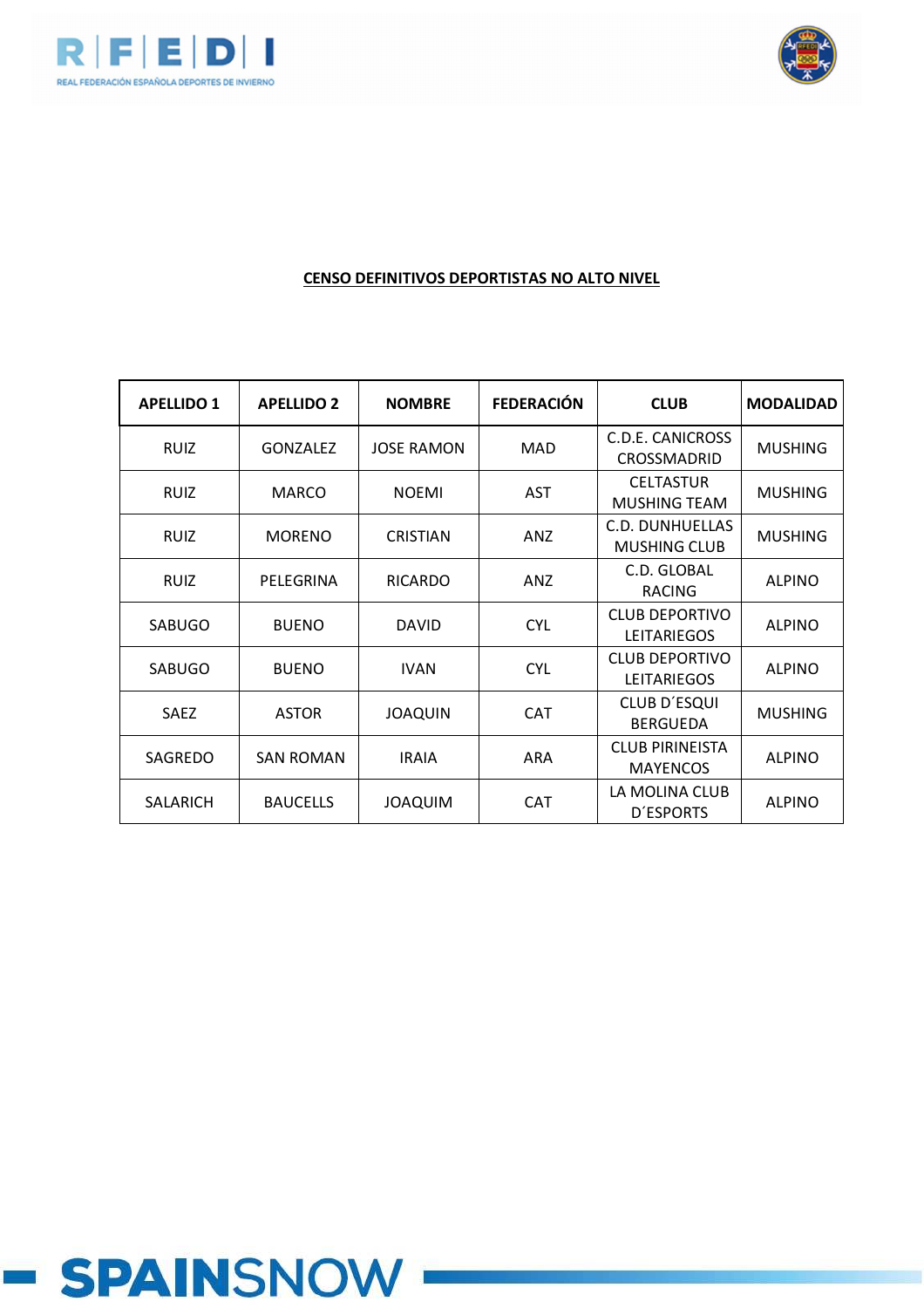**CENSO DEFINITIVOS DEPORTISTAS NO ALTO NIVEL**

| APELLIDO 1 | APELLIDO 2 | NOMBRE | FEDERACIÓN | CLUB | MODALIDAD |
|---|---|---|---|---|---|
| RUIZ | GONZALEZ | JOSE RAMON | MAD | C.D.E. CANICROSS CROSSMADRID | MUSHING |
| RUIZ | MARCO | NOEMI | AST | CELTASTUR MUSHING TEAM | MUSHING |
| RUIZ | MORENO | CRISTIAN | ANZ | C.D. DUNHUELLAS MUSHING CLUB | MUSHING |
| RUIZ | PELEGRINA | RICARDO | ANZ | C.D. GLOBAL RACING | ALPINO |
| SABUGO | BUENO | DAVID | CYL | CLUB DEPORTIVO LEITARIEGOS | ALPINO |
| SABUGO | BUENO | IVAN | CYL | CLUB DEPORTIVO LEITARIEGOS | ALPINO |
| SAEZ | ASTOR | JOAQUIN | CAT | CLUB D´ESQUI BERGUEDA | MUSHING |
| SAGREDO | SAN ROMAN | IRAIA | ARA | CLUB PIRINEISTA MAYENCOS | ALPINO |
| SALARICH | BAUCELLS | JOAQUIM | CAT | LA MOLINA CLUB D´ESPORTS | ALPINO |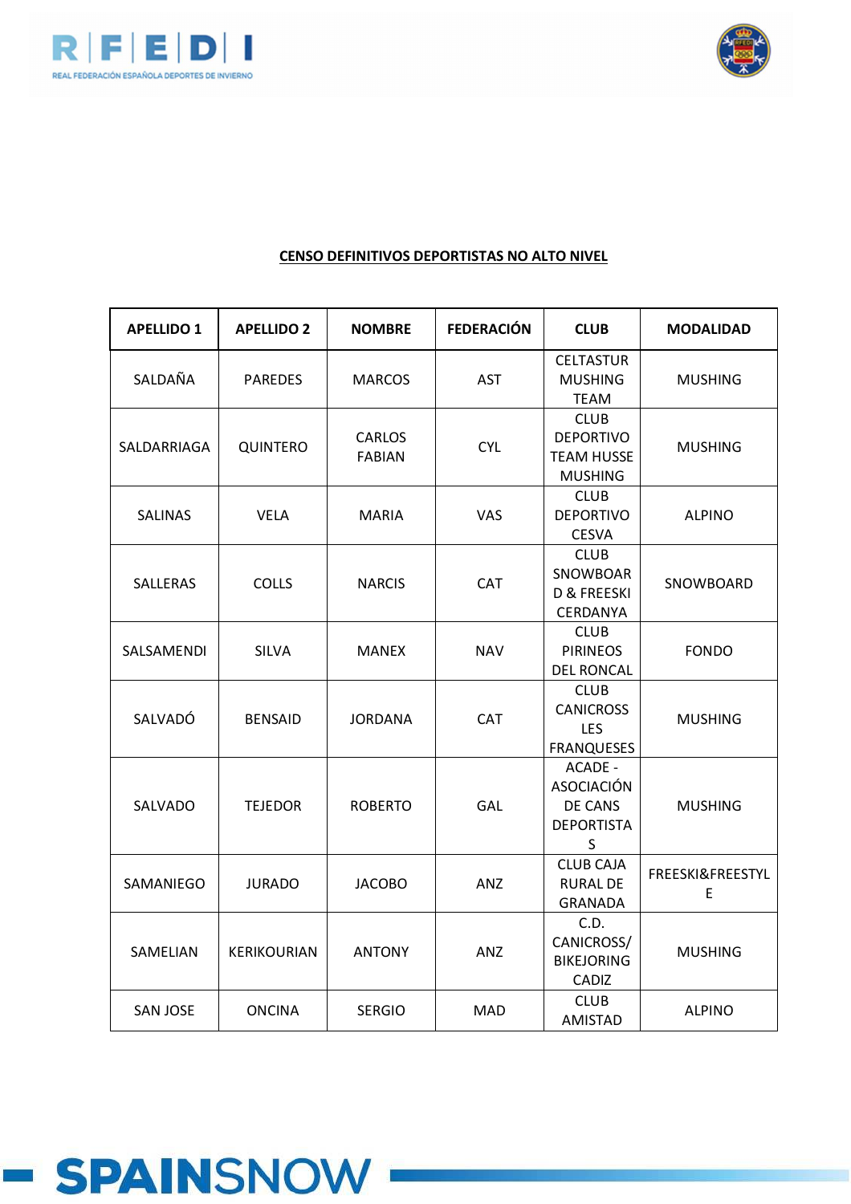**CENSO DEFINITIVOS DEPORTISTAS NO ALTO NIVEL**

| APELLIDO 1 | APELLIDO 2 | NOMBRE | FEDERACIÓN | CLUB | MODALIDAD |
|---|---|---|---|---|---|
| SALDAÑA | PAREDES | MARCOS | AST | CELTASTUR MUSHING TEAM | MUSHING |
| SALDARRIAGA | QUINTERO | CARLOS FABIAN | CYL | CLUB DEPORTIVO TEAM HUSSE MUSHING | MUSHING |
| SALINAS | VELA | MARIA | VAS | CLUB DEPORTIVO CESVA | ALPINO |
| SALLERAS | COLLS | NARCIS | CAT | CLUB SNOWBOARD & FREESKI CERDANYA | SNOWBOARD |
| SALSAMENDI | SILVA | MANEX | NAV | CLUB PIRINEOS DEL RONCAL | FONDO |
| SALVADÓ | BENSAID | JORDANA | CAT | CLUB CANICROSS LES FRANQUESES | MUSHING |
| SALVADO | TEJEDOR | ROBERTO | GAL | ACADE - ASOCIACIÓN DE CANS DEPORTISTAS | MUSHING |
| SAMANIEGO | JURADO | JACOBO | ANZ | CLUB CAJA RURAL DE GRANADA | FREESKI&FREESTYLE |
| SAMELIAN | KERIKOURIAN | ANTONY | ANZ | C.D. CANICROSS/ BIKEJORING CADIZ | MUSHING |
| SAN JOSE | ONCINA | SERGIO | MAD | CLUB AMISTAD | ALPINO |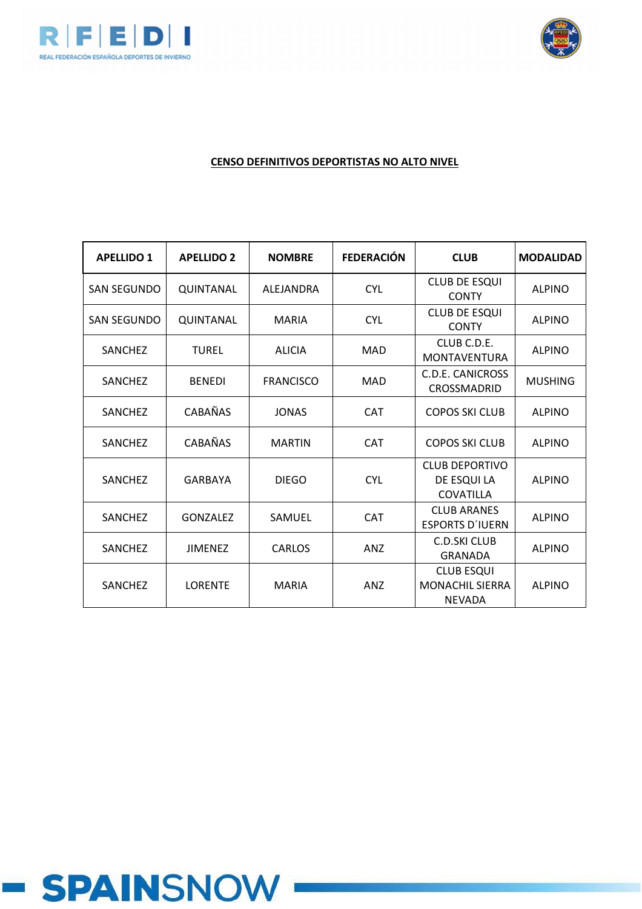**CENSO DEFINITIVOS DEPORTISTAS NO ALTO NIVEL**

| APELLIDO 1 | APELLIDO 2 | NOMBRE | FEDERACIÓN | CLUB | MODALIDAD |
|---|---|---|---|---|---|
| SAN SEGUNDO | QUINTANAL | ALEJANDRA | CYL | CLUB DE ESQUI CONTY | ALPINO |
| SAN SEGUNDO | QUINTANAL | MARIA | CYL | CLUB DE ESQUI CONTY | ALPINO |
| SANCHEZ | TUREL | ALICIA | MAD | CLUB C.D.E. MONTAVENTURA | ALPINO |
| SANCHEZ | BENEDI | FRANCISCO | MAD | C.D.E. CANICROSS CROSSMADRID | MUSHING |
| SANCHEZ | CABAÑAS | JONAS | CAT | COPOS SKI CLUB | ALPINO |
| SANCHEZ | CABAÑAS | MARTIN | CAT | COPOS SKI CLUB | ALPINO |
| SANCHEZ | GARBAYA | DIEGO | CYL | CLUB DEPORTIVO DE ESQUI LA COVATILLA | ALPINO |
| SANCHEZ | GONZALEZ | SAMUEL | CAT | CLUB ARANES ESPORTS D´IUERN | ALPINO |
| SANCHEZ | JIMENEZ | CARLOS | ANZ | C.D.SKI CLUB GRANADA | ALPINO |
| SANCHEZ | LORENTE | MARIA | ANZ | CLUB ESQUI MONACHIL SIERRA NEVADA | ALPINO |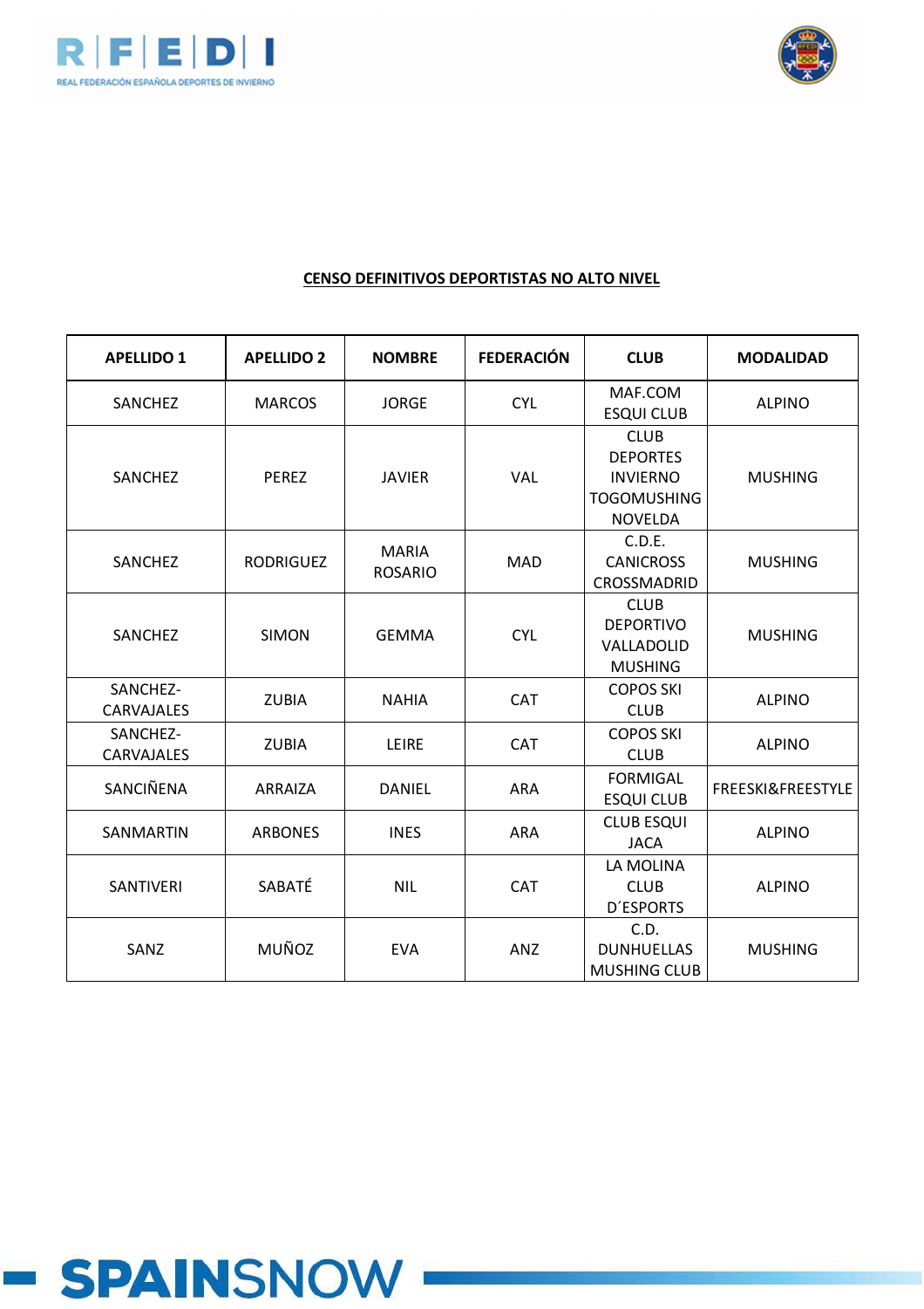**CENSO DEFINITIVOS DEPORTISTAS NO ALTO NIVEL**

| APELLIDO 1 | APELLIDO 2 | NOMBRE | FEDERACIÓN | CLUB | MODALIDAD |
|---|---|---|---|---|---|
| SANCHEZ | MARCOS | JORGE | CYL | MAF.COM ESQUI CLUB | ALPINO |
| SANCHEZ | PEREZ | JAVIER | VAL | CLUB DEPORTES INVIERNO TOGOMUSHING NOVELDA | MUSHING |
| SANCHEZ | RODRIGUEZ | MARIA ROSARIO | MAD | C.D.E. CANICROSS CROSSMADRID | MUSHING |
| SANCHEZ | SIMON | GEMMA | CYL | CLUB DEPORTIVO VALLADOLID MUSHING | MUSHING |
| SANCHEZ-CARVAJALES | ZUBIA | NAHIA | CAT | COPOS SKI CLUB | ALPINO |
| SANCHEZ-CARVAJALES | ZUBIA | LEIRE | CAT | COPOS SKI CLUB | ALPINO |
| SANCIÑENA | ARRAIZA | DANIEL | ARA | FORMIGAL ESQUI CLUB | FREESKI&FREESTYLE |
| SANMARTIN | ARBONES | INES | ARA | CLUB ESQUI JACA | ALPINO |
| SANTIVERI | SABATÉ | NIL | CAT | LA MOLINA CLUB D´ESPORTS | ALPINO |
| SANZ | MUÑOZ | EVA | ANZ | C.D. DUNHUELLAS MUSHING CLUB | MUSHING |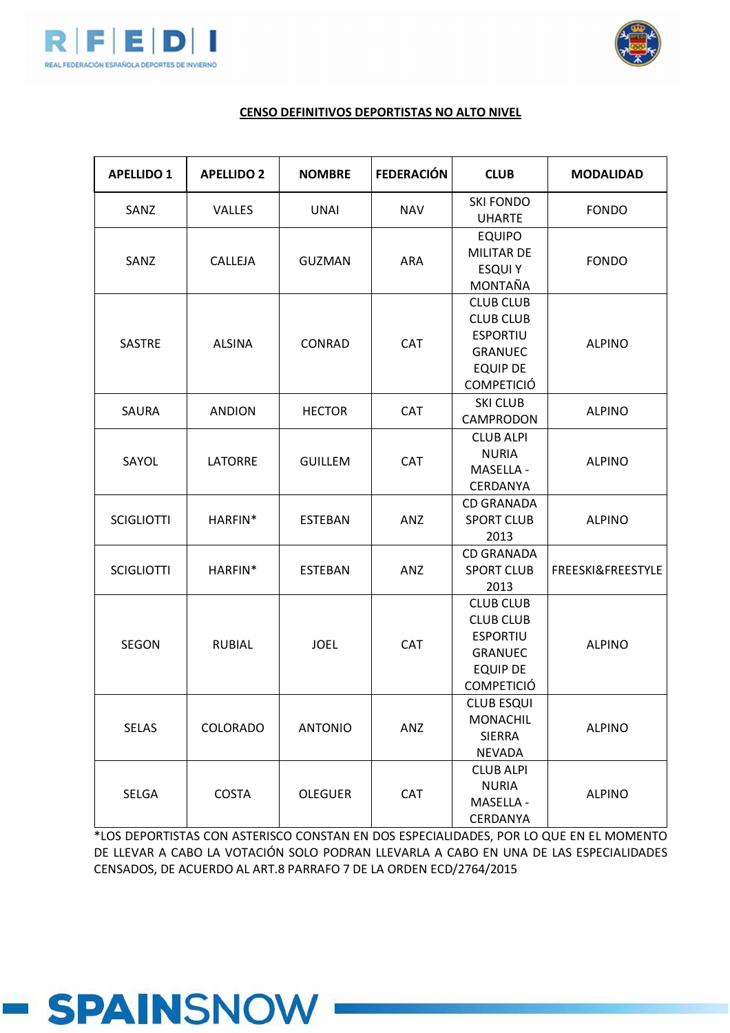**CENSO DEFINITIVOS DEPORTISTAS NO ALTO NIVEL**

| APELLIDO 1 | APELLIDO 2 | NOMBRE | FEDERACIÓN | CLUB | MODALIDAD |
|---|---|---|---|---|---|
| SANZ | VALLES | UNAI | NAV | SKI FONDO UHARTE | FONDO |
| SANZ | CALLEJA | GUZMAN | ARA | EQUIPO MILITAR DE ESQUI Y MONTAÑA | FONDO |
| SASTRE | ALSINA | CONRAD | CAT | CLUB CLUB CLUB CLUB ESPORTIU GRANUEC EQUIP DE COMPETICIÓ | ALPINO |
| SAURA | ANDION | HECTOR | CAT | SKI CLUB CAMPRODON | ALPINO |
| SAYOL | LATORRE | GUILLEM | CAT | CLUB ALPI NURIA MASELLA - CERDANYA | ALPINO |
| SCIGLIOTTI | HARFIN* | ESTEBAN | ANZ | CD GRANADA SPORT CLUB 2013 | ALPINO |
| SCIGLIOTTI | HARFIN* | ESTEBAN | ANZ | CD GRANADA SPORT CLUB 2013 | FREESKI&FREESTYLE |
| SEGON | RUBIAL | JOEL | CAT | CLUB CLUB CLUB CLUB ESPORTIU GRANUEC EQUIP DE COMPETICIÓ | ALPINO |
| SELAS | COLORADO | ANTONIO | ANZ | CLUB ESQUI MONACHIL SIERRA NEVADA | ALPINO |
| SELGA | COSTA | OLEGUER | CAT | CLUB ALPI NURIA MASELLA - CERDANYA | ALPINO |

*LOS DEPORTISTAS CON ASTERISCO CONSTAN EN DOS ESPECIALIDADES, POR LO QUE EN EL MOMENTO DE LLEVAR A CABO LA VOTACIÓN SOLO PODRAN LLEVARLA A CABO EN UNA DE LAS ESPECIALIDADES CENSADOS, DE ACUERDO AL ART.8 PARRAFO 7 DE LA ORDEN ECD/2764/2015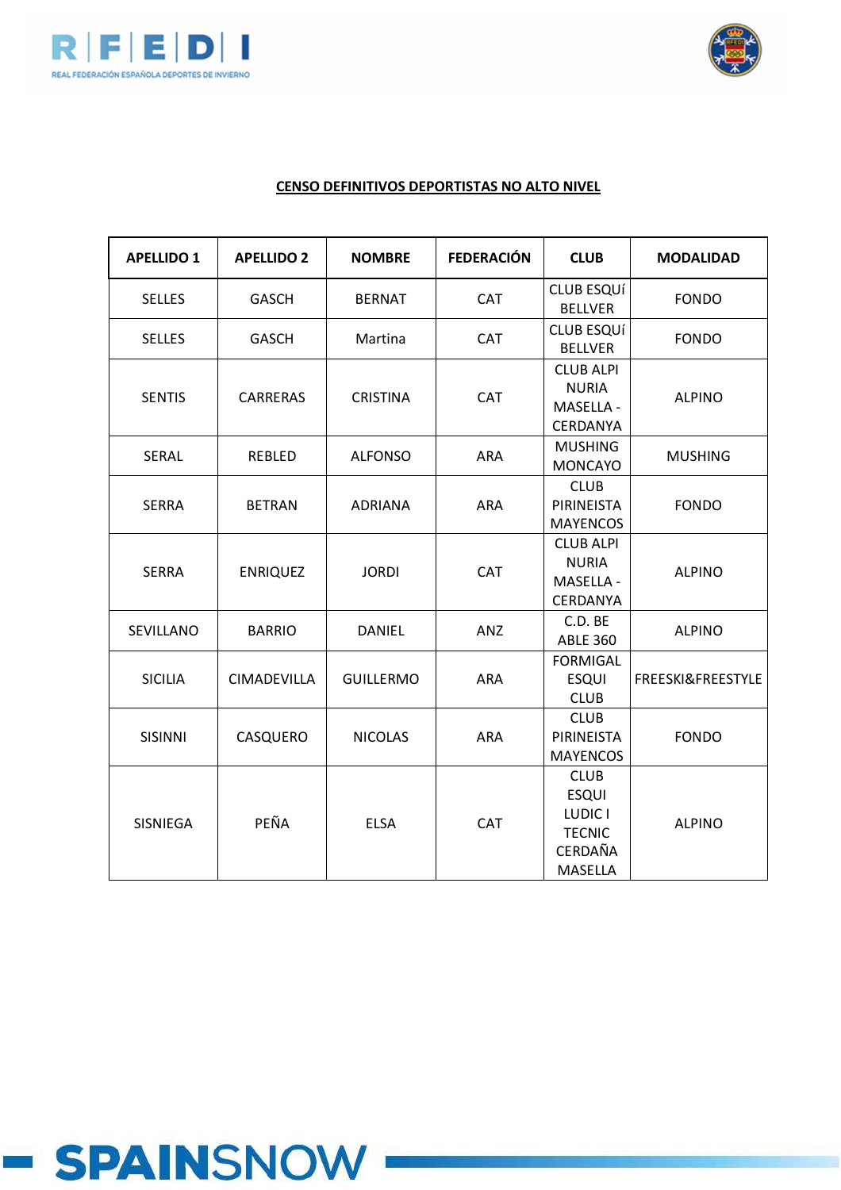**CENSO DEFINITIVOS DEPORTISTAS NO ALTO NIVEL**

| APELLIDO 1 | APELLIDO 2 | NOMBRE | FEDERACIÓN | CLUB | MODALIDAD |
|---|---|---|---|---|---|
| SELLES | GASCH | BERNAT | CAT | CLUB ESQUí BELLVER | FONDO |
| SELLES | GASCH | Martina | CAT | CLUB ESQUí BELLVER | FONDO |
| SENTIS | CARRERAS | CRISTINA | CAT | CLUB ALPI NURIA MASELLA - CERDANYA | ALPINO |
| SERAL | REBLED | ALFONSO | ARA | MUSHING MONCAYO | MUSHING |
| SERRA | BETRAN | ADRIANA | ARA | CLUB PIRINEISTA MAYENCOS | FONDO |
| SERRA | ENRIQUEZ | JORDI | CAT | CLUB ALPI NURIA MASELLA - CERDANYA | ALPINO |
| SEVILLANO | BARRIO | DANIEL | ANZ | C.D. BE ABLE 360 | ALPINO |
| SICILIA | CIMADEVILLA | GUILLERMO | ARA | FORMIGAL ESQUI CLUB | FREESKI&FREESTYLE |
| SISINNI | CASQUERO | NICOLAS | ARA | CLUB PIRINEISTA MAYENCOS | FONDO |
| SISNIEGA | PEÑA | ELSA | CAT | CLUB ESQUI LUDIC I TECNIC CERDAÑA MASELLA | ALPINO |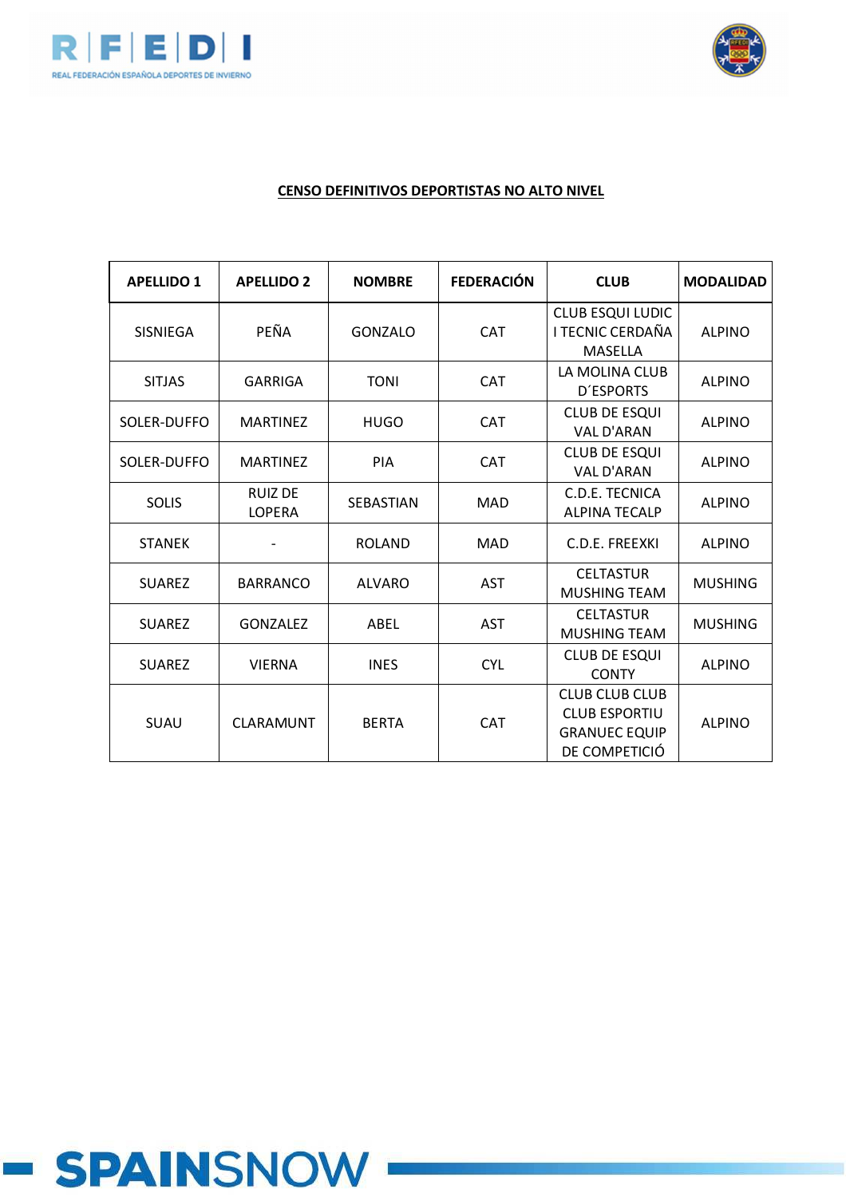**CENSO DEFINITIVOS DEPORTISTAS NO ALTO NIVEL**

| APELLIDO 1 | APELLIDO 2 | NOMBRE | FEDERACIÓN | CLUB | MODALIDAD |
|---|---|---|---|---|---|
| SISNIEGA | PEÑA | GONZALO | CAT | CLUB ESQUI LUDIC I TECNIC CERDAÑA MASELLA | ALPINO |
| SITJAS | GARRIGA | TONI | CAT | LA MOLINA CLUB D´ESPORTS | ALPINO |
| SOLER-DUFFO | MARTINEZ | HUGO | CAT | CLUB DE ESQUI VAL D'ARAN | ALPINO |
| SOLER-DUFFO | MARTINEZ | PIA | CAT | CLUB DE ESQUI VAL D'ARAN | ALPINO |
| SOLIS | RUIZ DE LOPERA | SEBASTIAN | MAD | C.D.E. TECNICA ALPINA TECALP | ALPINO |
| STANEK | - | ROLAND | MAD | C.D.E. FREEXKI | ALPINO |
| SUAREZ | BARRANCO | ALVARO | AST | CELTASTUR MUSHING TEAM | MUSHING |
| SUAREZ | GONZALEZ | ABEL | AST | CELTASTUR MUSHING TEAM | MUSHING |
| SUAREZ | VIERNA | INES | CYL | CLUB DE ESQUI CONTY | ALPINO |
| SUAU | CLARAMUNT | BERTA | CAT | CLUB CLUB CLUB CLUB ESPORTIU GRANUEC EQUIP DE COMPETICIÓ | ALPINO |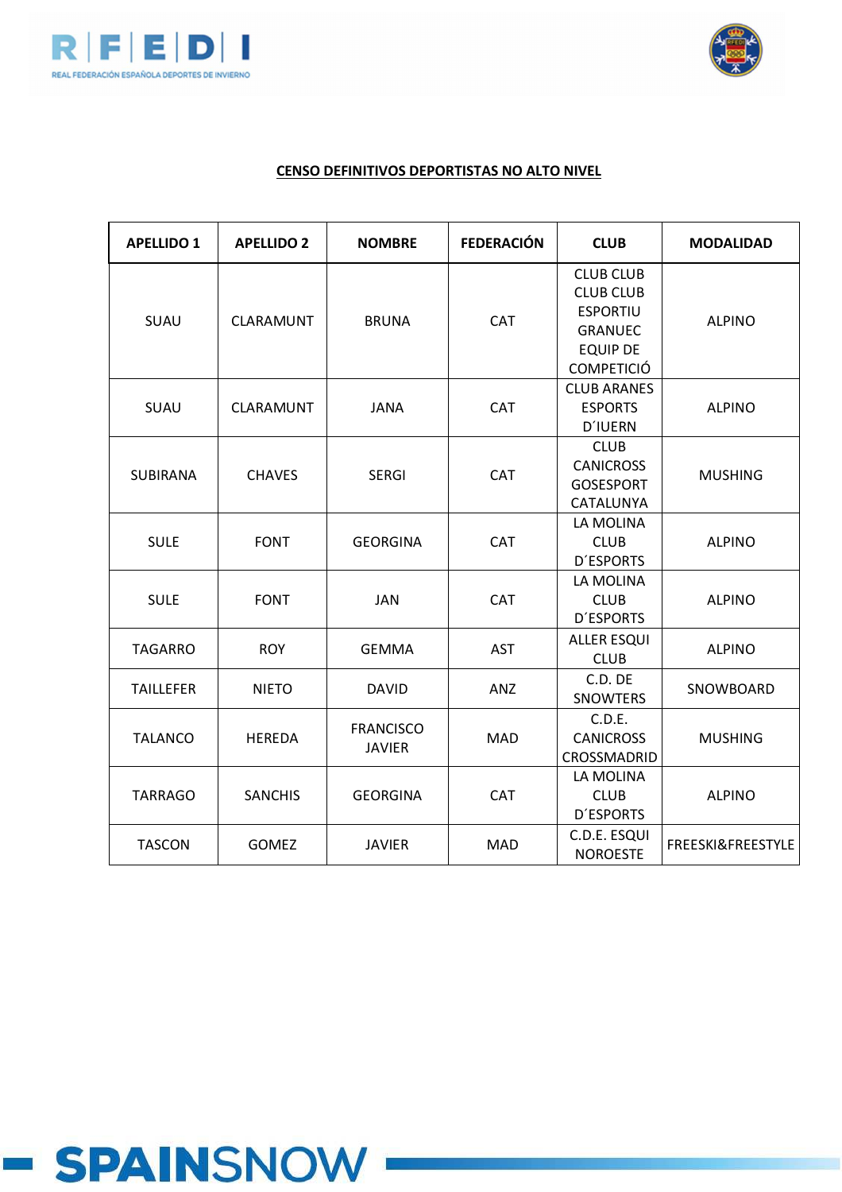**CENSO DEFINITIVOS DEPORTISTAS NO ALTO NIVEL**

| APELLIDO 1 | APELLIDO 2 | NOMBRE | FEDERACIÓN | CLUB | MODALIDAD |
|---|---|---|---|---|---|
| SUAU | CLARAMUNT | BRUNA | CAT | CLUB CLUB CLUB CLUB ESPORTIU GRANUEC EQUIP DE COMPETICIÓ | ALPINO |
| SUAU | CLARAMUNT | JANA | CAT | CLUB ARANES ESPORTS D´IUERN | ALPINO |
| SUBIRANA | CHAVES | SERGI | CAT | CLUB CANICROSS GOSESPORT CATALUNYA | MUSHING |
| SULE | FONT | GEORGINA | CAT | LA MOLINA CLUB D´ESPORTS | ALPINO |
| SULE | FONT | JAN | CAT | LA MOLINA CLUB D´ESPORTS | ALPINO |
| TAGARRO | ROY | GEMMA | AST | ALLER ESQUI CLUB | ALPINO |
| TAILLEFER | NIETO | DAVID | ANZ | C.D. DE SNOWTERS | SNOWBOARD |
| TALANCO | HEREDA | FRANCISCO JAVIER | MAD | C.D.E. CANICROSS CROSSMADRID | MUSHING |
| TARRAGO | SANCHIS | GEORGINA | CAT | LA MOLINA CLUB D´ESPORTS | ALPINO |
| TASCON | GOMEZ | JAVIER | MAD | C.D.E. ESQUI NOROESTE | FREESKI&FREESTYLE |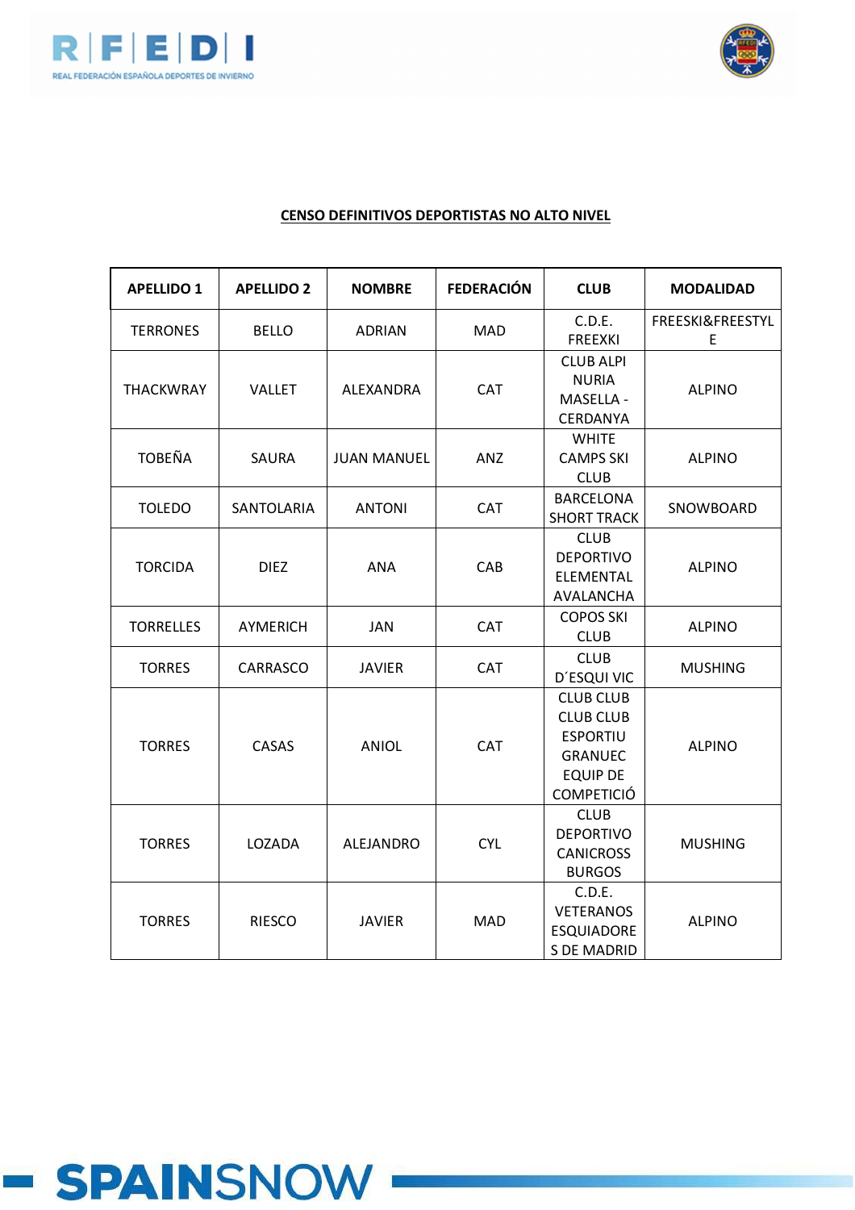**CENSO DEFINITIVOS DEPORTISTAS NO ALTO NIVEL**

| APELLIDO 1 | APELLIDO 2 | NOMBRE | FEDERACIÓN | CLUB | MODALIDAD |
|---|---|---|---|---|---|
| TERRONES | BELLO | ADRIAN | MAD | C.D.E. FREEXKI | FREESKI&FREESTYLE |
| THACKWRAY | VALLET | ALEXANDRA | CAT | CLUB ALPI NURIA MASELLA - CERDANYA | ALPINO |
| TOBEÑA | SAURA | JUAN MANUEL | ANZ | WHITE CAMPS SKI CLUB | ALPINO |
| TOLEDO | SANTOLARIA | ANTONI | CAT | BARCELONA SHORT TRACK | SNOWBOARD |
| TORCIDA | DIEZ | ANA | CAB | CLUB DEPORTIVO ELEMENTAL AVALANCHA | ALPINO |
| TORRELLES | AYMERICH | JAN | CAT | COPOS SKI CLUB | ALPINO |
| TORRES | CARRASCO | JAVIER | CAT | CLUB D´ESQUI VIC | MUSHING |
| TORRES | CASAS | ANIOL | CAT | CLUB CLUB CLUB CLUB ESPORTIU GRANUEC EQUIP DE COMPETICIÓ | ALPINO |
| TORRES | LOZADA | ALEJANDRO | CYL | CLUB DEPORTIVO CANICROSS BURGOS | MUSHING |
| TORRES | RIESCO | JAVIER | MAD | C.D.E. VETERANOS ESQUIADORES DE MADRID | ALPINO |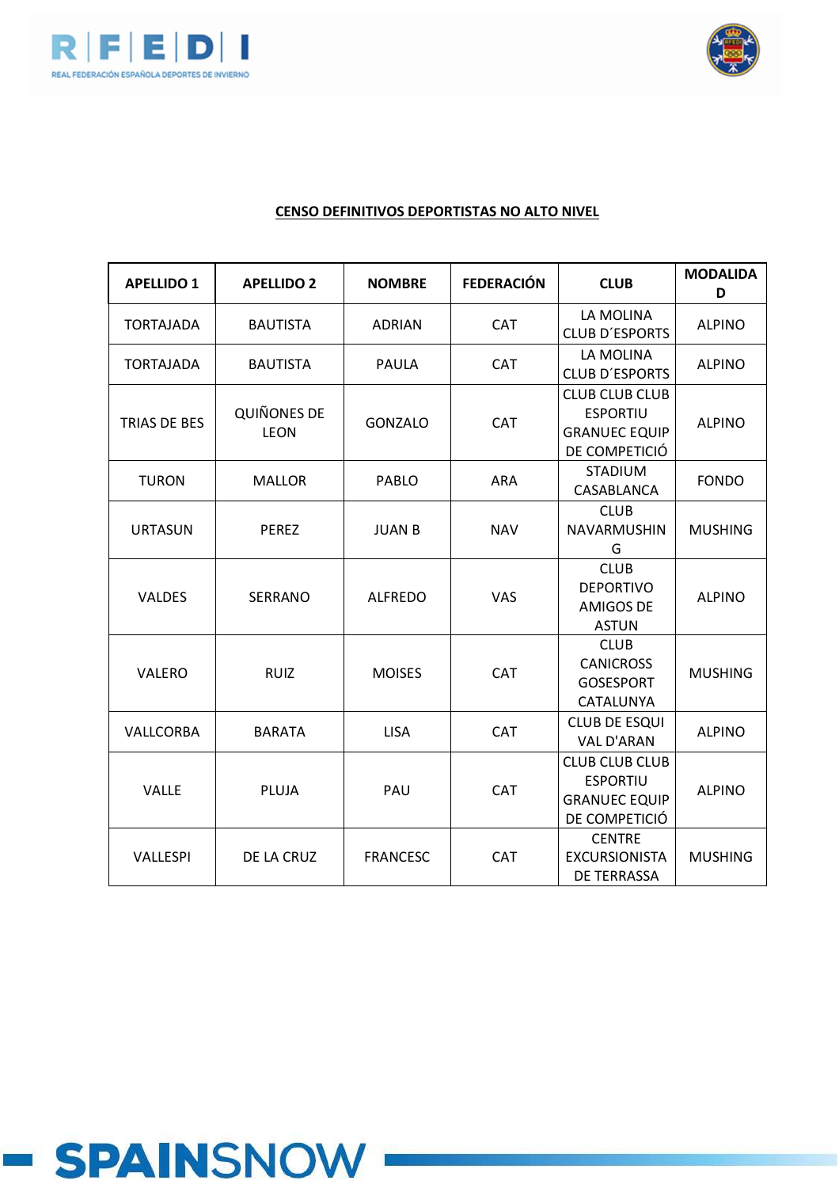**CENSO DEFINITIVOS DEPORTISTAS NO ALTO NIVEL**

| APELLIDO 1 | APELLIDO 2 | NOMBRE | FEDERACIÓN | CLUB | MODALIDAD |
|---|---|---|---|---|---|
| TORTAJADA | BAUTISTA | ADRIAN | CAT | LA MOLINA CLUB D´ESPORTS | ALPINO |
| TORTAJADA | BAUTISTA | PAULA | CAT | LA MOLINA CLUB D´ESPORTS | ALPINO |
| TRIAS DE BES | QUIÑONES DE LEON | GONZALO | CAT | CLUB CLUB CLUB ESPORTIU GRANUEC EQUIP DE COMPETICIÓ | ALPINO |
| TURON | MALLOR | PABLO | ARA | STADIUM CASABLANCA | FONDO |
| URTASUN | PEREZ | JUAN B | NAV | CLUB NAVARMUSHING | MUSHING |
| VALDES | SERRANO | ALFREDO | VAS | CLUB DEPORTIVO AMIGOS DE ASTUN | ALPINO |
| VALERO | RUIZ | MOISES | CAT | CLUB CANICROSS GOSESPORT CATALUNYA | MUSHING |
| VALLCORBA | BARATA | LISA | CAT | CLUB DE ESQUI VAL D'ARAN | ALPINO |
| VALLE | PLUJA | PAU | CAT | CLUB CLUB CLUB ESPORTIU GRANUEC EQUIP DE COMPETICIÓ | ALPINO |
| VALLESPI | DE LA CRUZ | FRANCESC | CAT | CENTRE EXCURSIONISTA DE TERRASSA | MUSHING |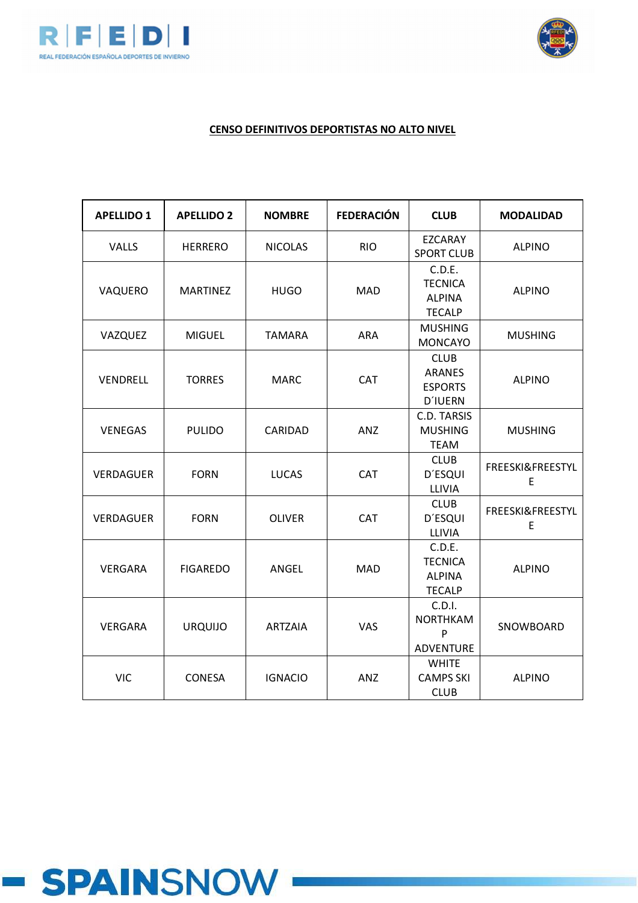**CENSO DEFINITIVOS DEPORTISTAS NO ALTO NIVEL**

| APELLIDO 1 | APELLIDO 2 | NOMBRE | FEDERACIÓN | CLUB | MODALIDAD |
|---|---|---|---|---|---|
| VALLS | HERRERO | NICOLAS | RIO | EZCARAY SPORT CLUB | ALPINO |
| VAQUERO | MARTINEZ | HUGO | MAD | C.D.E. TECNICA ALPINA TECALP | ALPINO |
| VAZQUEZ | MIGUEL | TAMARA | ARA | MUSHING MONCAYO | MUSHING |
| VENDRELL | TORRES | MARC | CAT | CLUB ARANES ESPORTS D´IUERN | ALPINO |
| VENEGAS | PULIDO | CARIDAD | ANZ | C.D. TARSIS MUSHING TEAM | MUSHING |
| VERDAGUER | FORN | LUCAS | CAT | CLUB D´ESQUI LLIVIA | FREESKI&FREESTYLE |
| VERDAGUER | FORN | OLIVER | CAT | CLUB D´ESQUI LLIVIA | FREESKI&FREESTYLE |
| VERGARA | FIGAREDO | ANGEL | MAD | C.D.E. TECNICA ALPINA TECALP | ALPINO |
| VERGARA | URQUIJO | ARTZAIA | VAS | C.D.I. NORTHKAMP ADVENTURE | SNOWBOARD |
| VIC | CONESA | IGNACIO | ANZ | WHITE CAMPS SKI CLUB | ALPINO |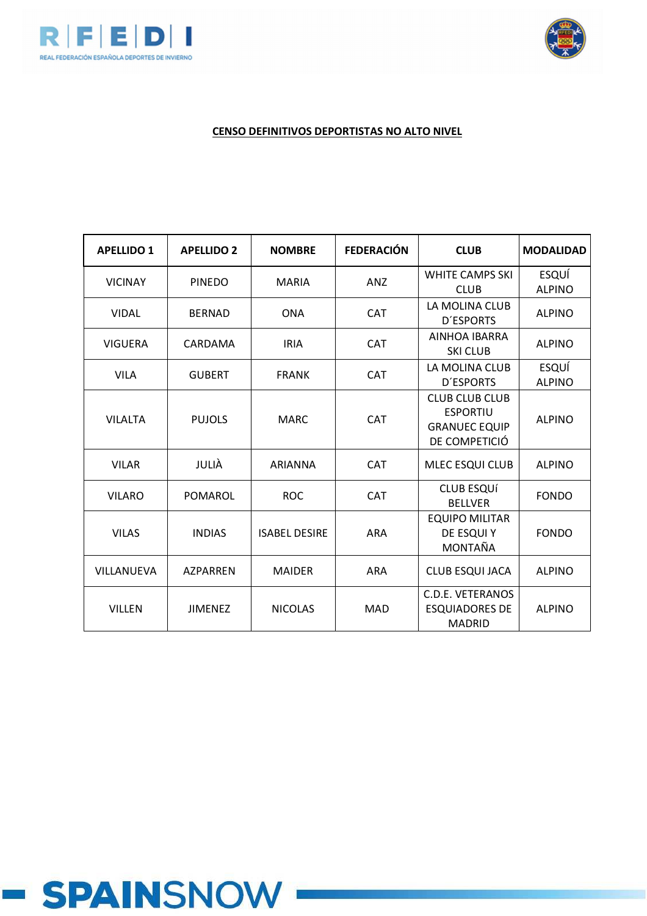**CENSO DEFINITIVOS DEPORTISTAS NO ALTO NIVEL**

| APELLIDO 1 | APELLIDO 2 | NOMBRE | FEDERACIÓN | CLUB | MODALIDAD |
|---|---|---|---|---|---|
| VICINAY | PINEDO | MARIA | ANZ | WHITE CAMPS SKI CLUB | ESQUÍ ALPINO |
| VIDAL | BERNAD | ONA | CAT | LA MOLINA CLUB D´ESPORTS | ALPINO |
| VIGUERA | CARDAMA | IRIA | CAT | AINHOA IBARRA SKI CLUB | ALPINO |
| VILA | GUBERT | FRANK | CAT | LA MOLINA CLUB D´ESPORTS | ESQUÍ ALPINO |
| VILALTA | PUJOLS | MARC | CAT | CLUB CLUB CLUB ESPORTIU GRANUEC EQUIP DE COMPETICIÓ | ALPINO |
| VILAR | JULIÀ | ARIANNA | CAT | MLEC ESQUI CLUB | ALPINO |
| VILARO | POMAROL | ROC | CAT | CLUB ESQUí BELLVER | FONDO |
| VILAS | INDIAS | ISABEL DESIRE | ARA | EQUIPO MILITAR DE ESQUI Y MONTAÑA | FONDO |
| VILLANUEVA | AZPARREN | MAIDER | ARA | CLUB ESQUI JACA | ALPINO |
| VILLEN | JIMENEZ | NICOLAS | MAD | C.D.E. VETERANOS ESQUIADORES DE MADRID | ALPINO |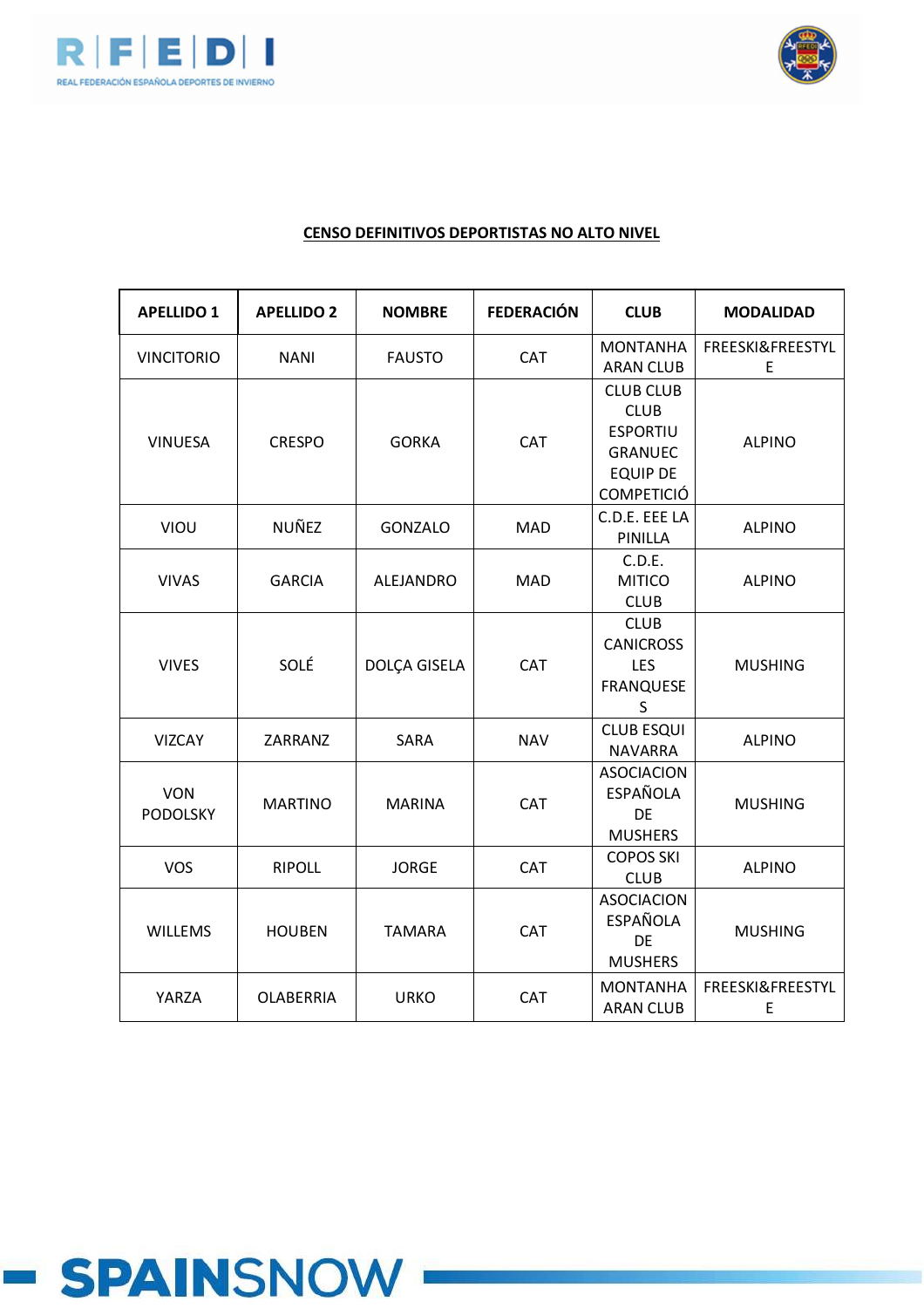**CENSO DEFINITIVOS DEPORTISTAS NO ALTO NIVEL**

| APELLIDO 1 | APELLIDO 2 | NOMBRE | FEDERACIÓN | CLUB | MODALIDAD |
|---|---|---|---|---|---|
| VINCITORIO | NANI | FAUSTO | CAT | MONTANHA ARAN CLUB | FREESKI&FREESTYLE |
| VINUESA | CRESPO | GORKA | CAT | CLUB CLUB CLUB ESPORTIU GRANUEC EQUIP DE COMPETICIÓ | ALPINO |
| VIOU | NUÑEZ | GONZALO | MAD | C.D.E. EEE LA PINILLA | ALPINO |
| VIVAS | GARCIA | ALEJANDRO | MAD | C.D.E. MITICO CLUB | ALPINO |
| VIVES | SOLÉ | DOLÇA GISELA | CAT | CLUB CANICROSS LES FRANQUESES | MUSHING |
| VIZCAY | ZARRANZ | SARA | NAV | CLUB ESQUI NAVARRA | ALPINO |
| VON PODOLSKY | MARTINO | MARINA | CAT | ASOCIACION ESPAÑOLA DE MUSHERS | MUSHING |
| VOS | RIPOLL | JORGE | CAT | COPOS SKI CLUB | ALPINO |
| WILLEMS | HOUBEN | TAMARA | CAT | ASOCIACION ESPAÑOLA DE MUSHERS | MUSHING |
| YARZA | OLABERRIA | URKO | CAT | MONTANHA ARAN CLUB | FREESKI&FREESTYLE |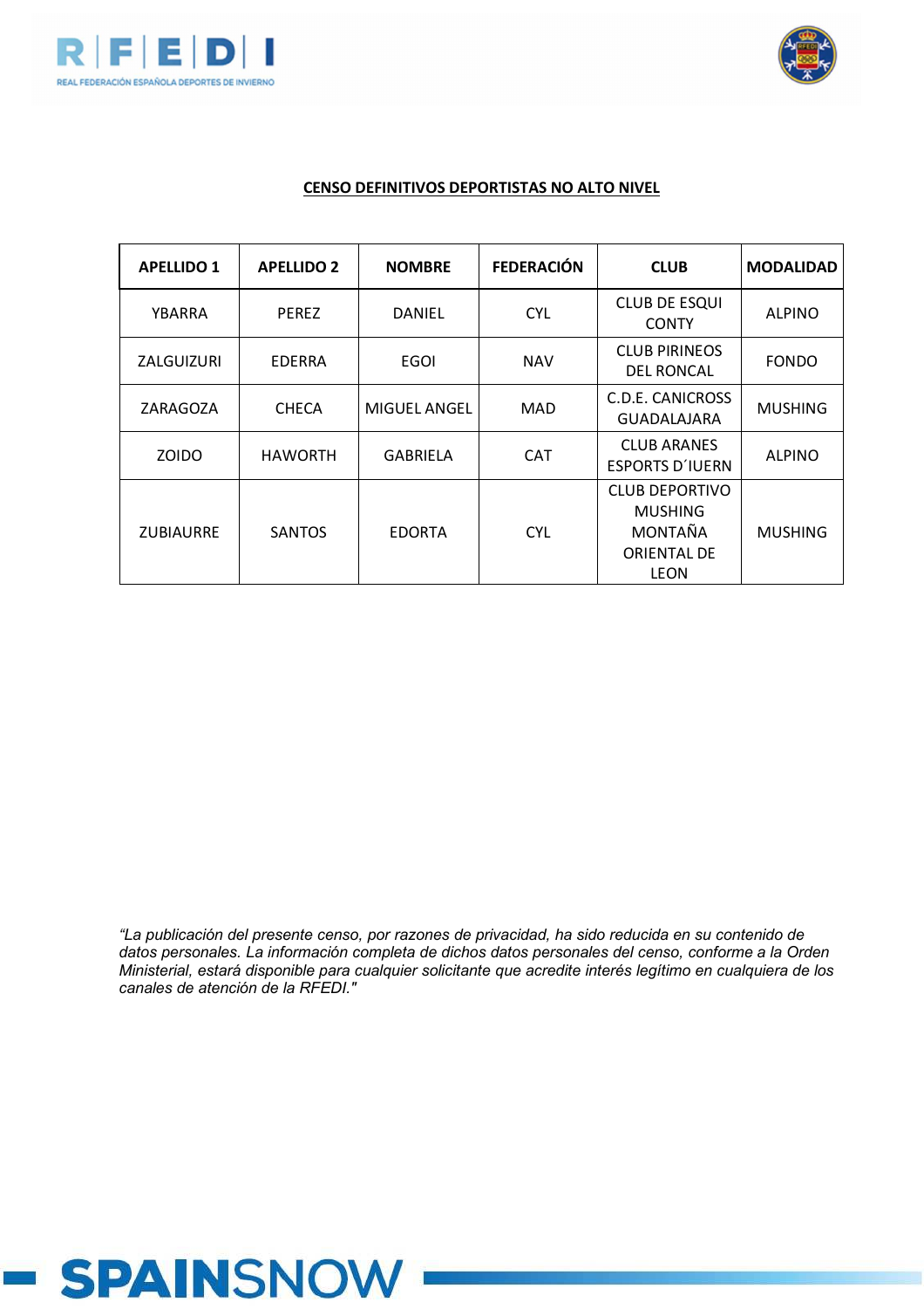**CENSO DEFINITIVOS DEPORTISTAS NO ALTO NIVEL**

| APELLIDO 1 | APELLIDO 2 | NOMBRE | FEDERACIÓN | CLUB | MODALIDAD |
|---|---|---|---|---|---|
| YBARRA | PEREZ | DANIEL | CYL | CLUB DE ESQUI CONTY | ALPINO |
| ZALGUIZURI | EDERRA | EGOI | NAV | CLUB PIRINEOS DEL RONCAL | FONDO |
| ZARAGOZA | CHECA | MIGUEL ANGEL | MAD | C.D.E. CANICROSS GUADALAJARA | MUSHING |
| ZOIDO | HAWORTH | GABRIELA | CAT | CLUB ARANES ESPORTS D´IUERN | ALPINO |
| ZUBIAURRE | SANTOS | EDORTA | CYL | CLUB DEPORTIVO MUSHING MONTAÑA ORIENTAL DE LEON | MUSHING |

*"La publicación del presente censo, por razones de privacidad, ha sido reducida en su contenido de datos personales. La información completa de dichos datos personales del censo, conforme a la Orden Ministerial, estará disponible para cualquier solicitante que acredite interés legítimo en cualquiera de los canales de atención de la RFEDI."*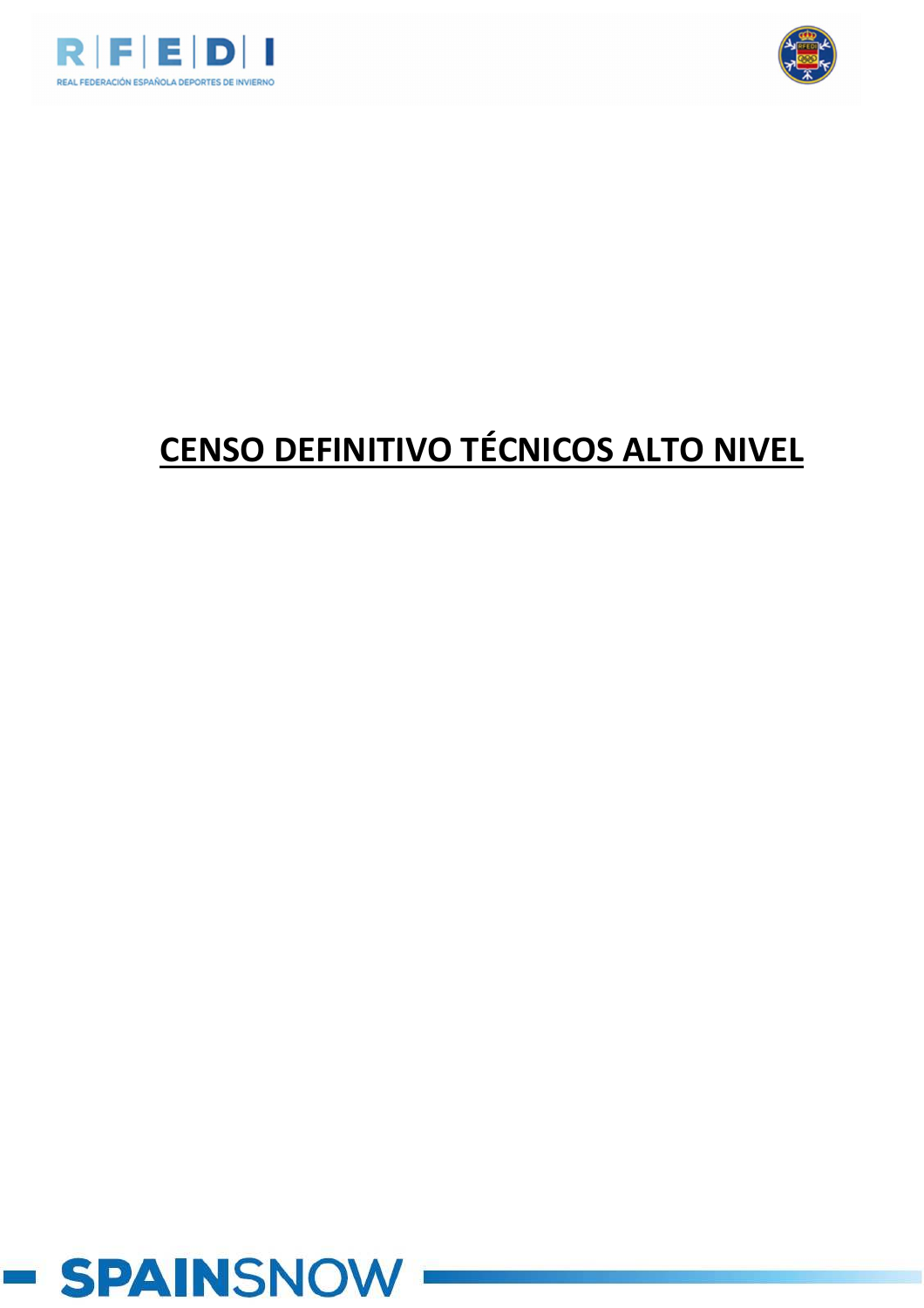# CENSO DEFINITIVO TÉCNICOS ALTO NIVEL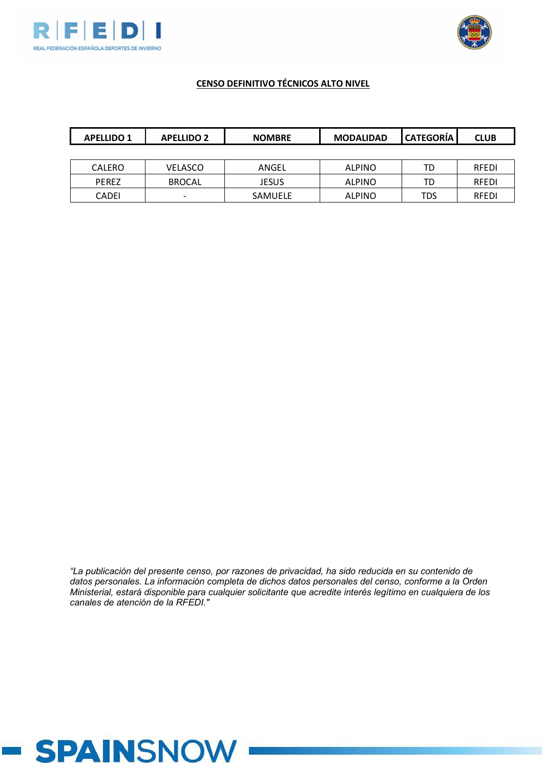**CENSO DEFINITIVO TÉCNICOS ALTO NIVEL**

| APELLIDO 1 | APELLIDO 2 | NOMBRE | MODALIDAD | CATEGORÍA | CLUB |
|---|---|---|---|---|---|
| CALERO | VELASCO | ANGEL | ALPINO | TD | RFEDI |
| PEREZ | BROCAL | JESUS | ALPINO | TD | RFEDI |
| CADEI | - | SAMUELE | ALPINO | TDS | RFEDI |

*"La publicación del presente censo, por razones de privacidad, ha sido reducida en su contenido de datos personales. La información completa de dichos datos personales del censo, conforme a la Orden Ministerial, estará disponible para cualquier solicitante que acredite interés legítimo en cualquiera de los canales de atención de la RFEDI."*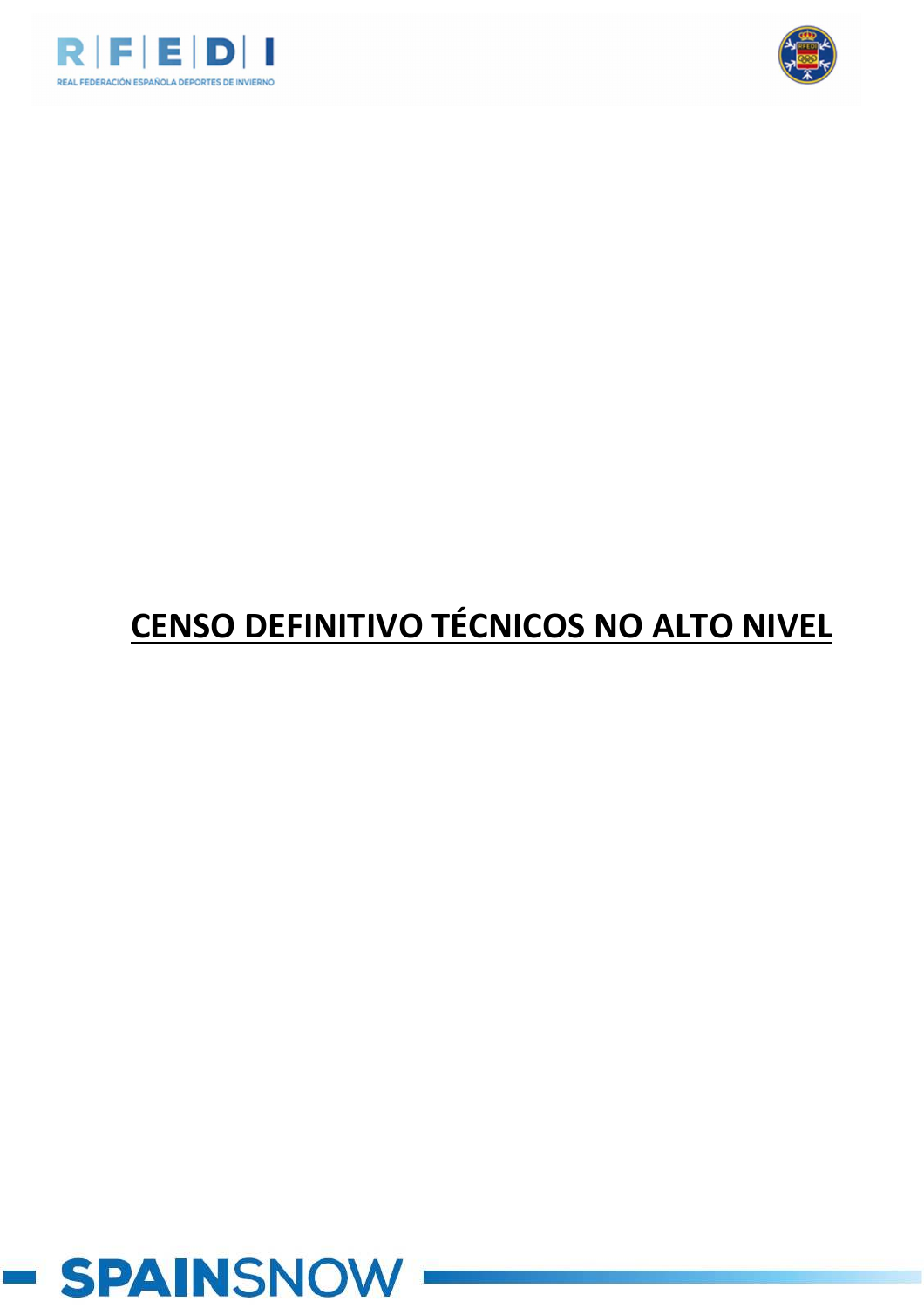# CENSO DEFINITIVO TÉCNICOS NO ALTO NIVEL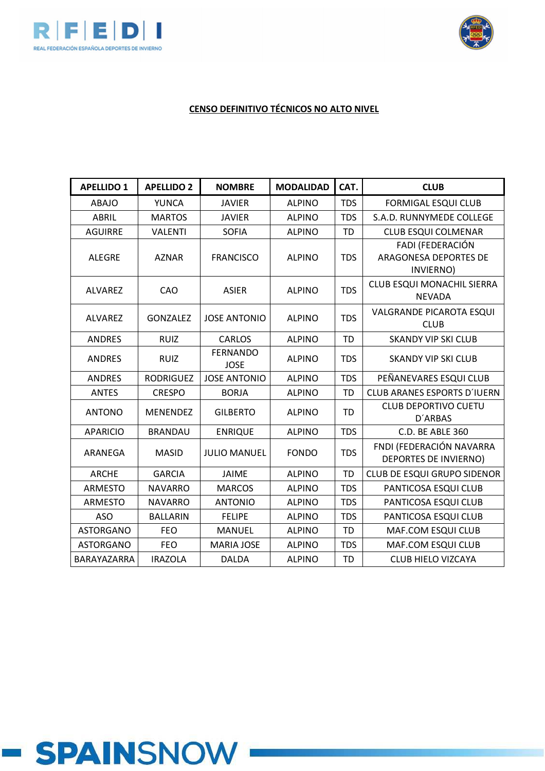**CENSO DEFINITIVO TÉCNICOS NO ALTO NIVEL**

| APELLIDO 1 | APELLIDO 2 | NOMBRE | MODALIDAD | CAT. | CLUB |
|---|---|---|---|---|---|
| ABAJO | YUNCA | JAVIER | ALPINO | TDS | FORMIGAL ESQUI CLUB |
| ABRIL | MARTOS | JAVIER | ALPINO | TDS | S.A.D. RUNNYMEDE COLLEGE |
| AGUIRRE | VALENTI | SOFIA | ALPINO | TD | CLUB ESQUI COLMENAR |
| ALEGRE | AZNAR | FRANCISCO | ALPINO | TDS | FADI (FEDERACIÓN ARAGONESA DEPORTES DE INVIERNO) |
| ALVAREZ | CAO | ASIER | ALPINO | TDS | CLUB ESQUI MONACHIL SIERRA NEVADA |
| ALVAREZ | GONZALEZ | JOSE ANTONIO | ALPINO | TDS | VALGRANDE PICAROTA ESQUI CLUB |
| ANDRES | RUIZ | CARLOS | ALPINO | TD | SKANDY VIP SKI CLUB |
| ANDRES | RUIZ | FERNANDO JOSE | ALPINO | TDS | SKANDY VIP SKI CLUB |
| ANDRES | RODRIGUEZ | JOSE ANTONIO | ALPINO | TDS | PEÑANEVARES ESQUI CLUB |
| ANTES | CRESPO | BORJA | ALPINO | TD | CLUB ARANES ESPORTS D´IUERN |
| ANTONO | MENENDEZ | GILBERTO | ALPINO | TD | CLUB DEPORTIVO CUETU D´ARBAS |
| APARICIO | BRANDAU | ENRIQUE | ALPINO | TDS | C.D. BE ABLE 360 |
| ARANEGA | MASID | JULIO MANUEL | FONDO | TDS | FNDI (FEDERACIÓN NAVARRA DEPORTES DE INVIERNO) |
| ARCHE | GARCIA | JAIME | ALPINO | TD | CLUB DE ESQUI GRUPO SIDENOR |
| ARMESTO | NAVARRO | MARCOS | ALPINO | TDS | PANTICOSA ESQUI CLUB |
| ARMESTO | NAVARRO | ANTONIO | ALPINO | TDS | PANTICOSA ESQUI CLUB |
| ASO | BALLARIN | FELIPE | ALPINO | TDS | PANTICOSA ESQUI CLUB |
| ASTORGANO | FEO | MANUEL | ALPINO | TD | MAF.COM ESQUI CLUB |
| ASTORGANO | FEO | MARIA JOSE | ALPINO | TDS | MAF.COM ESQUI CLUB |
| BARAYAZARRA | IRAZOLA | DALDA | ALPINO | TD | CLUB HIELO VIZCAYA |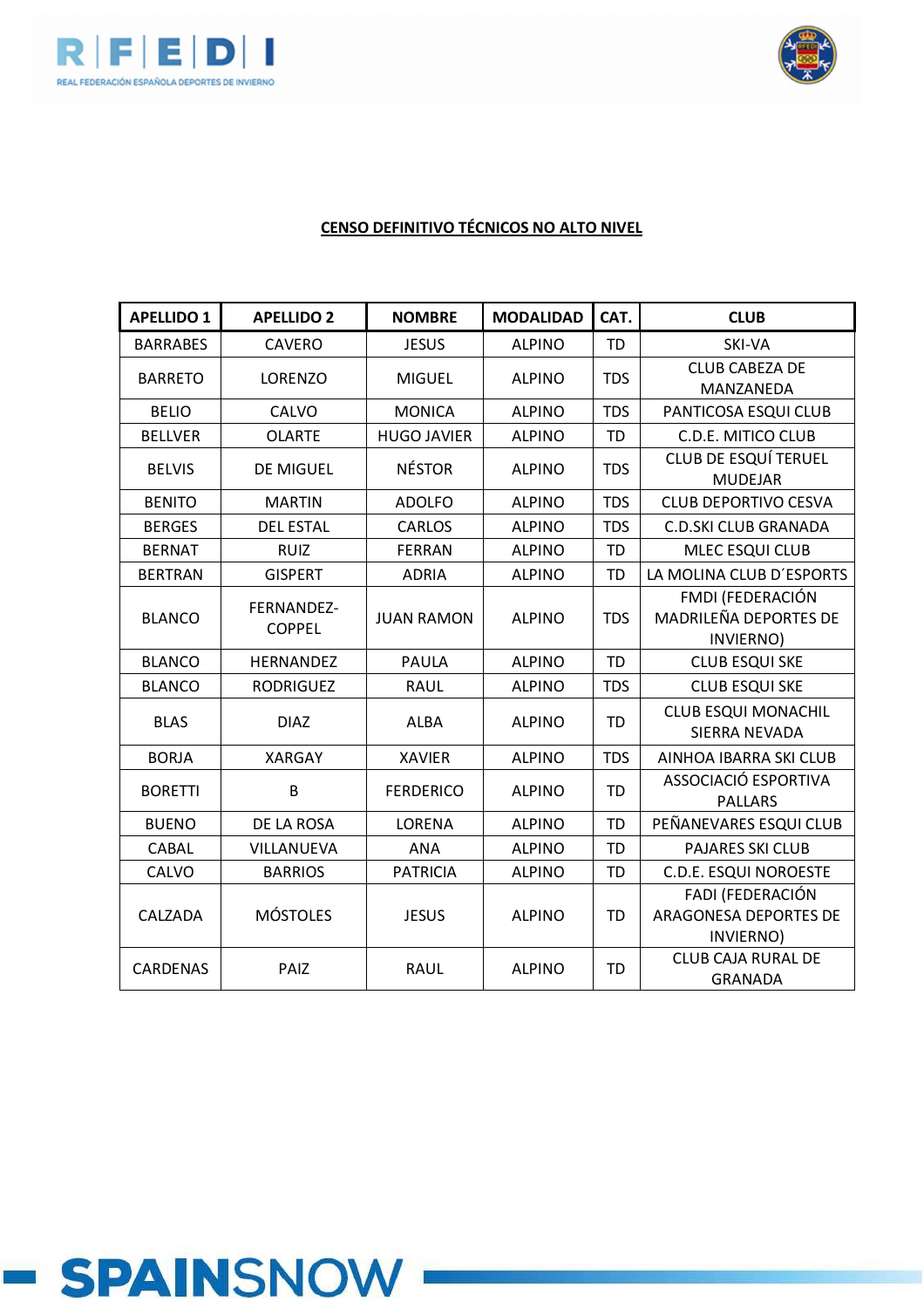**CENSO DEFINITIVO TÉCNICOS NO ALTO NIVEL**

| APELLIDO 1 | APELLIDO 2 | NOMBRE | MODALIDAD | CAT. | CLUB |
|---|---|---|---|---|---|
| BARRABES | CAVERO | JESUS | ALPINO | TD | SKI-VA |
| BARRETO | LORENZO | MIGUEL | ALPINO | TDS | CLUB CABEZA DE MANZANEDA |
| BELIO | CALVO | MONICA | ALPINO | TDS | PANTICOSA ESQUI CLUB |
| BELLVER | OLARTE | HUGO JAVIER | ALPINO | TD | C.D.E. MITICO CLUB |
| BELVIS | DE MIGUEL | NÉSTOR | ALPINO | TDS | CLUB DE ESQUÍ TERUEL MUDEJAR |
| BENITO | MARTIN | ADOLFO | ALPINO | TDS | CLUB DEPORTIVO CESVA |
| BERGES | DEL ESTAL | CARLOS | ALPINO | TDS | C.D.SKI CLUB GRANADA |
| BERNAT | RUIZ | FERRAN | ALPINO | TD | MLEC ESQUI CLUB |
| BERTRAN | GISPERT | ADRIA | ALPINO | TD | LA MOLINA CLUB D´ESPORTS |
| BLANCO | FERNANDEZ-COPPEL | JUAN RAMON | ALPINO | TDS | FMDI (FEDERACIÓN MADRILEÑA DEPORTES DE INVIERNO) |
| BLANCO | HERNANDEZ | PAULA | ALPINO | TD | CLUB ESQUI SKE |
| BLANCO | RODRIGUEZ | RAUL | ALPINO | TDS | CLUB ESQUI SKE |
| BLAS | DIAZ | ALBA | ALPINO | TD | CLUB ESQUI MONACHIL SIERRA NEVADA |
| BORJA | XARGAY | XAVIER | ALPINO | TDS | AINHOA IBARRA SKI CLUB |
| BORETTI | B | FERDERICO | ALPINO | TD | ASSOCIACIÓ ESPORTIVA PALLARS |
| BUENO | DE LA ROSA | LORENA | ALPINO | TD | PEÑANEVARES ESQUI CLUB |
| CABAL | VILLANUEVA | ANA | ALPINO | TD | PAJARES SKI CLUB |
| CALVO | BARRIOS | PATRICIA | ALPINO | TD | C.D.E. ESQUI NOROESTE |
| CALZADA | MÓSTOLES | JESUS | ALPINO | TD | FADI (FEDERACIÓN ARAGONESA DEPORTES DE INVIERNO) |
| CARDENAS | PAIZ | RAUL | ALPINO | TD | CLUB CAJA RURAL DE GRANADA |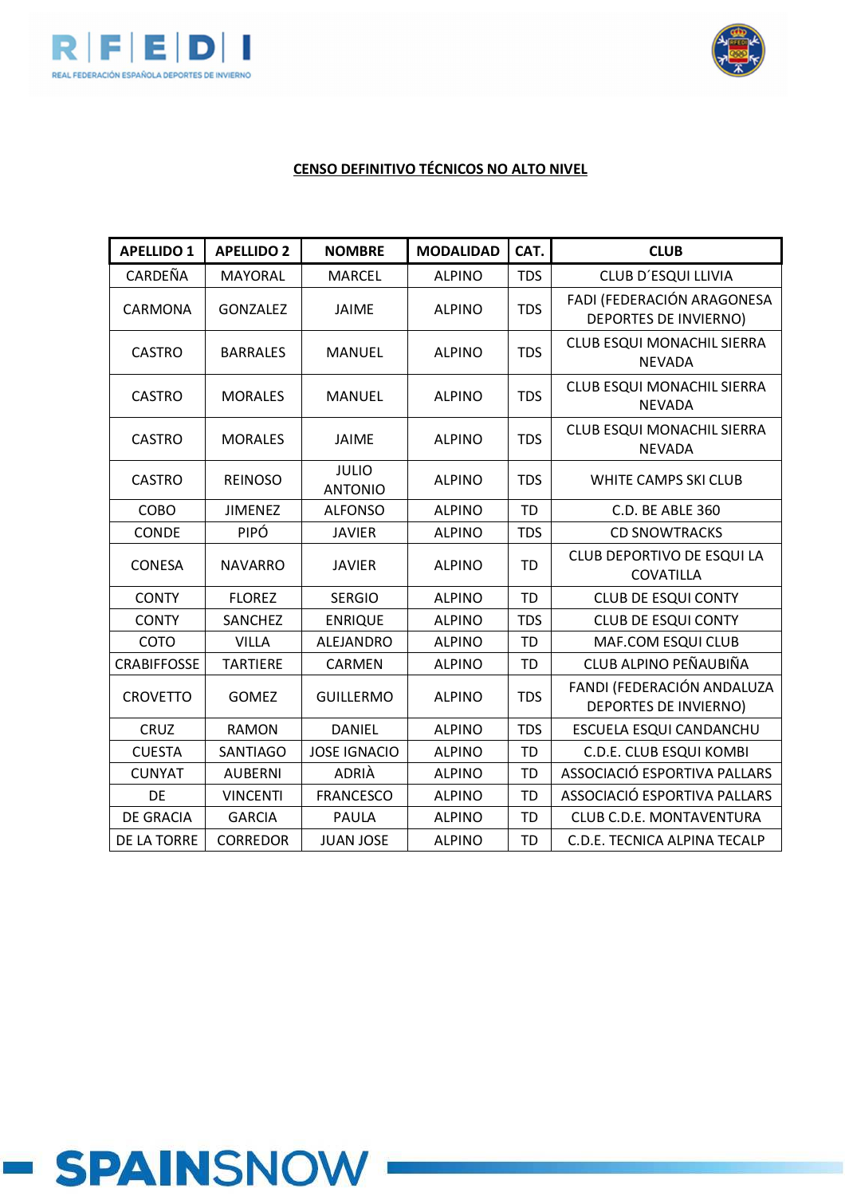**CENSO DEFINITIVO TÉCNICOS NO ALTO NIVEL**

| APELLIDO 1 | APELLIDO 2 | NOMBRE | MODALIDAD | CAT. | CLUB |
|---|---|---|---|---|---|
| CARDEÑA | MAYORAL | MARCEL | ALPINO | TDS | CLUB D´ESQUI LLIVIA |
| CARMONA | GONZALEZ | JAIME | ALPINO | TDS | FADI (FEDERACIÓN ARAGONESA DEPORTES DE INVIERNO) |
| CASTRO | BARRALES | MANUEL | ALPINO | TDS | CLUB ESQUI MONACHIL SIERRA NEVADA |
| CASTRO | MORALES | MANUEL | ALPINO | TDS | CLUB ESQUI MONACHIL SIERRA NEVADA |
| CASTRO | MORALES | JAIME | ALPINO | TDS | CLUB ESQUI MONACHIL SIERRA NEVADA |
| CASTRO | REINOSO | JULIO ANTONIO | ALPINO | TDS | WHITE CAMPS SKI CLUB |
| COBO | JIMENEZ | ALFONSO | ALPINO | TD | C.D. BE ABLE 360 |
| CONDE | PIPÓ | JAVIER | ALPINO | TDS | CD SNOWTRACKS |
| CONESA | NAVARRO | JAVIER | ALPINO | TD | CLUB DEPORTIVO DE ESQUI LA COVATILLA |
| CONTY | FLOREZ | SERGIO | ALPINO | TD | CLUB DE ESQUI CONTY |
| CONTY | SANCHEZ | ENRIQUE | ALPINO | TDS | CLUB DE ESQUI CONTY |
| COTO | VILLA | ALEJANDRO | ALPINO | TD | MAF.COM ESQUI CLUB |
| CRABIFFOSSE | TARTIERE | CARMEN | ALPINO | TD | CLUB ALPINO PEÑAUBIÑA |
| CROVETTO | GOMEZ | GUILLERMO | ALPINO | TDS | FANDI (FEDERACIÓN ANDALUZA DEPORTES DE INVIERNO) |
| CRUZ | RAMON | DANIEL | ALPINO | TDS | ESCUELA ESQUI CANDANCHU |
| CUESTA | SANTIAGO | JOSE IGNACIO | ALPINO | TD | C.D.E. CLUB ESQUI KOMBI |
| CUNYAT | AUBERNI | ADRIÀ | ALPINO | TD | ASSOCIACIÓ ESPORTIVA PALLARS |
| DE | VINCENTI | FRANCESCO | ALPINO | TD | ASSOCIACIÓ ESPORTIVA PALLARS |
| DE GRACIA | GARCIA | PAULA | ALPINO | TD | CLUB C.D.E. MONTAVENTURA |
| DE LA TORRE | CORREDOR | JUAN JOSE | ALPINO | TD | C.D.E. TECNICA ALPINA TECALP |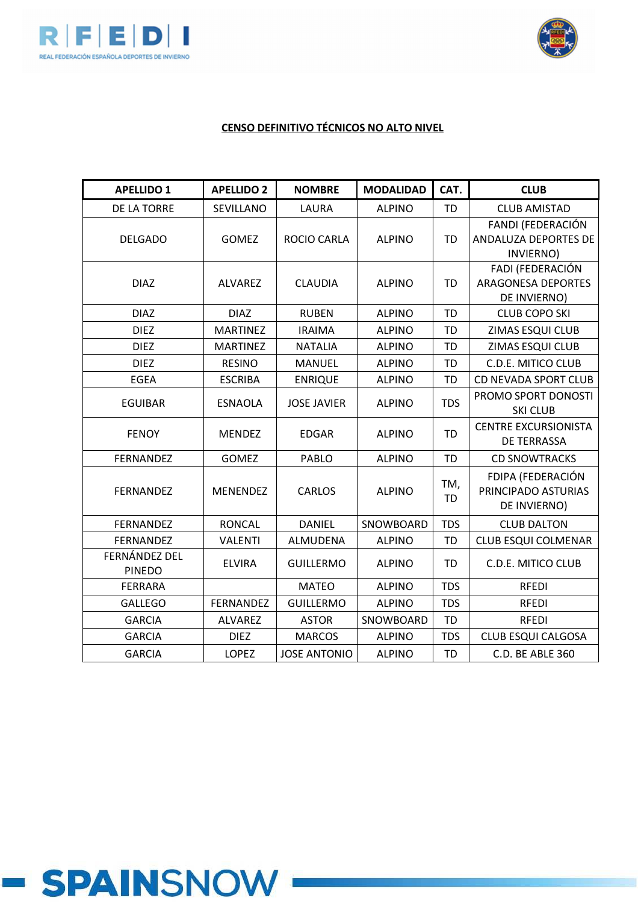**CENSO DEFINITIVO TÉCNICOS NO ALTO NIVEL**

| APELLIDO 1 | APELLIDO 2 | NOMBRE | MODALIDAD | CAT. | CLUB |
|---|---|---|---|---|---|
| DE LA TORRE | SEVILLANO | LAURA | ALPINO | TD | CLUB AMISTAD |
| DELGADO | GOMEZ | ROCIO CARLA | ALPINO | TD | FANDI (FEDERACIÓN ANDALUZA DEPORTES DE INVIERNO) |
| DIAZ | ALVAREZ | CLAUDIA | ALPINO | TD | FADI (FEDERACIÓN ARAGONESA DEPORTES DE INVIERNO) |
| DIAZ | DIAZ | RUBEN | ALPINO | TD | CLUB COPO SKI |
| DIEZ | MARTINEZ | IRAIMA | ALPINO | TD | ZIMAS ESQUI CLUB |
| DIEZ | MARTINEZ | NATALIA | ALPINO | TD | ZIMAS ESQUI CLUB |
| DIEZ | RESINO | MANUEL | ALPINO | TD | C.D.E. MITICO CLUB |
| EGEA | ESCRIBA | ENRIQUE | ALPINO | TD | CD NEVADA SPORT CLUB |
| EGUIBAR | ESNAOLA | JOSE JAVIER | ALPINO | TDS | PROMO SPORT DONOSTI SKI CLUB |
| FENOY | MENDEZ | EDGAR | ALPINO | TD | CENTRE EXCURSIONISTA DE TERRASSA |
| FERNANDEZ | GOMEZ | PABLO | ALPINO | TD | CD SNOWTRACKS |
| FERNANDEZ | MENENDEZ | CARLOS | ALPINO | TM, TD | FDIPA (FEDERACIÓN PRINCIPADO ASTURIAS DE INVIERNO) |
| FERNANDEZ | RONCAL | DANIEL | SNOWBOARD | TDS | CLUB DALTON |
| FERNANDEZ | VALENTI | ALMUDENA | ALPINO | TD | CLUB ESQUI COLMENAR |
| FERNÁNDEZ DEL PINEDO | ELVIRA | GUILLERMO | ALPINO | TD | C.D.E. MITICO CLUB |
| FERRARA | | MATEO | ALPINO | TDS | RFEDI |
| GALLEGO | FERNANDEZ | GUILLERMO | ALPINO | TDS | RFEDI |
| GARCIA | ALVAREZ | ASTOR | SNOWBOARD | TD | RFEDI |
| GARCIA | DIEZ | MARCOS | ALPINO | TDS | CLUB ESQUI CALGOSA |
| GARCIA | LOPEZ | JOSE ANTONIO | ALPINO | TD | C.D. BE ABLE 360 |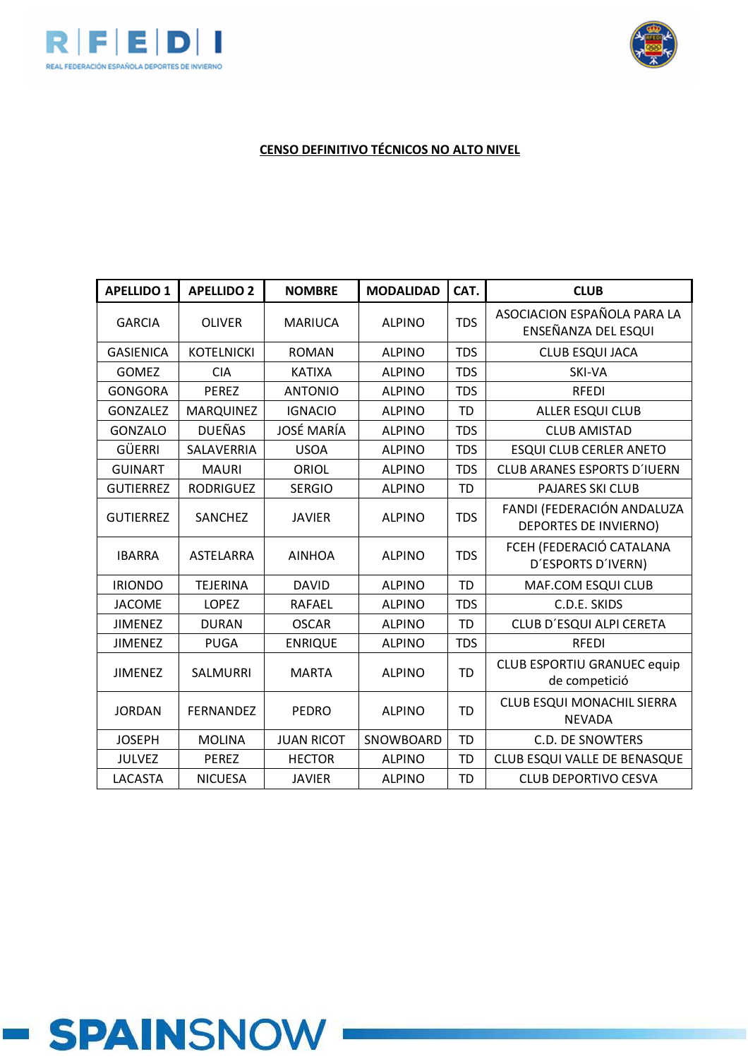**CENSO DEFINITIVO TÉCNICOS NO ALTO NIVEL**

| APELLIDO 1 | APELLIDO 2 | NOMBRE | MODALIDAD | CAT. | CLUB |
|---|---|---|---|---|---|
| GARCIA | OLIVER | MARIUCA | ALPINO | TDS | ASOCIACION ESPAÑOLA PARA LA ENSEÑANZA DEL ESQUI |
| GASIENICA | KOTELNICKI | ROMAN | ALPINO | TDS | CLUB ESQUI JACA |
| GOMEZ | CIA | KATIXA | ALPINO | TDS | SKI-VA |
| GONGORA | PEREZ | ANTONIO | ALPINO | TDS | RFEDI |
| GONZALEZ | MARQUINEZ | IGNACIO | ALPINO | TD | ALLER ESQUI CLUB |
| GONZALO | DUEÑAS | JOSÉ MARÍA | ALPINO | TDS | CLUB AMISTAD |
| GÜERRI | SALAVERRIA | USOA | ALPINO | TDS | ESQUI CLUB CERLER ANETO |
| GUINART | MAURI | ORIOL | ALPINO | TDS | CLUB ARANES ESPORTS D´IUERN |
| GUTIERREZ | RODRIGUEZ | SERGIO | ALPINO | TD | PAJARES SKI CLUB |
| GUTIERREZ | SANCHEZ | JAVIER | ALPINO | TDS | FANDI (FEDERACIÓN ANDALUZA DEPORTES DE INVIERNO) |
| IBARRA | ASTELARRA | AINHOA | ALPINO | TDS | FCEH (FEDERACIÓ CATALANA D´ESPORTS D´IVERN) |
| IRIONDO | TEJERINA | DAVID | ALPINO | TD | MAF.COM ESQUI CLUB |
| JACOME | LOPEZ | RAFAEL | ALPINO | TDS | C.D.E. SKIDS |
| JIMENEZ | DURAN | OSCAR | ALPINO | TD | CLUB D´ESQUI ALPI CERETA |
| JIMENEZ | PUGA | ENRIQUE | ALPINO | TDS | RFEDI |
| JIMENEZ | SALMURRI | MARTA | ALPINO | TD | CLUB ESPORTIU GRANUEC equip de competició |
| JORDAN | FERNANDEZ | PEDRO | ALPINO | TD | CLUB ESQUI MONACHIL SIERRA NEVADA |
| JOSEPH | MOLINA | JUAN RICOT | SNOWBOARD | TD | C.D. DE SNOWTERS |
| JULVEZ | PEREZ | HECTOR | ALPINO | TD | CLUB ESQUI VALLE DE BENASQUE |
| LACASTA | NICUESA | JAVIER | ALPINO | TD | CLUB DEPORTIVO CESVA |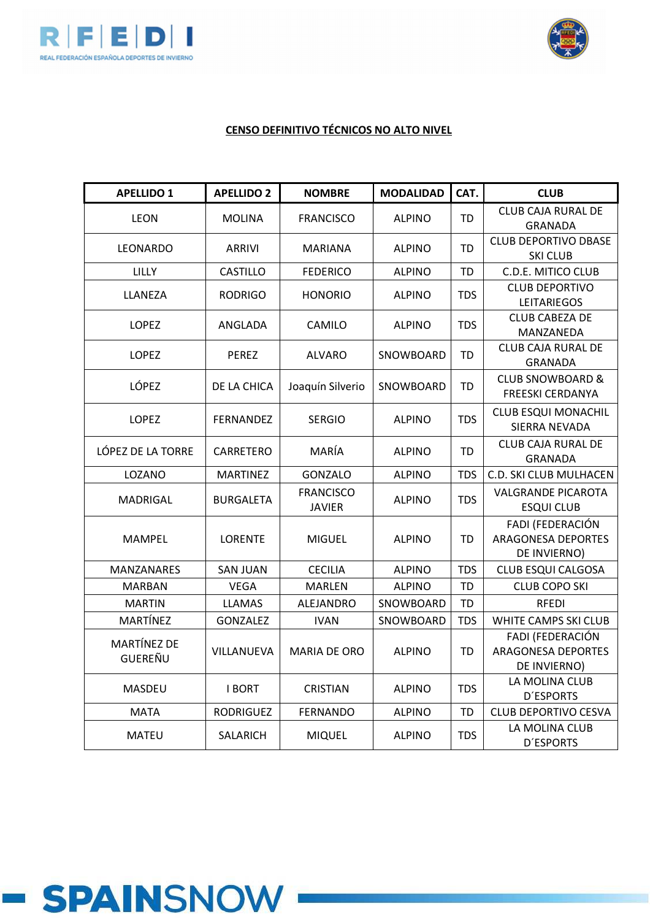**CENSO DEFINITIVO TÉCNICOS NO ALTO NIVEL**

| APELLIDO 1 | APELLIDO 2 | NOMBRE | MODALIDAD | CAT. | CLUB |
|---|---|---|---|---|---|
| LEON | MOLINA | FRANCISCO | ALPINO | TD | CLUB CAJA RURAL DE GRANADA |
| LEONARDO | ARRIVI | MARIANA | ALPINO | TD | CLUB DEPORTIVO DBASE SKI CLUB |
| LILLY | CASTILLO | FEDERICO | ALPINO | TD | C.D.E. MITICO CLUB |
| LLANEZA | RODRIGO | HONORIO | ALPINO | TDS | CLUB DEPORTIVO LEITARIEGOS |
| LOPEZ | ANGLADA | CAMILO | ALPINO | TDS | CLUB CABEZA DE MANZANEDA |
| LOPEZ | PEREZ | ALVARO | SNOWBOARD | TD | CLUB CAJA RURAL DE GRANADA |
| LÓPEZ | DE LA CHICA | Joaquín Silverio | SNOWBOARD | TD | CLUB SNOWBOARD & FREESKI CERDANYA |
| LOPEZ | FERNANDEZ | SERGIO | ALPINO | TDS | CLUB ESQUI MONACHIL SIERRA NEVADA |
| LÓPEZ DE LA TORRE | CARRETERO | MARÍA | ALPINO | TD | CLUB CAJA RURAL DE GRANADA |
| LOZANO | MARTINEZ | GONZALO | ALPINO | TDS | C.D. SKI CLUB MULHACEN |
| MADRIGAL | BURGALETA | FRANCISCO JAVIER | ALPINO | TDS | VALGRANDE PICAROTA ESQUI CLUB |
| MAMPEL | LORENTE | MIGUEL | ALPINO | TD | FADI (FEDERACIÓN ARAGONESA DEPORTES DE INVIERNO) |
| MANZANARES | SAN JUAN | CECILIA | ALPINO | TDS | CLUB ESQUI CALGOSA |
| MARBAN | VEGA | MARLEN | ALPINO | TD | CLUB COPO SKI |
| MARTIN | LLAMAS | ALEJANDRO | SNOWBOARD | TD | RFEDI |
| MARTÍNEZ | GONZALEZ | IVAN | SNOWBOARD | TDS | WHITE CAMPS SKI CLUB |
| MARTÍNEZ DE GUEREÑU | VILLANUEVA | MARIA DE ORO | ALPINO | TD | FADI (FEDERACIÓN ARAGONESA DEPORTES DE INVIERNO) |
| MASDEU | I BORT | CRISTIAN | ALPINO | TDS | LA MOLINA CLUB D´ESPORTS |
| MATA | RODRIGUEZ | FERNANDO | ALPINO | TD | CLUB DEPORTIVO CESVA |
| MATEU | SALARICH | MIQUEL | ALPINO | TDS | LA MOLINA CLUB D´ESPORTS |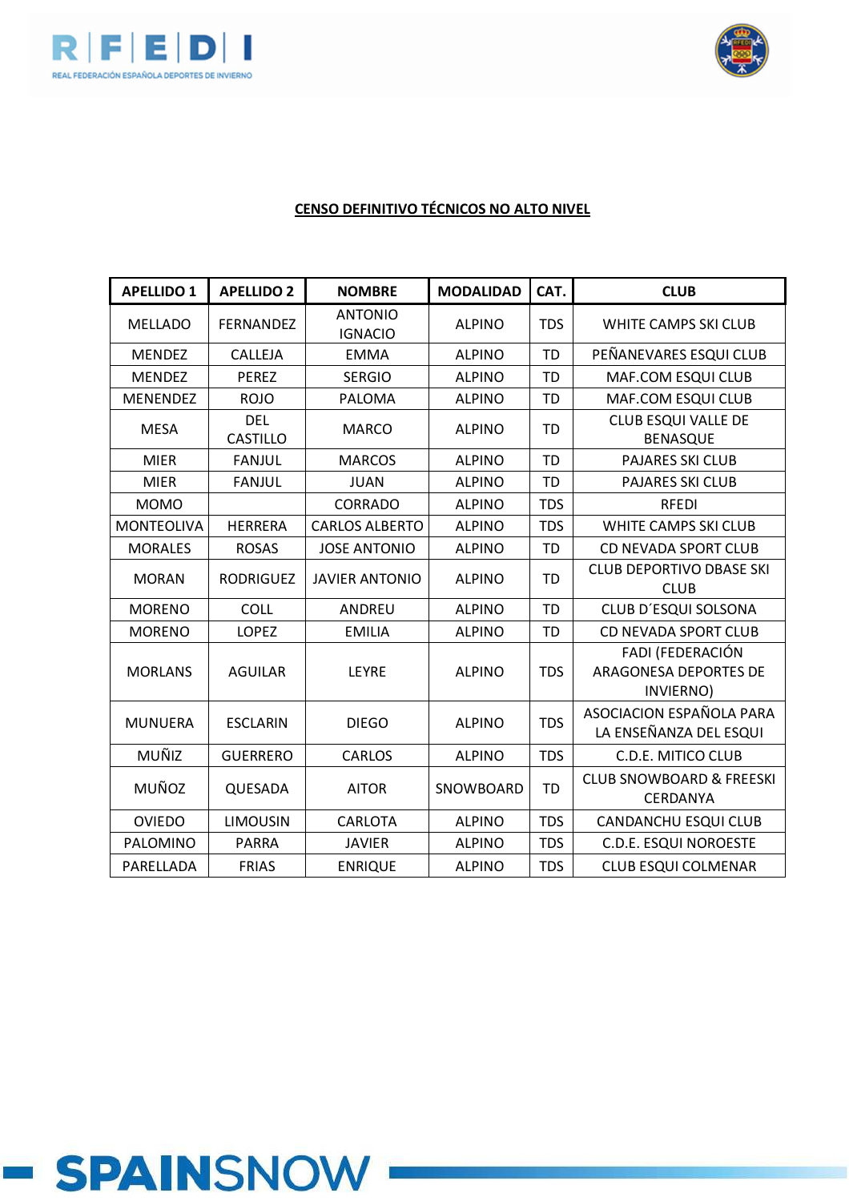**CENSO DEFINITIVO TÉCNICOS NO ALTO NIVEL**

| APELLIDO 1 | APELLIDO 2 | NOMBRE | MODALIDAD | CAT. | CLUB |
|---|---|---|---|---|---|
| MELLADO | FERNANDEZ | ANTONIO IGNACIO | ALPINO | TDS | WHITE CAMPS SKI CLUB |
| MENDEZ | CALLEJA | EMMA | ALPINO | TD | PEÑANEVARES ESQUI CLUB |
| MENDEZ | PEREZ | SERGIO | ALPINO | TD | MAF.COM ESQUI CLUB |
| MENENDEZ | ROJO | PALOMA | ALPINO | TD | MAF.COM ESQUI CLUB |
| MESA | DEL CASTILLO | MARCO | ALPINO | TD | CLUB ESQUI VALLE DE BENASQUE |
| MIER | FANJUL | MARCOS | ALPINO | TD | PAJARES SKI CLUB |
| MIER | FANJUL | JUAN | ALPINO | TD | PAJARES SKI CLUB |
| MOMO | | CORRADO | ALPINO | TDS | RFEDI |
| MONTEOLIVA | HERRERA | CARLOS ALBERTO | ALPINO | TDS | WHITE CAMPS SKI CLUB |
| MORALES | ROSAS | JOSE ANTONIO | ALPINO | TD | CD NEVADA SPORT CLUB |
| MORAN | RODRIGUEZ | JAVIER ANTONIO | ALPINO | TD | CLUB DEPORTIVO DBASE SKI CLUB |
| MORENO | COLL | ANDREU | ALPINO | TD | CLUB D´ESQUI SOLSONA |
| MORENO | LOPEZ | EMILIA | ALPINO | TD | CD NEVADA SPORT CLUB |
| MORLANS | AGUILAR | LEYRE | ALPINO | TDS | FADI (FEDERACIÓN ARAGONESA DEPORTES DE INVIERNO) |
| MUNUERA | ESCLARIN | DIEGO | ALPINO | TDS | ASOCIACION ESPAÑOLA PARA LA ENSEÑANZA DEL ESQUI |
| MUÑIZ | GUERRERO | CARLOS | ALPINO | TDS | C.D.E. MITICO CLUB |
| MUÑOZ | QUESADA | AITOR | SNOWBOARD | TD | CLUB SNOWBOARD & FREESKI CERDANYA |
| OVIEDO | LIMOUSIN | CARLOTA | ALPINO | TDS | CANDANCHU ESQUI CLUB |
| PALOMINO | PARRA | JAVIER | ALPINO | TDS | C.D.E. ESQUI NOROESTE |
| PARELLADA | FRIAS | ENRIQUE | ALPINO | TDS | CLUB ESQUI COLMENAR |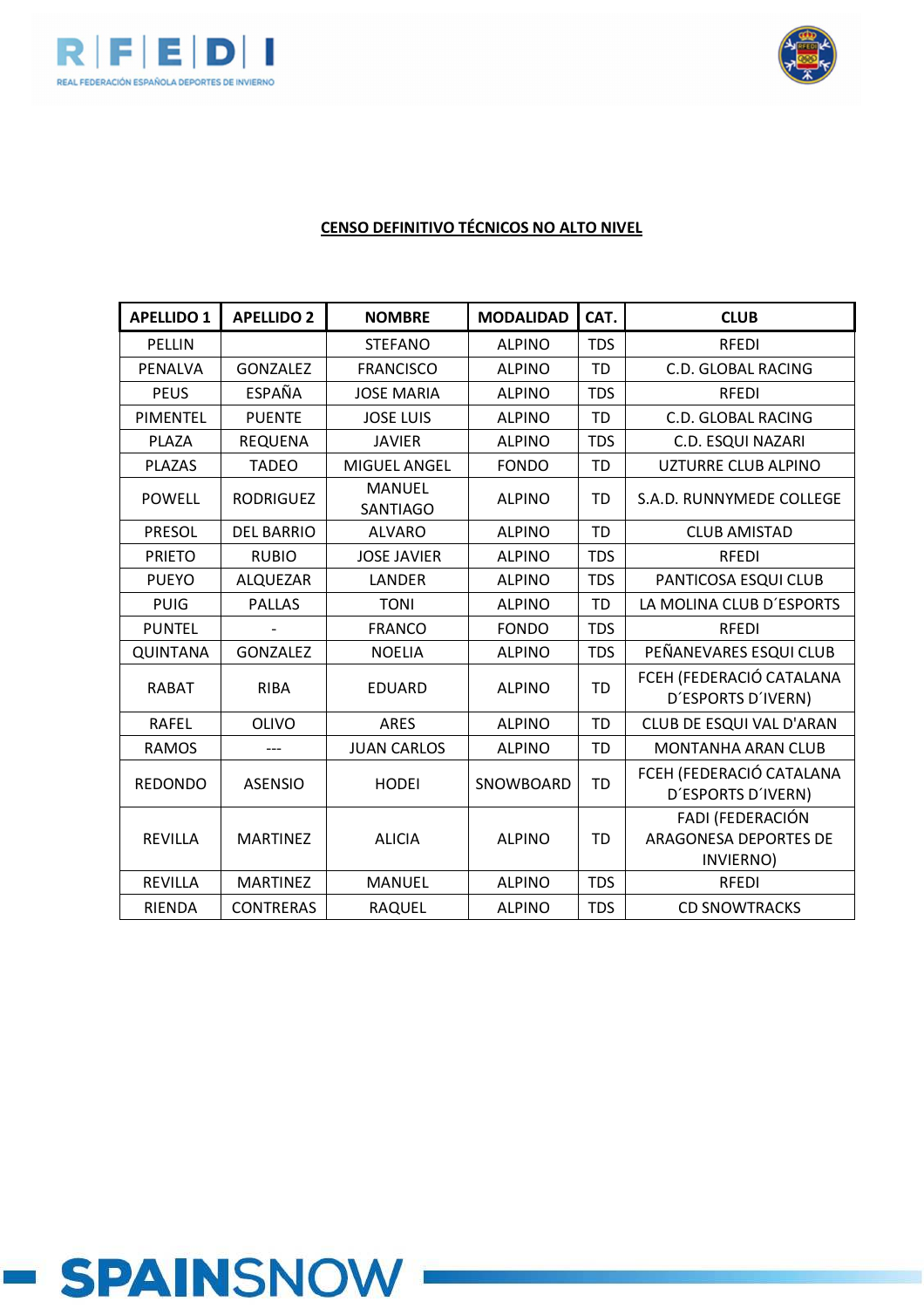**CENSO DEFINITIVO TÉCNICOS NO ALTO NIVEL**

| APELLIDO 1 | APELLIDO 2 | NOMBRE | MODALIDAD | CAT. | CLUB |
|---|---|---|---|---|---|
| PELLIN | | STEFANO | ALPINO | TDS | RFEDI |
| PENALVA | GONZALEZ | FRANCISCO | ALPINO | TD | C.D. GLOBAL RACING |
| PEUS | ESPAÑA | JOSE MARIA | ALPINO | TDS | RFEDI |
| PIMENTEL | PUENTE | JOSE LUIS | ALPINO | TD | C.D. GLOBAL RACING |
| PLAZA | REQUENA | JAVIER | ALPINO | TDS | C.D. ESQUI NAZARI |
| PLAZAS | TADEO | MIGUEL ANGEL | FONDO | TD | UZTURRE CLUB ALPINO |
| POWELL | RODRIGUEZ | MANUEL SANTIAGO | ALPINO | TD | S.A.D. RUNNYMEDE COLLEGE |
| PRESOL | DEL BARRIO | ALVARO | ALPINO | TD | CLUB AMISTAD |
| PRIETO | RUBIO | JOSE JAVIER | ALPINO | TDS | RFEDI |
| PUEYO | ALQUEZAR | LANDER | ALPINO | TDS | PANTICOSA ESQUI CLUB |
| PUIG | PALLAS | TONI | ALPINO | TD | LA MOLINA CLUB D´ESPORTS |
| PUNTEL | - | FRANCO | FONDO | TDS | RFEDI |
| QUINTANA | GONZALEZ | NOELIA | ALPINO | TDS | PEÑANEVARES ESQUI CLUB |
| RABAT | RIBA | EDUARD | ALPINO | TD | FCEH (FEDERACIÓ CATALANA D´ESPORTS D´IVERN) |
| RAFEL | OLIVO | ARES | ALPINO | TD | CLUB DE ESQUI VAL D'ARAN |
| RAMOS | --- | JUAN CARLOS | ALPINO | TD | MONTANHA ARAN CLUB |
| REDONDO | ASENSIO | HODEI | SNOWBOARD | TD | FCEH (FEDERACIÓ CATALANA D´ESPORTS D´IVERN) |
| REVILLA | MARTINEZ | ALICIA | ALPINO | TD | FADI (FEDERACIÓN ARAGONESA DEPORTES DE INVIERNO) |
| REVILLA | MARTINEZ | MANUEL | ALPINO | TDS | RFEDI |
| RIENDA | CONTRERAS | RAQUEL | ALPINO | TDS | CD SNOWTRACKS |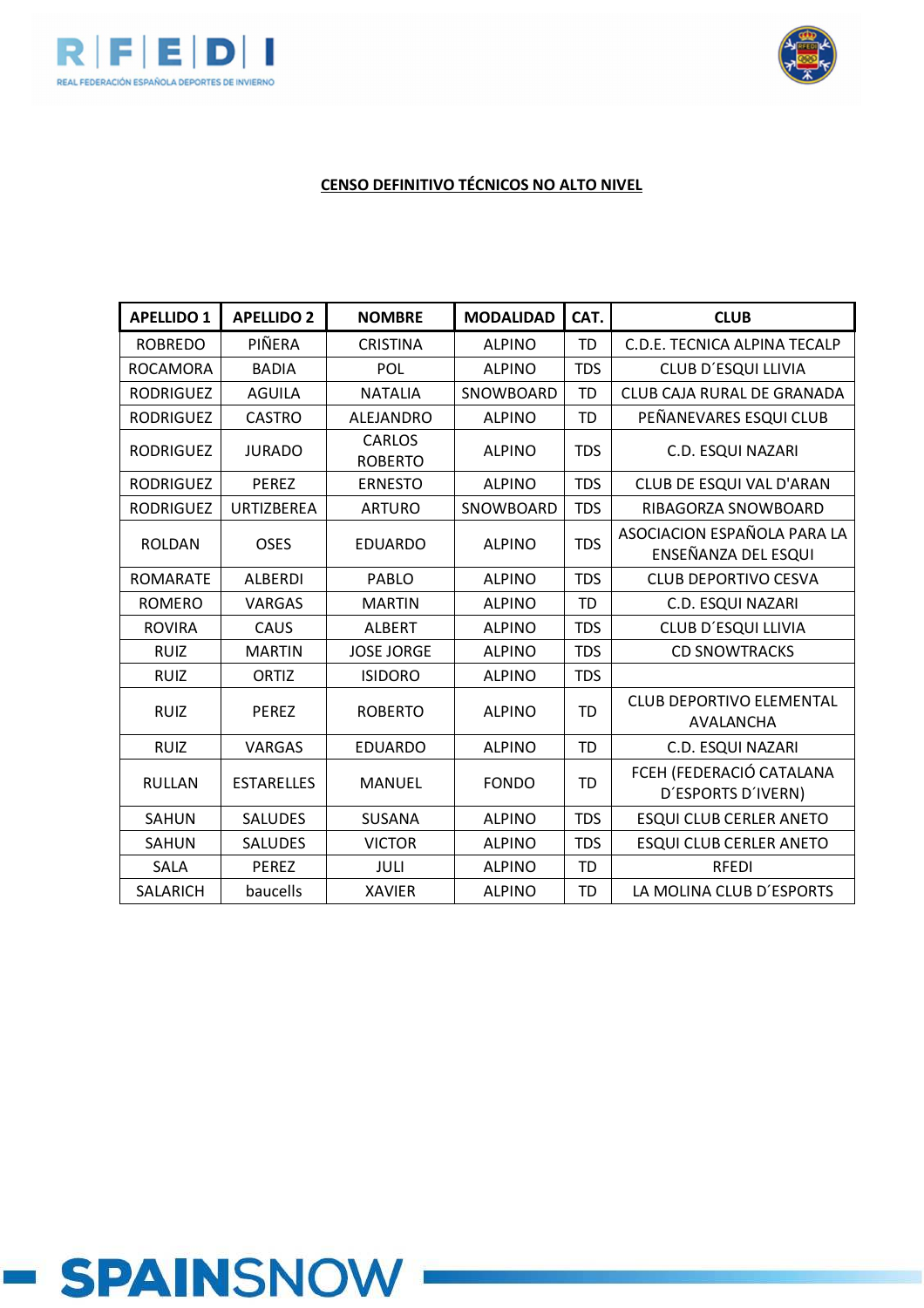**CENSO DEFINITIVO TÉCNICOS NO ALTO NIVEL**

| APELLIDO 1 | APELLIDO 2 | NOMBRE | MODALIDAD | CAT. | CLUB |
|---|---|---|---|---|---|
| ROBREDO | PIÑERA | CRISTINA | ALPINO | TD | C.D.E. TECNICA ALPINA TECALP |
| ROCAMORA | BADIA | POL | ALPINO | TDS | CLUB D´ESQUI LLIVIA |
| RODRIGUEZ | AGUILA | NATALIA | SNOWBOARD | TD | CLUB CAJA RURAL DE GRANADA |
| RODRIGUEZ | CASTRO | ALEJANDRO | ALPINO | TD | PEÑANEVARES ESQUI CLUB |
| RODRIGUEZ | JURADO | CARLOS ROBERTO | ALPINO | TDS | C.D. ESQUI NAZARI |
| RODRIGUEZ | PEREZ | ERNESTO | ALPINO | TDS | CLUB DE ESQUI VAL D'ARAN |
| RODRIGUEZ | URTIZBEREA | ARTURO | SNOWBOARD | TDS | RIBAGORZA SNOWBOARD |
| ROLDAN | OSES | EDUARDO | ALPINO | TDS | ASOCIACION ESPAÑOLA PARA LA ENSEÑANZA DEL ESQUI |
| ROMARATE | ALBERDI | PABLO | ALPINO | TDS | CLUB DEPORTIVO CESVA |
| ROMERO | VARGAS | MARTIN | ALPINO | TD | C.D. ESQUI NAZARI |
| ROVIRA | CAUS | ALBERT | ALPINO | TDS | CLUB D´ESQUI LLIVIA |
| RUIZ | MARTIN | JOSE JORGE | ALPINO | TDS | CD SNOWTRACKS |
| RUIZ | ORTIZ | ISIDORO | ALPINO | TDS | |
| RUIZ | PEREZ | ROBERTO | ALPINO | TD | CLUB DEPORTIVO ELEMENTAL AVALANCHA |
| RUIZ | VARGAS | EDUARDO | ALPINO | TD | C.D. ESQUI NAZARI |
| RULLAN | ESTARELLES | MANUEL | FONDO | TD | FCEH (FEDERACIÓ CATALANA D´ESPORTS D´IVERN) |
| SAHUN | SALUDES | SUSANA | ALPINO | TDS | ESQUI CLUB CERLER ANETO |
| SAHUN | SALUDES | VICTOR | ALPINO | TDS | ESQUI CLUB CERLER ANETO |
| SALA | PEREZ | JULI | ALPINO | TD | RFEDI |
| SALARICH | baucells | XAVIER | ALPINO | TD | LA MOLINA CLUB D´ESPORTS |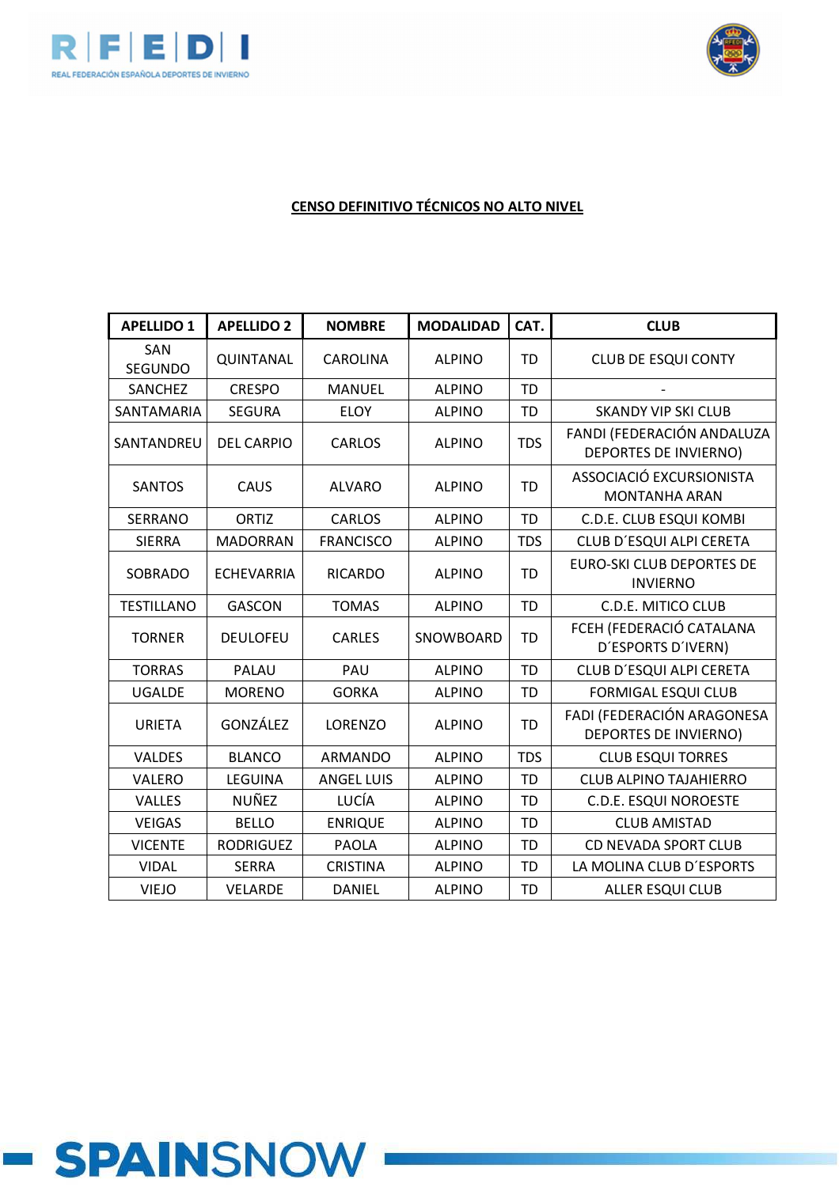**CENSO DEFINITIVO TÉCNICOS NO ALTO NIVEL**

| APELLIDO 1 | APELLIDO 2 | NOMBRE | MODALIDAD | CAT. | CLUB |
|---|---|---|---|---|---|
| SAN SEGUNDO | QUINTANAL | CAROLINA | ALPINO | TD | CLUB DE ESQUI CONTY |
| SANCHEZ | CRESPO | MANUEL | ALPINO | TD | - |
| SANTAMARIA | SEGURA | ELOY | ALPINO | TD | SKANDY VIP SKI CLUB |
| SANTANDREU | DEL CARPIO | CARLOS | ALPINO | TDS | FANDI (FEDERACIÓN ANDALUZA DEPORTES DE INVIERNO) |
| SANTOS | CAUS | ALVARO | ALPINO | TD | ASSOCIACIÓ EXCURSIONISTA MONTANHA ARAN |
| SERRANO | ORTIZ | CARLOS | ALPINO | TD | C.D.E. CLUB ESQUI KOMBI |
| SIERRA | MADORRAN | FRANCISCO | ALPINO | TDS | CLUB D´ESQUI ALPI CERETA |
| SOBRADO | ECHEVARRIA | RICARDO | ALPINO | TD | EURO-SKI CLUB DEPORTES DE INVIERNO |
| TESTILLANO | GASCON | TOMAS | ALPINO | TD | C.D.E. MITICO CLUB |
| TORNER | DEULOFEU | CARLES | SNOWBOARD | TD | FCEH (FEDERACIÓ CATALANA D´ESPORTS D´IVERN) |
| TORRAS | PALAU | PAU | ALPINO | TD | CLUB D´ESQUI ALPI CERETA |
| UGALDE | MORENO | GORKA | ALPINO | TD | FORMIGAL ESQUI CLUB |
| URIETA | GONZÁLEZ | LORENZO | ALPINO | TD | FADI (FEDERACIÓN ARAGONESA DEPORTES DE INVIERNO) |
| VALDES | BLANCO | ARMANDO | ALPINO | TDS | CLUB ESQUI TORRES |
| VALERO | LEGUINA | ANGEL LUIS | ALPINO | TD | CLUB ALPINO TAJAHIERRO |
| VALLES | NUÑEZ | LUCÍA | ALPINO | TD | C.D.E. ESQUI NOROESTE |
| VEIGAS | BELLO | ENRIQUE | ALPINO | TD | CLUB AMISTAD |
| VICENTE | RODRIGUEZ | PAOLA | ALPINO | TD | CD NEVADA SPORT CLUB |
| VIDAL | SERRA | CRISTINA | ALPINO | TD | LA MOLINA CLUB D´ESPORTS |
| VIEJO | VELARDE | DANIEL | ALPINO | TD | ALLER ESQUI CLUB |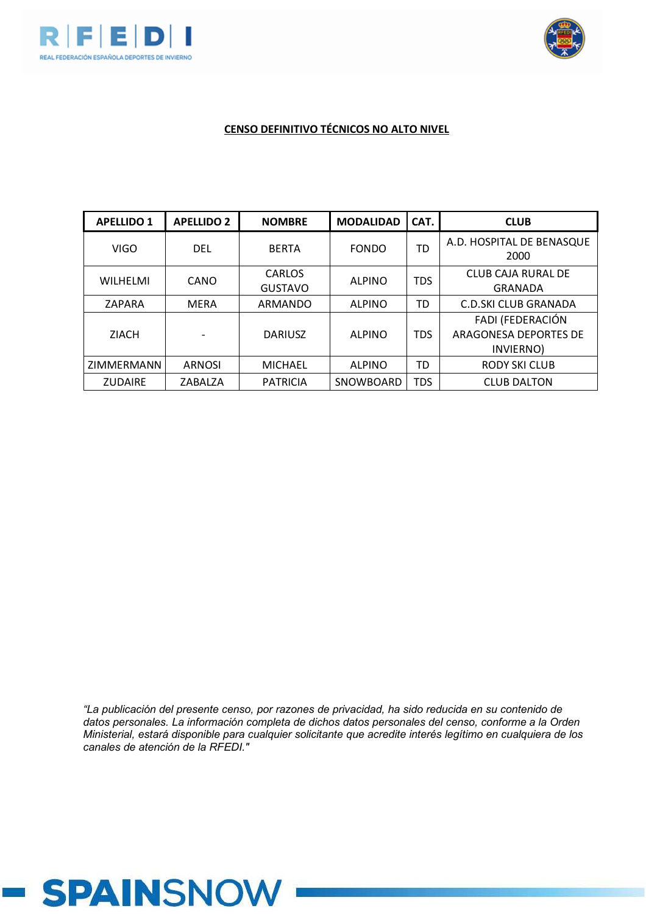**CENSO DEFINITIVO TÉCNICOS NO ALTO NIVEL**

| APELLIDO 1 | APELLIDO 2 | NOMBRE | MODALIDAD | CAT. | CLUB |
|---|---|---|---|---|---|
| VIGO | DEL | BERTA | FONDO | TD | A.D. HOSPITAL DE BENASQUE 2000 |
| WILHELMI | CANO | CARLOS GUSTAVO | ALPINO | TDS | CLUB CAJA RURAL DE GRANADA |
| ZAPARA | MERA | ARMANDO | ALPINO | TD | C.D.SKI CLUB GRANADA |
| ZIACH | - | DARIUSZ | ALPINO | TDS | FADI (FEDERACIÓN ARAGONESA DEPORTES DE INVIERNO) |
| ZIMMERMANN | ARNOSI | MICHAEL | ALPINO | TD | RODY SKI CLUB |
| ZUDAIRE | ZABALZA | PATRICIA | SNOWBOARD | TDS | CLUB DALTON |

*"La publicación del presente censo, por razones de privacidad, ha sido reducida en su contenido de datos personales. La información completa de dichos datos personales del censo, conforme a la Orden Ministerial, estará disponible para cualquier solicitante que acredite interés legítimo en cualquiera de los canales de atención de la RFEDI."*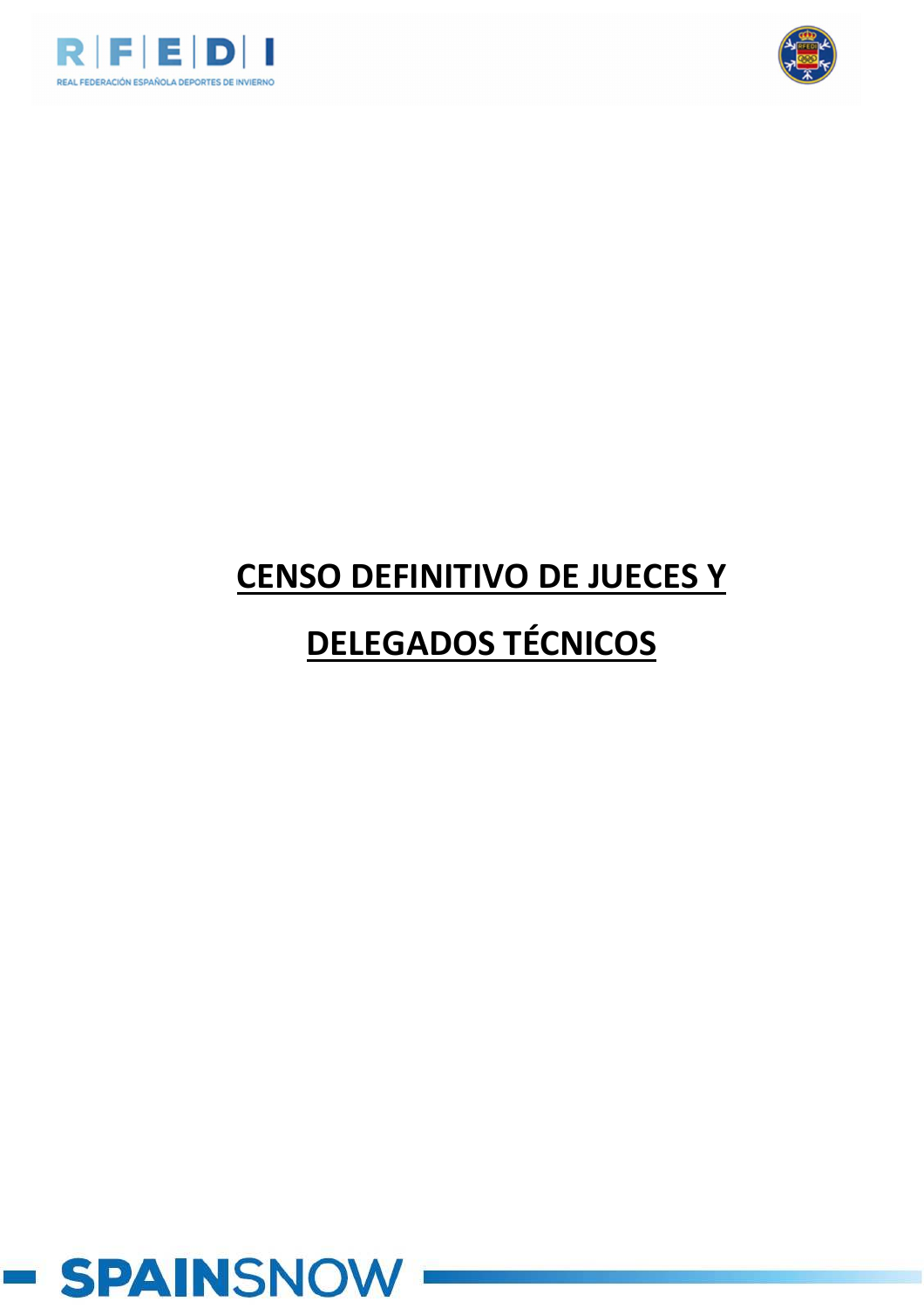# CENSO DEFINITIVO DE JUECES Y DELEGADOS TÉCNICOS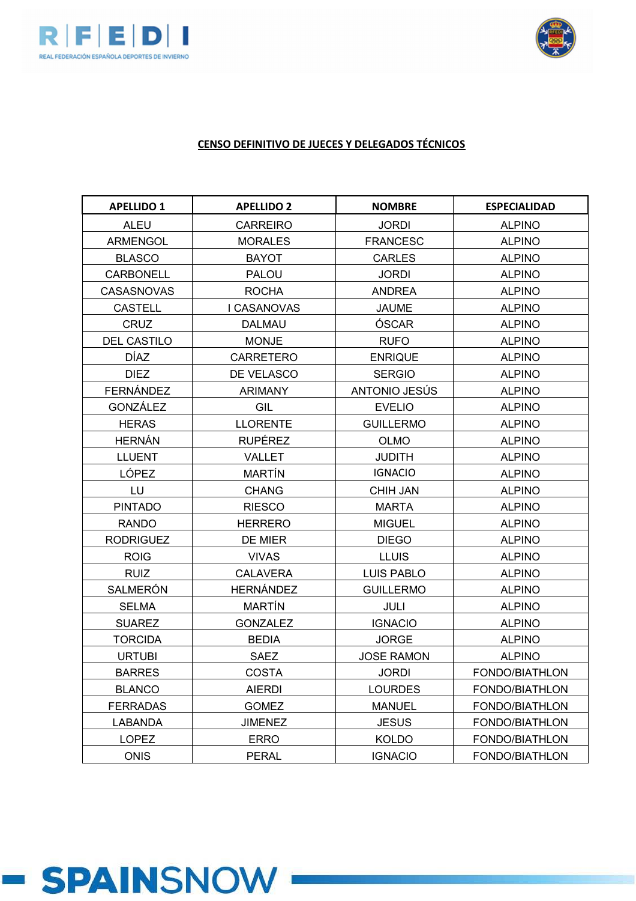**CENSO DEFINITIVO DE JUECES Y DELEGADOS TÉCNICOS**

| APELLIDO 1 | APELLIDO 2 | NOMBRE | ESPECIALIDAD |
|---|---|---|---|
| ALEU | CARREIRO | JORDI | ALPINO |
| ARMENGOL | MORALES | FRANCESC | ALPINO |
| BLASCO | BAYOT | CARLES | ALPINO |
| CARBONELL | PALOU | JORDI | ALPINO |
| CASASNOVAS | ROCHA | ANDREA | ALPINO |
| CASTELL | I CASANOVAS | JAUME | ALPINO |
| CRUZ | DALMAU | ÓSCAR | ALPINO |
| DEL CASTILO | MONJE | RUFO | ALPINO |
| DÍAZ | CARRETERO | ENRIQUE | ALPINO |
| DIEZ | DE VELASCO | SERGIO | ALPINO |
| FERNÁNDEZ | ARIMANY | ANTONIO JESÚS | ALPINO |
| GONZÁLEZ | GIL | EVELIO | ALPINO |
| HERAS | LLORENTE | GUILLERMO | ALPINO |
| HERNÁN | RUPÉREZ | OLMO | ALPINO |
| LLUENT | VALLET | JUDITH | ALPINO |
| LÓPEZ | MARTÍN | IGNACIO | ALPINO |
| LU | CHANG | CHIH JAN | ALPINO |
| PINTADO | RIESCO | MARTA | ALPINO |
| RANDO | HERRERO | MIGUEL | ALPINO |
| RODRIGUEZ | DE MIER | DIEGO | ALPINO |
| ROIG | VIVAS | LLUIS | ALPINO |
| RUIZ | CALAVERA | LUIS PABLO | ALPINO |
| SALMERÓN | HERNÁNDEZ | GUILLERMO | ALPINO |
| SELMA | MARTÍN | JULI | ALPINO |
| SUAREZ | GONZALEZ | IGNACIO | ALPINO |
| TORCIDA | BEDIA | JORGE | ALPINO |
| URTUBI | SAEZ | JOSE RAMON | ALPINO |
| BARRES | COSTA | JORDI | FONDO/BIATHLON |
| BLANCO | AIERDI | LOURDES | FONDO/BIATHLON |
| FERRADAS | GOMEZ | MANUEL | FONDO/BIATHLON |
| LABANDA | JIMENEZ | JESUS | FONDO/BIATHLON |
| LOPEZ | ERRO | KOLDO | FONDO/BIATHLON |
| ONIS | PERAL | IGNACIO | FONDO/BIATHLON |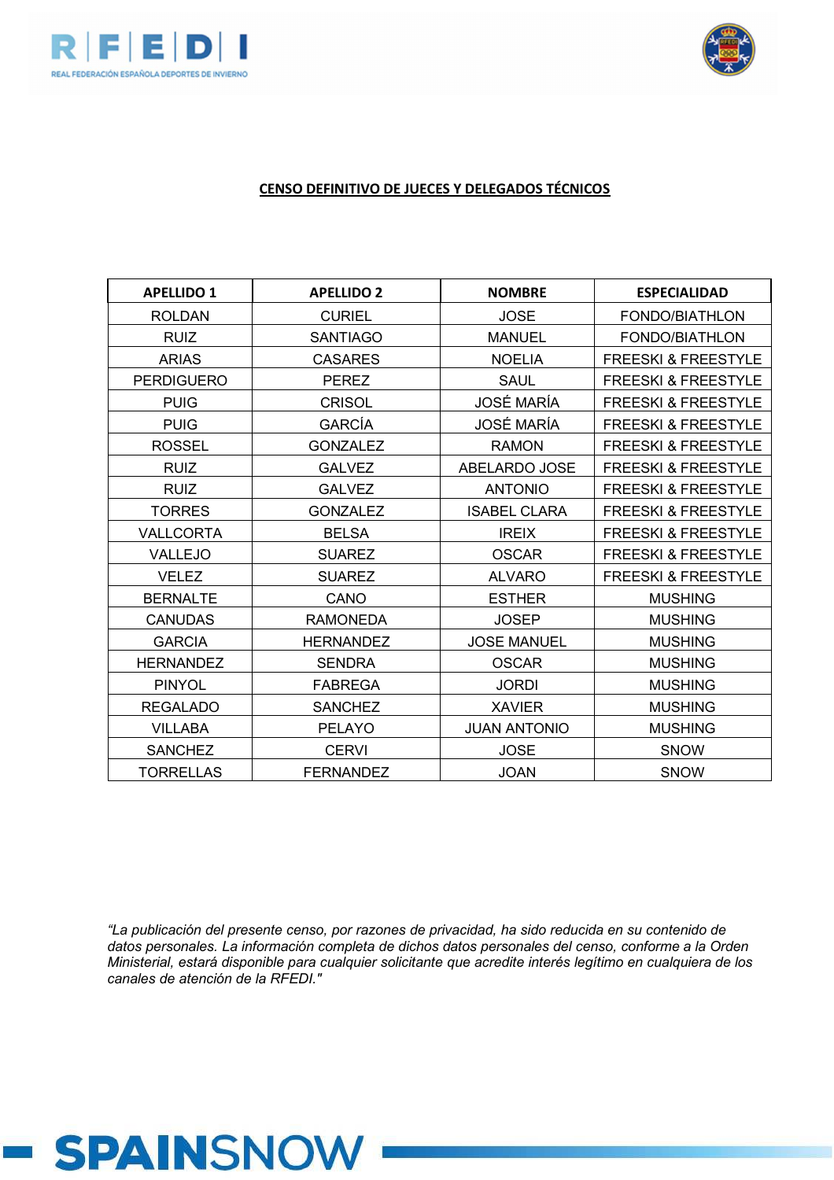**CENSO DEFINITIVO DE JUECES Y DELEGADOS TÉCNICOS**

| APELLIDO 1 | APELLIDO 2 | NOMBRE | ESPECIALIDAD |
|---|---|---|---|
| ROLDAN | CURIEL | JOSE | FONDO/BIATHLON |
| RUIZ | SANTIAGO | MANUEL | FONDO/BIATHLON |
| ARIAS | CASARES | NOELIA | FREESKI & FREESTYLE |
| PERDIGUERO | PEREZ | SAUL | FREESKI & FREESTYLE |
| PUIG | CRISOL | JOSÉ MARÍA | FREESKI & FREESTYLE |
| PUIG | GARCÍA | JOSÉ MARÍA | FREESKI & FREESTYLE |
| ROSSEL | GONZALEZ | RAMON | FREESKI & FREESTYLE |
| RUIZ | GALVEZ | ABELARDO JOSE | FREESKI & FREESTYLE |
| RUIZ | GALVEZ | ANTONIO | FREESKI & FREESTYLE |
| TORRES | GONZALEZ | ISABEL CLARA | FREESKI & FREESTYLE |
| VALLCORTA | BELSA | IREIX | FREESKI & FREESTYLE |
| VALLEJO | SUAREZ | OSCAR | FREESKI & FREESTYLE |
| VELEZ | SUAREZ | ALVARO | FREESKI & FREESTYLE |
| BERNALTE | CANO | ESTHER | MUSHING |
| CANUDAS | RAMONEDA | JOSEP | MUSHING |
| GARCIA | HERNANDEZ | JOSE MANUEL | MUSHING |
| HERNANDEZ | SENDRA | OSCAR | MUSHING |
| PINYOL | FABREGA | JORDI | MUSHING |
| REGALADO | SANCHEZ | XAVIER | MUSHING |
| VILLABA | PELAYO | JUAN ANTONIO | MUSHING |
| SANCHEZ | CERVI | JOSE | SNOW |
| TORRELLAS | FERNANDEZ | JOAN | SNOW |

*"La publicación del presente censo, por razones de privacidad, ha sido reducida en su contenido de datos personales. La información completa de dichos datos personales del censo, conforme a la Orden Ministerial, estará disponible para cualquier solicitante que acredite interés legítimo en cualquiera de los canales de atención de la RFEDI."*